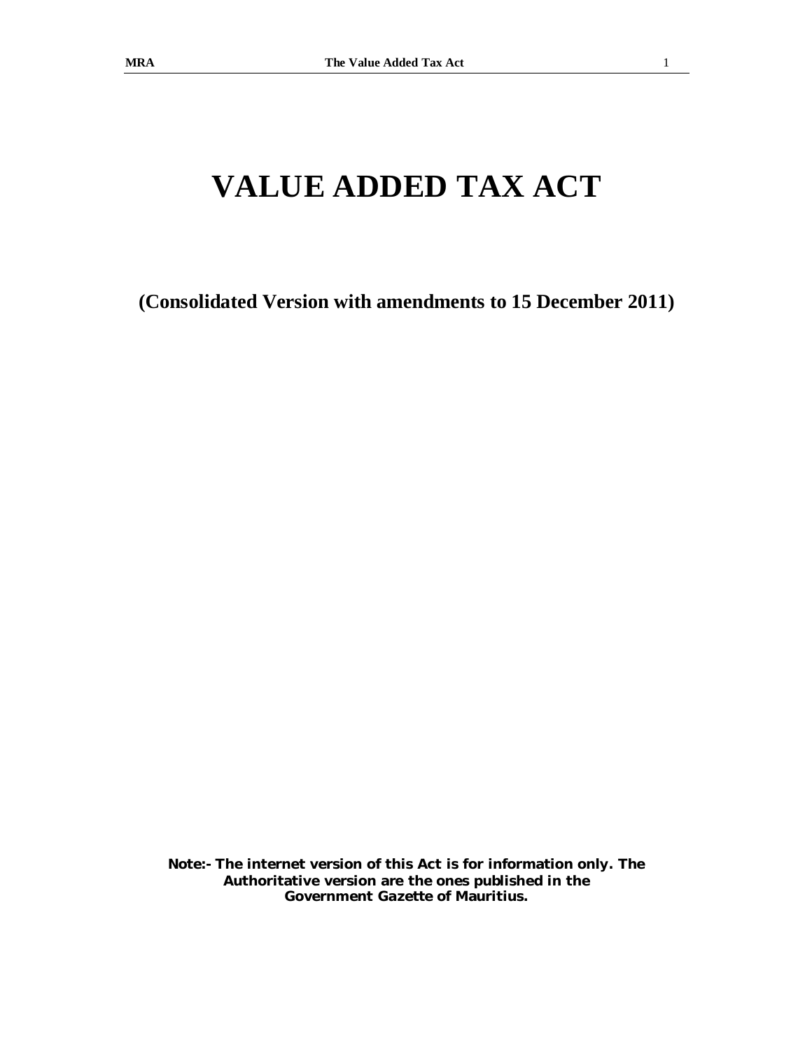# VALUE ADDED TAX ACT

**(Consolidated Version with amendments to 15 December 2011)**

**Note:- The internet version of this Act is for information only. The Authoritative version are the ones published in the Government Gazette of Mauritius.**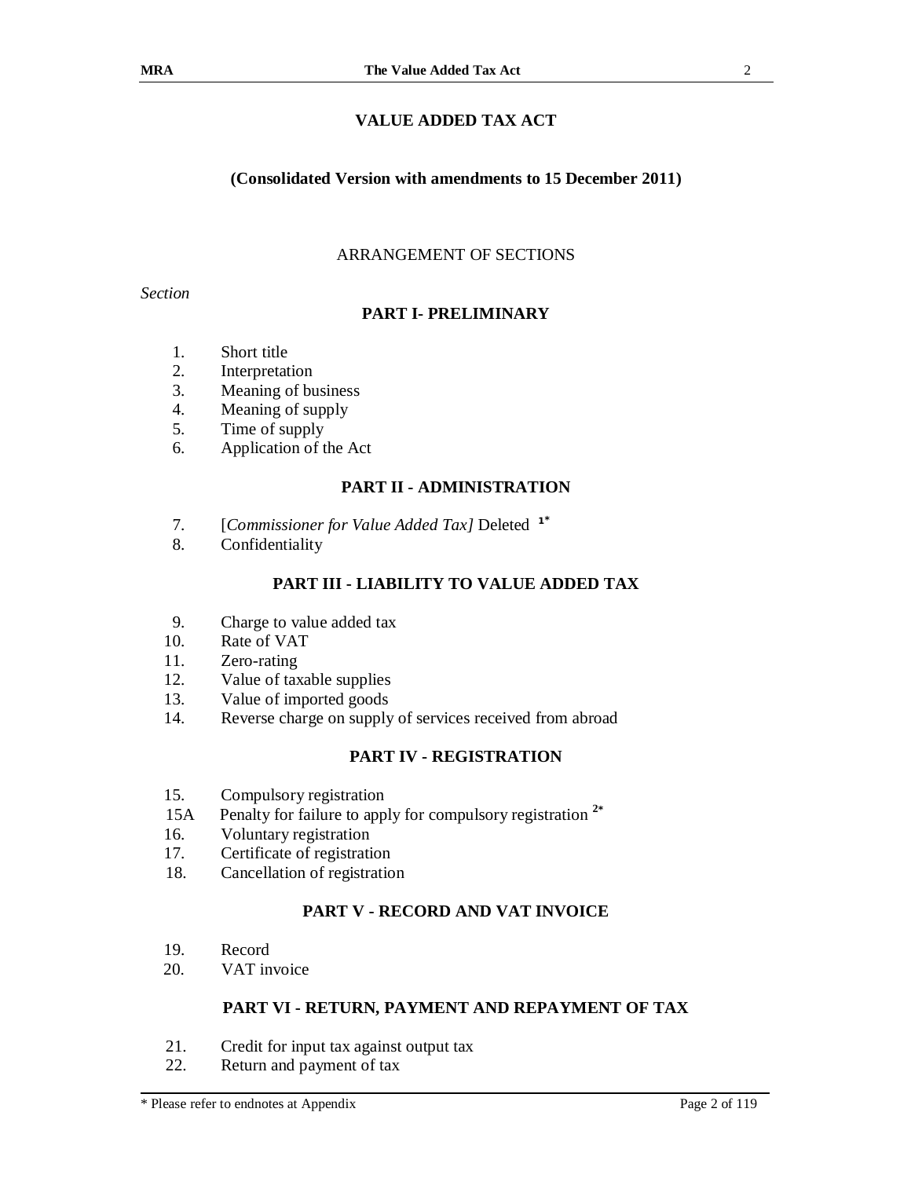# VALUE ADDED TAX ACT

**(Consolidated Version with amendments to 15 December 2011)**

ARRANGEMENT OF SECTIONS

*Section*

## PART I- PRELIMINARY

1. Short title
2. Interpretation
3. Meaning of business
4. Meaning of supply
5. Time of supply
6. Application of the Act

## PART II - ADMINISTRATION

7. [*Commissioner for Value Added Tax]* Deleted [1*]
8. Confidentiality

## PART III - LIABILITY TO VALUE ADDED TAX

9. Charge to value added tax
10. Rate of VAT
11. Zero-rating
12. Value of taxable supplies
13. Value of imported goods
14. Reverse charge on supply of services received from abroad

## PART IV - REGISTRATION

15. Compulsory registration

15A Penalty for failure to apply for compulsory registration [2*]

16. Voluntary registration
17. Certificate of registration
18. Cancellation of registration

## PART V - RECORD AND VAT INVOICE

19. Record
20. VAT invoice

## PART VI - RETURN, PAYMENT AND REPAYMENT OF TAX

21. Credit for input tax against output tax
22. Return and payment of tax

\* Please refer to endnotes at Appendix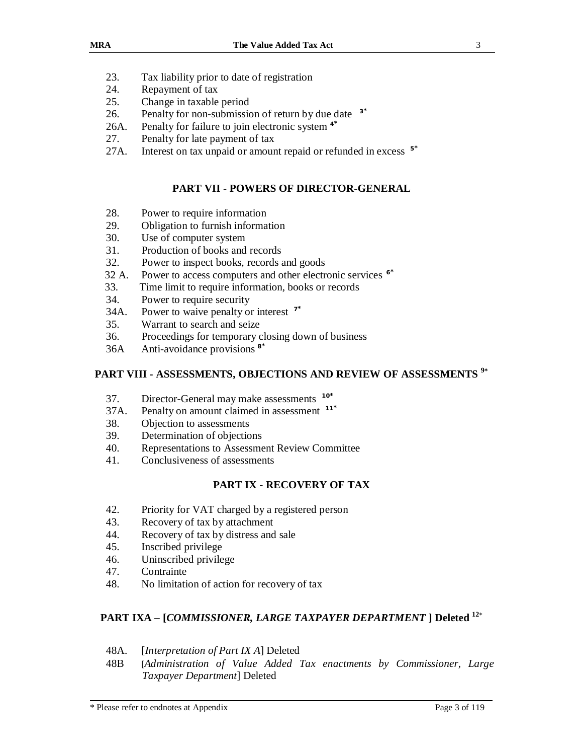23. Tax liability prior to date of registration
24. Repayment of tax
25. Change in taxable period
26. Penalty for non-submission of return by due date [3*]
26A. Penalty for failure to join electronic system [4*]
27. Penalty for late payment of tax
27A. Interest on tax unpaid or amount repaid or refunded in excess [5*]

## PART VII - POWERS OF DIRECTOR-GENERAL

28. Power to require information
29. Obligation to furnish information
30. Use of computer system
31. Production of books and records
32. Power to inspect books, records and goods
32 A. Power to access computers and other electronic services [6*]
33. Time limit to require information, books or records
34. Power to require security
34A. Power to waive penalty or interest [7*]
35. Warrant to search and seize
36. Proceedings for temporary closing down of business
36A Anti-avoidance provisions [8*]

## PART VIII - ASSESSMENTS, OBJECTIONS AND REVIEW OF ASSESSMENTS [9*]

37. Director-General may make assessments [10*]
37A. Penalty on amount claimed in assessment [11*]
38. Objection to assessments
39. Determination of objections
40. Representations to Assessment Review Committee
41. Conclusiveness of assessments

## PART IX - RECOVERY OF TAX

42. Priority for VAT charged by a registered person
43. Recovery of tax by attachment
44. Recovery of tax by distress and sale
45. Inscribed privilege
46. Uninscribed privilege
47. Contrainte
48. No limitation of action for recovery of tax

## PART IXA – [*COMMISSIONER, LARGE TAXPAYER DEPARTMENT* ] Deleted [12*]

48A. [*Interpretation of Part IX A*] Deleted
48B [*Administration of Value Added Tax enactments by Commissioner, Large Taxpayer Department*] Deleted

\* Please refer to endnotes at Appendix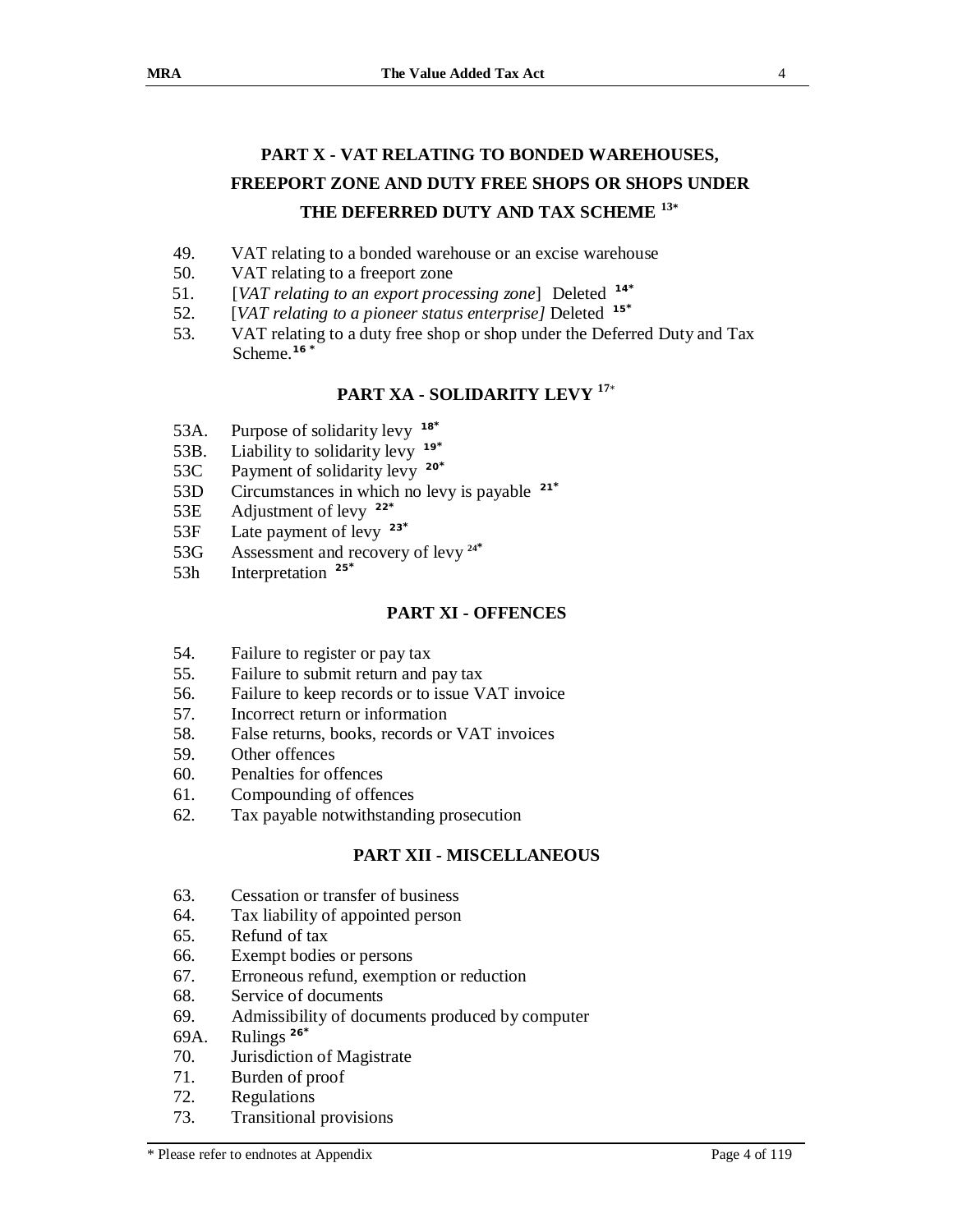## PART X - VAT RELATING TO BONDED WAREHOUSES, FREEPORT ZONE AND DUTY FREE SHOPS OR SHOPS UNDER THE DEFERRED DUTY AND TAX SCHEME [13*]

49. VAT relating to a bonded warehouse or an excise warehouse
50. VAT relating to a freeport zone
51. [*VAT relating to an export processing zone*] Deleted [14*]
52. [*VAT relating to a pioneer status enterprise]* Deleted [15*]
53. VAT relating to a duty free shop or shop under the Deferred Duty and Tax Scheme.[16 *]

## PART XA - SOLIDARITY LEVY [17*]

53A. Purpose of solidarity levy [18*]
53B. Liability to solidarity levy [19*]
53C Payment of solidarity levy [20*]
53D Circumstances in which no levy is payable [21*]
53E Adjustment of levy [22*]
53F Late payment of levy [23*]
53G Assessment and recovery of levy [24*]
53h Interpretation [25*]

## PART XI - OFFENCES

54. Failure to register or pay tax
55. Failure to submit return and pay tax
56. Failure to keep records or to issue VAT invoice
57. Incorrect return or information
58. False returns, books, records or VAT invoices
59. Other offences
60. Penalties for offences
61. Compounding of offences
62. Tax payable notwithstanding prosecution

## PART XII - MISCELLANEOUS

63. Cessation or transfer of business
64. Tax liability of appointed person
65. Refund of tax
66. Exempt bodies or persons
67. Erroneous refund, exemption or reduction
68. Service of documents
69. Admissibility of documents produced by computer

69A. Rulings [26*]

70. Jurisdiction of Magistrate
71. Burden of proof
72. Regulations
73. Transitional provisions

\* Please refer to endnotes at Appendix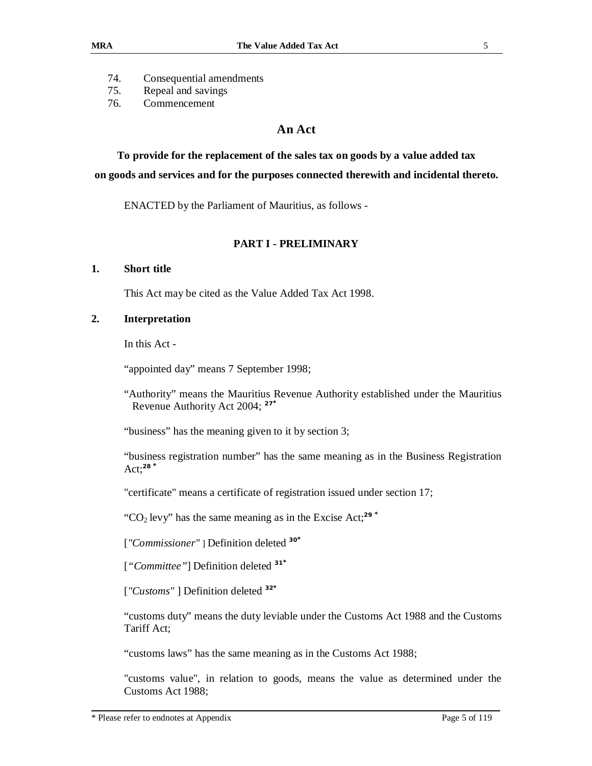74. Consequential amendments
75. Repeal and savings
76. Commencement

# An Act

**To provide for the replacement of the sales tax on goods by a value added tax on goods and services and for the purposes connected therewith and incidental thereto.**

ENACTED by the Parliament of Mauritius, as follows -

## PART I - PRELIMINARY

### 1. Short title

This Act may be cited as the Value Added Tax Act 1998.

### 2. Interpretation

In this Act -

"appointed day" means 7 September 1998;

"Authority" means the Mauritius Revenue Authority established under the Mauritius Revenue Authority Act 2004; [27*]

"business" has the meaning given to it by section 3;

"business registration number" has the same meaning as in the Business Registration Act;[28 *]

"certificate" means a certificate of registration issued under section 17;

"$CO_2$ levy" has the same meaning as in the Excise Act;[29 *]

[*"Commissioner"* ] Definition deleted [30*]

[*"Committee"*] Definition deleted [31*]

[*"Customs"* ] Definition deleted [32*]

"customs duty" means the duty leviable under the Customs Act 1988 and the Customs Tariff Act;

"customs laws" has the same meaning as in the Customs Act 1988;

"customs value", in relation to goods, means the value as determined under the Customs Act 1988;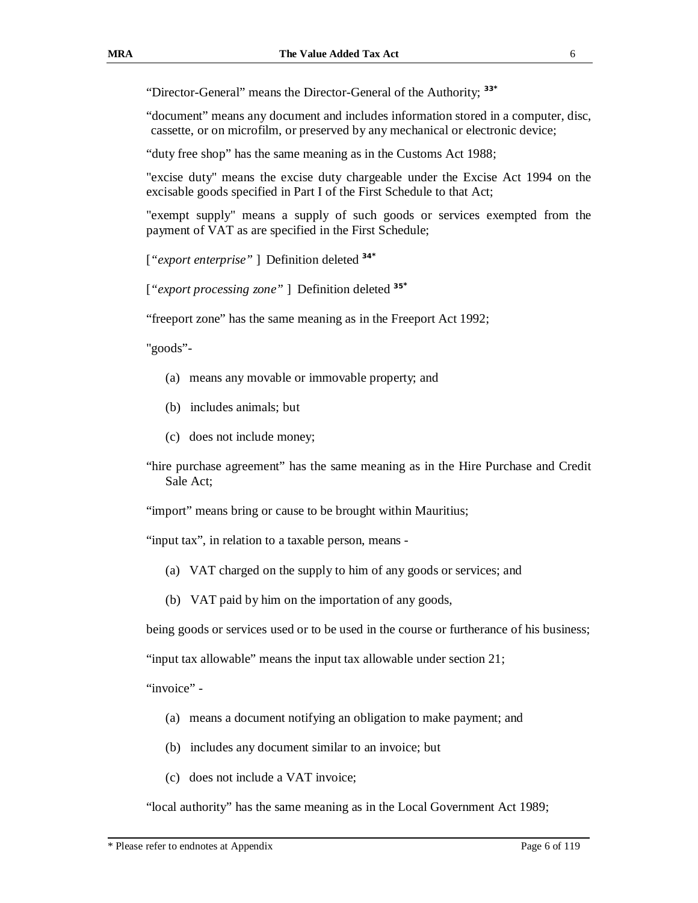"Director-General" means the Director-General of the Authority; [33*]

"document" means any document and includes information stored in a computer, disc, cassette, or on microfilm, or preserved by any mechanical or electronic device;

"duty free shop" has the same meaning as in the Customs Act 1988;

"excise duty" means the excise duty chargeable under the Excise Act 1994 on the excisable goods specified in Part I of the First Schedule to that Act;

"exempt supply" means a supply of such goods or services exempted from the payment of VAT as are specified in the First Schedule;

[*"export enterprise"* ] Definition deleted [34*]

[*"export processing zone"* ] Definition deleted [35*]

"freeport zone" has the same meaning as in the Freeport Act 1992;

"goods"-

(a) means any movable or immovable property; and

(b) includes animals; but

(c) does not include money;

"hire purchase agreement" has the same meaning as in the Hire Purchase and Credit Sale Act;

"import" means bring or cause to be brought within Mauritius;

"input tax", in relation to a taxable person, means -

(a) VAT charged on the supply to him of any goods or services; and

(b) VAT paid by him on the importation of any goods,

being goods or services used or to be used in the course or furtherance of his business;

"input tax allowable" means the input tax allowable under section 21;

"invoice" -

(a) means a document notifying an obligation to make payment; and

(b) includes any document similar to an invoice; but

(c) does not include a VAT invoice;

"local authority" has the same meaning as in the Local Government Act 1989;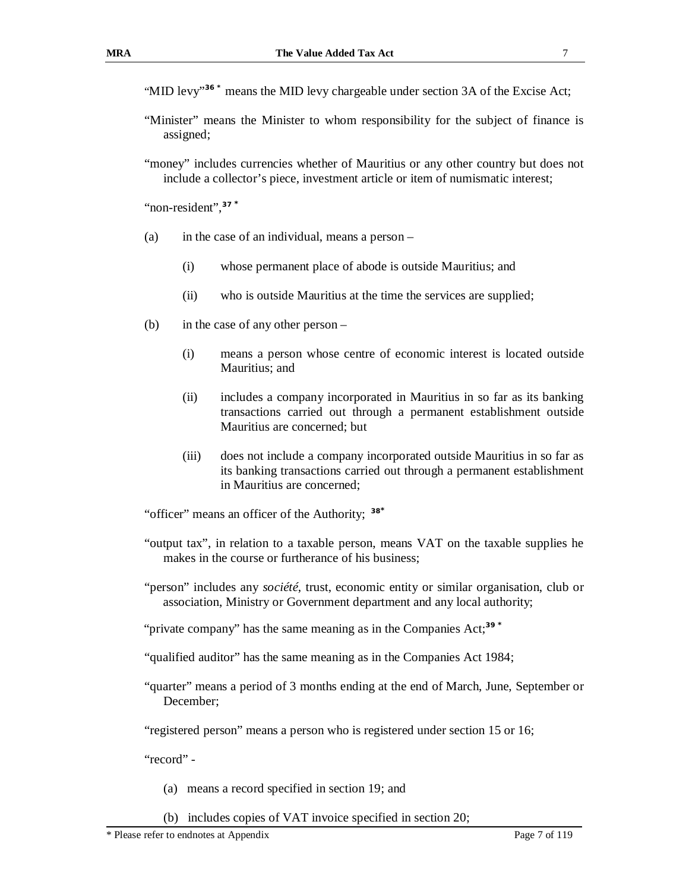"MID levy"[36 *] means the MID levy chargeable under section 3A of the Excise Act;

"Minister" means the Minister to whom responsibility for the subject of finance is assigned;

"money" includes currencies whether of Mauritius or any other country but does not include a collector's piece, investment article or item of numismatic interest;

"non-resident",[37 *]

(a) in the case of an individual, means a person –

  (i) whose permanent place of abode is outside Mauritius; and

  (ii) who is outside Mauritius at the time the services are supplied;

(b) in the case of any other person –

  (i) means a person whose centre of economic interest is located outside Mauritius; and

  (ii) includes a company incorporated in Mauritius in so far as its banking transactions carried out through a permanent establishment outside Mauritius are concerned; but

  (iii) does not include a company incorporated outside Mauritius in so far as its banking transactions carried out through a permanent establishment in Mauritius are concerned;

"officer" means an officer of the Authority; [38*]

"output tax", in relation to a taxable person, means VAT on the taxable supplies he makes in the course or furtherance of his business;

"person" includes any *société*, trust, economic entity or similar organisation, club or association, Ministry or Government department and any local authority;

"private company" has the same meaning as in the Companies Act;[39 *]

"qualified auditor" has the same meaning as in the Companies Act 1984;

"quarter" means a period of 3 months ending at the end of March, June, September or December;

"registered person" means a person who is registered under section 15 or 16;

"record" -

(a) means a record specified in section 19; and

(b) includes copies of VAT invoice specified in section 20;

* Please refer to endnotes at Appendix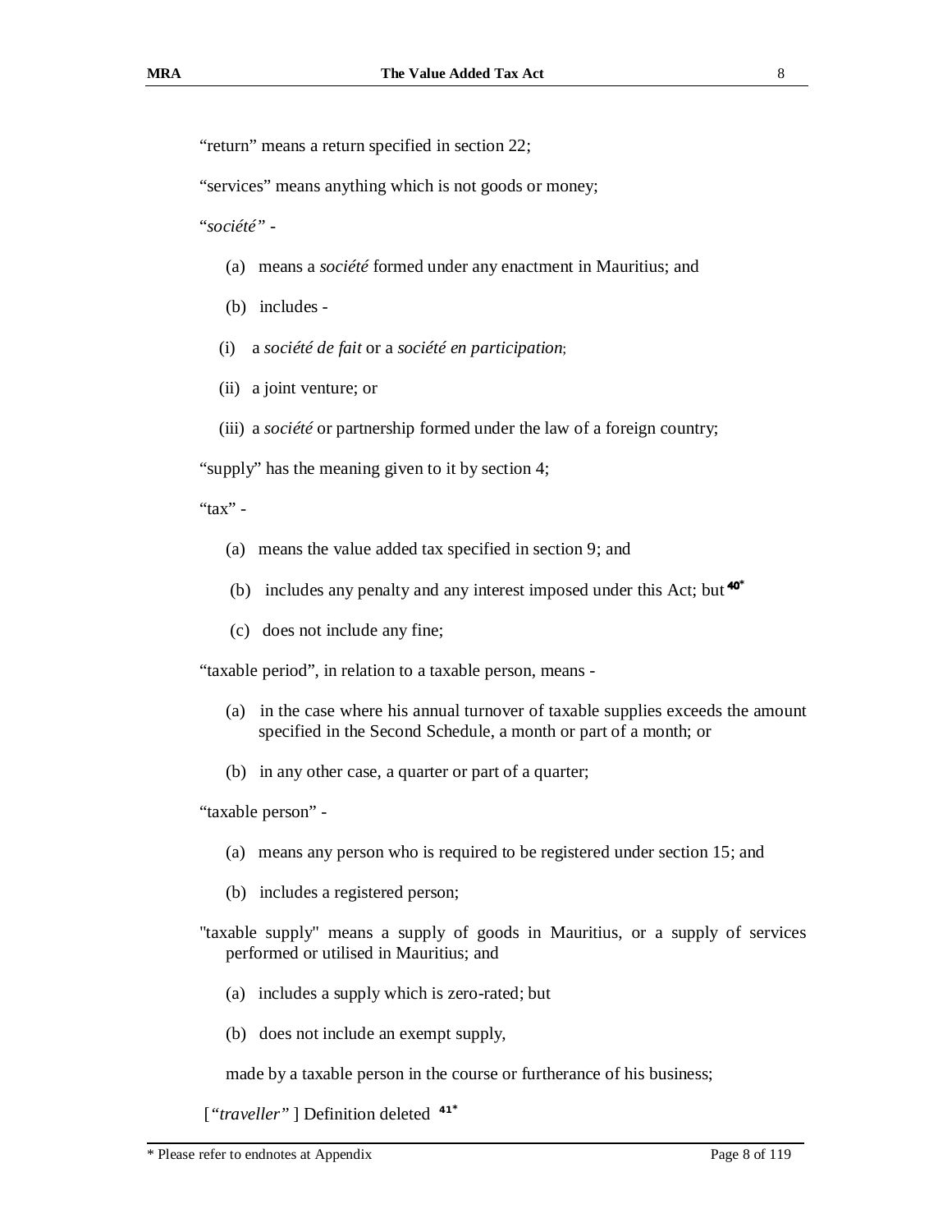"return" means a return specified in section 22;

"services" means anything which is not goods or money;

"*société*" -

(a) means a *société* formed under any enactment in Mauritius; and

(b) includes -

(i) a *société de fait* or a *société en participation*;

(ii) a joint venture; or

(iii) a *société* or partnership formed under the law of a foreign country;

"supply" has the meaning given to it by section 4;

"tax" -

(a) means the value added tax specified in section 9; and

(b) includes any penalty and any interest imposed under this Act; but [40*]

(c) does not include any fine;

"taxable period", in relation to a taxable person, means -

(a) in the case where his annual turnover of taxable supplies exceeds the amount specified in the Second Schedule, a month or part of a month; or

(b) in any other case, a quarter or part of a quarter;

"taxable person" -

(a) means any person who is required to be registered under section 15; and

(b) includes a registered person;

"taxable supply" means a supply of goods in Mauritius, or a supply of services performed or utilised in Mauritius; and

(a) includes a supply which is zero-rated; but

(b) does not include an exempt supply,

made by a taxable person in the course or furtherance of his business;

[*"traveller"*] Definition deleted [41*]

\* Please refer to endnotes at Appendix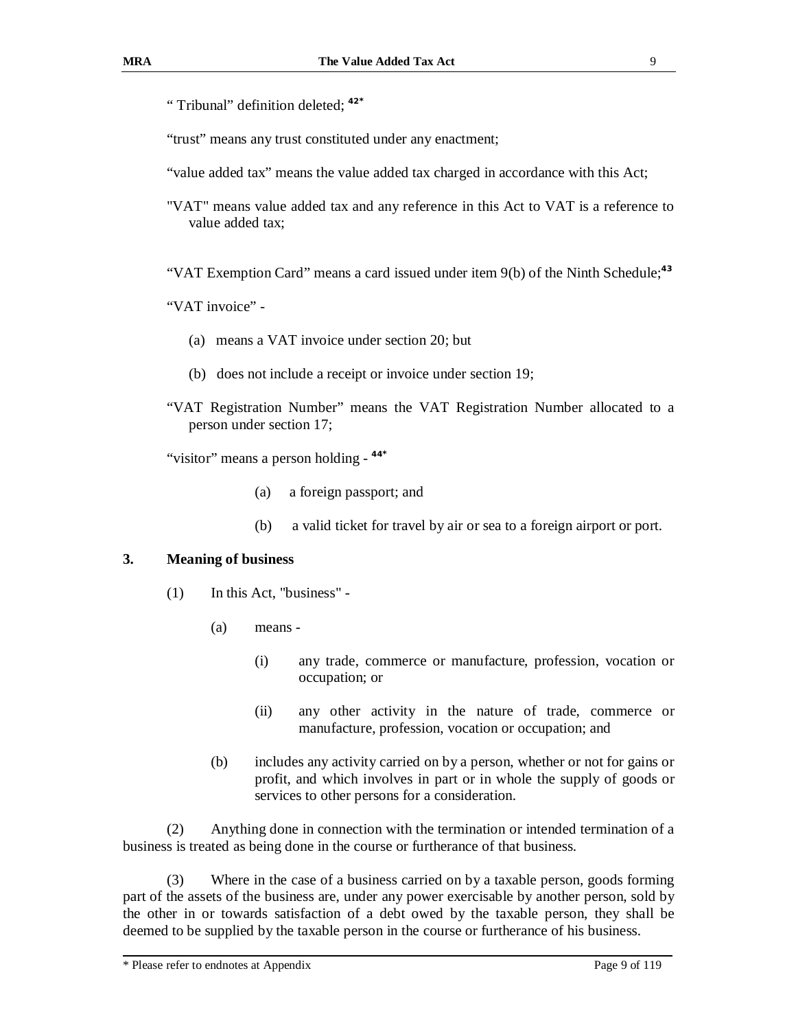" Tribunal" definition deleted; [42*]

"trust" means any trust constituted under any enactment;

"value added tax" means the value added tax charged in accordance with this Act;

"VAT" means value added tax and any reference in this Act to VAT is a reference to value added tax;

"VAT Exemption Card" means a card issued under item 9(b) of the Ninth Schedule;[43]

"VAT invoice" -

(a) means a VAT invoice under section 20; but

(b) does not include a receipt or invoice under section 19;

"VAT Registration Number" means the VAT Registration Number allocated to a person under section 17;

"visitor" means a person holding - [44*]

(a) a foreign passport; and

(b) a valid ticket for travel by air or sea to a foreign airport or port.

## 3. Meaning of business

(1) In this Act, "business" -

(a) means -

(i) any trade, commerce or manufacture, profession, vocation or occupation; or

(ii) any other activity in the nature of trade, commerce or manufacture, profession, vocation or occupation; and

(b) includes any activity carried on by a person, whether or not for gains or profit, and which involves in part or in whole the supply of goods or services to other persons for a consideration.

(2) Anything done in connection with the termination or intended termination of a business is treated as being done in the course or furtherance of that business.

(3) Where in the case of a business carried on by a taxable person, goods forming part of the assets of the business are, under any power exercisable by another person, sold by the other in or towards satisfaction of a debt owed by the taxable person, they shall be deemed to be supplied by the taxable person in the course or furtherance of his business.

* Please refer to endnotes at Appendix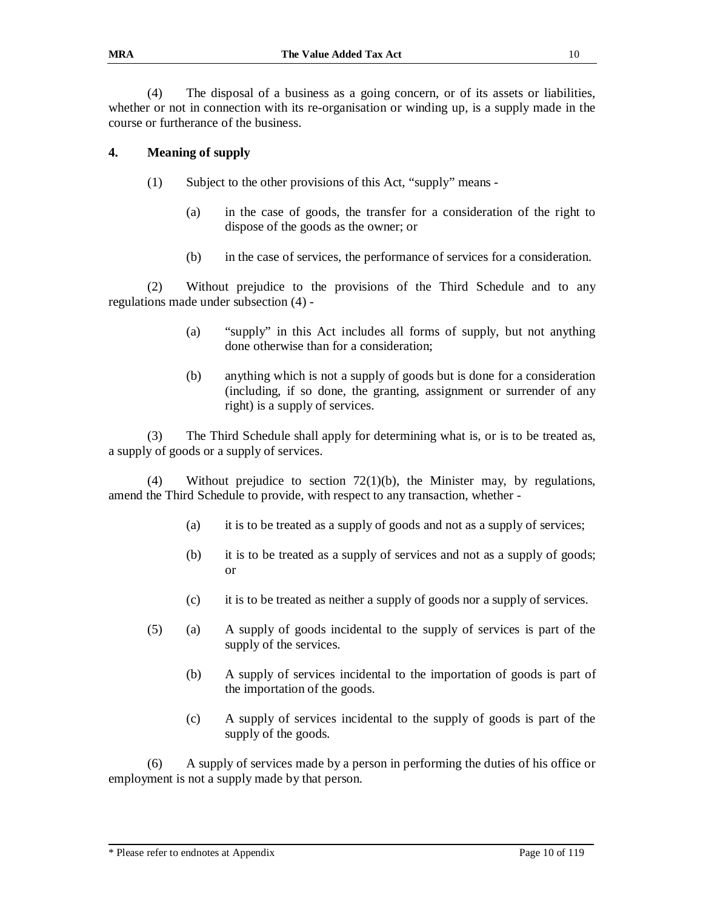(4) The disposal of a business as a going concern, or of its assets or liabilities, whether or not in connection with its re-organisation or winding up, is a supply made in the course or furtherance of the business.

## 4. Meaning of supply

(1) Subject to the other provisions of this Act, "supply" means -

(a) in the case of goods, the transfer for a consideration of the right to dispose of the goods as the owner; or

(b) in the case of services, the performance of services for a consideration.

(2) Without prejudice to the provisions of the Third Schedule and to any regulations made under subsection (4) -

(a) "supply" in this Act includes all forms of supply, but not anything done otherwise than for a consideration;

(b) anything which is not a supply of goods but is done for a consideration (including, if so done, the granting, assignment or surrender of any right) is a supply of services.

(3) The Third Schedule shall apply for determining what is, or is to be treated as, a supply of goods or a supply of services.

(4) Without prejudice to section 72(1)(b), the Minister may, by regulations, amend the Third Schedule to provide, with respect to any transaction, whether -

(a) it is to be treated as a supply of goods and not as a supply of services;

(b) it is to be treated as a supply of services and not as a supply of goods; or

(c) it is to be treated as neither a supply of goods nor a supply of services.

(5) (a) A supply of goods incidental to the supply of services is part of the supply of the services.

(b) A supply of services incidental to the importation of goods is part of the importation of the goods.

(c) A supply of services incidental to the supply of goods is part of the supply of the goods.

(6) A supply of services made by a person in performing the duties of his office or employment is not a supply made by that person.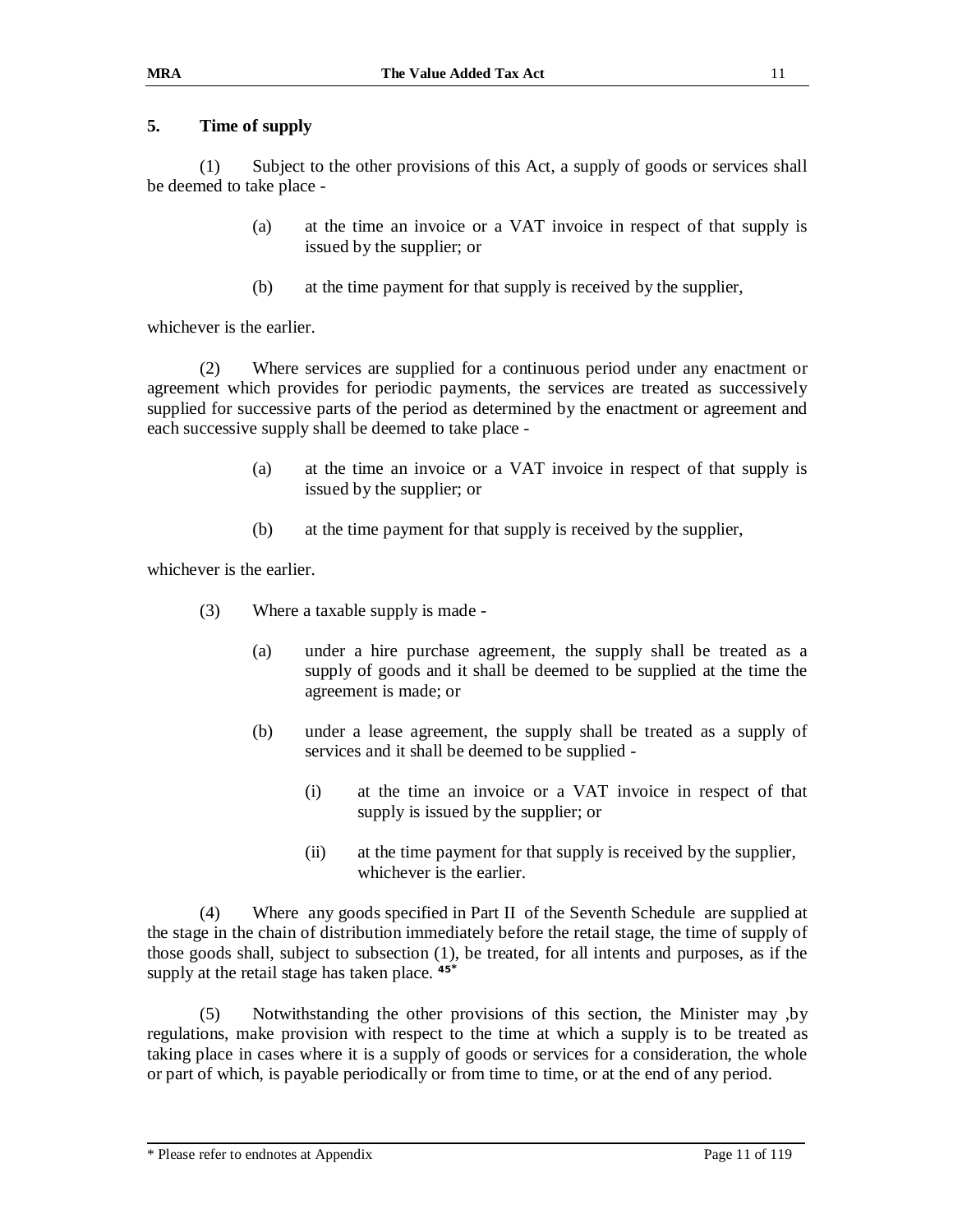## 5. Time of supply

(1) Subject to the other provisions of this Act, a supply of goods or services shall be deemed to take place -

(a) at the time an invoice or a VAT invoice in respect of that supply is issued by the supplier; or

(b) at the time payment for that supply is received by the supplier,

whichever is the earlier.

(2) Where services are supplied for a continuous period under any enactment or agreement which provides for periodic payments, the services are treated as successively supplied for successive parts of the period as determined by the enactment or agreement and each successive supply shall be deemed to take place -

(a) at the time an invoice or a VAT invoice in respect of that supply is issued by the supplier; or

(b) at the time payment for that supply is received by the supplier,

whichever is the earlier.

(3) Where a taxable supply is made -

(a) under a hire purchase agreement, the supply shall be treated as a supply of goods and it shall be deemed to be supplied at the time the agreement is made; or

(b) under a lease agreement, the supply shall be treated as a supply of services and it shall be deemed to be supplied -

(i) at the time an invoice or a VAT invoice in respect of that supply is issued by the supplier; or

(ii) at the time payment for that supply is received by the supplier, whichever is the earlier.

(4) Where any goods specified in Part II of the Seventh Schedule are supplied at the stage in the chain of distribution immediately before the retail stage, the time of supply of those goods shall, subject to subsection (1), be treated, for all intents and purposes, as if the supply at the retail stage has taken place. [45*]

(5) Notwithstanding the other provisions of this section, the Minister may ,by regulations, make provision with respect to the time at which a supply is to be treated as taking place in cases where it is a supply of goods or services for a consideration, the whole or part of which, is payable periodically or from time to time, or at the end of any period.

\* Please refer to endnotes at Appendix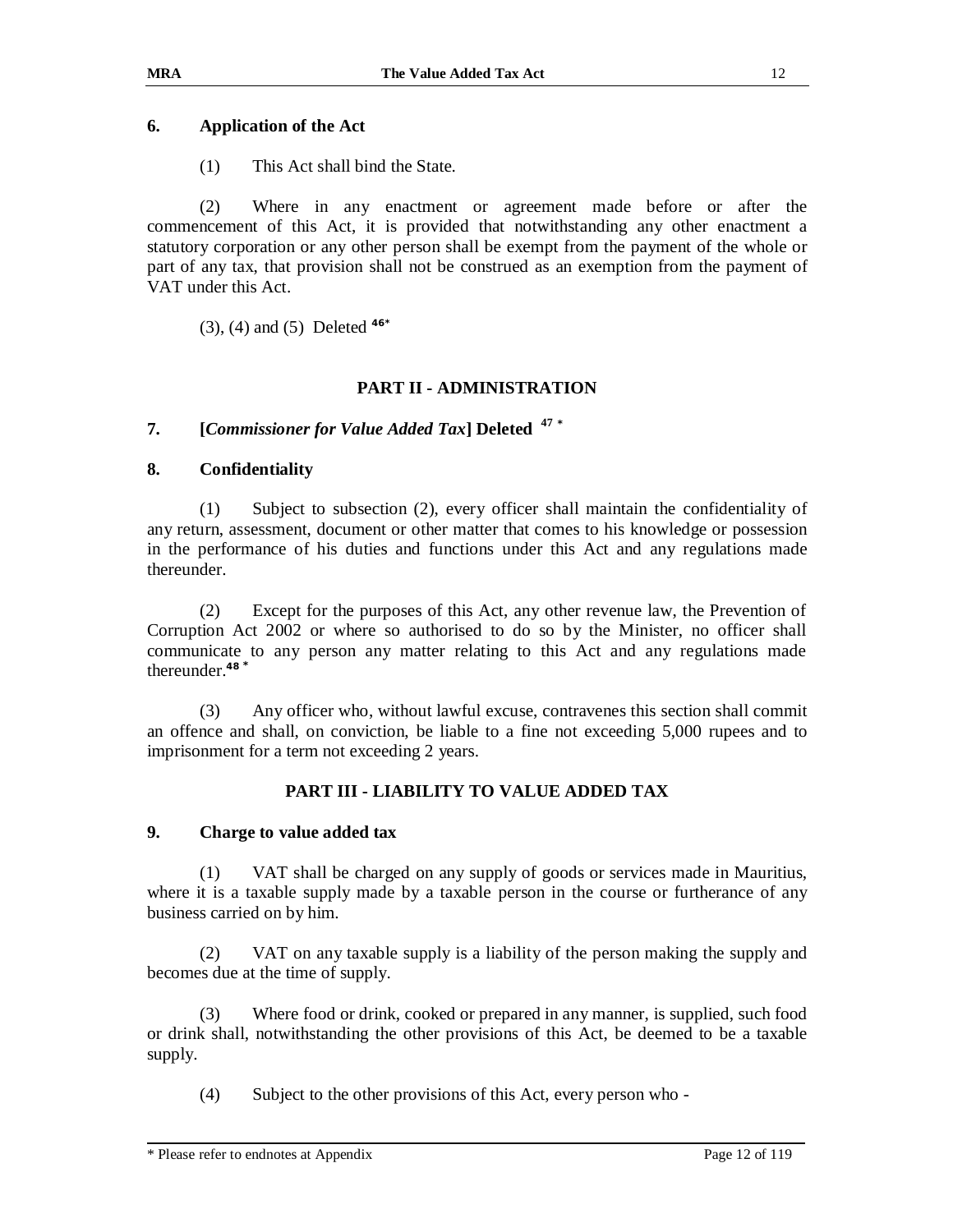### 6. Application of the Act

(1) This Act shall bind the State.

(2) Where in any enactment or agreement made before or after the commencement of this Act, it is provided that notwithstanding any other enactment a statutory corporation or any other person shall be exempt from the payment of the whole or part of any tax, that provision shall not be construed as an exemption from the payment of VAT under this Act.

(3), (4) and (5) Deleted [46*]

## PART II - ADMINISTRATION

### 7. [*Commissioner for Value Added Tax*] Deleted [47 *]

### 8. Confidentiality

(1) Subject to subsection (2), every officer shall maintain the confidentiality of any return, assessment, document or other matter that comes to his knowledge or possession in the performance of his duties and functions under this Act and any regulations made thereunder.

(2) Except for the purposes of this Act, any other revenue law, the Prevention of Corruption Act 2002 or where so authorised to do so by the Minister, no officer shall communicate to any person any matter relating to this Act and any regulations made thereunder.[48 *]

(3) Any officer who, without lawful excuse, contravenes this section shall commit an offence and shall, on conviction, be liable to a fine not exceeding 5,000 rupees and to imprisonment for a term not exceeding 2 years.

## PART III - LIABILITY TO VALUE ADDED TAX

### 9. Charge to value added tax

(1) VAT shall be charged on any supply of goods or services made in Mauritius, where it is a taxable supply made by a taxable person in the course or furtherance of any business carried on by him.

(2) VAT on any taxable supply is a liability of the person making the supply and becomes due at the time of supply.

(3) Where food or drink, cooked or prepared in any manner, is supplied, such food or drink shall, notwithstanding the other provisions of this Act, be deemed to be a taxable supply.

(4) Subject to the other provisions of this Act, every person who -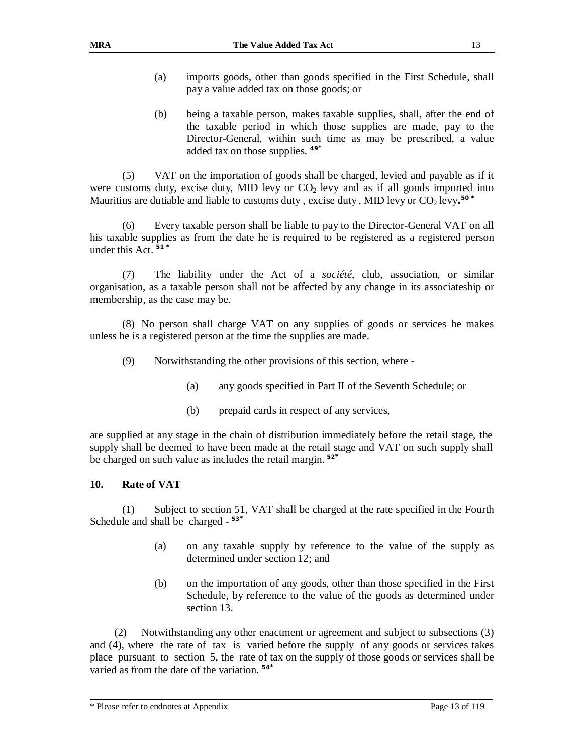(a) imports goods, other than goods specified in the First Schedule, shall pay a value added tax on those goods; or

(b) being a taxable person, makes taxable supplies, shall, after the end of the taxable period in which those supplies are made, pay to the Director-General, within such time as may be prescribed, a value added tax on those supplies. [49*]

(5) VAT on the importation of goods shall be charged, levied and payable as if it were customs duty, excise duty, MID levy or $CO_2$ levy and as if all goods imported into Mauritius are dutiable and liable to customs duty , excise duty , MID levy or $CO_2$ levy. [50 *]

(6) Every taxable person shall be liable to pay to the Director-General VAT on all his taxable supplies as from the date he is required to be registered as a registered person under this Act. [51 *]

(7) The liability under the Act of a *société*, club, association, or similar organisation, as a taxable person shall not be affected by any change in its associateship or membership, as the case may be.

(8) No person shall charge VAT on any supplies of goods or services he makes unless he is a registered person at the time the supplies are made.

(9) Notwithstanding the other provisions of this section, where -

(a) any goods specified in Part II of the Seventh Schedule; or

(b) prepaid cards in respect of any services,

are supplied at any stage in the chain of distribution immediately before the retail stage, the supply shall be deemed to have been made at the retail stage and VAT on such supply shall be charged on such value as includes the retail margin. [52*]

## 10. Rate of VAT

(1) Subject to section 51, VAT shall be charged at the rate specified in the Fourth Schedule and shall be charged - [53*]

(a) on any taxable supply by reference to the value of the supply as determined under section 12; and

(b) on the importation of any goods, other than those specified in the First Schedule, by reference to the value of the goods as determined under section 13.

(2) Notwithstanding any other enactment or agreement and subject to subsections (3) and (4), where the rate of tax is varied before the supply of any goods or services takes place pursuant to section 5, the rate of tax on the supply of those goods or services shall be varied as from the date of the variation. [54*]

\* Please refer to endnotes at Appendix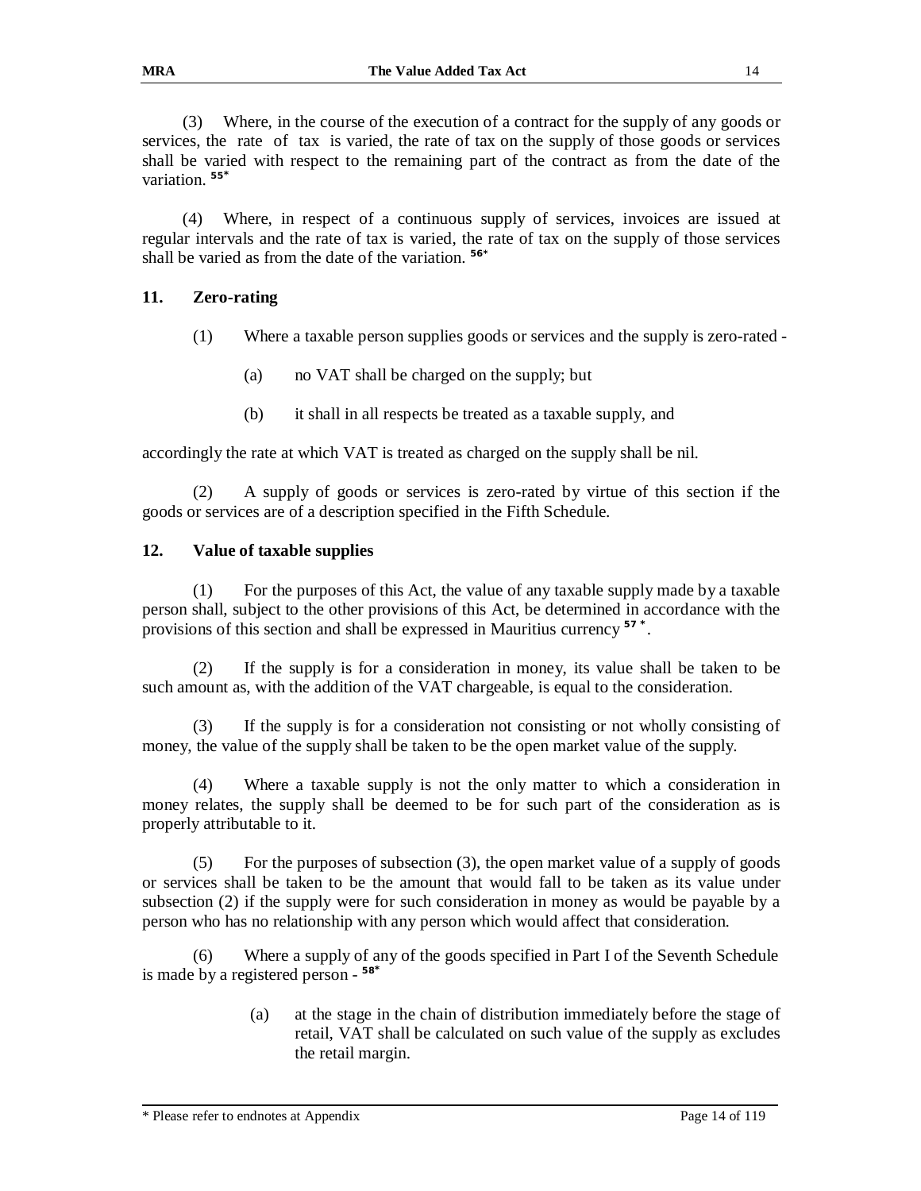(3) Where, in the course of the execution of a contract for the supply of any goods or services, the rate of tax is varied, the rate of tax on the supply of those goods or services shall be varied with respect to the remaining part of the contract as from the date of the variation. [55*]

(4) Where, in respect of a continuous supply of services, invoices are issued at regular intervals and the rate of tax is varied, the rate of tax on the supply of those services shall be varied as from the date of the variation. [56*]

**11. Zero-rating**

(1) Where a taxable person supplies goods or services and the supply is zero-rated -

(a) no VAT shall be charged on the supply; but

(b) it shall in all respects be treated as a taxable supply, and

accordingly the rate at which VAT is treated as charged on the supply shall be nil.

(2) A supply of goods or services is zero-rated by virtue of this section if the goods or services are of a description specified in the Fifth Schedule.

**12. Value of taxable supplies**

(1) For the purposes of this Act, the value of any taxable supply made by a taxable person shall, subject to the other provisions of this Act, be determined in accordance with the provisions of this section and shall be expressed in Mauritius currency [57*].

(2) If the supply is for a consideration in money, its value shall be taken to be such amount as, with the addition of the VAT chargeable, is equal to the consideration.

(3) If the supply is for a consideration not consisting or not wholly consisting of money, the value of the supply shall be taken to be the open market value of the supply.

(4) Where a taxable supply is not the only matter to which a consideration in money relates, the supply shall be deemed to be for such part of the consideration as is properly attributable to it.

(5) For the purposes of subsection (3), the open market value of a supply of goods or services shall be taken to be the amount that would fall to be taken as its value under subsection (2) if the supply were for such consideration in money as would be payable by a person who has no relationship with any person which would affect that consideration.

(6) Where a supply of any of the goods specified in Part I of the Seventh Schedule is made by a registered person - [58*]

(a) at the stage in the chain of distribution immediately before the stage of retail, VAT shall be calculated on such value of the supply as excludes the retail margin.

\* Please refer to endnotes at Appendix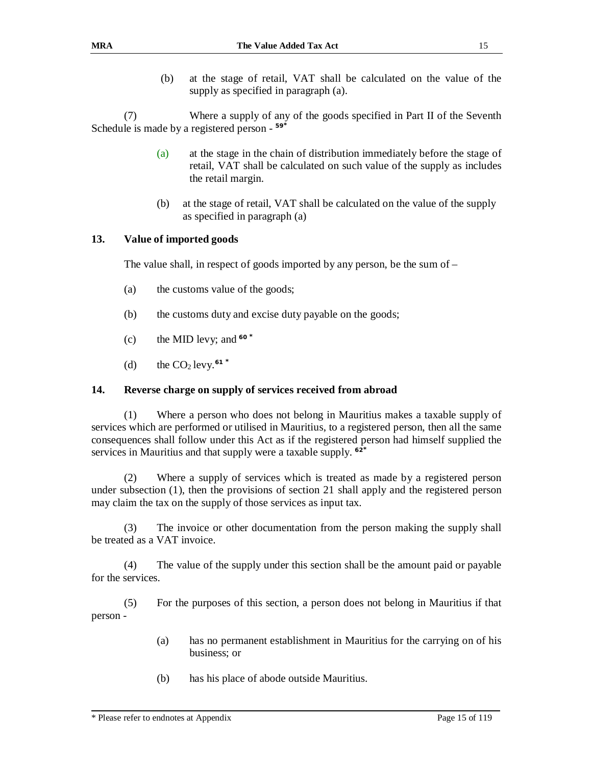(b) at the stage of retail, VAT shall be calculated on the value of the supply as specified in paragraph (a).

(7) Where a supply of any of the goods specified in Part II of the Seventh Schedule is made by a registered person - [59*]

(a) at the stage in the chain of distribution immediately before the stage of retail, VAT shall be calculated on such value of the supply as includes the retail margin.

(b) at the stage of retail, VAT shall be calculated on the value of the supply as specified in paragraph (a)

### 13. Value of imported goods

The value shall, in respect of goods imported by any person, be the sum of –

(a) the customs value of the goods;

(b) the customs duty and excise duty payable on the goods;

(c) the MID levy; and [60 *]

(d) the $CO_2$ levy.[61 *]

### 14. Reverse charge on supply of services received from abroad

(1) Where a person who does not belong in Mauritius makes a taxable supply of services which are performed or utilised in Mauritius, to a registered person, then all the same consequences shall follow under this Act as if the registered person had himself supplied the services in Mauritius and that supply were a taxable supply. [62*]

(2) Where a supply of services which is treated as made by a registered person under subsection (1), then the provisions of section 21 shall apply and the registered person may claim the tax on the supply of those services as input tax.

(3) The invoice or other documentation from the person making the supply shall be treated as a VAT invoice.

(4) The value of the supply under this section shall be the amount paid or payable for the services.

(5) For the purposes of this section, a person does not belong in Mauritius if that person -

(a) has no permanent establishment in Mauritius for the carrying on of his business; or

(b) has his place of abode outside Mauritius.

* Please refer to endnotes at Appendix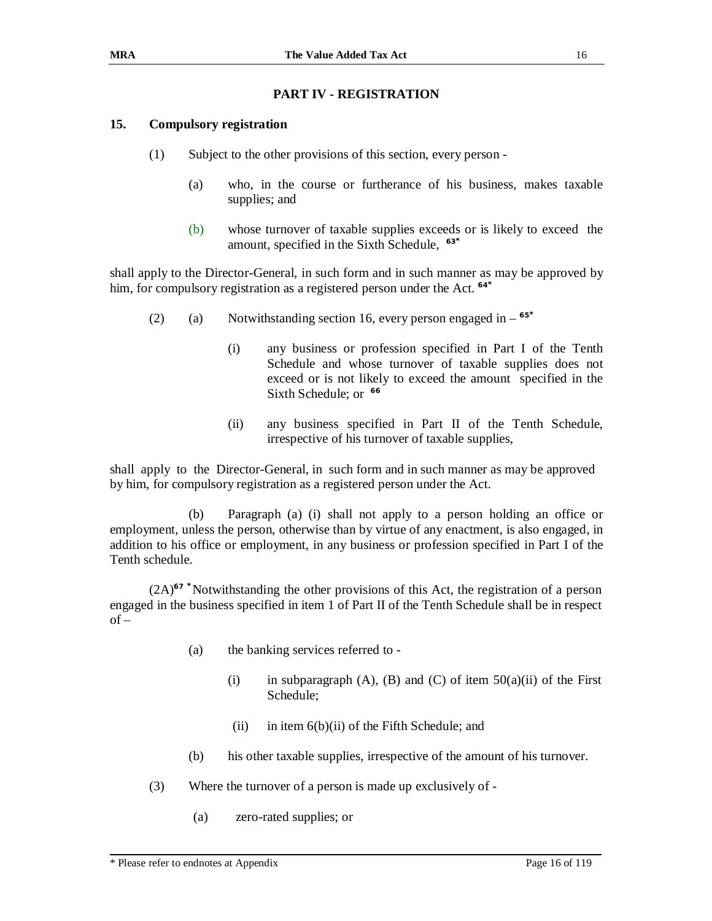## PART IV - REGISTRATION

### 15. Compulsory registration

(1) Subject to the other provisions of this section, every person -

(a) who, in the course or furtherance of his business, makes taxable supplies; and

(b) whose turnover of taxable supplies exceeds or is likely to exceed the amount, specified in the Sixth Schedule, [63*]

shall apply to the Director-General, in such form and in such manner as may be approved by him, for compulsory registration as a registered person under the Act. [64*]

(2) (a) Notwithstanding section 16, every person engaged in – [65*]

(i) any business or profession specified in Part I of the Tenth Schedule and whose turnover of taxable supplies does not exceed or is not likely to exceed the amount specified in the Sixth Schedule; or [66]

(ii) any business specified in Part II of the Tenth Schedule, irrespective of his turnover of taxable supplies,

shall apply to the Director-General, in such form and in such manner as may be approved by him, for compulsory registration as a registered person under the Act.

(b) Paragraph (a) (i) shall not apply to a person holding an office or employment, unless the person, otherwise than by virtue of any enactment, is also engaged, in addition to his office or employment, in any business or profession specified in Part I of the Tenth schedule.

(2A)[67*] Notwithstanding the other provisions of this Act, the registration of a person engaged in the business specified in item 1 of Part II of the Tenth Schedule shall be in respect of –

(a) the banking services referred to -

(i) in subparagraph (A), (B) and (C) of item 50(a)(ii) of the First Schedule;

(ii) in item 6(b)(ii) of the Fifth Schedule; and

(b) his other taxable supplies, irrespective of the amount of his turnover.

(3) Where the turnover of a person is made up exclusively of -

(a) zero-rated supplies; or

\* Please refer to endnotes at Appendix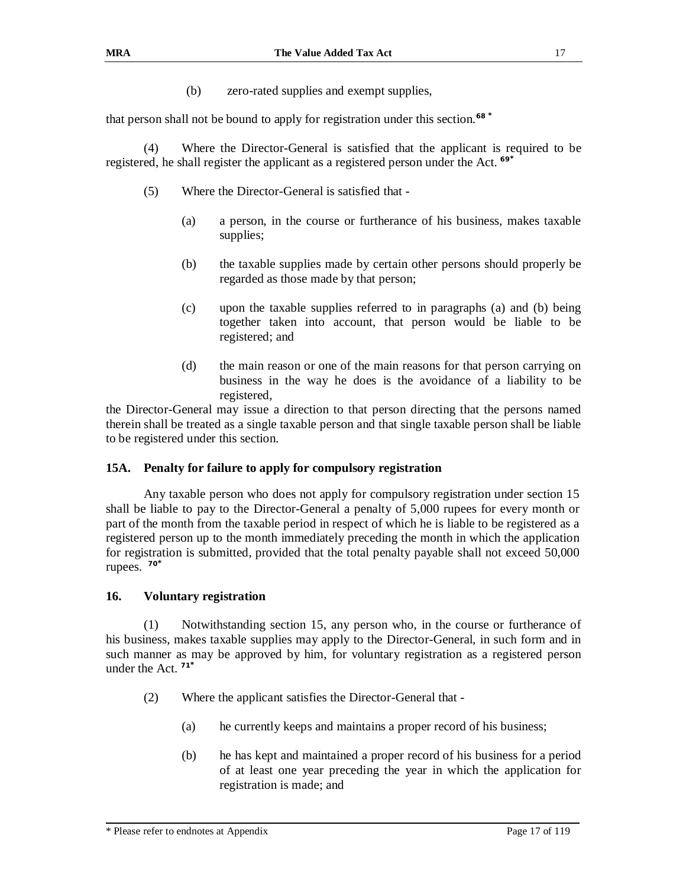(b) zero-rated supplies and exempt supplies,

that person shall not be bound to apply for registration under this section.[68 *]

(4) Where the Director-General is satisfied that the applicant is required to be registered, he shall register the applicant as a registered person under the Act. [69*]

(5) Where the Director-General is satisfied that -

(a) a person, in the course or furtherance of his business, makes taxable supplies;

(b) the taxable supplies made by certain other persons should properly be regarded as those made by that person;

(c) upon the taxable supplies referred to in paragraphs (a) and (b) being together taken into account, that person would be liable to be registered; and

(d) the main reason or one of the main reasons for that person carrying on business in the way he does is the avoidance of a liability to be registered,

the Director-General may issue a direction to that person directing that the persons named therein shall be treated as a single taxable person and that single taxable person shall be liable to be registered under this section.

### 15A. Penalty for failure to apply for compulsory registration

Any taxable person who does not apply for compulsory registration under section 15 shall be liable to pay to the Director-General a penalty of 5,000 rupees for every month or part of the month from the taxable period in respect of which he is liable to be registered as a registered person up to the month immediately preceding the month in which the application for registration is submitted, provided that the total penalty payable shall not exceed 50,000 rupees. [70*]

### 16. Voluntary registration

(1) Notwithstanding section 15, any person who, in the course or furtherance of his business, makes taxable supplies may apply to the Director-General, in such form and in such manner as may be approved by him, for voluntary registration as a registered person under the Act. [71*]

(2) Where the applicant satisfies the Director-General that -

(a) he currently keeps and maintains a proper record of his business;

(b) he has kept and maintained a proper record of his business for a period of at least one year preceding the year in which the application for registration is made; and

\* Please refer to endnotes at Appendix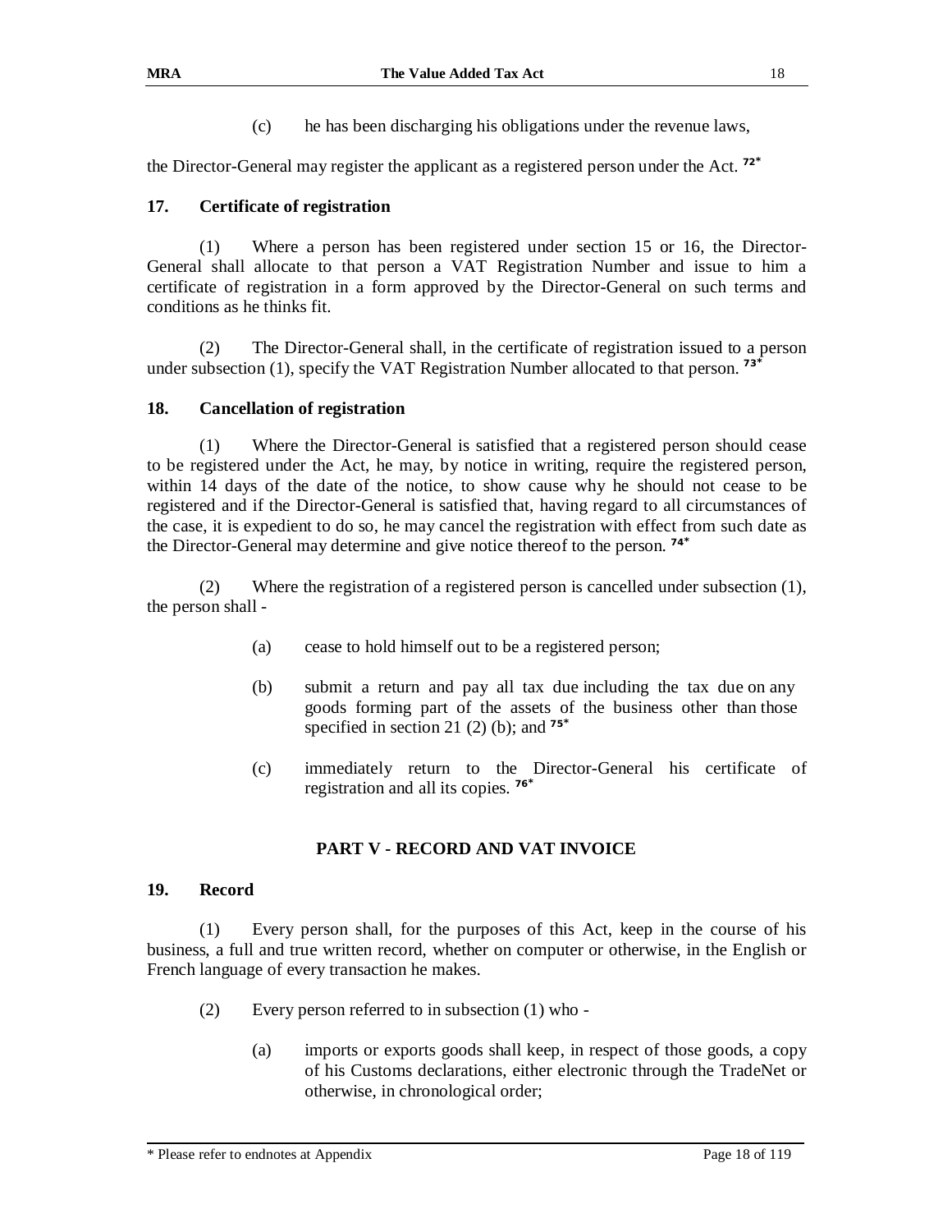(c) he has been discharging his obligations under the revenue laws,

the Director-General may register the applicant as a registered person under the Act. [72*]

### 17. Certificate of registration

(1) Where a person has been registered under section 15 or 16, the Director-General shall allocate to that person a VAT Registration Number and issue to him a certificate of registration in a form approved by the Director-General on such terms and conditions as he thinks fit.

(2) The Director-General shall, in the certificate of registration issued to a person under subsection (1), specify the VAT Registration Number allocated to that person. [73*]

### 18. Cancellation of registration

(1) Where the Director-General is satisfied that a registered person should cease to be registered under the Act, he may, by notice in writing, require the registered person, within 14 days of the date of the notice, to show cause why he should not cease to be registered and if the Director-General is satisfied that, having regard to all circumstances of the case, it is expedient to do so, he may cancel the registration with effect from such date as the Director-General may determine and give notice thereof to the person. [74*]

(2) Where the registration of a registered person is cancelled under subsection (1), the person shall -

(a) cease to hold himself out to be a registered person;

(b) submit a return and pay all tax due including the tax due on any goods forming part of the assets of the business other than those specified in section 21 (2) (b); and [75*]

(c) immediately return to the Director-General his certificate of registration and all its copies. [76*]

## PART V - RECORD AND VAT INVOICE

### 19. Record

(1) Every person shall, for the purposes of this Act, keep in the course of his business, a full and true written record, whether on computer or otherwise, in the English or French language of every transaction he makes.

(2) Every person referred to in subsection (1) who -

(a) imports or exports goods shall keep, in respect of those goods, a copy of his Customs declarations, either electronic through the TradeNet or otherwise, in chronological order;

\* Please refer to endnotes at Appendix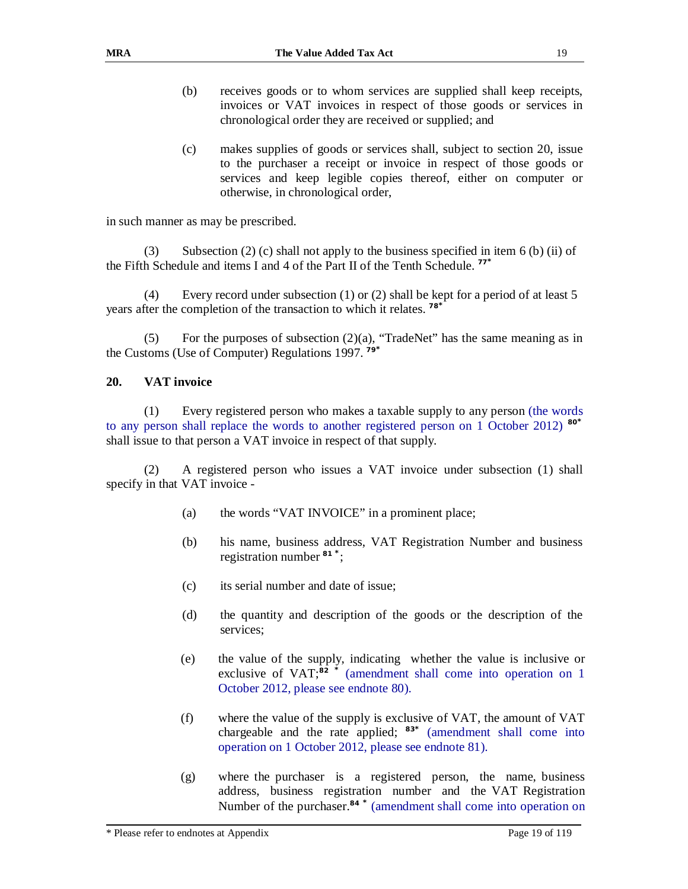(b) receives goods or to whom services are supplied shall keep receipts, invoices or VAT invoices in respect of those goods or services in chronological order they are received or supplied; and

(c) makes supplies of goods or services shall, subject to section 20, issue to the purchaser a receipt or invoice in respect of those goods or services and keep legible copies thereof, either on computer or otherwise, in chronological order,

in such manner as may be prescribed.

(3) Subsection (2) (c) shall not apply to the business specified in item 6 (b) (ii) of the Fifth Schedule and items I and 4 of the Part II of the Tenth Schedule. [77*]

(4) Every record under subsection (1) or (2) shall be kept for a period of at least 5 years after the completion of the transaction to which it relates. [78*]

(5) For the purposes of subsection (2)(a), "TradeNet" has the same meaning as in the Customs (Use of Computer) Regulations 1997. [79*]

## 20. VAT invoice

(1) Every registered person who makes a taxable supply to any person (the words to any person shall replace the words to another registered person on 1 October 2012) [80*] shall issue to that person a VAT invoice in respect of that supply.

(2) A registered person who issues a VAT invoice under subsection (1) shall specify in that VAT invoice -

(a) the words "VAT INVOICE" in a prominent place;

(b) his name, business address, VAT Registration Number and business registration number [81 *];

(c) its serial number and date of issue;

(d) the quantity and description of the goods or the description of the services;

(e) the value of the supply, indicating whether the value is inclusive or exclusive of VAT;[82 *] (amendment shall come into operation on 1 October 2012, please see endnote 80).

(f) where the value of the supply is exclusive of VAT, the amount of VAT chargeable and the rate applied; [83*] (amendment shall come into operation on 1 October 2012, please see endnote 81).

(g) where the purchaser is a registered person, the name, business address, business registration number and the VAT Registration Number of the purchaser.[84 *] (amendment shall come into operation on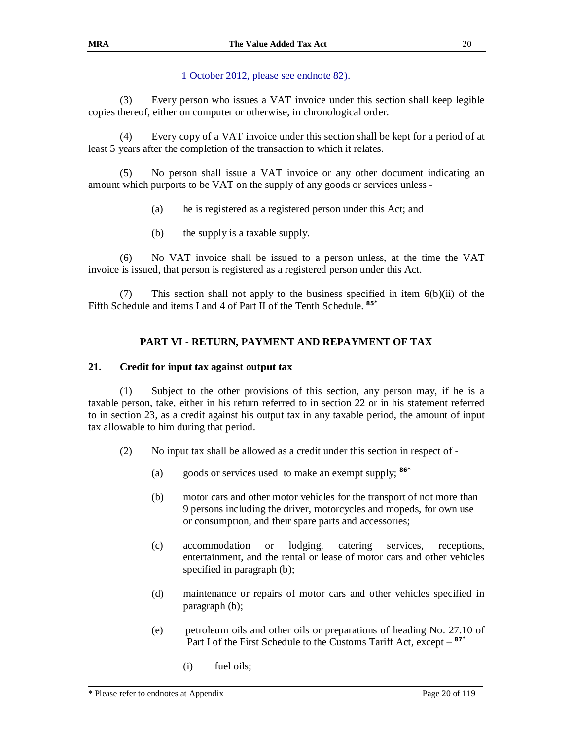1 October 2012, please see endnote 82).

(3) Every person who issues a VAT invoice under this section shall keep legible copies thereof, either on computer or otherwise, in chronological order.

(4) Every copy of a VAT invoice under this section shall be kept for a period of at least 5 years after the completion of the transaction to which it relates.

(5) No person shall issue a VAT invoice or any other document indicating an amount which purports to be VAT on the supply of any goods or services unless -

(a) he is registered as a registered person under this Act; and

(b) the supply is a taxable supply.

(6) No VAT invoice shall be issued to a person unless, at the time the VAT invoice is issued, that person is registered as a registered person under this Act.

(7) This section shall not apply to the business specified in item 6(b)(ii) of the Fifth Schedule and items I and 4 of Part II of the Tenth Schedule. [85*]

## PART VI - RETURN, PAYMENT AND REPAYMENT OF TAX

### 21. Credit for input tax against output tax

(1) Subject to the other provisions of this section, any person may, if he is a taxable person, take, either in his return referred to in section 22 or in his statement referred to in section 23, as a credit against his output tax in any taxable period, the amount of input tax allowable to him during that period.

(2) No input tax shall be allowed as a credit under this section in respect of -

(a) goods or services used to make an exempt supply; [86*]

(b) motor cars and other motor vehicles for the transport of not more than 9 persons including the driver, motorcycles and mopeds, for own use or consumption, and their spare parts and accessories;

(c) accommodation or lodging, catering services, receptions, entertainment, and the rental or lease of motor cars and other vehicles specified in paragraph (b);

(d) maintenance or repairs of motor cars and other vehicles specified in paragraph (b);

(e) petroleum oils and other oils or preparations of heading No. 27.10 of Part I of the First Schedule to the Customs Tariff Act, except – [87*]

(i) fuel oils;

* Please refer to endnotes at Appendix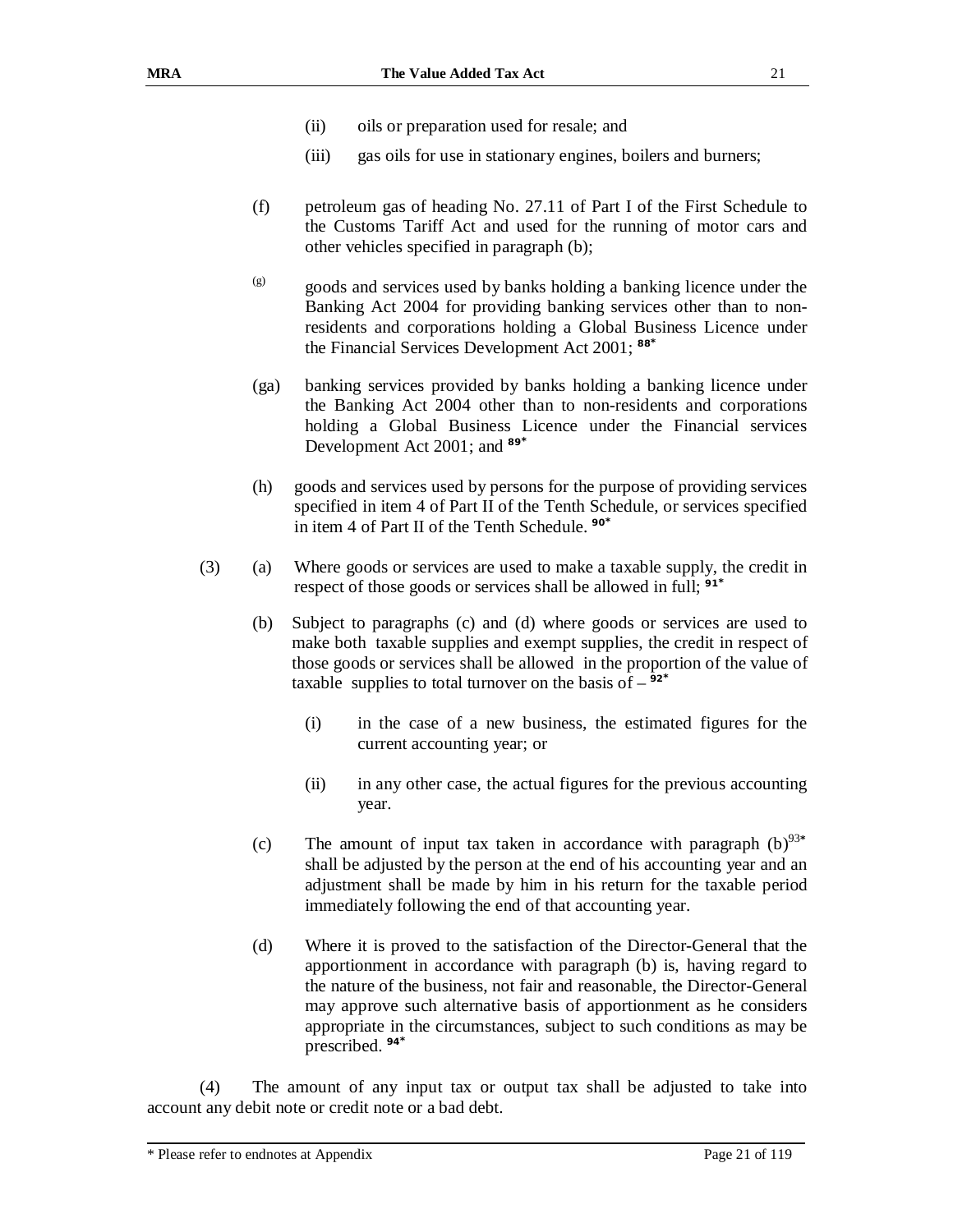(ii) oils or preparation used for resale; and

(iii) gas oils for use in stationary engines, boilers and burners;

(f) petroleum gas of heading No. 27.11 of Part I of the First Schedule to the Customs Tariff Act and used for the running of motor cars and other vehicles specified in paragraph (b);

(g) goods and services used by banks holding a banking licence under the Banking Act 2004 for providing banking services other than to non-residents and corporations holding a Global Business Licence under the Financial Services Development Act 2001; [88*]

(ga) banking services provided by banks holding a banking licence under the Banking Act 2004 other than to non-residents and corporations holding a Global Business Licence under the Financial services Development Act 2001; and [89*]

(h) goods and services used by persons for the purpose of providing services specified in item 4 of Part II of the Tenth Schedule, or services specified in item 4 of Part II of the Tenth Schedule. [90*]

(3) (a) Where goods or services are used to make a taxable supply, the credit in respect of those goods or services shall be allowed in full; [91*]

(b) Subject to paragraphs (c) and (d) where goods or services are used to make both taxable supplies and exempt supplies, the credit in respect of those goods or services shall be allowed in the proportion of the value of taxable supplies to total turnover on the basis of – [92*]

(i) in the case of a new business, the estimated figures for the current accounting year; or

(ii) in any other case, the actual figures for the previous accounting year.

(c) The amount of input tax taken in accordance with paragraph (b)[93*] shall be adjusted by the person at the end of his accounting year and an adjustment shall be made by him in his return for the taxable period immediately following the end of that accounting year.

(d) Where it is proved to the satisfaction of the Director-General that the apportionment in accordance with paragraph (b) is, having regard to the nature of the business, not fair and reasonable, the Director-General may approve such alternative basis of apportionment as he considers appropriate in the circumstances, subject to such conditions as may be prescribed. [94*]

(4) The amount of any input tax or output tax shall be adjusted to take into account any debit note or credit note or a bad debt.

\* Please refer to endnotes at Appendix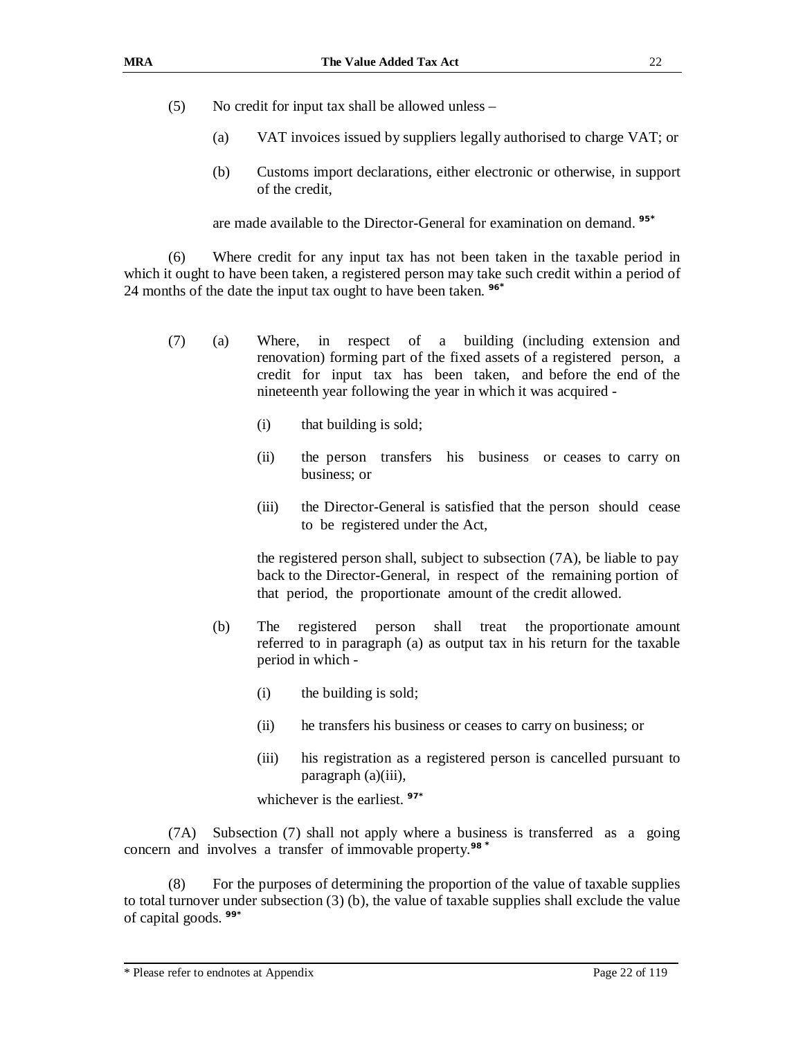(5) No credit for input tax shall be allowed unless –

(a) VAT invoices issued by suppliers legally authorised to charge VAT; or

(b) Customs import declarations, either electronic or otherwise, in support of the credit,

are made available to the Director-General for examination on demand. [95*]

(6) Where credit for any input tax has not been taken in the taxable period in which it ought to have been taken, a registered person may take such credit within a period of 24 months of the date the input tax ought to have been taken. [96*]

(7) (a) Where, in respect of a building (including extension and renovation) forming part of the fixed assets of a registered person, a credit for input tax has been taken, and before the end of the nineteenth year following the year in which it was acquired -

(i) that building is sold;

(ii) the person transfers his business or ceases to carry on business; or

(iii) the Director-General is satisfied that the person should cease to be registered under the Act,

the registered person shall, subject to subsection (7A), be liable to pay back to the Director-General, in respect of the remaining portion of that period, the proportionate amount of the credit allowed.

(b) The registered person shall treat the proportionate amount referred to in paragraph (a) as output tax in his return for the taxable period in which -

(i) the building is sold;

(ii) he transfers his business or ceases to carry on business; or

(iii) his registration as a registered person is cancelled pursuant to paragraph (a)(iii),

whichever is the earliest. [97*]

(7A) Subsection (7) shall not apply where a business is transferred as a going concern and involves a transfer of immovable property.[98 *]

(8) For the purposes of determining the proportion of the value of taxable supplies to total turnover under subsection (3) (b), the value of taxable supplies shall exclude the value of capital goods. [99*]

\* Please refer to endnotes at Appendix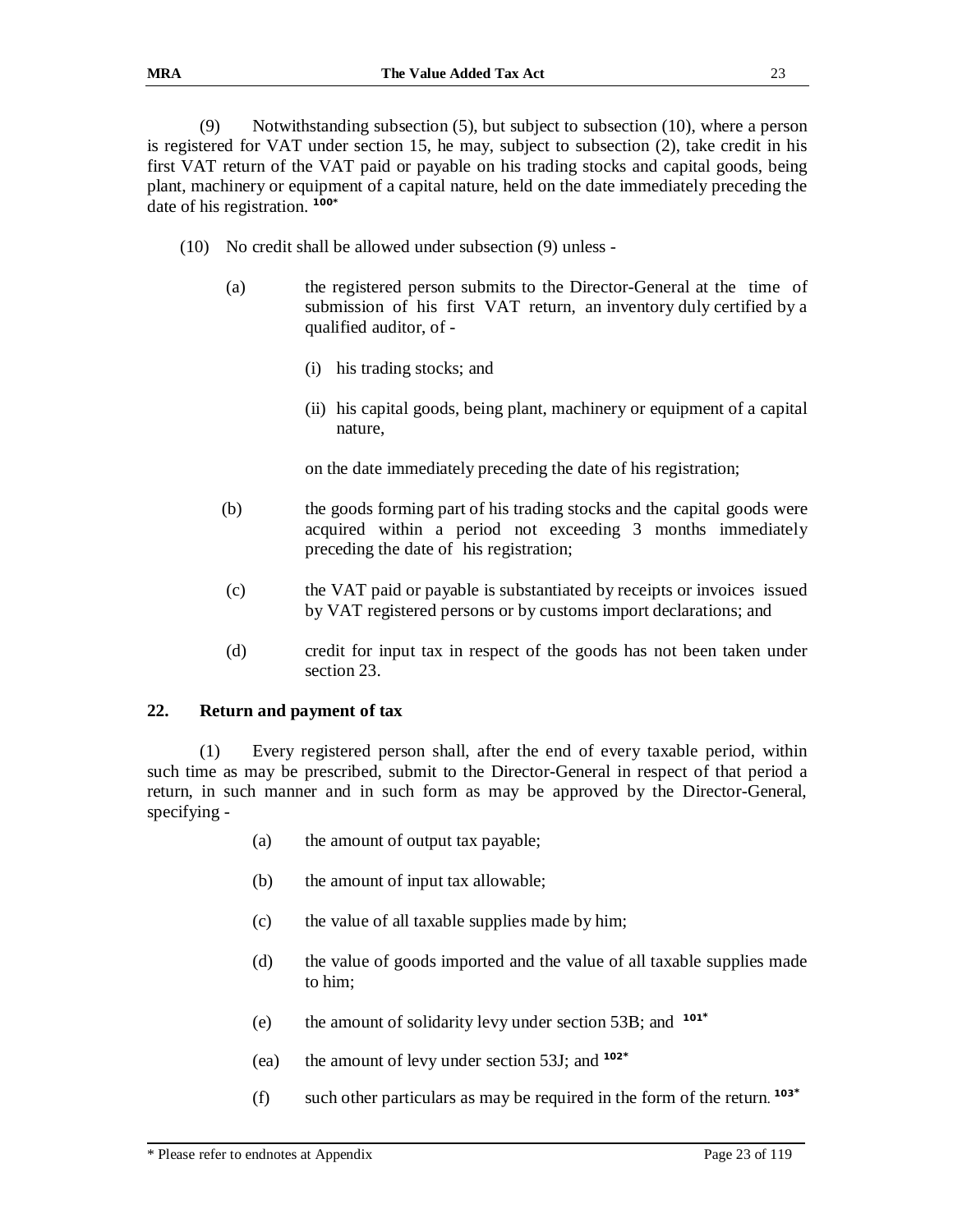(9) Notwithstanding subsection (5), but subject to subsection (10), where a person is registered for VAT under section 15, he may, subject to subsection (2), take credit in his first VAT return of the VAT paid or payable on his trading stocks and capital goods, being plant, machinery or equipment of a capital nature, held on the date immediately preceding the date of his registration. [100*]

(10) No credit shall be allowed under subsection (9) unless -

(a) the registered person submits to the Director-General at the time of submission of his first VAT return, an inventory duly certified by a qualified auditor, of -

(i) his trading stocks; and

(ii) his capital goods, being plant, machinery or equipment of a capital nature,

on the date immediately preceding the date of his registration;

(b) the goods forming part of his trading stocks and the capital goods were acquired within a period not exceeding 3 months immediately preceding the date of his registration;

(c) the VAT paid or payable is substantiated by receipts or invoices issued by VAT registered persons or by customs import declarations; and

(d) credit for input tax in respect of the goods has not been taken under section 23.

## 22. Return and payment of tax

(1) Every registered person shall, after the end of every taxable period, within such time as may be prescribed, submit to the Director-General in respect of that period a return, in such manner and in such form as may be approved by the Director-General, specifying -

(a) the amount of output tax payable;

(b) the amount of input tax allowable;

(c) the value of all taxable supplies made by him;

(d) the value of goods imported and the value of all taxable supplies made to him;

(e) the amount of solidarity levy under section 53B; and [101*]

(ea) the amount of levy under section 53J; and [102*]

(f) such other particulars as may be required in the form of the return. [103*]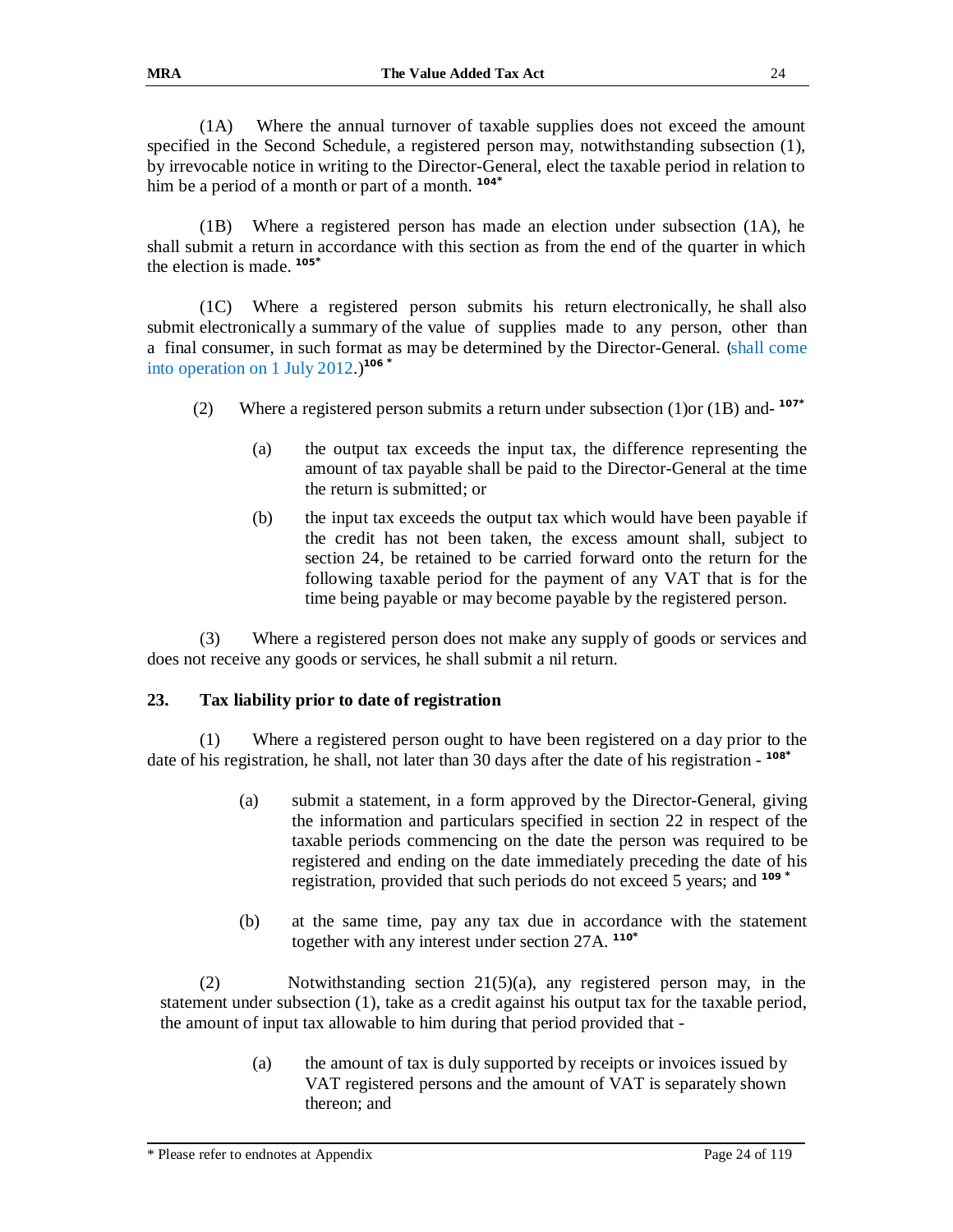(1A) Where the annual turnover of taxable supplies does not exceed the amount specified in the Second Schedule, a registered person may, notwithstanding subsection (1), by irrevocable notice in writing to the Director-General, elect the taxable period in relation to him be a period of a month or part of a month. [104*]

(1B) Where a registered person has made an election under subsection (1A), he shall submit a return in accordance with this section as from the end of the quarter in which the election is made. [105*]

(1C) Where a registered person submits his return electronically, he shall also submit electronically a summary of the value of supplies made to any person, other than a final consumer, in such format as may be determined by the Director-General. (shall come into operation on 1 July 2012.)[106 *]

(2) Where a registered person submits a return under subsection (1)or (1B) and- [107*]

(a) the output tax exceeds the input tax, the difference representing the amount of tax payable shall be paid to the Director-General at the time the return is submitted; or

(b) the input tax exceeds the output tax which would have been payable if the credit has not been taken, the excess amount shall, subject to section 24, be retained to be carried forward onto the return for the following taxable period for the payment of any VAT that is for the time being payable or may become payable by the registered person.

(3) Where a registered person does not make any supply of goods or services and does not receive any goods or services, he shall submit a nil return.

**23. Tax liability prior to date of registration**

(1) Where a registered person ought to have been registered on a day prior to the date of his registration, he shall, not later than 30 days after the date of his registration - [108*]

(a) submit a statement, in a form approved by the Director-General, giving the information and particulars specified in section 22 in respect of the taxable periods commencing on the date the person was required to be registered and ending on the date immediately preceding the date of his registration, provided that such periods do not exceed 5 years; and [109 *]

(b) at the same time, pay any tax due in accordance with the statement together with any interest under section 27A. [110*]

(2) Notwithstanding section 21(5)(a), any registered person may, in the statement under subsection (1), take as a credit against his output tax for the taxable period, the amount of input tax allowable to him during that period provided that -

(a) the amount of tax is duly supported by receipts or invoices issued by VAT registered persons and the amount of VAT is separately shown thereon; and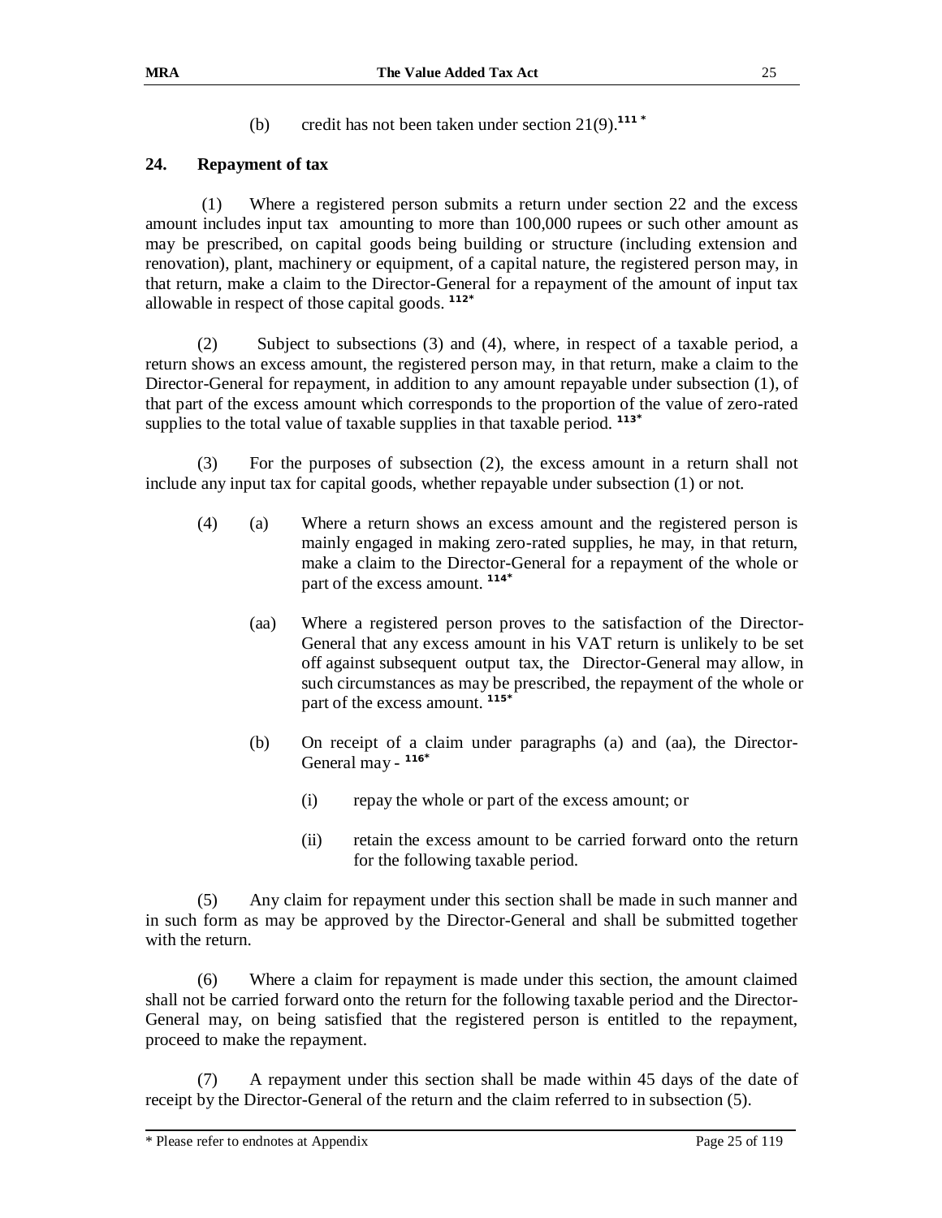(b) credit has not been taken under section 21(9).[111 *]

## 24. Repayment of tax

(1) Where a registered person submits a return under section 22 and the excess amount includes input tax amounting to more than 100,000 rupees or such other amount as may be prescribed, on capital goods being building or structure (including extension and renovation), plant, machinery or equipment, of a capital nature, the registered person may, in that return, make a claim to the Director-General for a repayment of the amount of input tax allowable in respect of those capital goods. [112*]

(2) Subject to subsections (3) and (4), where, in respect of a taxable period, a return shows an excess amount, the registered person may, in that return, make a claim to the Director-General for repayment, in addition to any amount repayable under subsection (1), of that part of the excess amount which corresponds to the proportion of the value of zero-rated supplies to the total value of taxable supplies in that taxable period. [113*]

(3) For the purposes of subsection (2), the excess amount in a return shall not include any input tax for capital goods, whether repayable under subsection (1) or not.

(4) (a) Where a return shows an excess amount and the registered person is mainly engaged in making zero-rated supplies, he may, in that return, make a claim to the Director-General for a repayment of the whole or part of the excess amount. [114*]

(aa) Where a registered person proves to the satisfaction of the Director-General that any excess amount in his VAT return is unlikely to be set off against subsequent output tax, the Director-General may allow, in such circumstances as may be prescribed, the repayment of the whole or part of the excess amount. [115*]

(b) On receipt of a claim under paragraphs (a) and (aa), the Director-General may - [116*]

(i) repay the whole or part of the excess amount; or

(ii) retain the excess amount to be carried forward onto the return for the following taxable period.

(5) Any claim for repayment under this section shall be made in such manner and in such form as may be approved by the Director-General and shall be submitted together with the return.

(6) Where a claim for repayment is made under this section, the amount claimed shall not be carried forward onto the return for the following taxable period and the Director-General may, on being satisfied that the registered person is entitled to the repayment, proceed to make the repayment.

(7) A repayment under this section shall be made within 45 days of the date of receipt by the Director-General of the return and the claim referred to in subsection (5).

\* Please refer to endnotes at Appendix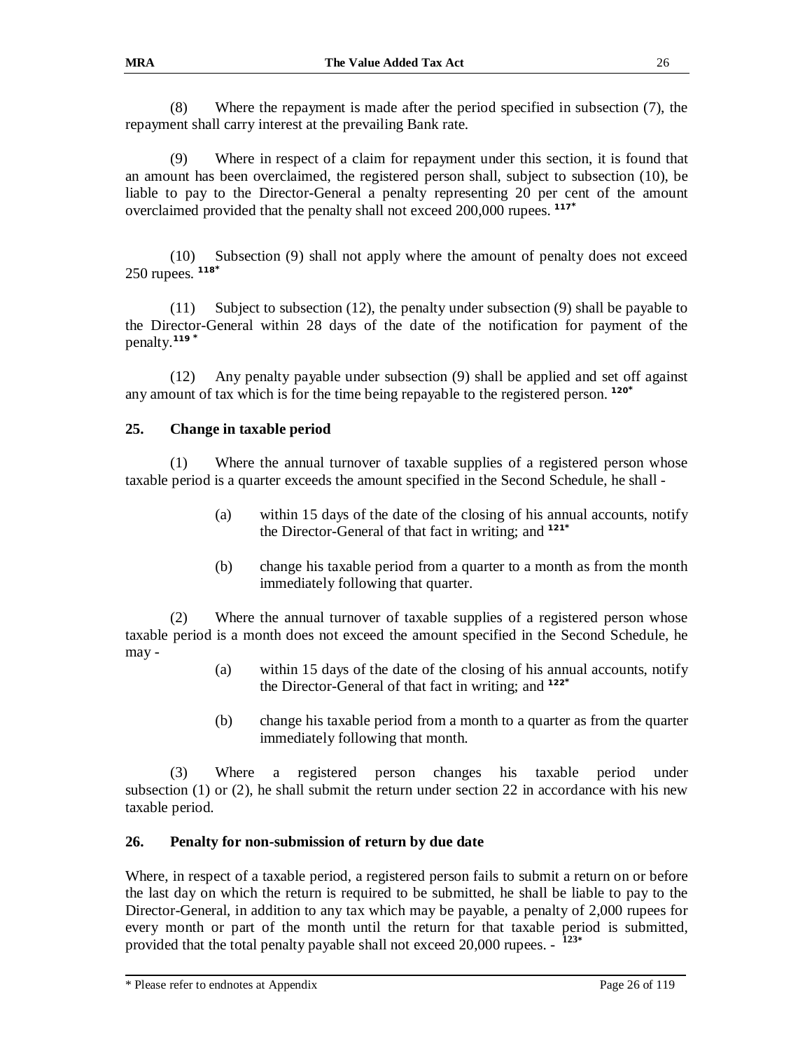(8) Where the repayment is made after the period specified in subsection (7), the repayment shall carry interest at the prevailing Bank rate.

(9) Where in respect of a claim for repayment under this section, it is found that an amount has been overclaimed, the registered person shall, subject to subsection (10), be liable to pay to the Director-General a penalty representing 20 per cent of the amount overclaimed provided that the penalty shall not exceed 200,000 rupees. [117*]

(10) Subsection (9) shall not apply where the amount of penalty does not exceed 250 rupees. [118*]

(11) Subject to subsection (12), the penalty under subsection (9) shall be payable to the Director-General within 28 days of the date of the notification for payment of the penalty.[119 *]

(12) Any penalty payable under subsection (9) shall be applied and set off against any amount of tax which is for the time being repayable to the registered person. [120*]

## 25. Change in taxable period

(1) Where the annual turnover of taxable supplies of a registered person whose taxable period is a quarter exceeds the amount specified in the Second Schedule, he shall -

(a) within 15 days of the date of the closing of his annual accounts, notify the Director-General of that fact in writing; and [121*]

(b) change his taxable period from a quarter to a month as from the month immediately following that quarter.

(2) Where the annual turnover of taxable supplies of a registered person whose taxable period is a month does not exceed the amount specified in the Second Schedule, he may -

(a) within 15 days of the date of the closing of his annual accounts, notify the Director-General of that fact in writing; and [122*]

(b) change his taxable period from a month to a quarter as from the quarter immediately following that month.

(3) Where a registered person changes his taxable period under subsection (1) or (2), he shall submit the return under section 22 in accordance with his new taxable period.

## 26. Penalty for non-submission of return by due date

Where, in respect of a taxable period, a registered person fails to submit a return on or before the last day on which the return is required to be submitted, he shall be liable to pay to the Director-General, in addition to any tax which may be payable, a penalty of 2,000 rupees for every month or part of the month until the return for that taxable period is submitted, provided that the total penalty payable shall not exceed 20,000 rupees. - [123*]

\* Please refer to endnotes at Appendix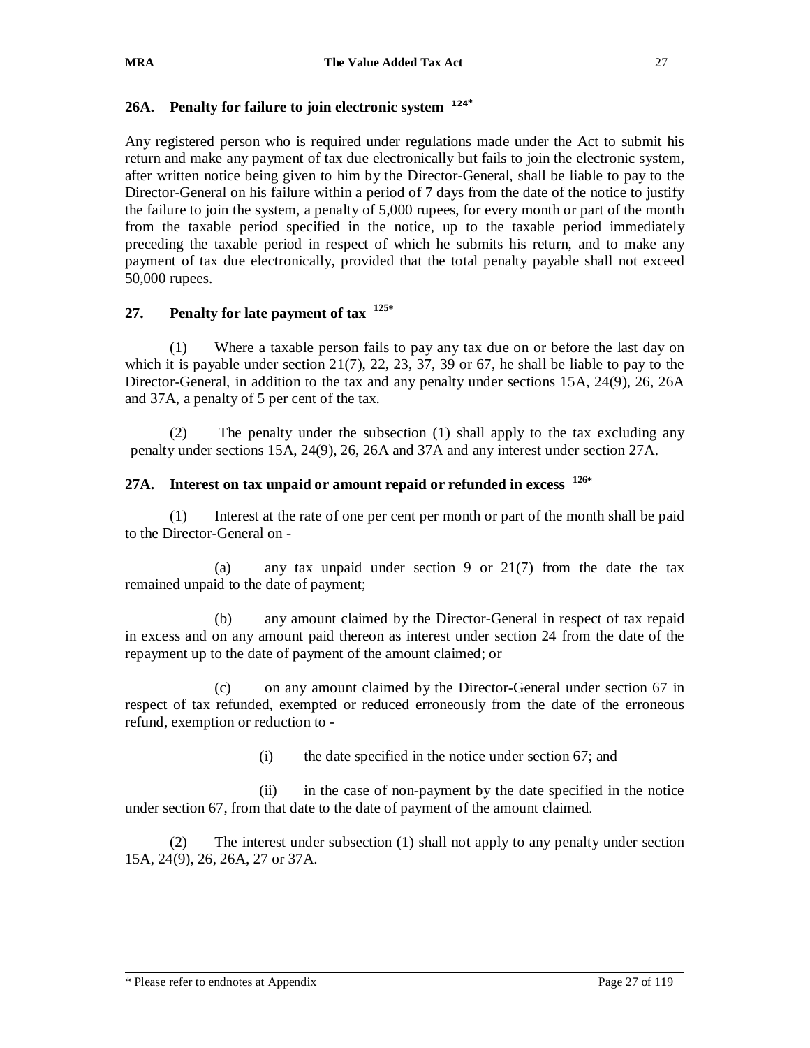## 26A. Penalty for failure to join electronic system [124*]

Any registered person who is required under regulations made under the Act to submit his return and make any payment of tax due electronically but fails to join the electronic system, after written notice being given to him by the Director-General, shall be liable to pay to the Director-General on his failure within a period of 7 days from the date of the notice to justify the failure to join the system, a penalty of 5,000 rupees, for every month or part of the month from the taxable period specified in the notice, up to the taxable period immediately preceding the taxable period in respect of which he submits his return, and to make any payment of tax due electronically, provided that the total penalty payable shall not exceed 50,000 rupees.

## 27. Penalty for late payment of tax [125*]

(1) Where a taxable person fails to pay any tax due on or before the last day on which it is payable under section 21(7), 22, 23, 37, 39 or 67, he shall be liable to pay to the Director-General, in addition to the tax and any penalty under sections 15A, 24(9), 26, 26A and 37A, a penalty of 5 per cent of the tax.

(2) The penalty under the subsection (1) shall apply to the tax excluding any penalty under sections 15A, 24(9), 26, 26A and 37A and any interest under section 27A.

## 27A. Interest on tax unpaid or amount repaid or refunded in excess [126*]

(1) Interest at the rate of one per cent per month or part of the month shall be paid to the Director-General on -

(a) any tax unpaid under section 9 or 21(7) from the date the tax remained unpaid to the date of payment;

(b) any amount claimed by the Director-General in respect of tax repaid in excess and on any amount paid thereon as interest under section 24 from the date of the repayment up to the date of payment of the amount claimed; or

(c) on any amount claimed by the Director-General under section 67 in respect of tax refunded, exempted or reduced erroneously from the date of the erroneous refund, exemption or reduction to -

(i) the date specified in the notice under section 67; and

(ii) in the case of non-payment by the date specified in the notice under section 67, from that date to the date of payment of the amount claimed.

(2) The interest under subsection (1) shall not apply to any penalty under section 15A, 24(9), 26, 26A, 27 or 37A.

\* Please refer to endnotes at Appendix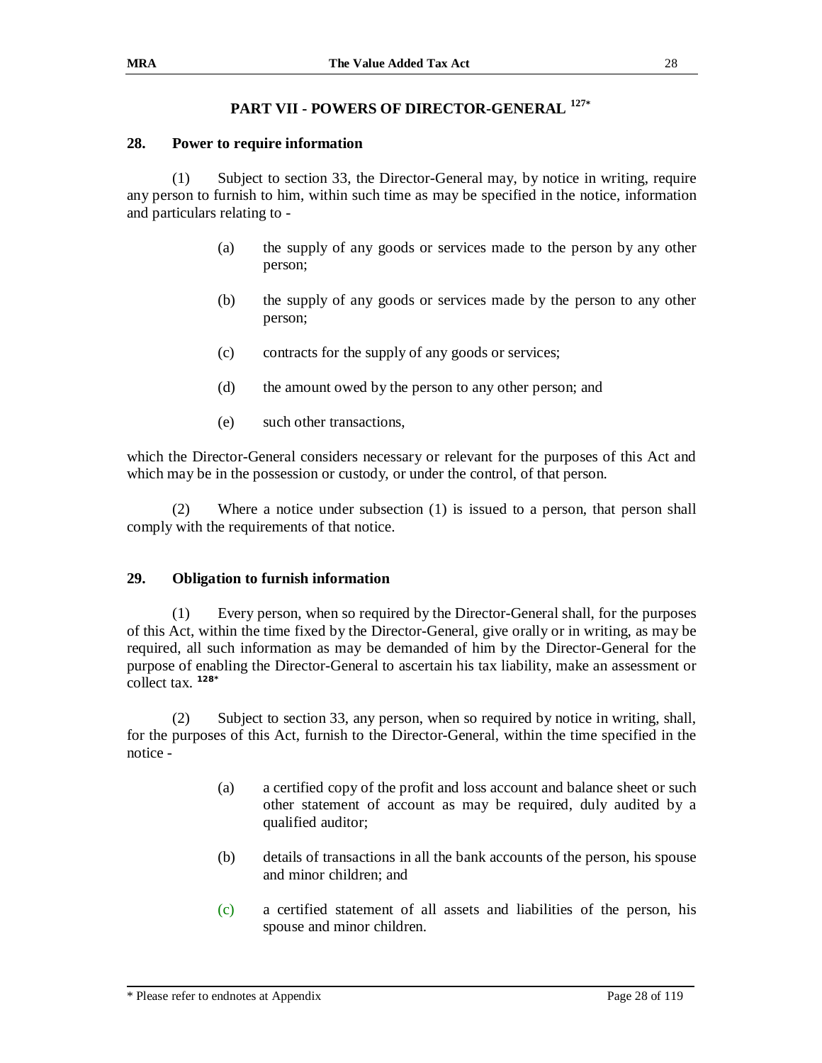## PART VII - POWERS OF DIRECTOR-GENERAL [127*]

### 28. Power to require information

(1) Subject to section 33, the Director-General may, by notice in writing, require any person to furnish to him, within such time as may be specified in the notice, information and particulars relating to -

(a) the supply of any goods or services made to the person by any other person;

(b) the supply of any goods or services made by the person to any other person;

(c) contracts for the supply of any goods or services;

(d) the amount owed by the person to any other person; and

(e) such other transactions,

which the Director-General considers necessary or relevant for the purposes of this Act and which may be in the possession or custody, or under the control, of that person.

(2) Where a notice under subsection (1) is issued to a person, that person shall comply with the requirements of that notice.

### 29. Obligation to furnish information

(1) Every person, when so required by the Director-General shall, for the purposes of this Act, within the time fixed by the Director-General, give orally or in writing, as may be required, all such information as may be demanded of him by the Director-General for the purpose of enabling the Director-General to ascertain his tax liability, make an assessment or collect tax. [128*]

(2) Subject to section 33, any person, when so required by notice in writing, shall, for the purposes of this Act, furnish to the Director-General, within the time specified in the notice -

(a) a certified copy of the profit and loss account and balance sheet or such other statement of account as may be required, duly audited by a qualified auditor;

(b) details of transactions in all the bank accounts of the person, his spouse and minor children; and

(c) a certified statement of all assets and liabilities of the person, his spouse and minor children.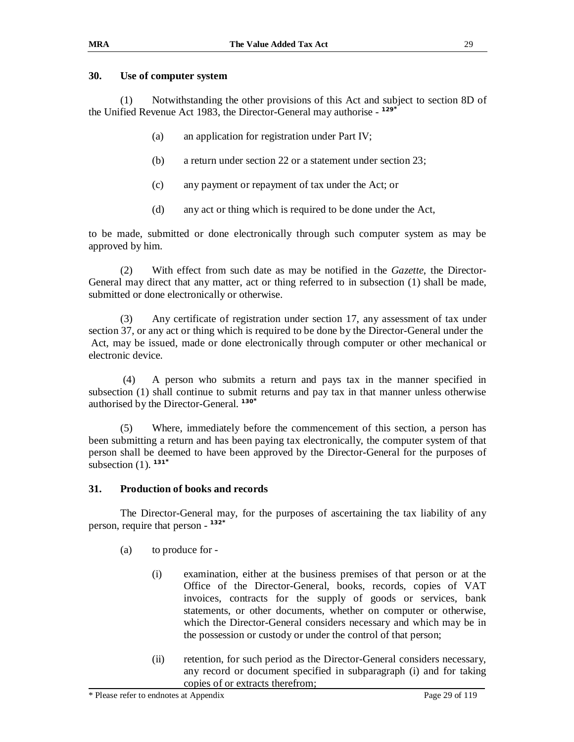### 30. Use of computer system

(1) Notwithstanding the other provisions of this Act and subject to section 8D of the Unified Revenue Act 1983, the Director-General may authorise - [129*]

(a) an application for registration under Part IV;

(b) a return under section 22 or a statement under section 23;

(c) any payment or repayment of tax under the Act; or

(d) any act or thing which is required to be done under the Act,

to be made, submitted or done electronically through such computer system as may be approved by him.

(2) With effect from such date as may be notified in the *Gazette*, the Director-General may direct that any matter, act or thing referred to in subsection (1) shall be made, submitted or done electronically or otherwise.

(3) Any certificate of registration under section 17, any assessment of tax under section 37, or any act or thing which is required to be done by the Director-General under the Act, may be issued, made or done electronically through computer or other mechanical or electronic device.

(4) A person who submits a return and pays tax in the manner specified in subsection (1) shall continue to submit returns and pay tax in that manner unless otherwise authorised by the Director-General. [130*]

(5) Where, immediately before the commencement of this section, a person has been submitting a return and has been paying tax electronically, the computer system of that person shall be deemed to have been approved by the Director-General for the purposes of subsection (1). [131*]

### 31. Production of books and records

The Director-General may, for the purposes of ascertaining the tax liability of any person, require that person - [132*]

(a) to produce for -

(i) examination, either at the business premises of that person or at the Office of the Director-General, books, records, copies of VAT invoices, contracts for the supply of goods or services, bank statements, or other documents, whether on computer or otherwise, which the Director-General considers necessary and which may be in the possession or custody or under the control of that person;

(ii) retention, for such period as the Director-General considers necessary, any record or document specified in subparagraph (i) and for taking copies of or extracts therefrom;

* Please refer to endnotes at Appendix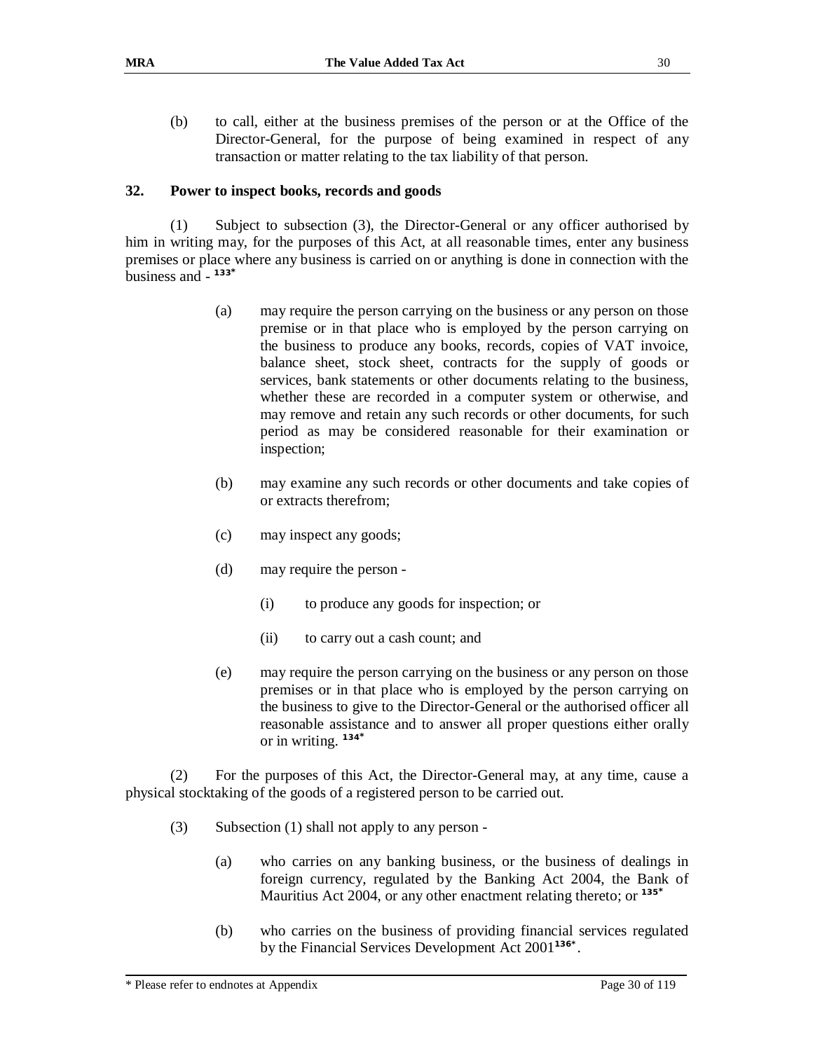(b) to call, either at the business premises of the person or at the Office of the Director-General, for the purpose of being examined in respect of any transaction or matter relating to the tax liability of that person.

**32. Power to inspect books, records and goods**

(1) Subject to subsection (3), the Director-General or any officer authorised by him in writing may, for the purposes of this Act, at all reasonable times, enter any business premises or place where any business is carried on or anything is done in connection with the business and - [133*]

(a) may require the person carrying on the business or any person on those premise or in that place who is employed by the person carrying on the business to produce any books, records, copies of VAT invoice, balance sheet, stock sheet, contracts for the supply of goods or services, bank statements or other documents relating to the business, whether these are recorded in a computer system or otherwise, and may remove and retain any such records or other documents, for such period as may be considered reasonable for their examination or inspection;

(b) may examine any such records or other documents and take copies of or extracts therefrom;

(c) may inspect any goods;

(d) may require the person -

(i) to produce any goods for inspection; or

(ii) to carry out a cash count; and

(e) may require the person carrying on the business or any person on those premises or in that place who is employed by the person carrying on the business to give to the Director-General or the authorised officer all reasonable assistance and to answer all proper questions either orally or in writing. [134*]

(2) For the purposes of this Act, the Director-General may, at any time, cause a physical stocktaking of the goods of a registered person to be carried out.

(3) Subsection (1) shall not apply to any person -

(a) who carries on any banking business, or the business of dealings in foreign currency, regulated by the Banking Act 2004, the Bank of Mauritius Act 2004, or any other enactment relating thereto; or [135*]

(b) who carries on the business of providing financial services regulated by the Financial Services Development Act 2001[136*].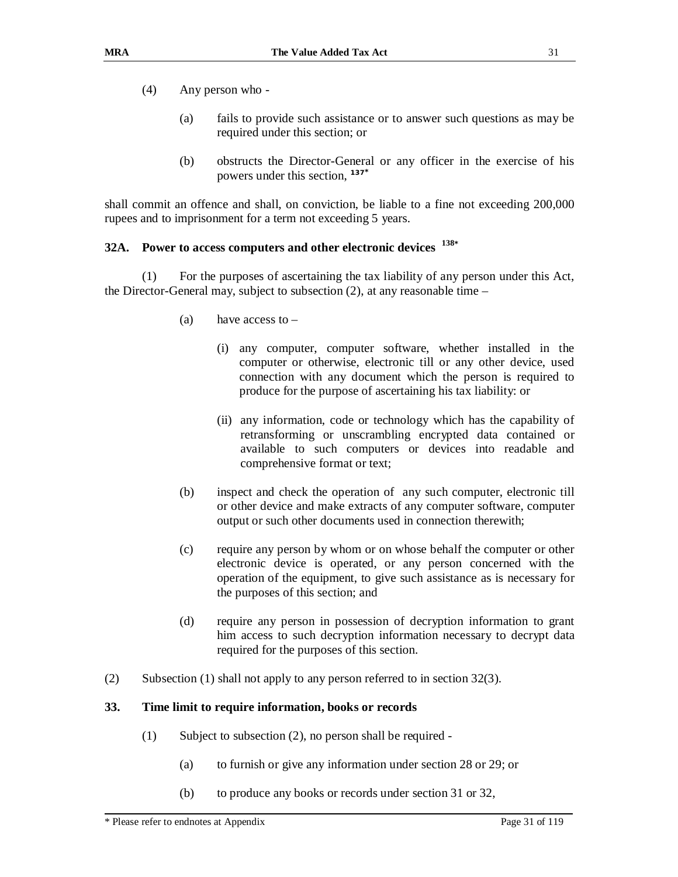(4) Any person who -

(a) fails to provide such assistance or to answer such questions as may be required under this section; or

(b) obstructs the Director-General or any officer in the exercise of his powers under this section, [137*]

shall commit an offence and shall, on conviction, be liable to a fine not exceeding 200,000 rupees and to imprisonment for a term not exceeding 5 years.

**32A. Power to access computers and other electronic devices** [138*]

(1) For the purposes of ascertaining the tax liability of any person under this Act, the Director-General may, subject to subsection (2), at any reasonable time –

(a) have access to –

(i) any computer, computer software, whether installed in the computer or otherwise, electronic till or any other device, used connection with any document which the person is required to produce for the purpose of ascertaining his tax liability: or

(ii) any information, code or technology which has the capability of retransforming or unscrambling encrypted data contained or available to such computers or devices into readable and comprehensive format or text;

(b) inspect and check the operation of any such computer, electronic till or other device and make extracts of any computer software, computer output or such other documents used in connection therewith;

(c) require any person by whom or on whose behalf the computer or other electronic device is operated, or any person concerned with the operation of the equipment, to give such assistance as is necessary for the purposes of this section; and

(d) require any person in possession of decryption information to grant him access to such decryption information necessary to decrypt data required for the purposes of this section.

(2) Subsection (1) shall not apply to any person referred to in section 32(3).

**33. Time limit to require information, books or records**

(1) Subject to subsection (2), no person shall be required -

(a) to furnish or give any information under section 28 or 29; or

(b) to produce any books or records under section 31 or 32,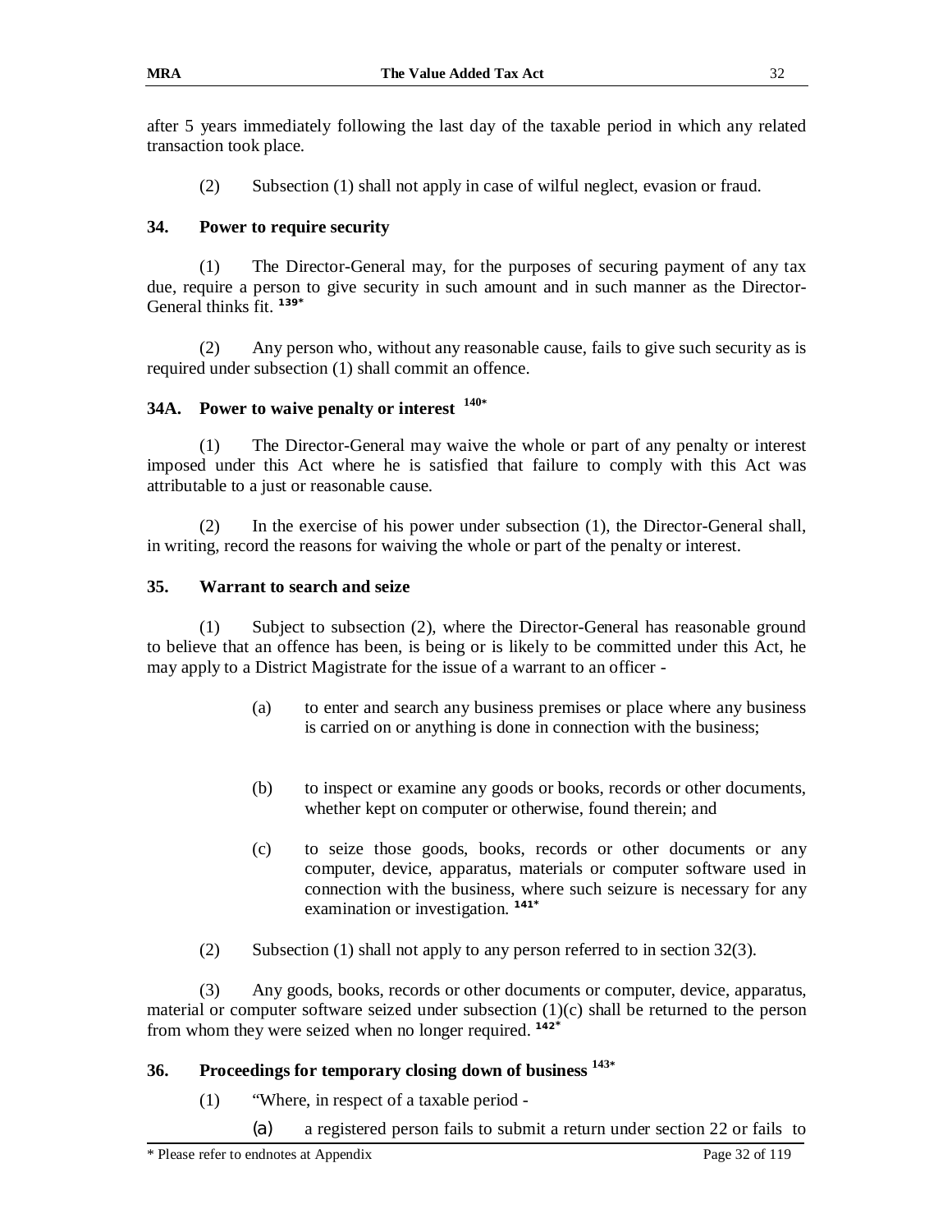after 5 years immediately following the last day of the taxable period in which any related transaction took place.

(2) Subsection (1) shall not apply in case of wilful neglect, evasion or fraud.

### 34. Power to require security

(1) The Director-General may, for the purposes of securing payment of any tax due, require a person to give security in such amount and in such manner as the Director-General thinks fit. [139*]

(2) Any person who, without any reasonable cause, fails to give such security as is required under subsection (1) shall commit an offence.

### 34A. Power to waive penalty or interest [140*]

(1) The Director-General may waive the whole or part of any penalty or interest imposed under this Act where he is satisfied that failure to comply with this Act was attributable to a just or reasonable cause.

(2) In the exercise of his power under subsection (1), the Director-General shall, in writing, record the reasons for waiving the whole or part of the penalty or interest.

### 35. Warrant to search and seize

(1) Subject to subsection (2), where the Director-General has reasonable ground to believe that an offence has been, is being or is likely to be committed under this Act, he may apply to a District Magistrate for the issue of a warrant to an officer -

(a) to enter and search any business premises or place where any business is carried on or anything is done in connection with the business;

(b) to inspect or examine any goods or books, records or other documents, whether kept on computer or otherwise, found therein; and

(c) to seize those goods, books, records or other documents or any computer, device, apparatus, materials or computer software used in connection with the business, where such seizure is necessary for any examination or investigation. [141*]

(2) Subsection (1) shall not apply to any person referred to in section 32(3).

(3) Any goods, books, records or other documents or computer, device, apparatus, material or computer software seized under subsection (1)(c) shall be returned to the person from whom they were seized when no longer required. [142*]

### 36. Proceedings for temporary closing down of business [143*]

(1) "Where, in respect of a taxable period -

(a) a registered person fails to submit a return under section 22 or fails to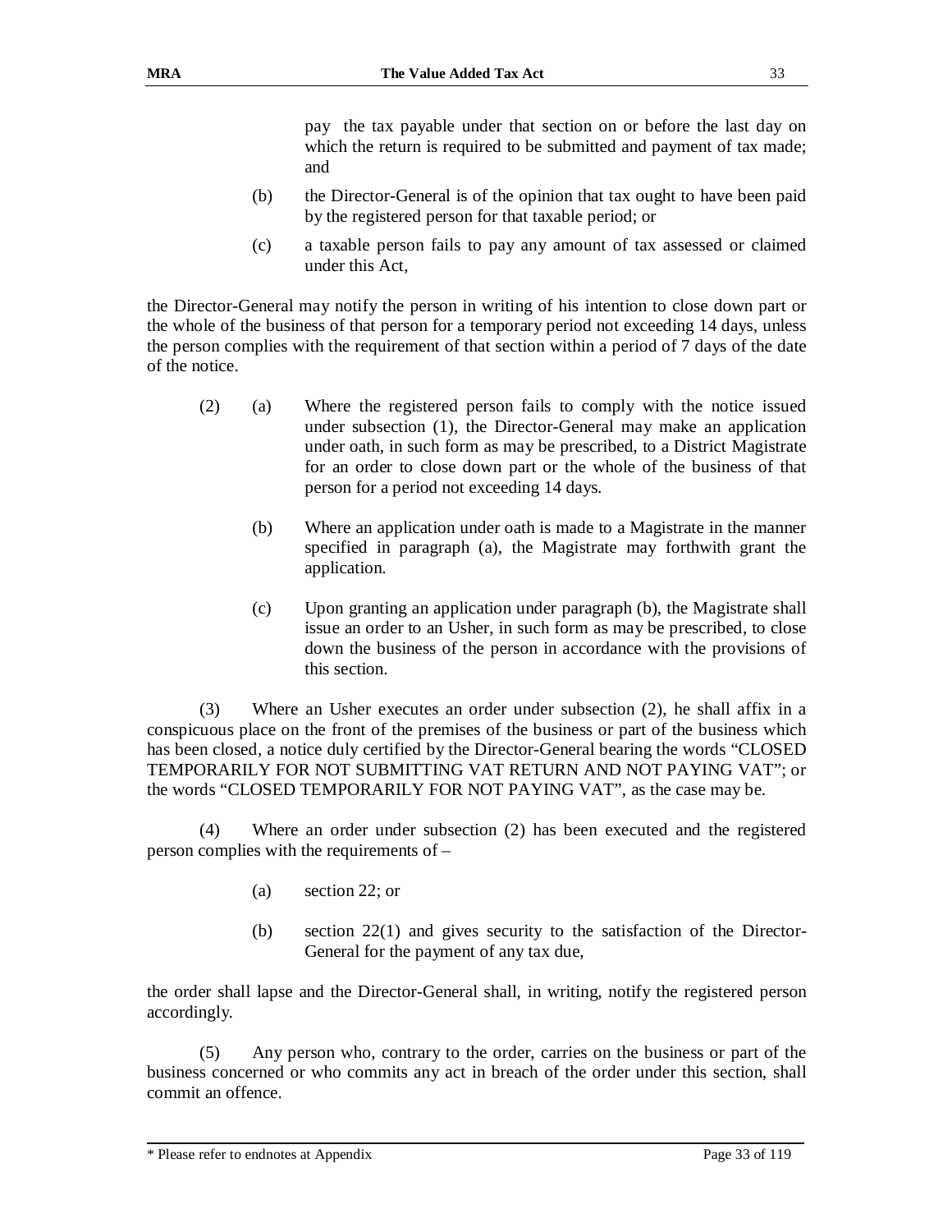pay the tax payable under that section on or before the last day on which the return is required to be submitted and payment of tax made; and

(b) the Director-General is of the opinion that tax ought to have been paid by the registered person for that taxable period; or

(c) a taxable person fails to pay any amount of tax assessed or claimed under this Act,

the Director-General may notify the person in writing of his intention to close down part or the whole of the business of that person for a temporary period not exceeding 14 days, unless the person complies with the requirement of that section within a period of 7 days of the date of the notice.

(2) (a) Where the registered person fails to comply with the notice issued under subsection (1), the Director-General may make an application under oath, in such form as may be prescribed, to a District Magistrate for an order to close down part or the whole of the business of that person for a period not exceeding 14 days.

(b) Where an application under oath is made to a Magistrate in the manner specified in paragraph (a), the Magistrate may forthwith grant the application.

(c) Upon granting an application under paragraph (b), the Magistrate shall issue an order to an Usher, in such form as may be prescribed, to close down the business of the person in accordance with the provisions of this section.

(3) Where an Usher executes an order under subsection (2), he shall affix in a conspicuous place on the front of the premises of the business or part of the business which has been closed, a notice duly certified by the Director-General bearing the words "CLOSED TEMPORARILY FOR NOT SUBMITTING VAT RETURN AND NOT PAYING VAT"; or the words "CLOSED TEMPORARILY FOR NOT PAYING VAT", as the case may be.

(4) Where an order under subsection (2) has been executed and the registered person complies with the requirements of –

(a) section 22; or

(b) section 22(1) and gives security to the satisfaction of the Director-General for the payment of any tax due,

the order shall lapse and the Director-General shall, in writing, notify the registered person accordingly.

(5) Any person who, contrary to the order, carries on the business or part of the business concerned or who commits any act in breach of the order under this section, shall commit an offence.

\* Please refer to endnotes at Appendix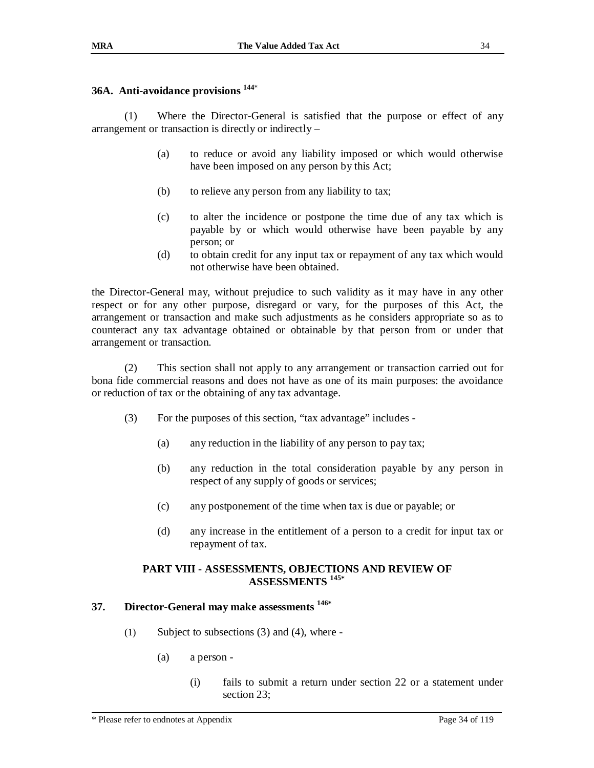### 36A. Anti-avoidance provisions [144*]

(1) Where the Director-General is satisfied that the purpose or effect of any arrangement or transaction is directly or indirectly –

(a) to reduce or avoid any liability imposed or which would otherwise have been imposed on any person by this Act;

(b) to relieve any person from any liability to tax;

(c) to alter the incidence or postpone the time due of any tax which is payable by or which would otherwise have been payable by any person; or

(d) to obtain credit for any input tax or repayment of any tax which would not otherwise have been obtained.

the Director-General may, without prejudice to such validity as it may have in any other respect or for any other purpose, disregard or vary, for the purposes of this Act, the arrangement or transaction and make such adjustments as he considers appropriate so as to counteract any tax advantage obtained or obtainable by that person from or under that arrangement or transaction.

(2) This section shall not apply to any arrangement or transaction carried out for bona fide commercial reasons and does not have as one of its main purposes: the avoidance or reduction of tax or the obtaining of any tax advantage.

(3) For the purposes of this section, "tax advantage" includes -

(a) any reduction in the liability of any person to pay tax;

(b) any reduction in the total consideration payable by any person in respect of any supply of goods or services;

(c) any postponement of the time when tax is due or payable; or

(d) any increase in the entitlement of a person to a credit for input tax or repayment of tax.

## PART VIII - ASSESSMENTS, OBJECTIONS AND REVIEW OF ASSESSMENTS [145*]

### 37. Director-General may make assessments [146*]

(1) Subject to subsections (3) and (4), where -

(a) a person -

(i) fails to submit a return under section 22 or a statement under section 23;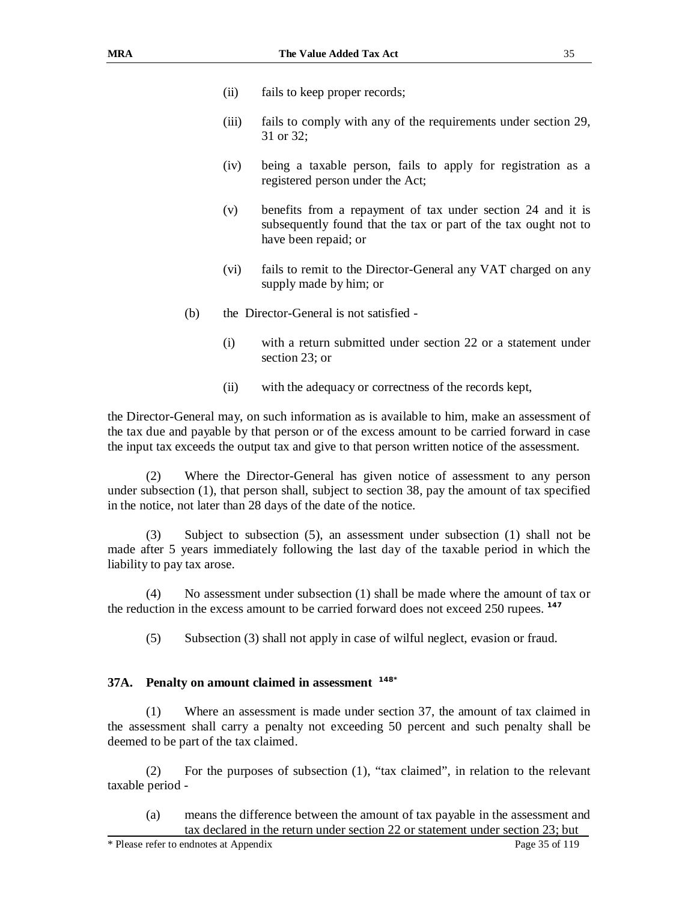(ii) fails to keep proper records;

(iii) fails to comply with any of the requirements under section 29, 31 or 32;

(iv) being a taxable person, fails to apply for registration as a registered person under the Act;

(v) benefits from a repayment of tax under section 24 and it is subsequently found that the tax or part of the tax ought not to have been repaid; or

(vi) fails to remit to the Director-General any VAT charged on any supply made by him; or

(b) the Director-General is not satisfied -

(i) with a return submitted under section 22 or a statement under section 23; or

(ii) with the adequacy or correctness of the records kept,

the Director-General may, on such information as is available to him, make an assessment of the tax due and payable by that person or of the excess amount to be carried forward in case the input tax exceeds the output tax and give to that person written notice of the assessment.

(2) Where the Director-General has given notice of assessment to any person under subsection (1), that person shall, subject to section 38, pay the amount of tax specified in the notice, not later than 28 days of the date of the notice.

(3) Subject to subsection (5), an assessment under subsection (1) shall not be made after 5 years immediately following the last day of the taxable period in which the liability to pay tax arose.

(4) No assessment under subsection (1) shall be made where the amount of tax or the reduction in the excess amount to be carried forward does not exceed 250 rupees. [147]

(5) Subsection (3) shall not apply in case of wilful neglect, evasion or fraud.

### 37A. Penalty on amount claimed in assessment [148*]

(1) Where an assessment is made under section 37, the amount of tax claimed in the assessment shall carry a penalty not exceeding 50 percent and such penalty shall be deemed to be part of the tax claimed.

(2) For the purposes of subsection (1), "tax claimed", in relation to the relevant taxable period -

(a) means the difference between the amount of tax payable in the assessment and tax declared in the return under section 22 or statement under section 23; but

\* Please refer to endnotes at Appendix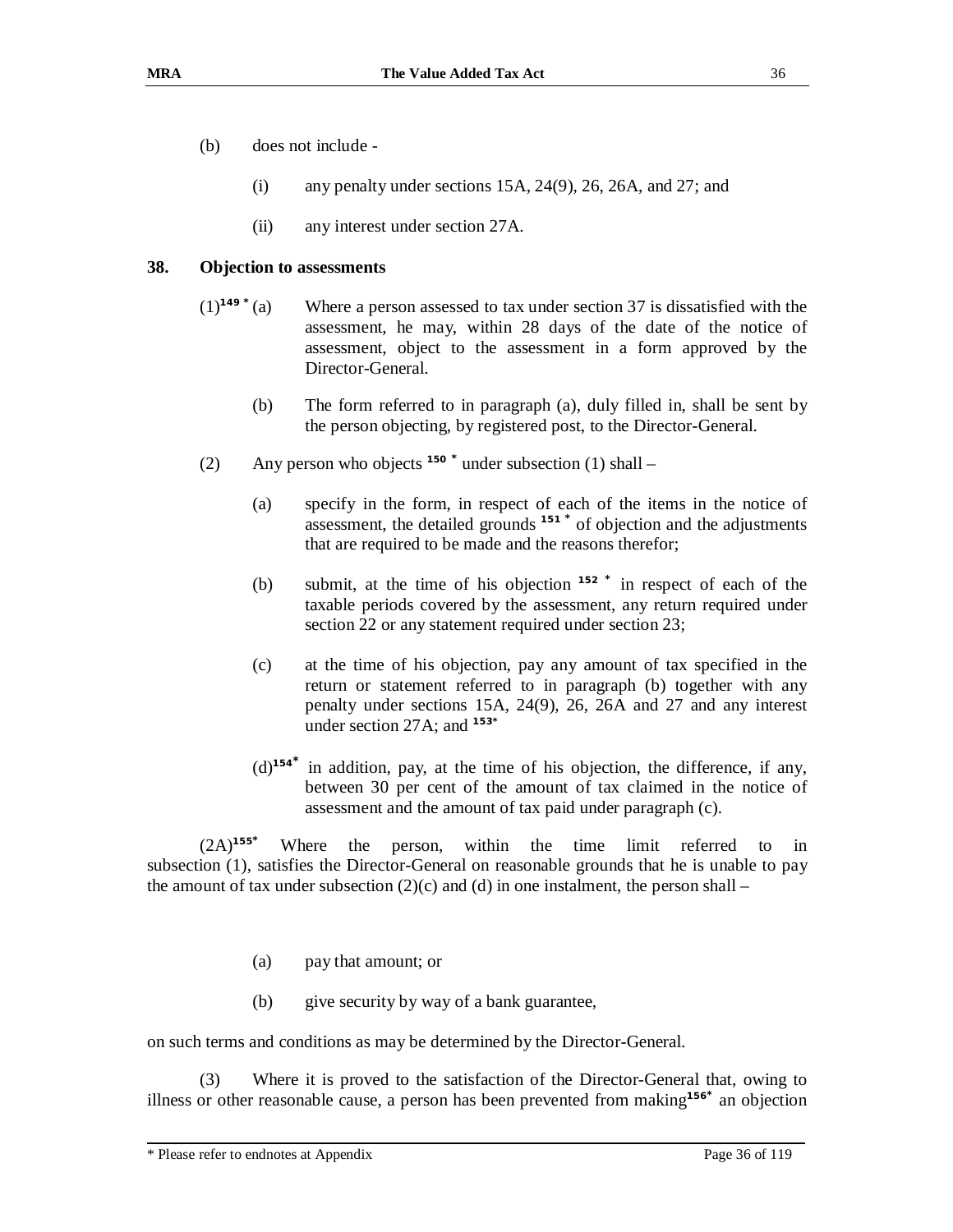(b) does not include -

(i) any penalty under sections 15A, 24(9), 26, 26A, and 27; and

(ii) any interest under section 27A.

**38. Objection to assessments**

(1)[149 *] (a) Where a person assessed to tax under section 37 is dissatisfied with the assessment, he may, within 28 days of the date of the notice of assessment, object to the assessment in a form approved by the Director-General.

(b) The form referred to in paragraph (a), duly filled in, shall be sent by the person objecting, by registered post, to the Director-General.

(2) Any person who objects [150 *] under subsection (1) shall –

(a) specify in the form, in respect of each of the items in the notice of assessment, the detailed grounds [151 *] of objection and the adjustments that are required to be made and the reasons therefor;

(b) submit, at the time of his objection [152 *] in respect of each of the taxable periods covered by the assessment, any return required under section 22 or any statement required under section 23;

(c) at the time of his objection, pay any amount of tax specified in the return or statement referred to in paragraph (b) together with any penalty under sections 15A, 24(9), 26, 26A and 27 and any interest under section 27A; and [153*]

(d)[154*] in addition, pay, at the time of his objection, the difference, if any, between 30 per cent of the amount of tax claimed in the notice of assessment and the amount of tax paid under paragraph (c).

(2A)[155*] Where the person, within the time limit referred to in subsection (1), satisfies the Director-General on reasonable grounds that he is unable to pay the amount of tax under subsection (2)(c) and (d) in one instalment, the person shall –

(a) pay that amount; or

(b) give security by way of a bank guarantee,

on such terms and conditions as may be determined by the Director-General.

(3) Where it is proved to the satisfaction of the Director-General that, owing to illness or other reasonable cause, a person has been prevented from making[156*] an objection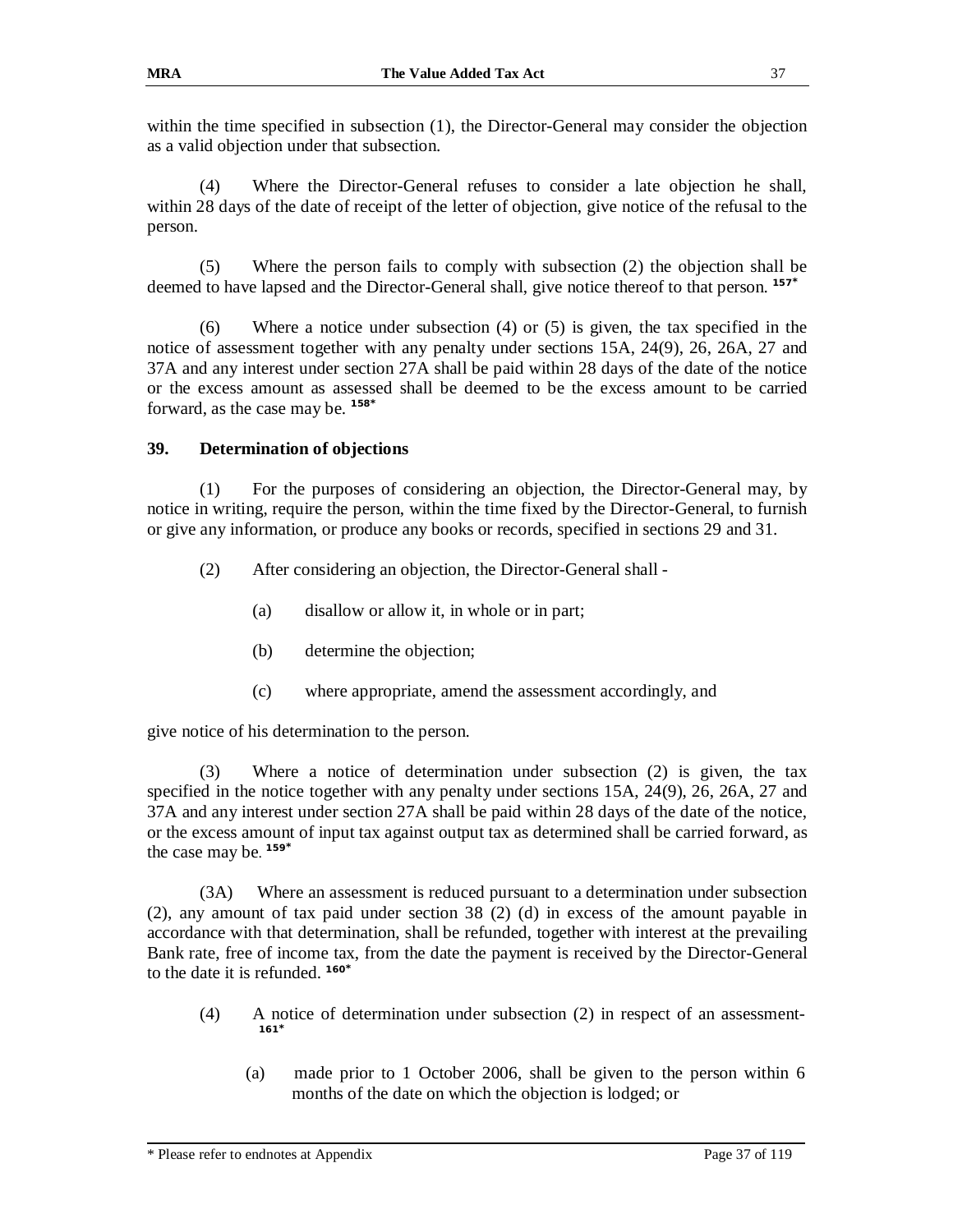within the time specified in subsection (1), the Director-General may consider the objection as a valid objection under that subsection.

(4) Where the Director-General refuses to consider a late objection he shall, within 28 days of the date of receipt of the letter of objection, give notice of the refusal to the person.

(5) Where the person fails to comply with subsection (2) the objection shall be deemed to have lapsed and the Director-General shall, give notice thereof to that person. [157*]

(6) Where a notice under subsection (4) or (5) is given, the tax specified in the notice of assessment together with any penalty under sections 15A, 24(9), 26, 26A, 27 and 37A and any interest under section 27A shall be paid within 28 days of the date of the notice or the excess amount as assessed shall be deemed to be the excess amount to be carried forward, as the case may be. [158*]

### 39. Determination of objections

(1) For the purposes of considering an objection, the Director-General may, by notice in writing, require the person, within the time fixed by the Director-General, to furnish or give any information, or produce any books or records, specified in sections 29 and 31.

(2) After considering an objection, the Director-General shall -

(a) disallow or allow it, in whole or in part;

(b) determine the objection;

(c) where appropriate, amend the assessment accordingly, and

give notice of his determination to the person.

(3) Where a notice of determination under subsection (2) is given, the tax specified in the notice together with any penalty under sections 15A, 24(9), 26, 26A, 27 and 37A and any interest under section 27A shall be paid within 28 days of the date of the notice, or the excess amount of input tax against output tax as determined shall be carried forward, as the case may be. [159*]

(3A) Where an assessment is reduced pursuant to a determination under subsection (2), any amount of tax paid under section 38 (2) (d) in excess of the amount payable in accordance with that determination, shall be refunded, together with interest at the prevailing Bank rate, free of income tax, from the date the payment is received by the Director-General to the date it is refunded. [160*]

(4) A notice of determination under subsection (2) in respect of an assessment- [161*]

(a) made prior to 1 October 2006, shall be given to the person within 6 months of the date on which the objection is lodged; or

\* Please refer to endnotes at Appendix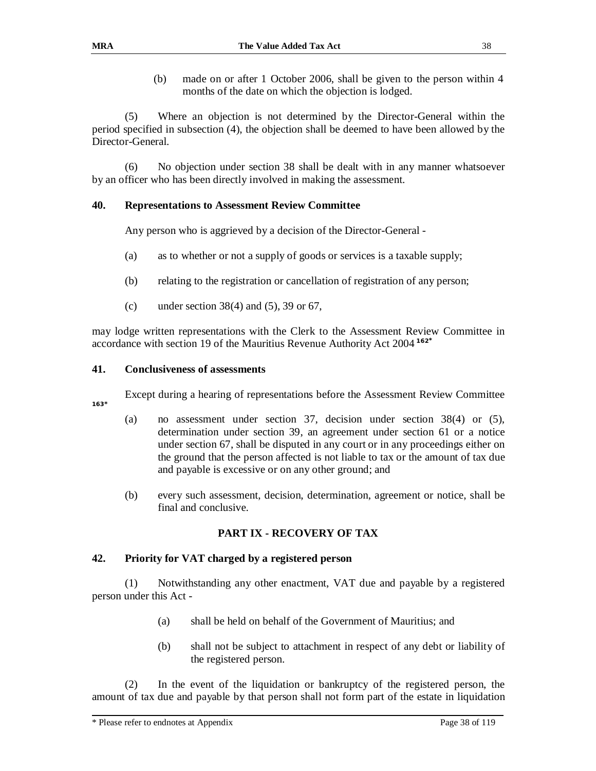(b) made on or after 1 October 2006, shall be given to the person within 4 months of the date on which the objection is lodged.

(5) Where an objection is not determined by the Director-General within the period specified in subsection (4), the objection shall be deemed to have been allowed by the Director-General.

(6) No objection under section 38 shall be dealt with in any manner whatsoever by an officer who has been directly involved in making the assessment.

### 40. Representations to Assessment Review Committee

Any person who is aggrieved by a decision of the Director-General -

(a) as to whether or not a supply of goods or services is a taxable supply;

(b) relating to the registration or cancellation of registration of any person;

(c) under section 38(4) and (5), 39 or 67,

may lodge written representations with the Clerk to the Assessment Review Committee in accordance with section 19 of the Mauritius Revenue Authority Act 2004 [162*]

### 41. Conclusiveness of assessments

Except during a hearing of representations before the Assessment Review Committee [163*]

(a) no assessment under section 37, decision under section 38(4) or (5), determination under section 39, an agreement under section 61 or a notice under section 67, shall be disputed in any court or in any proceedings either on the ground that the person affected is not liable to tax or the amount of tax due and payable is excessive or on any other ground; and

(b) every such assessment, decision, determination, agreement or notice, shall be final and conclusive.

## PART IX - RECOVERY OF TAX

### 42. Priority for VAT charged by a registered person

(1) Notwithstanding any other enactment, VAT due and payable by a registered person under this Act -

(a) shall be held on behalf of the Government of Mauritius; and

(b) shall not be subject to attachment in respect of any debt or liability of the registered person.

(2) In the event of the liquidation or bankruptcy of the registered person, the amount of tax due and payable by that person shall not form part of the estate in liquidation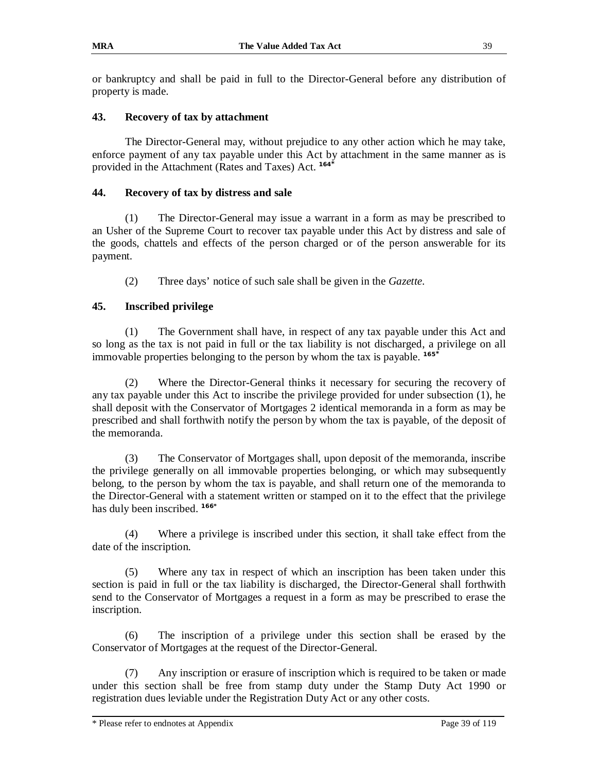or bankruptcy and shall be paid in full to the Director-General before any distribution of property is made.

### 43. Recovery of tax by attachment

The Director-General may, without prejudice to any other action which he may take, enforce payment of any tax payable under this Act by attachment in the same manner as is provided in the Attachment (Rates and Taxes) Act. [164*]

### 44. Recovery of tax by distress and sale

(1) The Director-General may issue a warrant in a form as may be prescribed to an Usher of the Supreme Court to recover tax payable under this Act by distress and sale of the goods, chattels and effects of the person charged or of the person answerable for its payment.

(2) Three days' notice of such sale shall be given in the *Gazette*.

### 45. Inscribed privilege

(1) The Government shall have, in respect of any tax payable under this Act and so long as the tax is not paid in full or the tax liability is not discharged, a privilege on all immovable properties belonging to the person by whom the tax is payable. [165*]

(2) Where the Director-General thinks it necessary for securing the recovery of any tax payable under this Act to inscribe the privilege provided for under subsection (1), he shall deposit with the Conservator of Mortgages 2 identical memoranda in a form as may be prescribed and shall forthwith notify the person by whom the tax is payable, of the deposit of the memoranda.

(3) The Conservator of Mortgages shall, upon deposit of the memoranda, inscribe the privilege generally on all immovable properties belonging, or which may subsequently belong, to the person by whom the tax is payable, and shall return one of the memoranda to the Director-General with a statement written or stamped on it to the effect that the privilege has duly been inscribed. [166*]

(4) Where a privilege is inscribed under this section, it shall take effect from the date of the inscription.

(5) Where any tax in respect of which an inscription has been taken under this section is paid in full or the tax liability is discharged, the Director-General shall forthwith send to the Conservator of Mortgages a request in a form as may be prescribed to erase the inscription.

(6) The inscription of a privilege under this section shall be erased by the Conservator of Mortgages at the request of the Director-General.

(7) Any inscription or erasure of inscription which is required to be taken or made under this section shall be free from stamp duty under the Stamp Duty Act 1990 or registration dues leviable under the Registration Duty Act or any other costs.

\* Please refer to endnotes at Appendix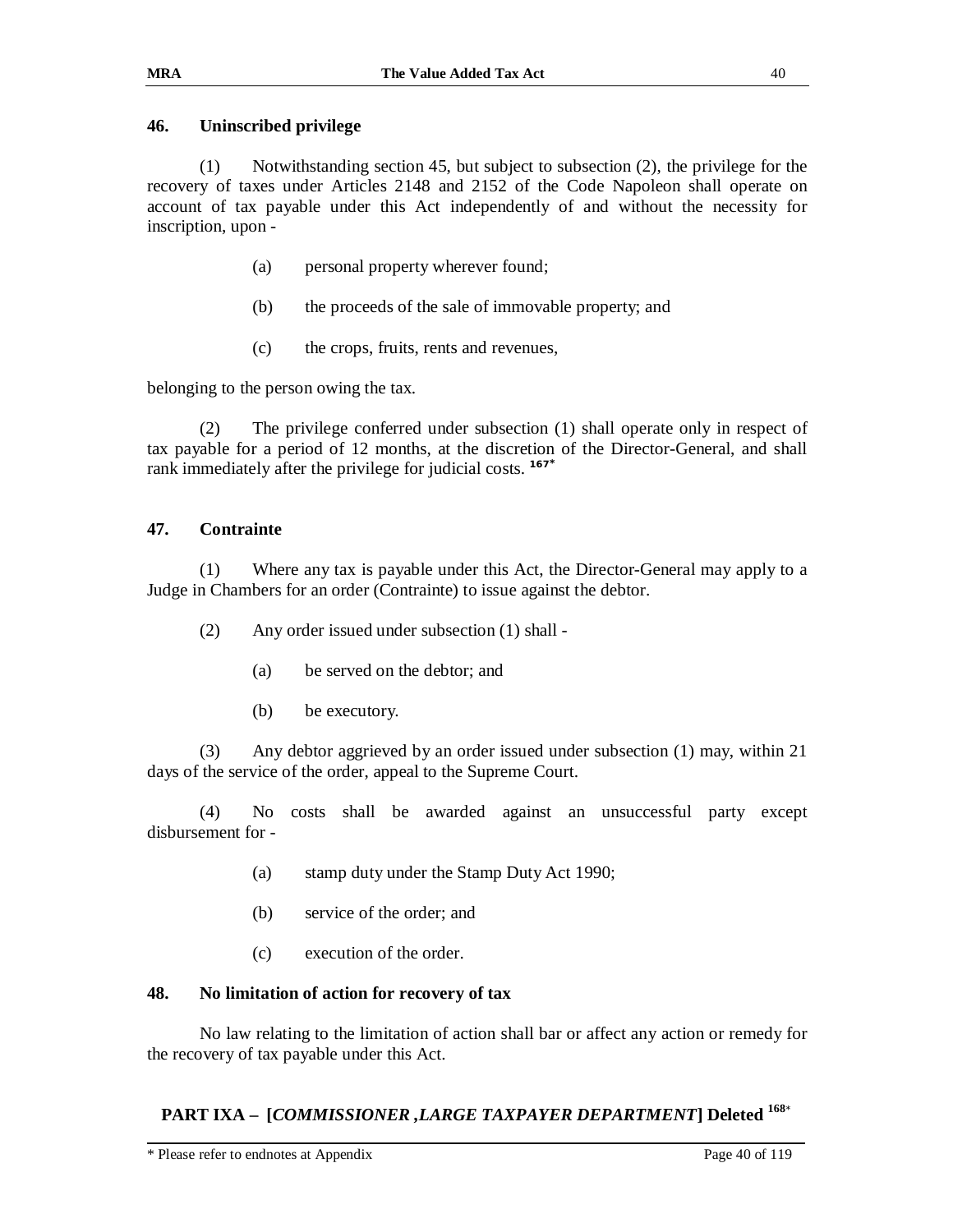### 46. Uninscribed privilege

(1) Notwithstanding section 45, but subject to subsection (2), the privilege for the recovery of taxes under Articles 2148 and 2152 of the Code Napoleon shall operate on account of tax payable under this Act independently of and without the necessity for inscription, upon -

(a) personal property wherever found;

(b) the proceeds of the sale of immovable property; and

(c) the crops, fruits, rents and revenues,

belonging to the person owing the tax.

(2) The privilege conferred under subsection (1) shall operate only in respect of tax payable for a period of 12 months, at the discretion of the Director-General, and shall rank immediately after the privilege for judicial costs. [167*]

### 47. Contrainte

(1) Where any tax is payable under this Act, the Director-General may apply to a Judge in Chambers for an order (Contrainte) to issue against the debtor.

(2) Any order issued under subsection (1) shall -

(a) be served on the debtor; and

(b) be executory.

(3) Any debtor aggrieved by an order issued under subsection (1) may, within 21 days of the service of the order, appeal to the Supreme Court.

(4) No costs shall be awarded against an unsuccessful party except disbursement for -

(a) stamp duty under the Stamp Duty Act 1990;

(b) service of the order; and

(c) execution of the order.

### 48. No limitation of action for recovery of tax

No law relating to the limitation of action shall bar or affect any action or remedy for the recovery of tax payable under this Act.

## PART IXA – [*COMMISSIONER ,LARGE TAXPAYER DEPARTMENT*] Deleted [168*]

* Please refer to endnotes at Appendix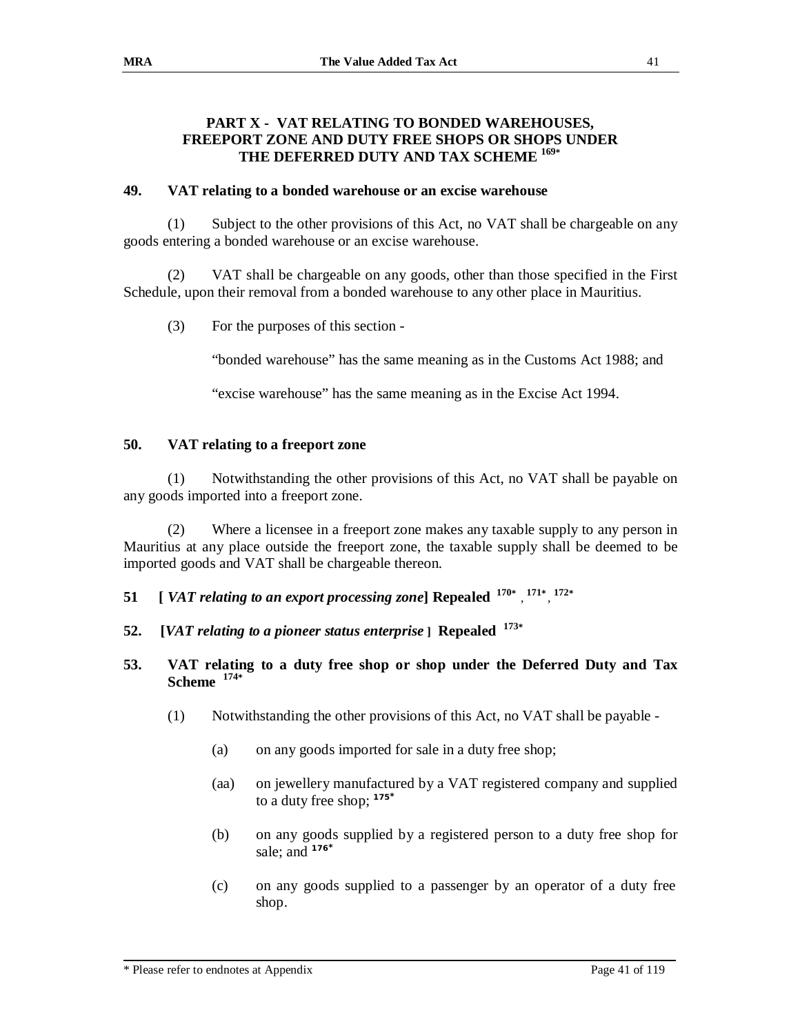## PART X - VAT RELATING TO BONDED WAREHOUSES, FREEPORT ZONE AND DUTY FREE SHOPS OR SHOPS UNDER THE DEFERRED DUTY AND TAX SCHEME [169*]

### 49. VAT relating to a bonded warehouse or an excise warehouse

(1) Subject to the other provisions of this Act, no VAT shall be chargeable on any goods entering a bonded warehouse or an excise warehouse.

(2) VAT shall be chargeable on any goods, other than those specified in the First Schedule, upon their removal from a bonded warehouse to any other place in Mauritius.

(3) For the purposes of this section -

"bonded warehouse" has the same meaning as in the Customs Act 1988; and

"excise warehouse" has the same meaning as in the Excise Act 1994.

### 50. VAT relating to a freeport zone

(1) Notwithstanding the other provisions of this Act, no VAT shall be payable on any goods imported into a freeport zone.

(2) Where a licensee in a freeport zone makes any taxable supply to any person in Mauritius at any place outside the freeport zone, the taxable supply shall be deemed to be imported goods and VAT shall be chargeable thereon.

### 51 [ *VAT relating to an export processing zone*] Repealed [170*], [171*], [172*]

### 52. [*VAT relating to a pioneer status enterprise* ] Repealed [173*]

### 53. VAT relating to a duty free shop or shop under the Deferred Duty and Tax Scheme [174*]

(1) Notwithstanding the other provisions of this Act, no VAT shall be payable -

(a) on any goods imported for sale in a duty free shop;

(aa) on jewellery manufactured by a VAT registered company and supplied to a duty free shop; [175*]

(b) on any goods supplied by a registered person to a duty free shop for sale; and [176*]

(c) on any goods supplied to a passenger by an operator of a duty free shop.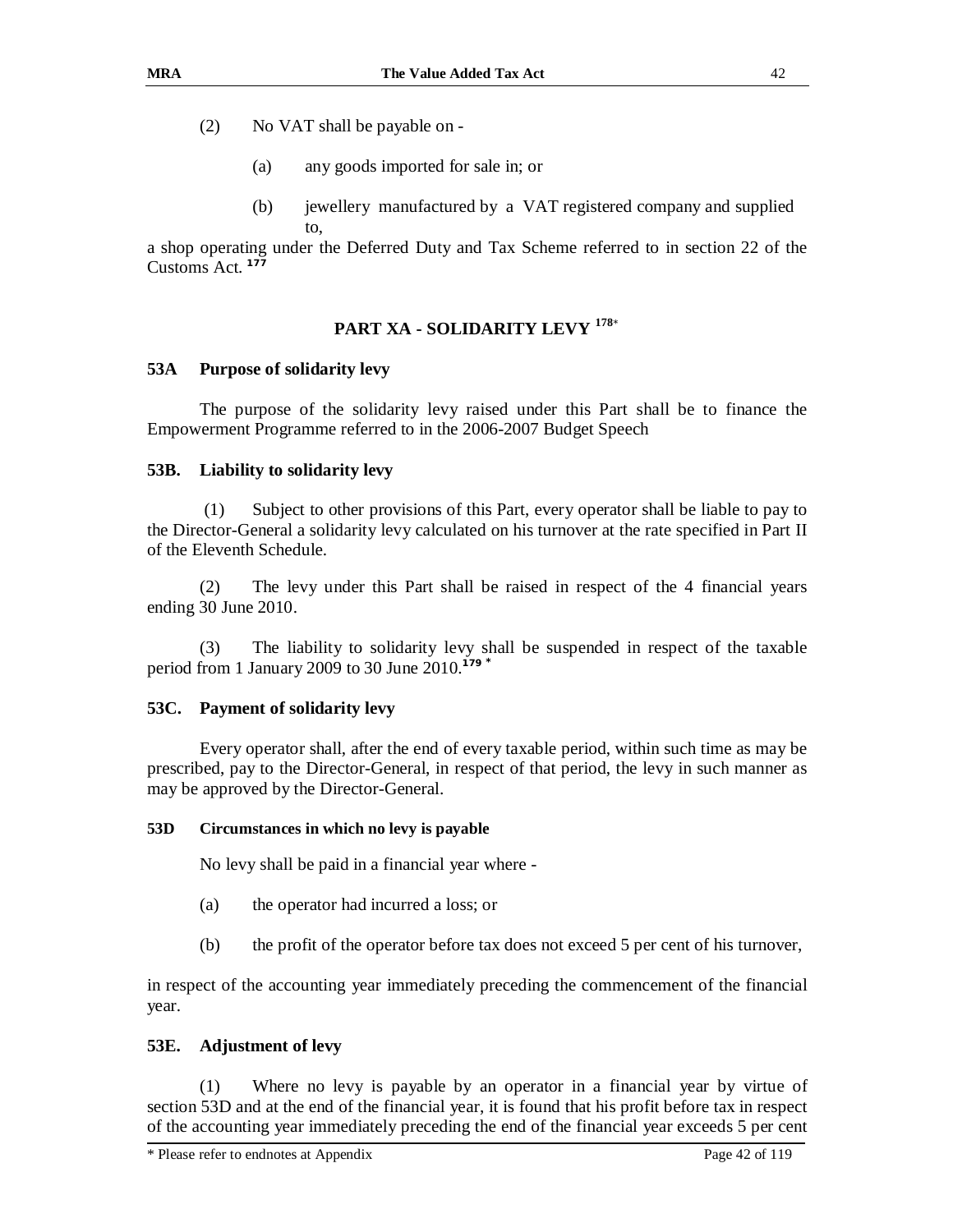(2) No VAT shall be payable on -

(a) any goods imported for sale in; or

(b) jewellery manufactured by a VAT registered company and supplied to,

a shop operating under the Deferred Duty and Tax Scheme referred to in section 22 of the Customs Act. [177]

## PART XA - SOLIDARITY LEVY [178]*

### 53A Purpose of solidarity levy

The purpose of the solidarity levy raised under this Part shall be to finance the Empowerment Programme referred to in the 2006-2007 Budget Speech

### 53B. Liability to solidarity levy

(1) Subject to other provisions of this Part, every operator shall be liable to pay to the Director-General a solidarity levy calculated on his turnover at the rate specified in Part II of the Eleventh Schedule.

(2) The levy under this Part shall be raised in respect of the 4 financial years ending 30 June 2010.

(3) The liability to solidarity levy shall be suspended in respect of the taxable period from 1 January 2009 to 30 June 2010.[179 *]

### 53C. Payment of solidarity levy

Every operator shall, after the end of every taxable period, within such time as may be prescribed, pay to the Director-General, in respect of that period, the levy in such manner as may be approved by the Director-General.

### 53D Circumstances in which no levy is payable

No levy shall be paid in a financial year where -

(a) the operator had incurred a loss; or

(b) the profit of the operator before tax does not exceed 5 per cent of his turnover,

in respect of the accounting year immediately preceding the commencement of the financial year.

### 53E. Adjustment of levy

(1) Where no levy is payable by an operator in a financial year by virtue of section 53D and at the end of the financial year, it is found that his profit before tax in respect of the accounting year immediately preceding the end of the financial year exceeds 5 per cent

* Please refer to endnotes at Appendix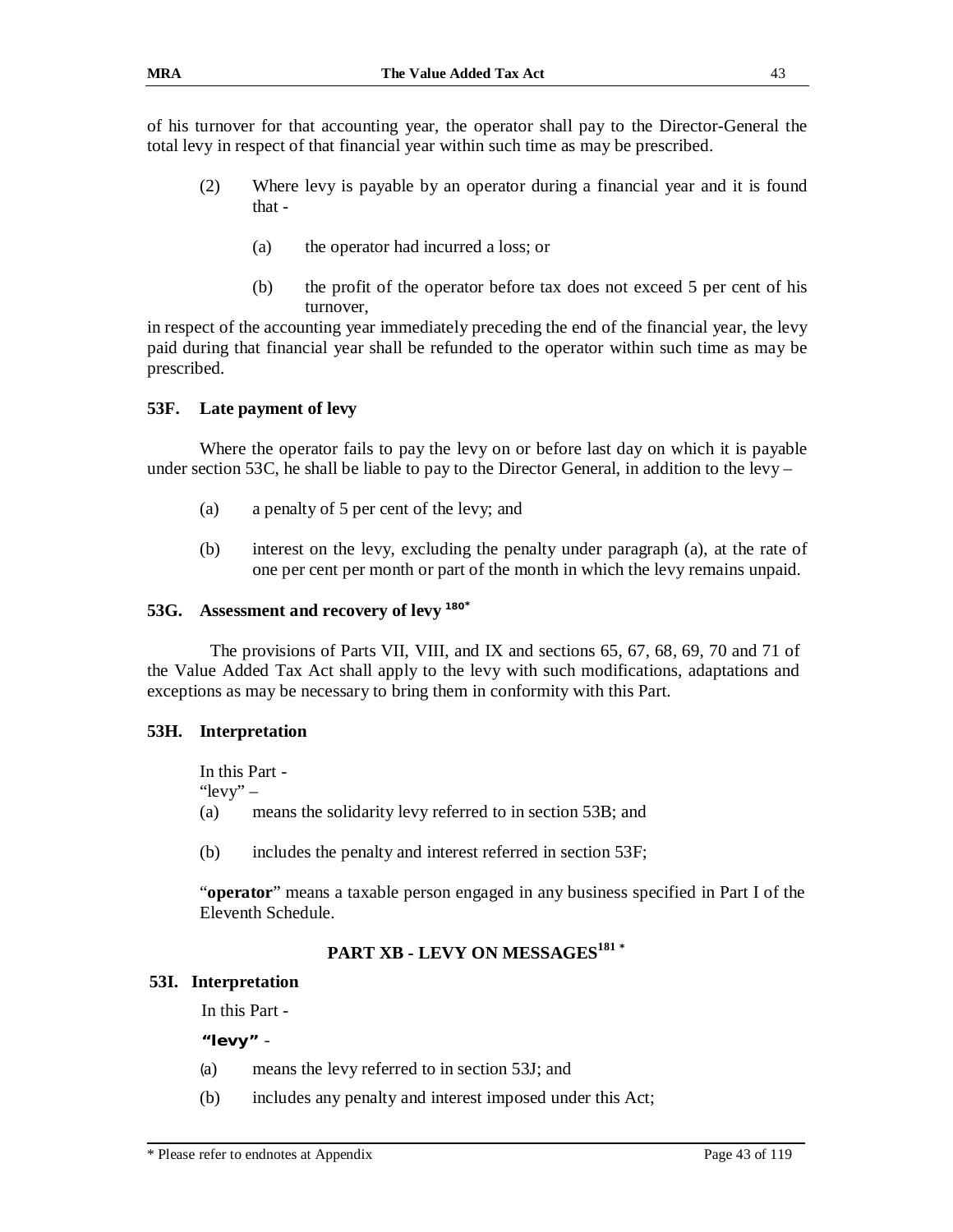of his turnover for that accounting year, the operator shall pay to the Director-General the total levy in respect of that financial year within such time as may be prescribed.

(2) Where levy is payable by an operator during a financial year and it is found that -

(a) the operator had incurred a loss; or

(b) the profit of the operator before tax does not exceed 5 per cent of his turnover,

in respect of the accounting year immediately preceding the end of the financial year, the levy paid during that financial year shall be refunded to the operator within such time as may be prescribed.

### 53F. Late payment of levy

Where the operator fails to pay the levy on or before last day on which it is payable under section 53C, he shall be liable to pay to the Director General, in addition to the levy –

(a) a penalty of 5 per cent of the levy; and

(b) interest on the levy, excluding the penalty under paragraph (a), at the rate of one per cent per month or part of the month in which the levy remains unpaid.

### 53G. Assessment and recovery of levy [180*]

The provisions of Parts VII, VIII, and IX and sections 65, 67, 68, 69, 70 and 71 of the Value Added Tax Act shall apply to the levy with such modifications, adaptations and exceptions as may be necessary to bring them in conformity with this Part.

### 53H. Interpretation

In this Part -

"levy" –

(a) means the solidarity levy referred to in section 53B; and

(b) includes the penalty and interest referred in section 53F;

"**operator**" means a taxable person engaged in any business specified in Part I of the Eleventh Schedule.

## PART XB - LEVY ON MESSAGES[181 *]

### 53I. Interpretation

In this Part -

**"levy"** -

(a) means the levy referred to in section 53J; and

(b) includes any penalty and interest imposed under this Act;

\* Please refer to endnotes at Appendix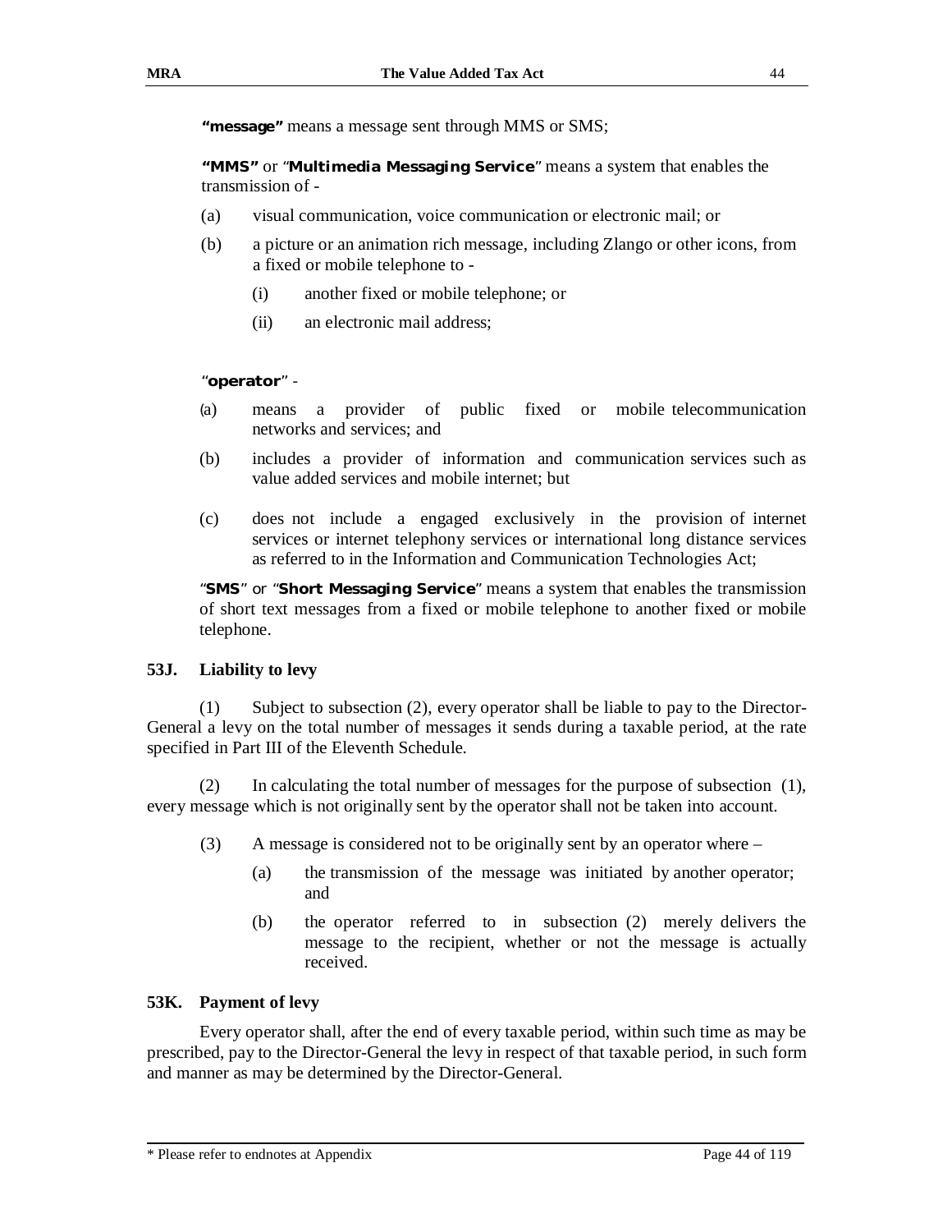**"message"** means a message sent through MMS or SMS;

**"MMS"** or "**Multimedia Messaging Service**" means a system that enables the transmission of -

(a) visual communication, voice communication or electronic mail; or

(b) a picture or an animation rich message, including Zlango or other icons, from a fixed or mobile telephone to -

  (i) another fixed or mobile telephone; or

  (ii) an electronic mail address;

"**operator**" -

(a) means a provider of public fixed or mobile telecommunication networks and services; and

(b) includes a provider of information and communication services such as value added services and mobile internet; but

(c) does not include a engaged exclusively in the provision of internet services or internet telephony services or international long distance services as referred to in the Information and Communication Technologies Act;

"**SMS**" or "**Short Messaging Service**" means a system that enables the transmission of short text messages from a fixed or mobile telephone to another fixed or mobile telephone.

### 53J. Liability to levy

(1) Subject to subsection (2), every operator shall be liable to pay to the Director-General a levy on the total number of messages it sends during a taxable period, at the rate specified in Part III of the Eleventh Schedule.

(2) In calculating the total number of messages for the purpose of subsection (1), every message which is not originally sent by the operator shall not be taken into account.

(3) A message is considered not to be originally sent by an operator where –

  (a) the transmission of the message was initiated by another operator; and

  (b) the operator referred to in subsection (2) merely delivers the message to the recipient, whether or not the message is actually received.

### 53K. Payment of levy

Every operator shall, after the end of every taxable period, within such time as may be prescribed, pay to the Director-General the levy in respect of that taxable period, in such form and manner as may be determined by the Director-General.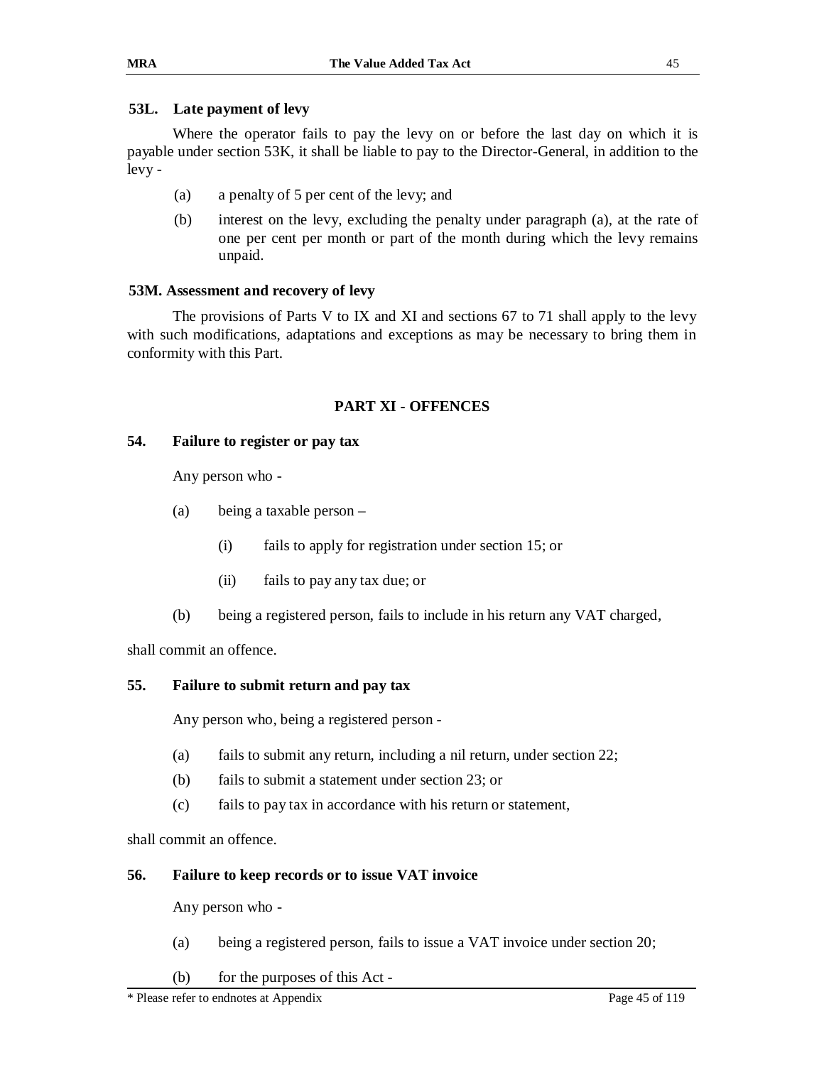### 53L. Late payment of levy

Where the operator fails to pay the levy on or before the last day on which it is payable under section 53K, it shall be liable to pay to the Director-General, in addition to the levy -

(a) a penalty of 5 per cent of the levy; and

(b) interest on the levy, excluding the penalty under paragraph (a), at the rate of one per cent per month or part of the month during which the levy remains unpaid.

### 53M. Assessment and recovery of levy

The provisions of Parts V to IX and XI and sections 67 to 71 shall apply to the levy with such modifications, adaptations and exceptions as may be necessary to bring them in conformity with this Part.

## PART XI - OFFENCES

### 54. Failure to register or pay tax

Any person who -

(a) being a taxable person –

  (i) fails to apply for registration under section 15; or

  (ii) fails to pay any tax due; or

(b) being a registered person, fails to include in his return any VAT charged,

shall commit an offence.

### 55. Failure to submit return and pay tax

Any person who, being a registered person -

(a) fails to submit any return, including a nil return, under section 22;

(b) fails to submit a statement under section 23; or

(c) fails to pay tax in accordance with his return or statement,

shall commit an offence.

### 56. Failure to keep records or to issue VAT invoice

Any person who -

(a) being a registered person, fails to issue a VAT invoice under section 20;

(b) for the purposes of this Act -

\* Please refer to endnotes at Appendix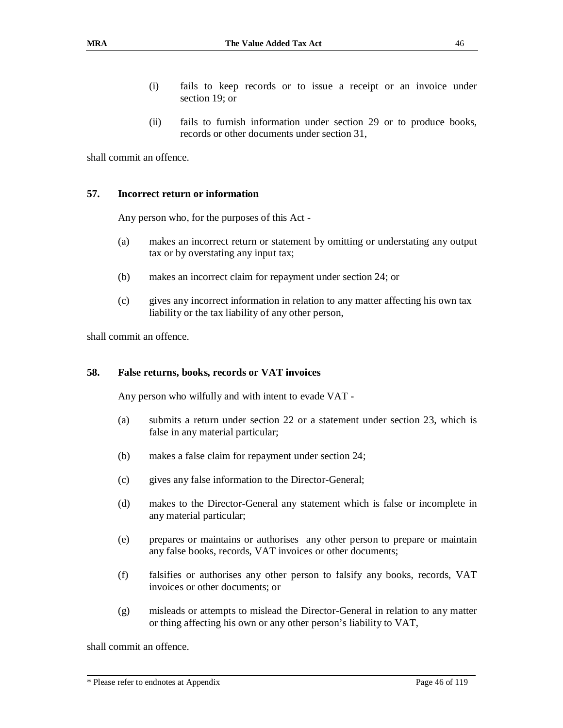(i) fails to keep records or to issue a receipt or an invoice under section 19; or

(ii) fails to furnish information under section 29 or to produce books, records or other documents under section 31,

shall commit an offence.

### 57. Incorrect return or information

Any person who, for the purposes of this Act -

(a) makes an incorrect return or statement by omitting or understating any output tax or by overstating any input tax;

(b) makes an incorrect claim for repayment under section 24; or

(c) gives any incorrect information in relation to any matter affecting his own tax liability or the tax liability of any other person,

shall commit an offence.

### 58. False returns, books, records or VAT invoices

Any person who wilfully and with intent to evade VAT -

(a) submits a return under section 22 or a statement under section 23, which is false in any material particular;

(b) makes a false claim for repayment under section 24;

(c) gives any false information to the Director-General;

(d) makes to the Director-General any statement which is false or incomplete in any material particular;

(e) prepares or maintains or authorises any other person to prepare or maintain any false books, records, VAT invoices or other documents;

(f) falsifies or authorises any other person to falsify any books, records, VAT invoices or other documents; or

(g) misleads or attempts to mislead the Director-General in relation to any matter or thing affecting his own or any other person's liability to VAT,

shall commit an offence.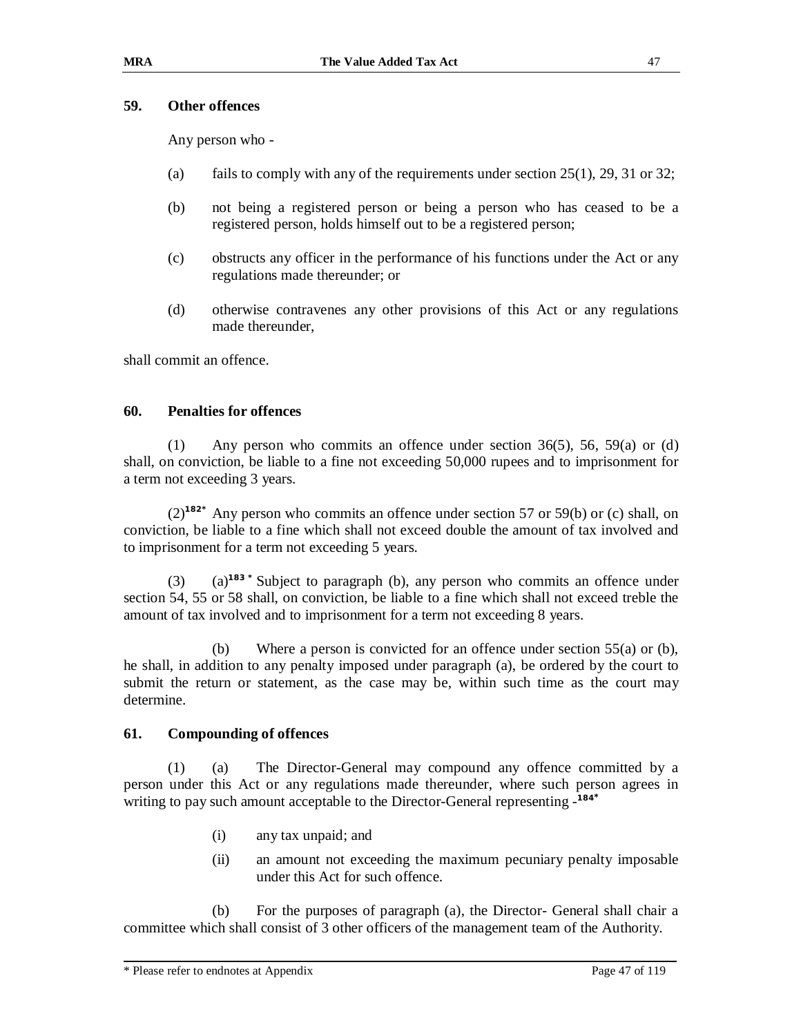### 59. Other offences

Any person who -

(a) fails to comply with any of the requirements under section 25(1), 29, 31 or 32;

(b) not being a registered person or being a person who has ceased to be a registered person, holds himself out to be a registered person;

(c) obstructs any officer in the performance of his functions under the Act or any regulations made thereunder; or

(d) otherwise contravenes any other provisions of this Act or any regulations made thereunder,

shall commit an offence.

### 60. Penalties for offences

(1) Any person who commits an offence under section 36(5), 56, 59(a) or (d) shall, on conviction, be liable to a fine not exceeding 50,000 rupees and to imprisonment for a term not exceeding 3 years.

(2)[182*] Any person who commits an offence under section 57 or 59(b) or (c) shall, on conviction, be liable to a fine which shall not exceed double the amount of tax involved and to imprisonment for a term not exceeding 5 years.

(3) (a)[183*] Subject to paragraph (b), any person who commits an offence under section 54, 55 or 58 shall, on conviction, be liable to a fine which shall not exceed treble the amount of tax involved and to imprisonment for a term not exceeding 8 years.

(b) Where a person is convicted for an offence under section 55(a) or (b), he shall, in addition to any penalty imposed under paragraph (a), be ordered by the court to submit the return or statement, as the case may be, within such time as the court may determine.

### 61. Compounding of offences

(1) (a) The Director-General may compound any offence committed by a person under this Act or any regulations made thereunder, where such person agrees in writing to pay such amount acceptable to the Director-General representing -[184*]

(i) any tax unpaid; and

(ii) an amount not exceeding the maximum pecuniary penalty imposable under this Act for such offence.

(b) For the purposes of paragraph (a), the Director- General shall chair a committee which shall consist of 3 other officers of the management team of the Authority.

\* Please refer to endnotes at Appendix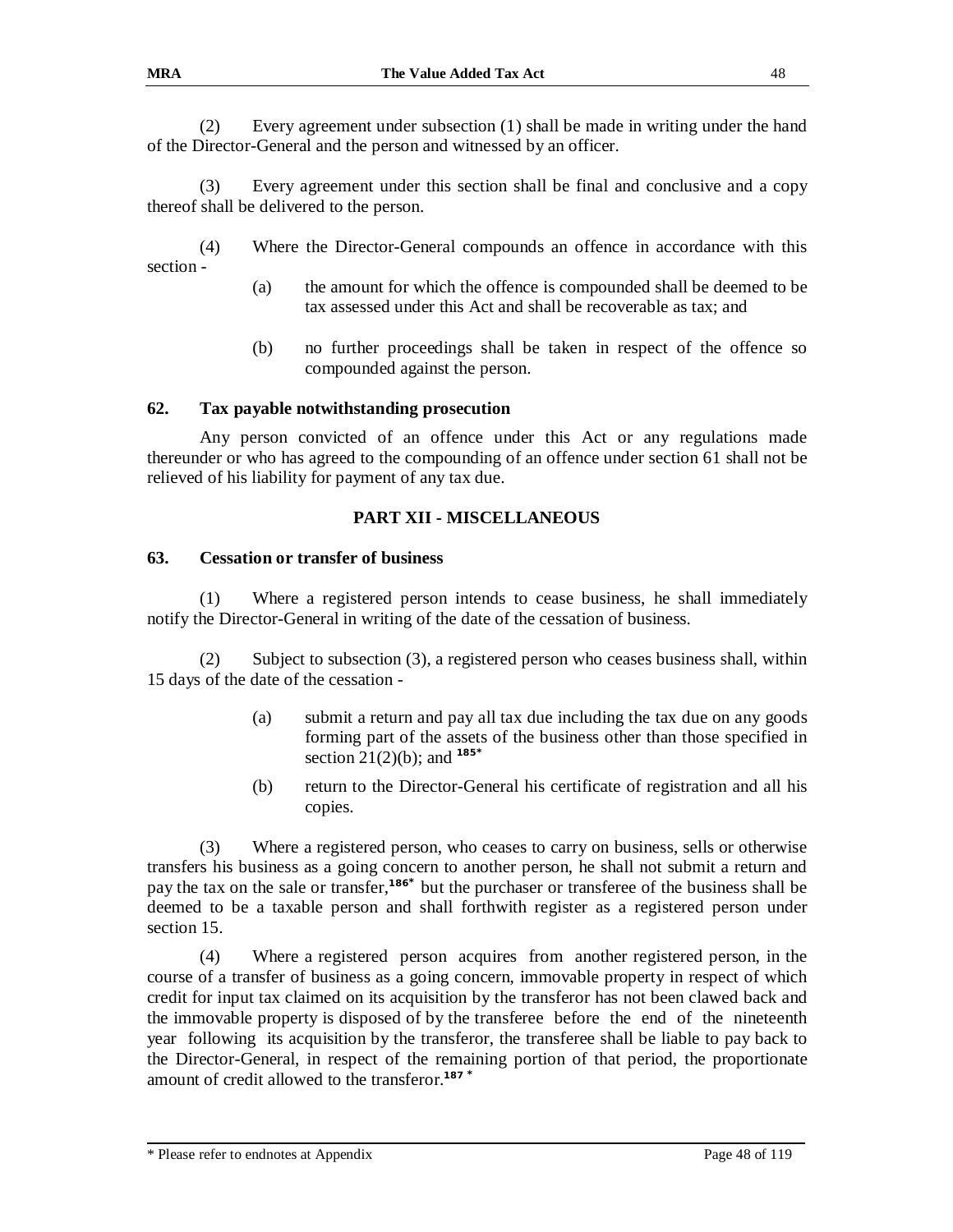(2) Every agreement under subsection (1) shall be made in writing under the hand of the Director-General and the person and witnessed by an officer.

(3) Every agreement under this section shall be final and conclusive and a copy thereof shall be delivered to the person.

(4) Where the Director-General compounds an offence in accordance with this section -

(a) the amount for which the offence is compounded shall be deemed to be tax assessed under this Act and shall be recoverable as tax; and

(b) no further proceedings shall be taken in respect of the offence so compounded against the person.

#### 62. Tax payable notwithstanding prosecution

Any person convicted of an offence under this Act or any regulations made thereunder or who has agreed to the compounding of an offence under section 61 shall not be relieved of his liability for payment of any tax due.

## PART XII - MISCELLANEOUS

#### 63. Cessation or transfer of business

(1) Where a registered person intends to cease business, he shall immediately notify the Director-General in writing of the date of the cessation of business.

(2) Subject to subsection (3), a registered person who ceases business shall, within 15 days of the date of the cessation -

(a) submit a return and pay all tax due including the tax due on any goods forming part of the assets of the business other than those specified in section 21(2)(b); and [185*]

(b) return to the Director-General his certificate of registration and all his copies.

(3) Where a registered person, who ceases to carry on business, sells or otherwise transfers his business as a going concern to another person, he shall not submit a return and pay the tax on the sale or transfer,[186*] but the purchaser or transferee of the business shall be deemed to be a taxable person and shall forthwith register as a registered person under section 15.

(4) Where a registered person acquires from another registered person, in the course of a transfer of business as a going concern, immovable property in respect of which credit for input tax claimed on its acquisition by the transferor has not been clawed back and the immovable property is disposed of by the transferee before the end of the nineteenth year following its acquisition by the transferor, the transferee shall be liable to pay back to the Director-General, in respect of the remaining portion of that period, the proportionate amount of credit allowed to the transferor.[187 *]

\* Please refer to endnotes at Appendix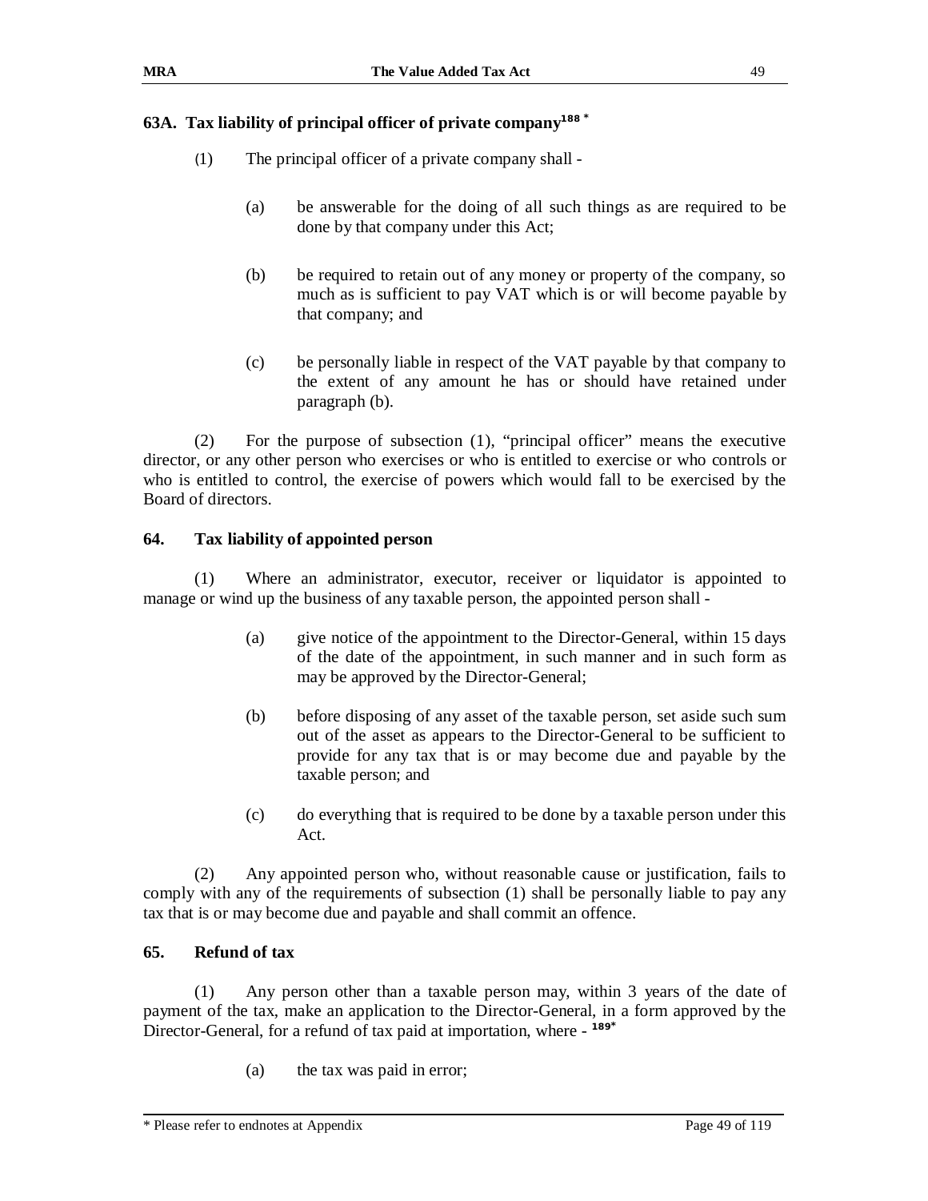### 63A. Tax liability of principal officer of private company[188 *]

(1) The principal officer of a private company shall -

(a) be answerable for the doing of all such things as are required to be done by that company under this Act;

(b) be required to retain out of any money or property of the company, so much as is sufficient to pay VAT which is or will become payable by that company; and

(c) be personally liable in respect of the VAT payable by that company to the extent of any amount he has or should have retained under paragraph (b).

(2) For the purpose of subsection (1), "principal officer" means the executive director, or any other person who exercises or who is entitled to exercise or who controls or who is entitled to control, the exercise of powers which would fall to be exercised by the Board of directors.

### 64. Tax liability of appointed person

(1) Where an administrator, executor, receiver or liquidator is appointed to manage or wind up the business of any taxable person, the appointed person shall -

(a) give notice of the appointment to the Director-General, within 15 days of the date of the appointment, in such manner and in such form as may be approved by the Director-General;

(b) before disposing of any asset of the taxable person, set aside such sum out of the asset as appears to the Director-General to be sufficient to provide for any tax that is or may become due and payable by the taxable person; and

(c) do everything that is required to be done by a taxable person under this Act.

(2) Any appointed person who, without reasonable cause or justification, fails to comply with any of the requirements of subsection (1) shall be personally liable to pay any tax that is or may become due and payable and shall commit an offence.

### 65. Refund of tax

(1) Any person other than a taxable person may, within 3 years of the date of payment of the tax, make an application to the Director-General, in a form approved by the Director-General, for a refund of tax paid at importation, where - [189*]

(a) the tax was paid in error;

\* Please refer to endnotes at Appendix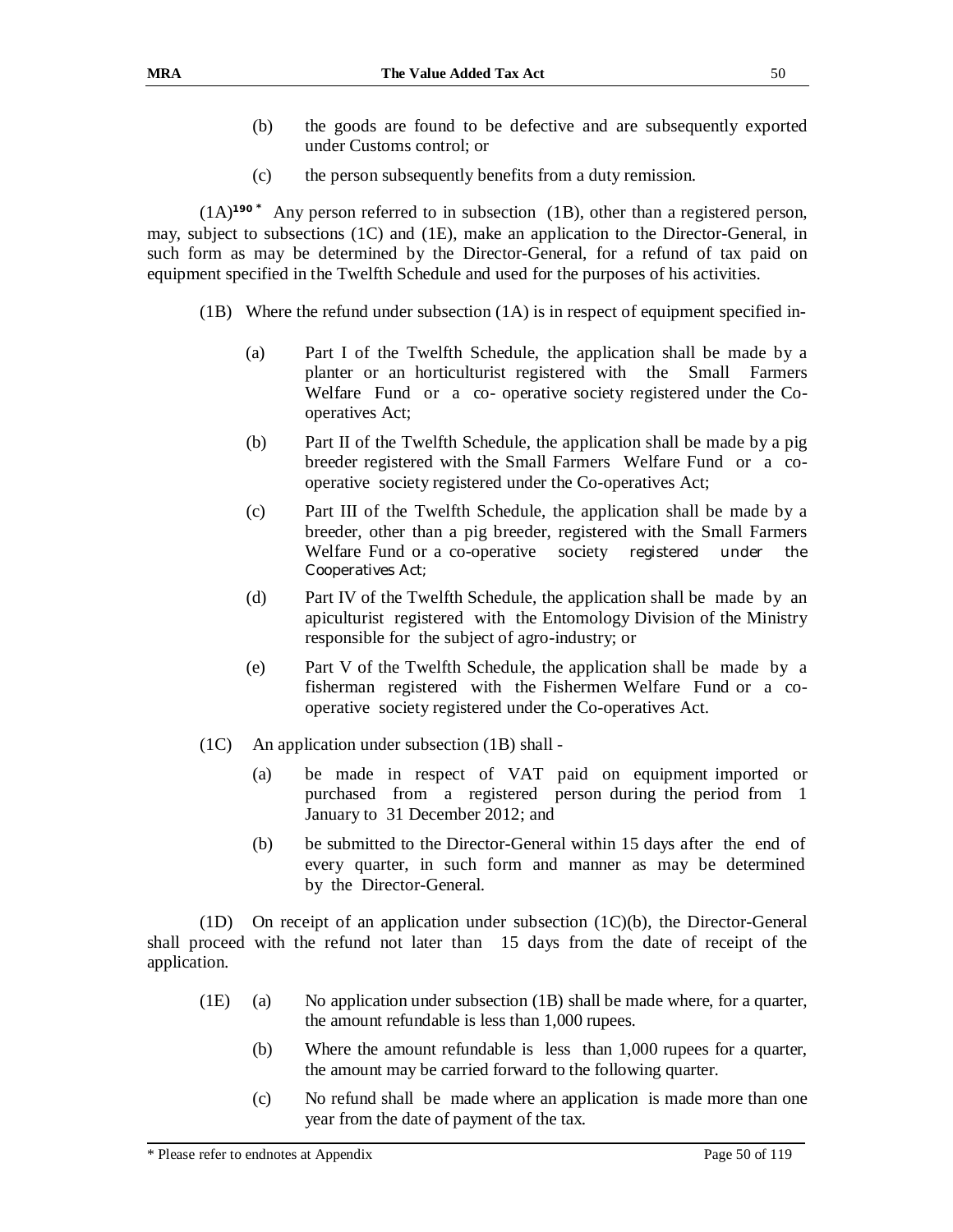(b) the goods are found to be defective and are subsequently exported under Customs control; or

(c) the person subsequently benefits from a duty remission.

(1A)[190 *] Any person referred to in subsection (1B), other than a registered person, may, subject to subsections (1C) and (1E), make an application to the Director-General, in such form as may be determined by the Director-General, for a refund of tax paid on equipment specified in the Twelfth Schedule and used for the purposes of his activities.

(1B) Where the refund under subsection (1A) is in respect of equipment specified in-

(a) Part I of the Twelfth Schedule, the application shall be made by a planter or an horticulturist registered with the Small Farmers Welfare Fund or a co- operative society registered under the Co-operatives Act;

(b) Part II of the Twelfth Schedule, the application shall be made by a pig breeder registered with the Small Farmers Welfare Fund or a co-operative society registered under the Co-operatives Act;

(c) Part III of the Twelfth Schedule, the application shall be made by a breeder, other than a pig breeder, registered with the Small Farmers Welfare Fund or a co-operative society registered under the Cooperatives Act;

(d) Part IV of the Twelfth Schedule, the application shall be made by an apiculturist registered with the Entomology Division of the Ministry responsible for the subject of agro-industry; or

(e) Part V of the Twelfth Schedule, the application shall be made by a fisherman registered with the Fishermen Welfare Fund or a co-operative society registered under the Co-operatives Act.

(1C) An application under subsection (1B) shall -

(a) be made in respect of VAT paid on equipment imported or purchased from a registered person during the period from 1 January to 31 December 2012; and

(b) be submitted to the Director-General within 15 days after the end of every quarter, in such form and manner as may be determined by the Director-General.

(1D) On receipt of an application under subsection (1C)(b), the Director-General shall proceed with the refund not later than 15 days from the date of receipt of the application.

(1E) (a) No application under subsection (1B) shall be made where, for a quarter, the amount refundable is less than 1,000 rupees.

(b) Where the amount refundable is less than 1,000 rupees for a quarter, the amount may be carried forward to the following quarter.

(c) No refund shall be made where an application is made more than one year from the date of payment of the tax.

* Please refer to endnotes at Appendix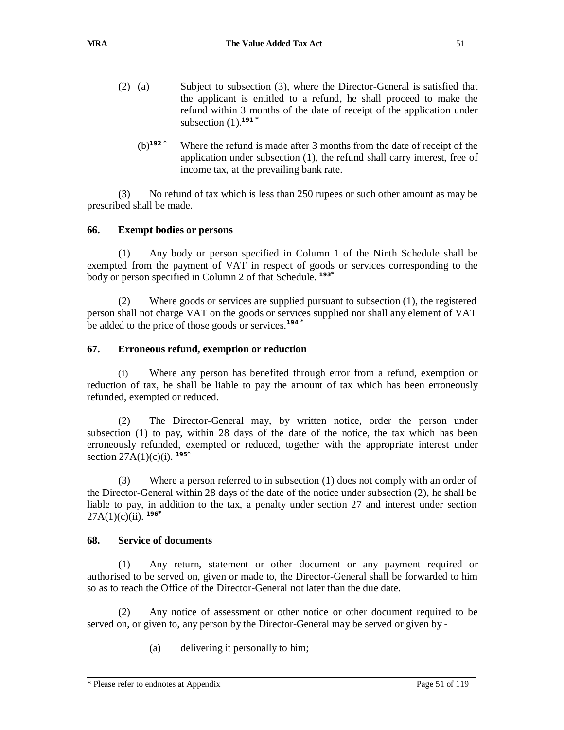(2) (a) Subject to subsection (3), where the Director-General is satisfied that the applicant is entitled to a refund, he shall proceed to make the refund within 3 months of the date of receipt of the application under subsection (1).[191 *]

(b)[192 *] Where the refund is made after 3 months from the date of receipt of the application under subsection (1), the refund shall carry interest, free of income tax, at the prevailing bank rate.

(3) No refund of tax which is less than 250 rupees or such other amount as may be prescribed shall be made.

**66. Exempt bodies or persons**

(1) Any body or person specified in Column 1 of the Ninth Schedule shall be exempted from the payment of VAT in respect of goods or services corresponding to the body or person specified in Column 2 of that Schedule. [193*]

(2) Where goods or services are supplied pursuant to subsection (1), the registered person shall not charge VAT on the goods or services supplied nor shall any element of VAT be added to the price of those goods or services.[194 *]

**67. Erroneous refund, exemption or reduction**

(1) Where any person has benefited through error from a refund, exemption or reduction of tax, he shall be liable to pay the amount of tax which has been erroneously refunded, exempted or reduced.

(2) The Director-General may, by written notice, order the person under subsection (1) to pay, within 28 days of the date of the notice, the tax which has been erroneously refunded, exempted or reduced, together with the appropriate interest under section 27A(1)(c)(i). [195*]

(3) Where a person referred to in subsection (1) does not comply with an order of the Director-General within 28 days of the date of the notice under subsection (2), he shall be liable to pay, in addition to the tax, a penalty under section 27 and interest under section 27A(1)(c)(ii). [196*]

**68. Service of documents**

(1) Any return, statement or other document or any payment required or authorised to be served on, given or made to, the Director-General shall be forwarded to him so as to reach the Office of the Director-General not later than the due date.

(2) Any notice of assessment or other notice or other document required to be served on, or given to, any person by the Director-General may be served or given by -

(a) delivering it personally to him;

\* Please refer to endnotes at Appendix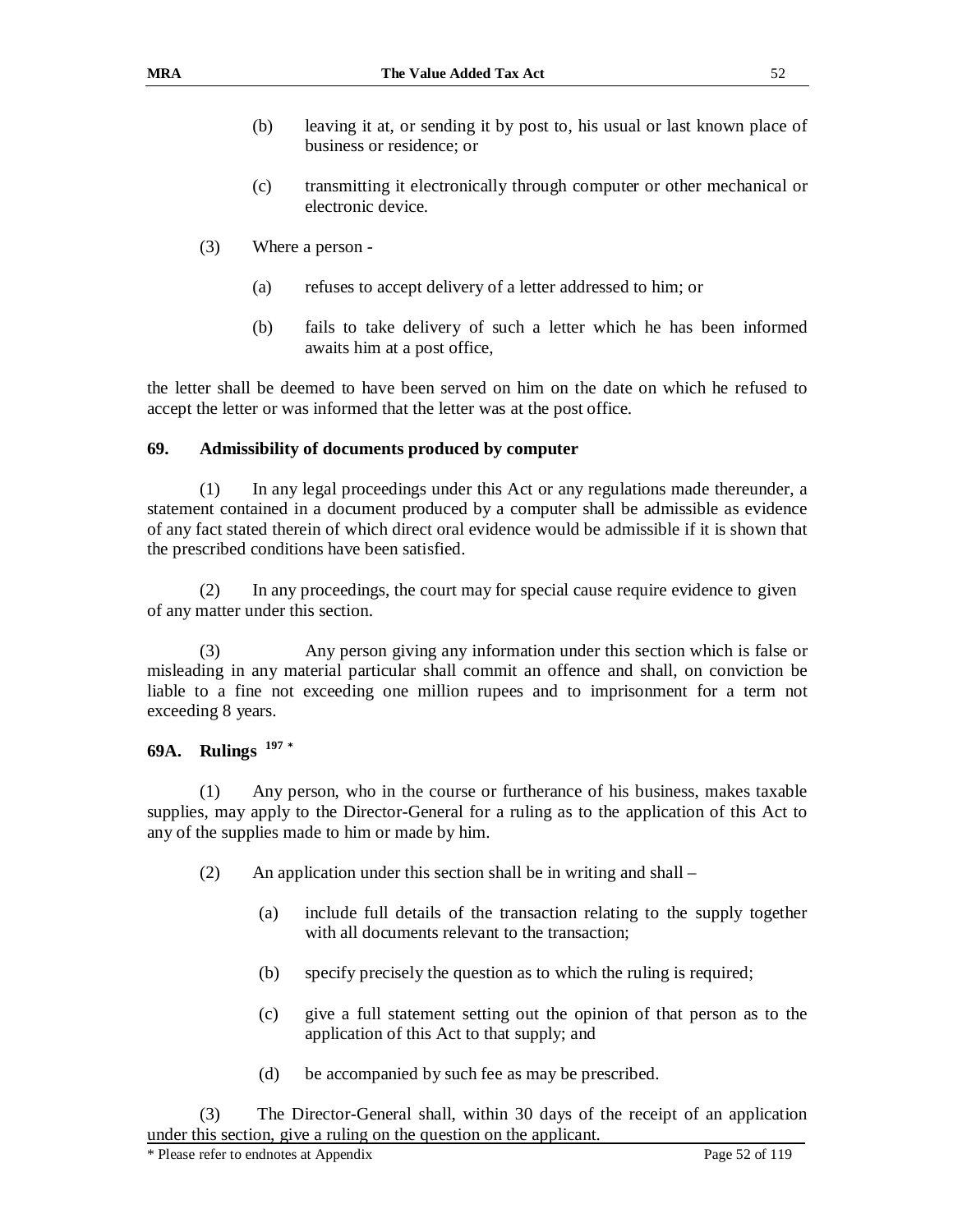(b) leaving it at, or sending it by post to, his usual or last known place of business or residence; or

(c) transmitting it electronically through computer or other mechanical or electronic device.

(3) Where a person -

(a) refuses to accept delivery of a letter addressed to him; or

(b) fails to take delivery of such a letter which he has been informed awaits him at a post office,

the letter shall be deemed to have been served on him on the date on which he refused to accept the letter or was informed that the letter was at the post office.

## 69. Admissibility of documents produced by computer

(1) In any legal proceedings under this Act or any regulations made thereunder, a statement contained in a document produced by a computer shall be admissible as evidence of any fact stated therein of which direct oral evidence would be admissible if it is shown that the prescribed conditions have been satisfied.

(2) In any proceedings, the court may for special cause require evidence to given of any matter under this section.

(3) Any person giving any information under this section which is false or misleading in any material particular shall commit an offence and shall, on conviction be liable to a fine not exceeding one million rupees and to imprisonment for a term not exceeding 8 years.

## 69A. Rulings [197 *]

(1) Any person, who in the course or furtherance of his business, makes taxable supplies, may apply to the Director-General for a ruling as to the application of this Act to any of the supplies made to him or made by him.

(2) An application under this section shall be in writing and shall –

(a) include full details of the transaction relating to the supply together with all documents relevant to the transaction;

(b) specify precisely the question as to which the ruling is required;

(c) give a full statement setting out the opinion of that person as to the application of this Act to that supply; and

(d) be accompanied by such fee as may be prescribed.

(3) The Director-General shall, within 30 days of the receipt of an application under this section, give a ruling on the question on the applicant.

* Please refer to endnotes at Appendix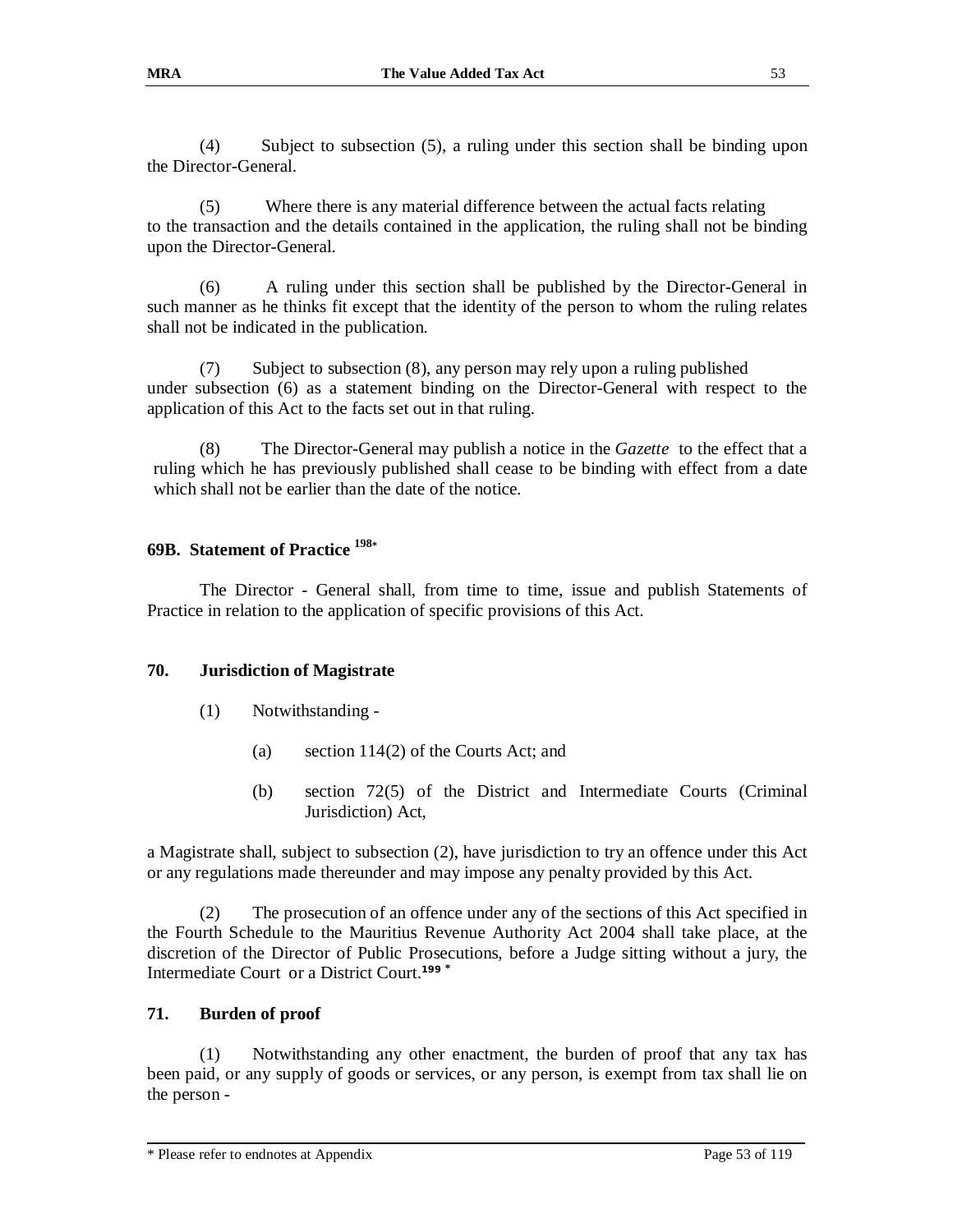(4) Subject to subsection (5), a ruling under this section shall be binding upon the Director-General.

(5) Where there is any material difference between the actual facts relating to the transaction and the details contained in the application, the ruling shall not be binding upon the Director-General.

(6) A ruling under this section shall be published by the Director-General in such manner as he thinks fit except that the identity of the person to whom the ruling relates shall not be indicated in the publication.

(7) Subject to subsection (8), any person may rely upon a ruling published under subsection (6) as a statement binding on the Director-General with respect to the application of this Act to the facts set out in that ruling.

(8) The Director-General may publish a notice in the *Gazette* to the effect that a ruling which he has previously published shall cease to be binding with effect from a date which shall not be earlier than the date of the notice.

### 69B. Statement of Practice [198*]

The Director - General shall, from time to time, issue and publish Statements of Practice in relation to the application of specific provisions of this Act.

### 70. Jurisdiction of Magistrate

(1) Notwithstanding -

(a) section 114(2) of the Courts Act; and

(b) section 72(5) of the District and Intermediate Courts (Criminal Jurisdiction) Act,

a Magistrate shall, subject to subsection (2), have jurisdiction to try an offence under this Act or any regulations made thereunder and may impose any penalty provided by this Act.

(2) The prosecution of an offence under any of the sections of this Act specified in the Fourth Schedule to the Mauritius Revenue Authority Act 2004 shall take place, at the discretion of the Director of Public Prosecutions, before a Judge sitting without a jury, the Intermediate Court or a District Court.[199 *]

### 71. Burden of proof

(1) Notwithstanding any other enactment, the burden of proof that any tax has been paid, or any supply of goods or services, or any person, is exempt from tax shall lie on the person -

\* Please refer to endnotes at Appendix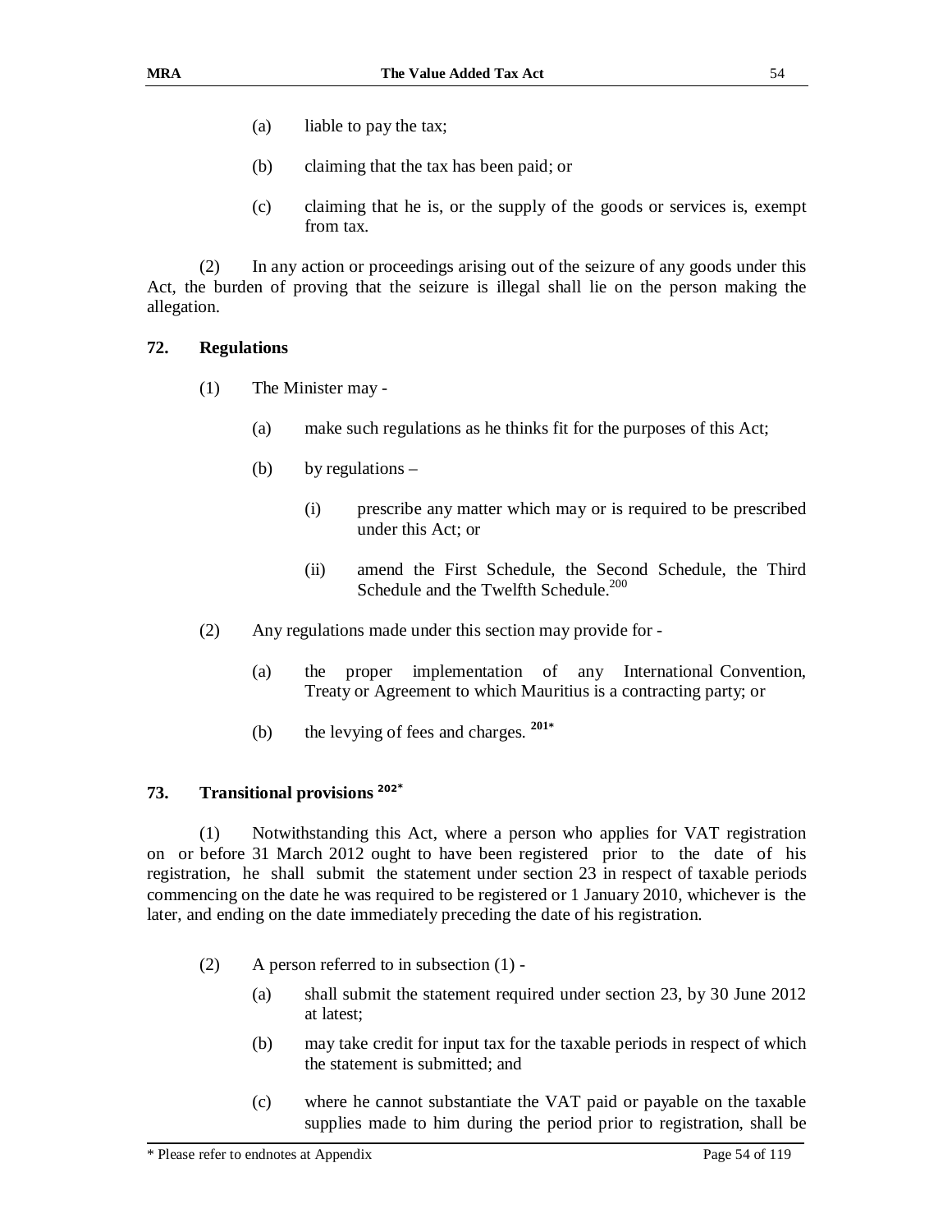(a) liable to pay the tax;

(b) claiming that the tax has been paid; or

(c) claiming that he is, or the supply of the goods or services is, exempt from tax.

(2) In any action or proceedings arising out of the seizure of any goods under this Act, the burden of proving that the seizure is illegal shall lie on the person making the allegation.

**72. Regulations**

(1) The Minister may -

(a) make such regulations as he thinks fit for the purposes of this Act;

(b) by regulations –

(i) prescribe any matter which may or is required to be prescribed under this Act; or

(ii) amend the First Schedule, the Second Schedule, the Third Schedule and the Twelfth Schedule.[200]

(2) Any regulations made under this section may provide for -

(a) the proper implementation of any International Convention, Treaty or Agreement to which Mauritius is a contracting party; or

(b) the levying of fees and charges. [201*]

**73. Transitional provisions [202*]**

(1) Notwithstanding this Act, where a person who applies for VAT registration on or before 31 March 2012 ought to have been registered prior to the date of his registration, he shall submit the statement under section 23 in respect of taxable periods commencing on the date he was required to be registered or 1 January 2010, whichever is the later, and ending on the date immediately preceding the date of his registration.

(2) A person referred to in subsection (1) -

(a) shall submit the statement required under section 23, by 30 June 2012 at latest;

(b) may take credit for input tax for the taxable periods in respect of which the statement is submitted; and

(c) where he cannot substantiate the VAT paid or payable on the taxable supplies made to him during the period prior to registration, shall be

\* Please refer to endnotes at Appendix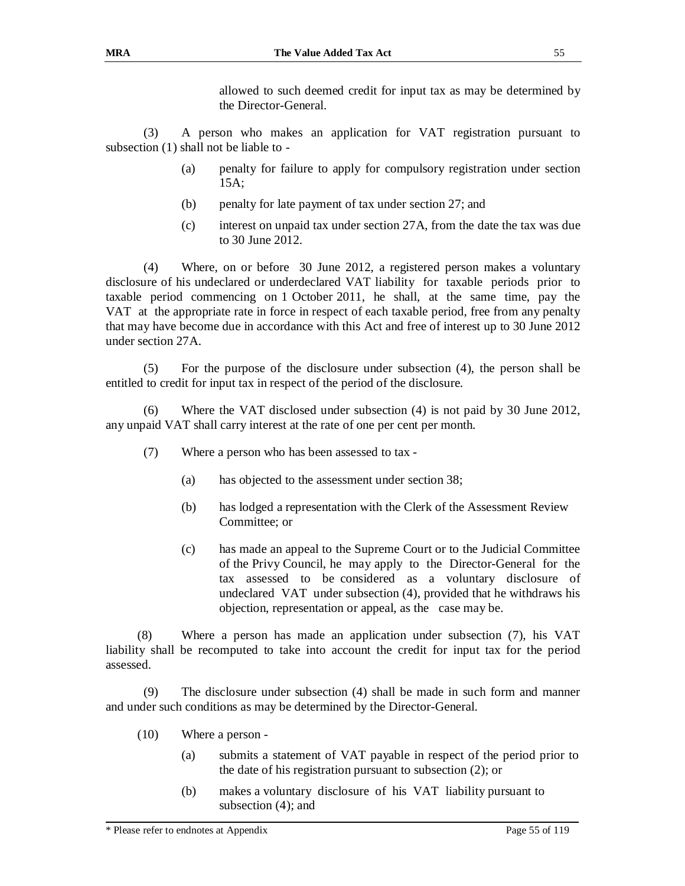allowed to such deemed credit for input tax as may be determined by the Director-General.

(3) A person who makes an application for VAT registration pursuant to subsection (1) shall not be liable to -

(a) penalty for failure to apply for compulsory registration under section 15A;

(b) penalty for late payment of tax under section 27; and

(c) interest on unpaid tax under section 27A, from the date the tax was due to 30 June 2012.

(4) Where, on or before 30 June 2012, a registered person makes a voluntary disclosure of his undeclared or underdeclared VAT liability for taxable periods prior to taxable period commencing on 1 October 2011, he shall, at the same time, pay the VAT at the appropriate rate in force in respect of each taxable period, free from any penalty that may have become due in accordance with this Act and free of interest up to 30 June 2012 under section 27A.

(5) For the purpose of the disclosure under subsection (4), the person shall be entitled to credit for input tax in respect of the period of the disclosure.

(6) Where the VAT disclosed under subsection (4) is not paid by 30 June 2012, any unpaid VAT shall carry interest at the rate of one per cent per month.

(7) Where a person who has been assessed to tax -

(a) has objected to the assessment under section 38;

(b) has lodged a representation with the Clerk of the Assessment Review Committee; or

(c) has made an appeal to the Supreme Court or to the Judicial Committee of the Privy Council, he may apply to the Director-General for the tax assessed to be considered as a voluntary disclosure of undeclared VAT under subsection (4), provided that he withdraws his objection, representation or appeal, as the case may be.

(8) Where a person has made an application under subsection (7), his VAT liability shall be recomputed to take into account the credit for input tax for the period assessed.

(9) The disclosure under subsection (4) shall be made in such form and manner and under such conditions as may be determined by the Director-General.

(10) Where a person -

(a) submits a statement of VAT payable in respect of the period prior to the date of his registration pursuant to subsection (2); or

(b) makes a voluntary disclosure of his VAT liability pursuant to subsection (4); and

\* Please refer to endnotes at Appendix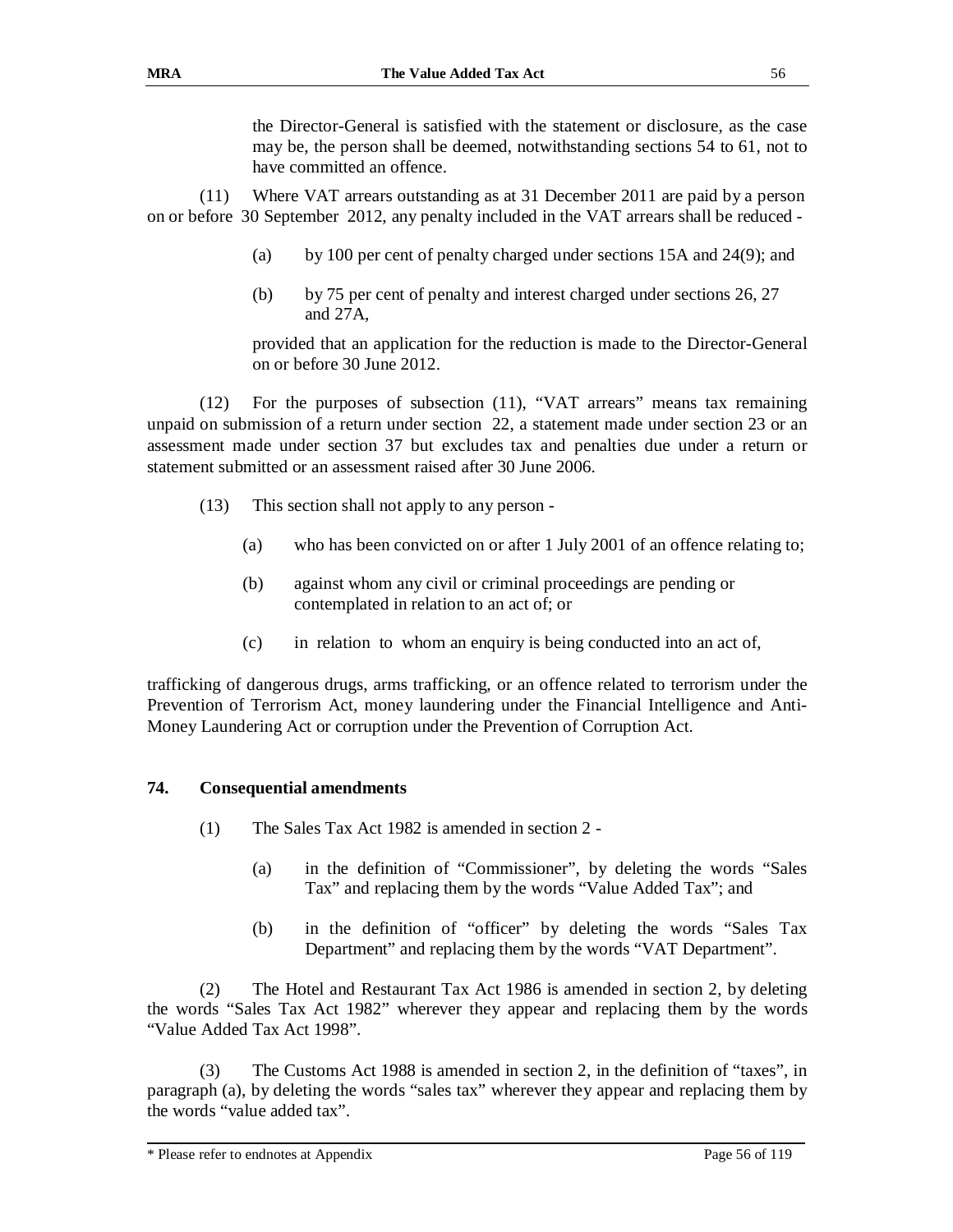the Director-General is satisfied with the statement or disclosure, as the case may be, the person shall be deemed, notwithstanding sections 54 to 61, not to have committed an offence.

(11) Where VAT arrears outstanding as at 31 December 2011 are paid by a person on or before 30 September 2012, any penalty included in the VAT arrears shall be reduced -

(a) by 100 per cent of penalty charged under sections 15A and 24(9); and

(b) by 75 per cent of penalty and interest charged under sections 26, 27 and 27A,

provided that an application for the reduction is made to the Director-General on or before 30 June 2012.

(12) For the purposes of subsection (11), "VAT arrears" means tax remaining unpaid on submission of a return under section 22, a statement made under section 23 or an assessment made under section 37 but excludes tax and penalties due under a return or statement submitted or an assessment raised after 30 June 2006.

(13) This section shall not apply to any person -

(a) who has been convicted on or after 1 July 2001 of an offence relating to;

(b) against whom any civil or criminal proceedings are pending or contemplated in relation to an act of; or

(c) in relation to whom an enquiry is being conducted into an act of,

trafficking of dangerous drugs, arms trafficking, or an offence related to terrorism under the Prevention of Terrorism Act, money laundering under the Financial Intelligence and Anti-Money Laundering Act or corruption under the Prevention of Corruption Act.

## 74. Consequential amendments

(1) The Sales Tax Act 1982 is amended in section 2 -

(a) in the definition of "Commissioner", by deleting the words "Sales Tax" and replacing them by the words "Value Added Tax"; and

(b) in the definition of "officer" by deleting the words "Sales Tax Department" and replacing them by the words "VAT Department".

(2) The Hotel and Restaurant Tax Act 1986 is amended in section 2, by deleting the words "Sales Tax Act 1982" wherever they appear and replacing them by the words "Value Added Tax Act 1998".

(3) The Customs Act 1988 is amended in section 2, in the definition of "taxes", in paragraph (a), by deleting the words "sales tax" wherever they appear and replacing them by the words "value added tax".

\* Please refer to endnotes at Appendix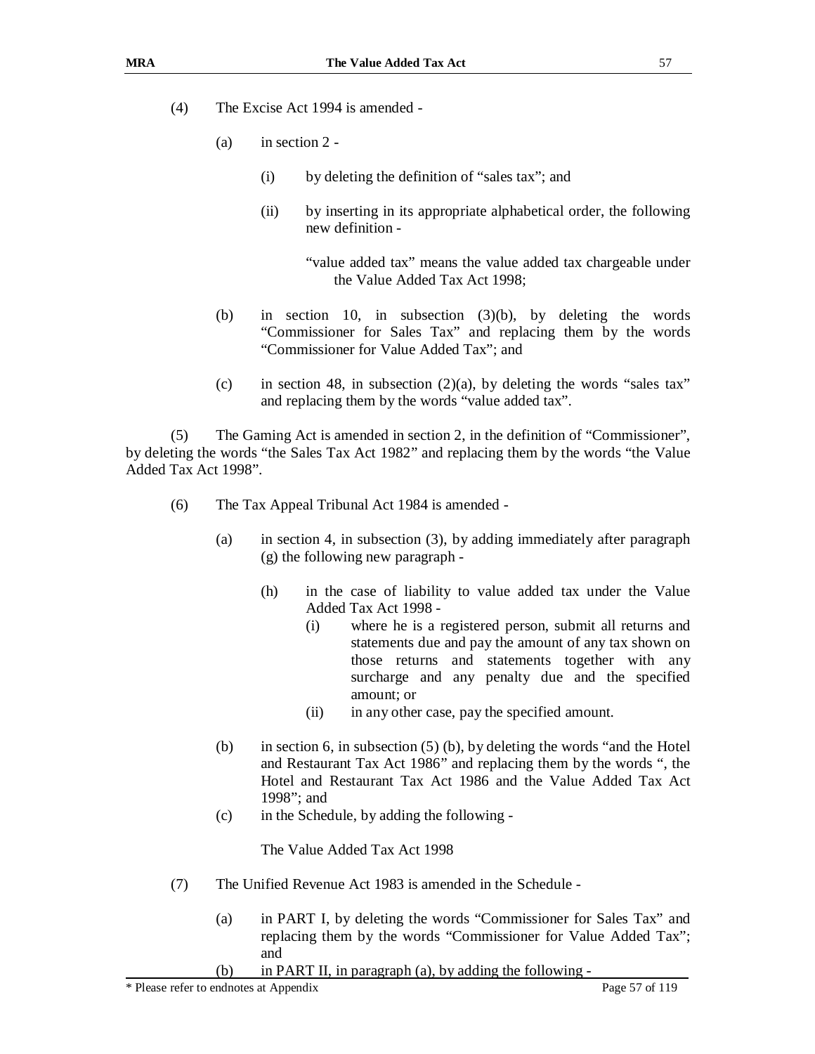(4) The Excise Act 1994 is amended -

(a) in section 2 -

(i) by deleting the definition of "sales tax"; and

(ii) by inserting in its appropriate alphabetical order, the following new definition -

"value added tax" means the value added tax chargeable under the Value Added Tax Act 1998;

(b) in section 10, in subsection (3)(b), by deleting the words "Commissioner for Sales Tax" and replacing them by the words "Commissioner for Value Added Tax"; and

(c) in section 48, in subsection (2)(a), by deleting the words "sales tax" and replacing them by the words "value added tax".

(5) The Gaming Act is amended in section 2, in the definition of "Commissioner", by deleting the words "the Sales Tax Act 1982" and replacing them by the words "the Value Added Tax Act 1998".

(6) The Tax Appeal Tribunal Act 1984 is amended -

(a) in section 4, in subsection (3), by adding immediately after paragraph (g) the following new paragraph -

(h) in the case of liability to value added tax under the Value Added Tax Act 1998 -

(i) where he is a registered person, submit all returns and statements due and pay the amount of any tax shown on those returns and statements together with any surcharge and any penalty due and the specified amount; or

(ii) in any other case, pay the specified amount.

(b) in section 6, in subsection (5) (b), by deleting the words "and the Hotel and Restaurant Tax Act 1986" and replacing them by the words ", the Hotel and Restaurant Tax Act 1986 and the Value Added Tax Act 1998"; and

(c) in the Schedule, by adding the following -

The Value Added Tax Act 1998

(7) The Unified Revenue Act 1983 is amended in the Schedule -

(a) in PART I, by deleting the words "Commissioner for Sales Tax" and replacing them by the words "Commissioner for Value Added Tax"; and

(b) in PART II, in paragraph (a), by adding the following -

* Please refer to endnotes at Appendix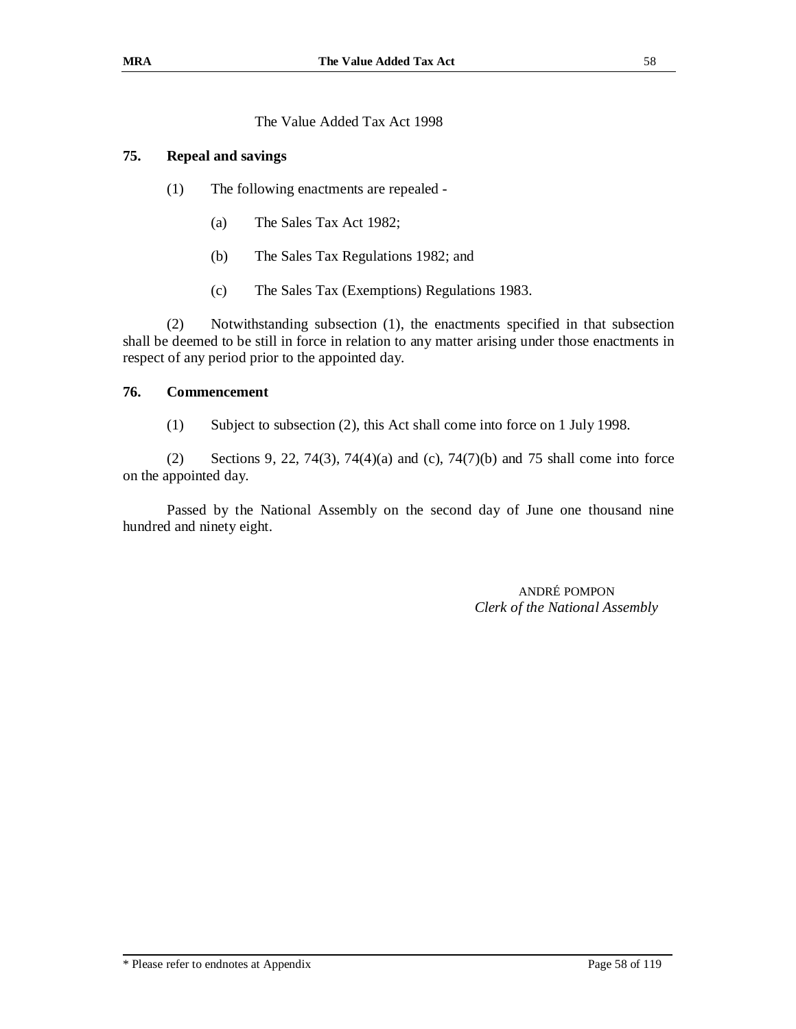The Value Added Tax Act 1998

### 75. Repeal and savings

(1) The following enactments are repealed -

(a) The Sales Tax Act 1982;

(b) The Sales Tax Regulations 1982; and

(c) The Sales Tax (Exemptions) Regulations 1983.

(2) Notwithstanding subsection (1), the enactments specified in that subsection shall be deemed to be still in force in relation to any matter arising under those enactments in respect of any period prior to the appointed day.

### 76. Commencement

(1) Subject to subsection (2), this Act shall come into force on 1 July 1998.

(2) Sections 9, 22, 74(3), 74(4)(a) and (c), 74(7)(b) and 75 shall come into force on the appointed day.

Passed by the National Assembly on the second day of June one thousand nine hundred and ninety eight.

ANDRÉ POMPON
*Clerk of the National Assembly*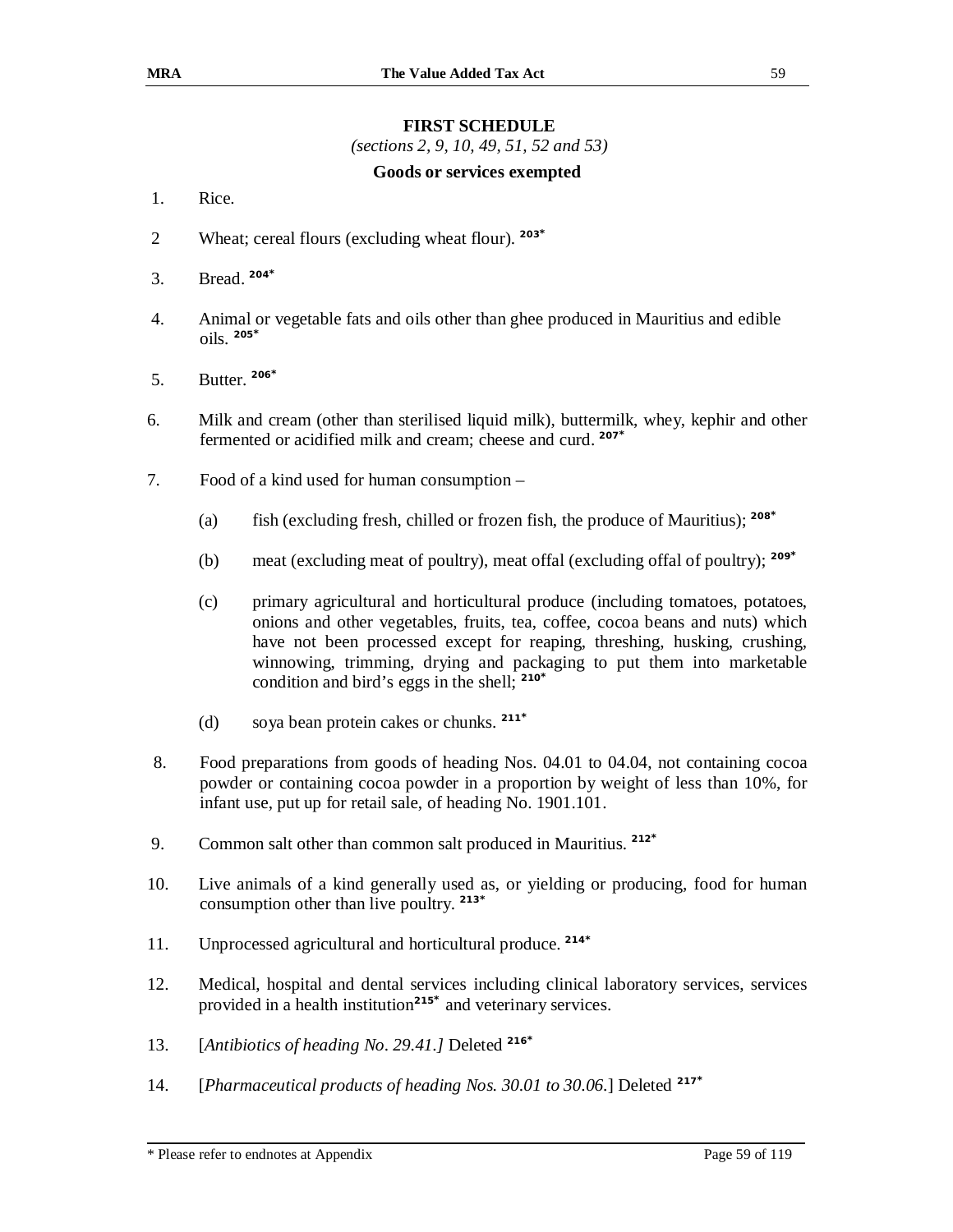# FIRST SCHEDULE

*(sections 2, 9, 10, 49, 51, 52 and 53)*

**Goods or services exempted**

1. Rice.

2 Wheat; cereal flours (excluding wheat flour). [203*]

3. Bread. [204*]

4. Animal or vegetable fats and oils other than ghee produced in Mauritius and edible oils. [205*]

5. Butter. [206*]

6. Milk and cream (other than sterilised liquid milk), buttermilk, whey, kephir and other fermented or acidified milk and cream; cheese and curd. [207*]

7. Food of a kind used for human consumption –

   (a) fish (excluding fresh, chilled or frozen fish, the produce of Mauritius); [208*]

   (b) meat (excluding meat of poultry), meat offal (excluding offal of poultry); [209*]

   (c) primary agricultural and horticultural produce (including tomatoes, potatoes, onions and other vegetables, fruits, tea, coffee, cocoa beans and nuts) which have not been processed except for reaping, threshing, husking, crushing, winnowing, trimming, drying and packaging to put them into marketable condition and bird's eggs in the shell; [210*]

   (d) soya bean protein cakes or chunks. [211*]

8. Food preparations from goods of heading Nos. 04.01 to 04.04, not containing cocoa powder or containing cocoa powder in a proportion by weight of less than 10%, for infant use, put up for retail sale, of heading No. 1901.101.

9. Common salt other than common salt produced in Mauritius. [212*]

10. Live animals of a kind generally used as, or yielding or producing, food for human consumption other than live poultry. [213*]

11. Unprocessed agricultural and horticultural produce. [214*]

12. Medical, hospital and dental services including clinical laboratory services, services provided in a health institution[215*] and veterinary services.

13. [*Antibiotics of heading No. 29.41.]* Deleted [216*]

14. [*Pharmaceutical products of heading Nos. 30.01 to 30.06.*] Deleted [217*]

\* Please refer to endnotes at Appendix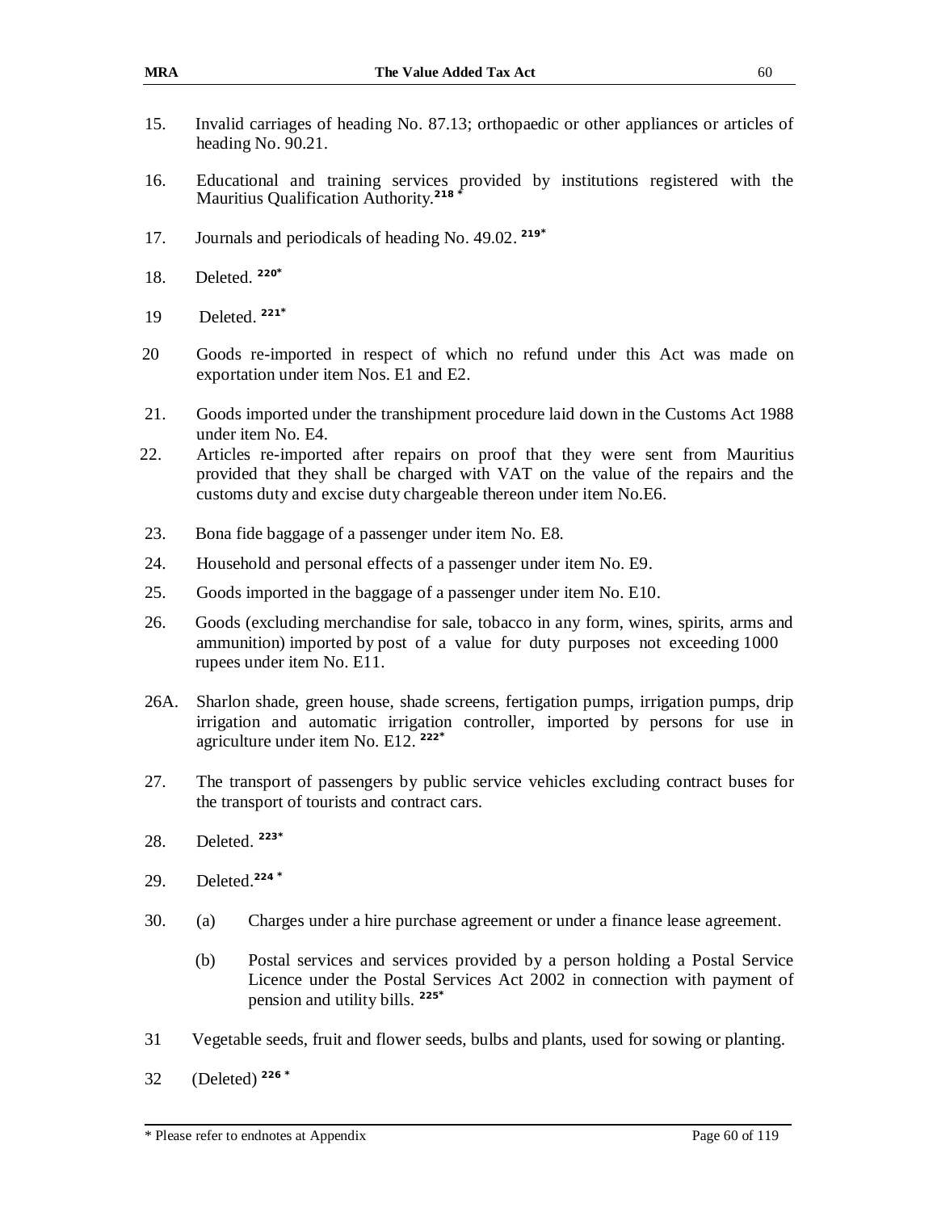15. Invalid carriages of heading No. 87.13; orthopaedic or other appliances or articles of heading No. 90.21.

16. Educational and training services provided by institutions registered with the Mauritius Qualification Authority.[218 *]

17. Journals and periodicals of heading No. 49.02. [219*]

18. Deleted. [220*]

19 Deleted. [221*]

20 Goods re-imported in respect of which no refund under this Act was made on exportation under item Nos. E1 and E2.

21. Goods imported under the transhipment procedure laid down in the Customs Act 1988 under item No. E4.

22. Articles re-imported after repairs on proof that they were sent from Mauritius provided that they shall be charged with VAT on the value of the repairs and the customs duty and excise duty chargeable thereon under item No.E6.

23. Bona fide baggage of a passenger under item No. E8.

24. Household and personal effects of a passenger under item No. E9.

25. Goods imported in the baggage of a passenger under item No. E10.

26. Goods (excluding merchandise for sale, tobacco in any form, wines, spirits, arms and ammunition) imported by post of a value for duty purposes not exceeding 1000 rupees under item No. E11.

26A. Sharlon shade, green house, shade screens, fertigation pumps, irrigation pumps, drip irrigation and automatic irrigation controller, imported by persons for use in agriculture under item No. E12. [222*]

27. The transport of passengers by public service vehicles excluding contract buses for the transport of tourists and contract cars.

28. Deleted. [223*]

29. Deleted.[224 *]

30. (a) Charges under a hire purchase agreement or under a finance lease agreement.

    (b) Postal services and services provided by a person holding a Postal Service Licence under the Postal Services Act 2002 in connection with payment of pension and utility bills. [225*]

31 Vegetable seeds, fruit and flower seeds, bulbs and plants, used for sowing or planting.

32 (Deleted) [226 *]

* Please refer to endnotes at Appendix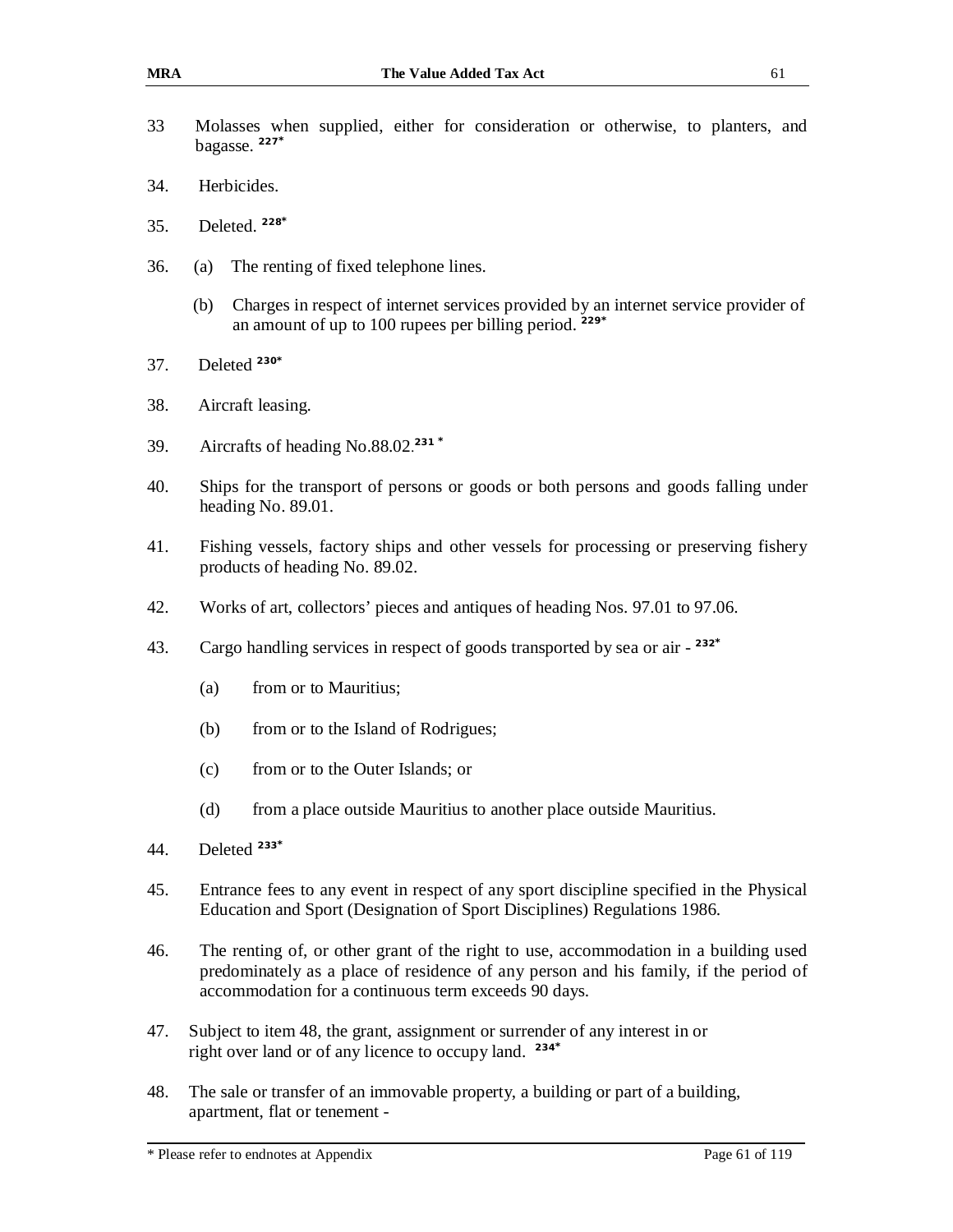33 Molasses when supplied, either for consideration or otherwise, to planters, and bagasse. [227*]

34. Herbicides.

35. Deleted. [228*]

36. (a) The renting of fixed telephone lines.

    (b) Charges in respect of internet services provided by an internet service provider of an amount of up to 100 rupees per billing period. [229*]

37. Deleted [230*]

38. Aircraft leasing.

39. Aircrafts of heading No.88.02.[231 *]

40. Ships for the transport of persons or goods or both persons and goods falling under heading No. 89.01.

41. Fishing vessels, factory ships and other vessels for processing or preserving fishery products of heading No. 89.02.

42. Works of art, collectors' pieces and antiques of heading Nos. 97.01 to 97.06.

43. Cargo handling services in respect of goods transported by sea or air - [232*]

    (a) from or to Mauritius;

    (b) from or to the Island of Rodrigues;

    (c) from or to the Outer Islands; or

    (d) from a place outside Mauritius to another place outside Mauritius.

44. Deleted [233*]

45. Entrance fees to any event in respect of any sport discipline specified in the Physical Education and Sport (Designation of Sport Disciplines) Regulations 1986.

46. The renting of, or other grant of the right to use, accommodation in a building used predominately as a place of residence of any person and his family, if the period of accommodation for a continuous term exceeds 90 days.

47. Subject to item 48, the grant, assignment or surrender of any interest in or right over land or of any licence to occupy land. [234*]

48. The sale or transfer of an immovable property, a building or part of a building, apartment, flat or tenement -

\* Please refer to endnotes at Appendix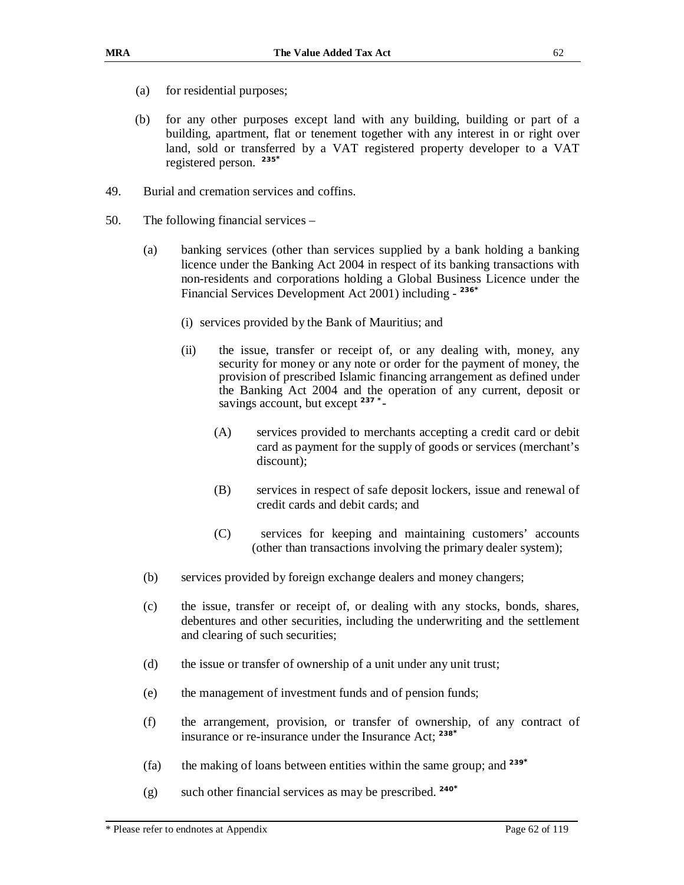(a) for residential purposes;

(b) for any other purposes except land with any building, building or part of a building, apartment, flat or tenement together with any interest in or right over land, sold or transferred by a VAT registered property developer to a VAT registered person. [235*]

49. Burial and cremation services and coffins.

50. The following financial services –

(a) banking services (other than services supplied by a bank holding a banking licence under the Banking Act 2004 in respect of its banking transactions with non-residents and corporations holding a Global Business Licence under the Financial Services Development Act 2001) including - [236*]

(i) services provided by the Bank of Mauritius; and

(ii) the issue, transfer or receipt of, or any dealing with, money, any security for money or any note or order for the payment of money, the provision of prescribed Islamic financing arrangement as defined under the Banking Act 2004 and the operation of any current, deposit or savings account, but except [237*] -

(A) services provided to merchants accepting a credit card or debit card as payment for the supply of goods or services (merchant's discount);

(B) services in respect of safe deposit lockers, issue and renewal of credit cards and debit cards; and

(C) services for keeping and maintaining customers' accounts (other than transactions involving the primary dealer system);

(b) services provided by foreign exchange dealers and money changers;

(c) the issue, transfer or receipt of, or dealing with any stocks, bonds, shares, debentures and other securities, including the underwriting and the settlement and clearing of such securities;

(d) the issue or transfer of ownership of a unit under any unit trust;

(e) the management of investment funds and of pension funds;

(f) the arrangement, provision, or transfer of ownership, of any contract of insurance or re-insurance under the Insurance Act; [238*]

(fa) the making of loans between entities within the same group; and [239*]

(g) such other financial services as may be prescribed. [240*]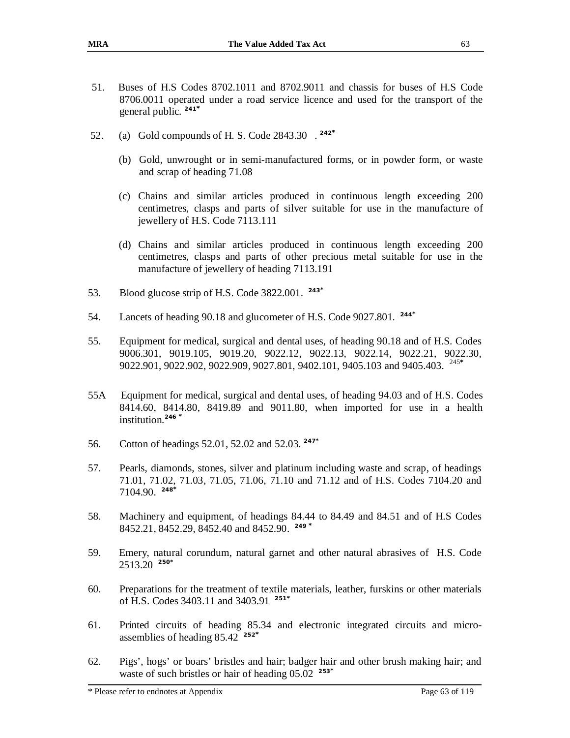51. Buses of H.S Codes 8702.1011 and 8702.9011 and chassis for buses of H.S Code 8706.0011 operated under a road service licence and used for the transport of the general public. [241*]

52. (a) Gold compounds of H. S. Code 2843.30 . [242*]

    (b) Gold, unwrought or in semi-manufactured forms, or in powder form, or waste and scrap of heading 71.08

    (c) Chains and similar articles produced in continuous length exceeding 200 centimetres, clasps and parts of silver suitable for use in the manufacture of jewellery of H.S. Code 7113.111

    (d) Chains and similar articles produced in continuous length exceeding 200 centimetres, clasps and parts of other precious metal suitable for use in the manufacture of jewellery of heading 7113.191

53. Blood glucose strip of H.S. Code 3822.001. [243*]

54. Lancets of heading 90.18 and glucometer of H.S. Code 9027.801. [244*]

55. Equipment for medical, surgical and dental uses, of heading 90.18 and of H.S. Codes 9006.301, 9019.105, 9019.20, 9022.12, 9022.13, 9022.14, 9022.21, 9022.30, 9022.901, 9022.902, 9022.909, 9027.801, 9402.101, 9405.103 and 9405.403. [245*]

55A Equipment for medical, surgical and dental uses, of heading 94.03 and of H.S. Codes 8414.60, 8414.80, 8419.89 and 9011.80, when imported for use in a health institution. [246 *]

56. Cotton of headings 52.01, 52.02 and 52.03. [247*]

57. Pearls, diamonds, stones, silver and platinum including waste and scrap, of headings 71.01, 71.02, 71.03, 71.05, 71.06, 71.10 and 71.12 and of H.S. Codes 7104.20 and 7104.90. [248*]

58. Machinery and equipment, of headings 84.44 to 84.49 and 84.51 and of H.S Codes 8452.21, 8452.29, 8452.40 and 8452.90. [249 *]

59. Emery, natural corundum, natural garnet and other natural abrasives of H.S. Code 2513.20 [250*]

60. Preparations for the treatment of textile materials, leather, furskins or other materials of H.S. Codes 3403.11 and 3403.91 [251*]

61. Printed circuits of heading 85.34 and electronic integrated circuits and micro-assemblies of heading 85.42 [252*]

62. Pigs', hogs' or boars' bristles and hair; badger hair and other brush making hair; and waste of such bristles or hair of heading 05.02 [253*]

\* Please refer to endnotes at Appendix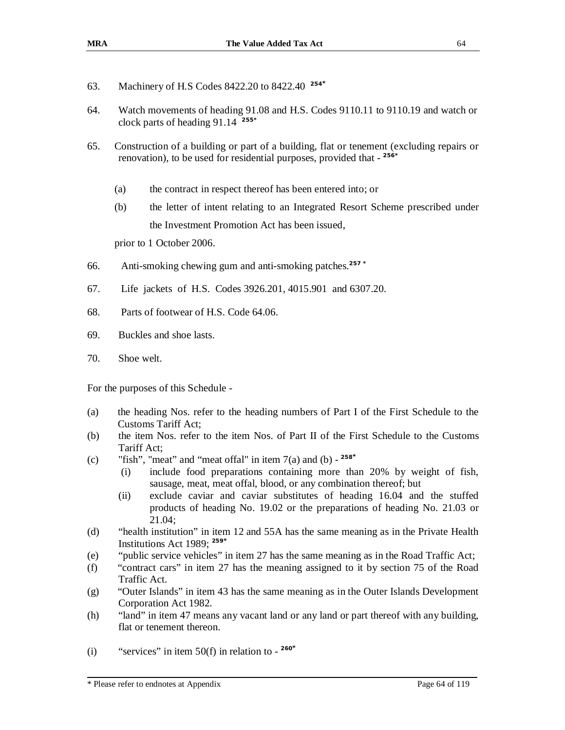63. Machinery of H.S Codes 8422.20 to 8422.40 [254*]

64. Watch movements of heading 91.08 and H.S. Codes 9110.11 to 9110.19 and watch or clock parts of heading 91.14 [255*]

65. Construction of a building or part of a building, flat or tenement (excluding repairs or renovation), to be used for residential purposes, provided that - [256*]

    (a) the contract in respect thereof has been entered into; or

    (b) the letter of intent relating to an Integrated Resort Scheme prescribed under the Investment Promotion Act has been issued,

    prior to 1 October 2006.

66. Anti-smoking chewing gum and anti-smoking patches.[257 *]

67. Life jackets of H.S. Codes 3926.201, 4015.901 and 6307.20.

68. Parts of footwear of H.S. Code 64.06.

69. Buckles and shoe lasts.

70. Shoe welt.

For the purposes of this Schedule -

(a) the heading Nos. refer to the heading numbers of Part I of the First Schedule to the Customs Tariff Act;

(b) the item Nos. refer to the item Nos. of Part II of the First Schedule to the Customs Tariff Act;

(c) "fish", "meat" and "meat offal" in item 7(a) and (b) - [258*]
    - (i) include food preparations containing more than 20% by weight of fish, sausage, meat, meat offal, blood, or any combination thereof; but
    - (ii) exclude caviar and caviar substitutes of heading 16.04 and the stuffed products of heading No. 19.02 or the preparations of heading No. 21.03 or 21.04;

(d) "health institution" in item 12 and 55A has the same meaning as in the Private Health Institutions Act 1989; [259*]

(e) "public service vehicles" in item 27 has the same meaning as in the Road Traffic Act;

(f) "contract cars" in item 27 has the meaning assigned to it by section 75 of the Road Traffic Act.

(g) "Outer Islands" in item 43 has the same meaning as in the Outer Islands Development Corporation Act 1982.

(h) "land" in item 47 means any vacant land or any land or part thereof with any building, flat or tenement thereon.

(i) "services" in item 50(f) in relation to - [260*]

\* Please refer to endnotes at Appendix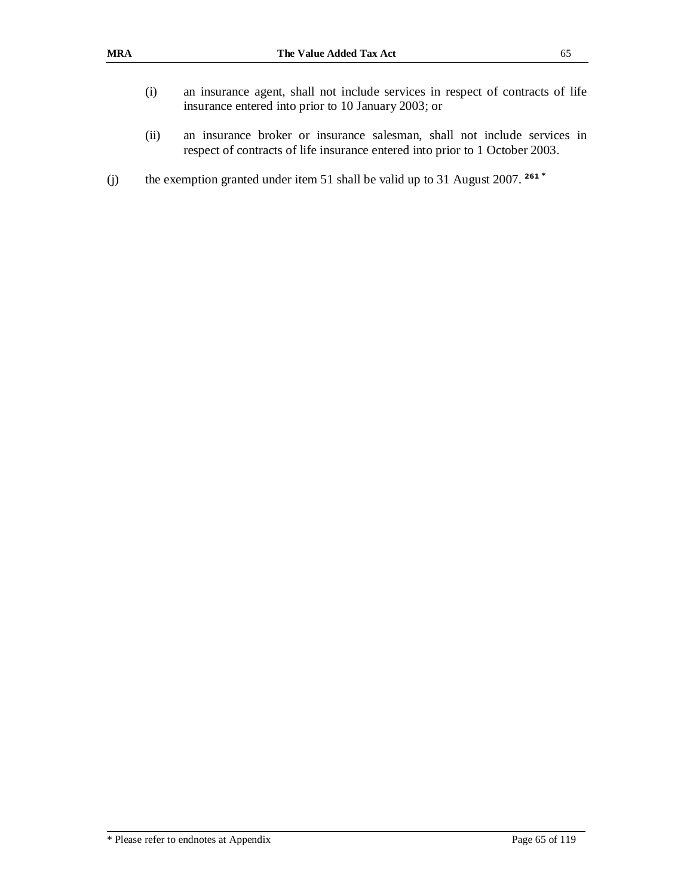(i) an insurance agent, shall not include services in respect of contracts of life insurance entered into prior to 10 January 2003; or

(ii) an insurance broker or insurance salesman, shall not include services in respect of contracts of life insurance entered into prior to 1 October 2003.

(j) the exemption granted under item 51 shall be valid up to 31 August 2007. [261 *]

* Please refer to endnotes at Appendix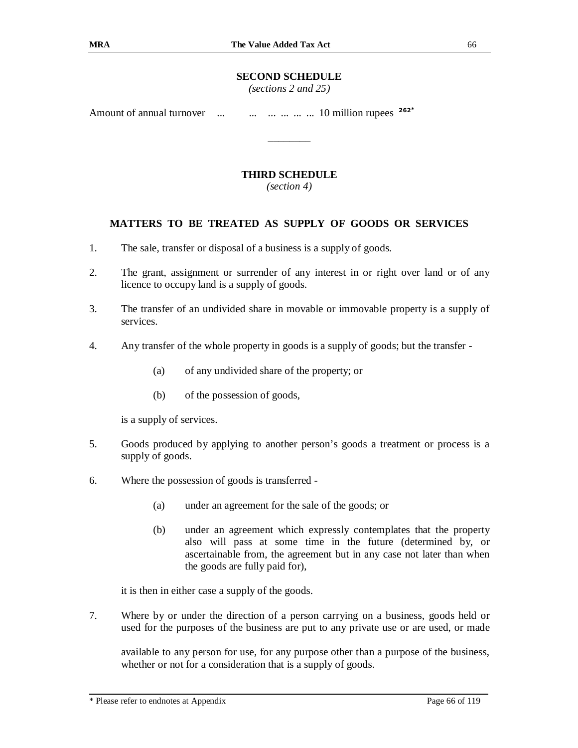## SECOND SCHEDULE

*(sections 2 and 25)*

Amount of annual turnover ... ... ... ... ... ... 10 million rupees [262*]

________

## THIRD SCHEDULE

*(section 4)*

### MATTERS TO BE TREATED AS SUPPLY OF GOODS OR SERVICES

1. The sale, transfer or disposal of a business is a supply of goods.

2. The grant, assignment or surrender of any interest in or right over land or of any licence to occupy land is a supply of goods.

3. The transfer of an undivided share in movable or immovable property is a supply of services.

4. Any transfer of the whole property in goods is a supply of goods; but the transfer -

   (a) of any undivided share of the property; or

   (b) of the possession of goods,

   is a supply of services.

5. Goods produced by applying to another person's goods a treatment or process is a supply of goods.

6. Where the possession of goods is transferred -

   (a) under an agreement for the sale of the goods; or

   (b) under an agreement which expressly contemplates that the property also will pass at some time in the future (determined by, or ascertainable from, the agreement but in any case not later than when the goods are fully paid for),

   it is then in either case a supply of the goods.

7. Where by or under the direction of a person carrying on a business, goods held or used for the purposes of the business are put to any private use or are used, or made available to any person for use, for any purpose other than a purpose of the business, whether or not for a consideration that is a supply of goods.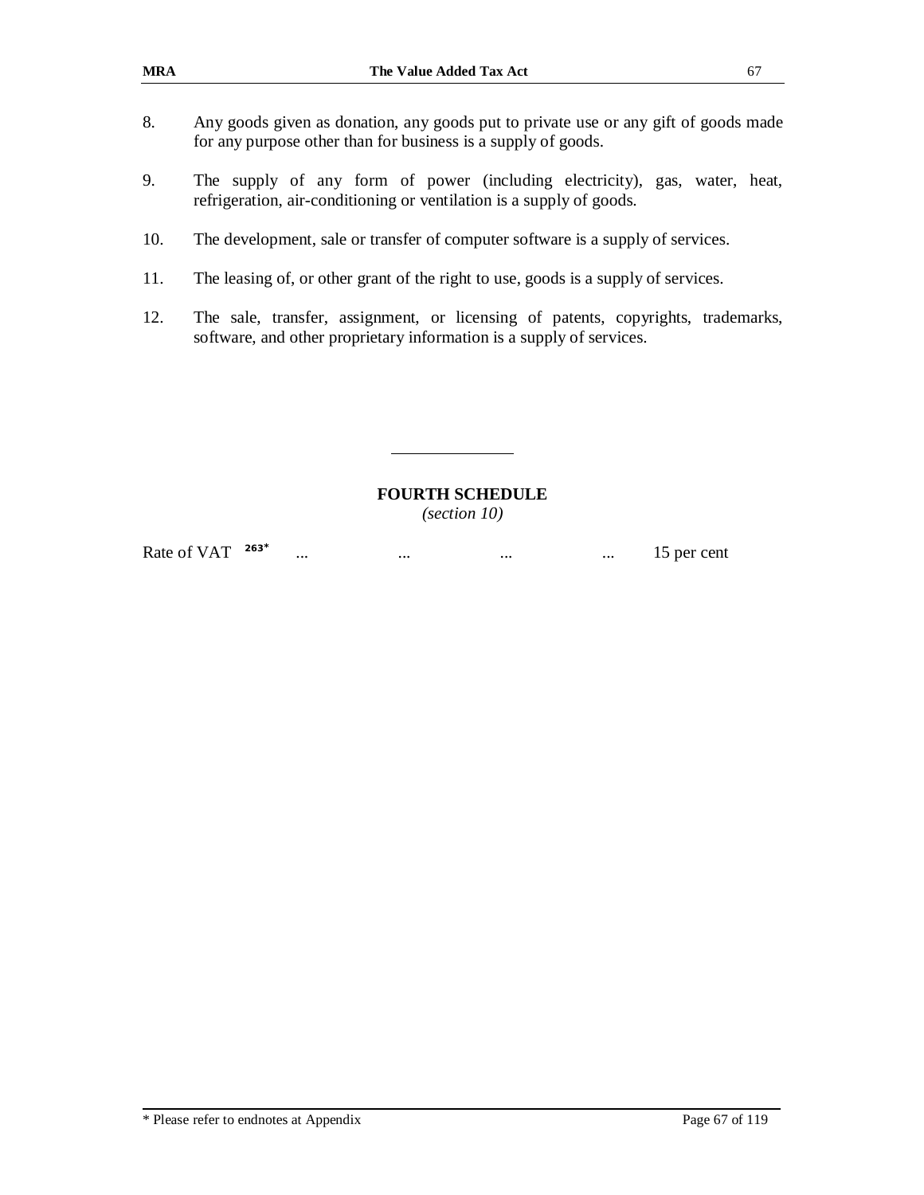8. Any goods given as donation, any goods put to private use or any gift of goods made for any purpose other than for business is a supply of goods.

9. The supply of any form of power (including electricity), gas, water, heat, refrigeration, air-conditioning or ventilation is a supply of goods.

10. The development, sale or transfer of computer software is a supply of services.

11. The leasing of, or other grant of the right to use, goods is a supply of services.

12. The sale, transfer, assignment, or licensing of patents, copyrights, trademarks, software, and other proprietary information is a supply of services.

---

## FOURTH SCHEDULE

*(section 10)*

Rate of VAT [263*] ... ... ... ... 15 per cent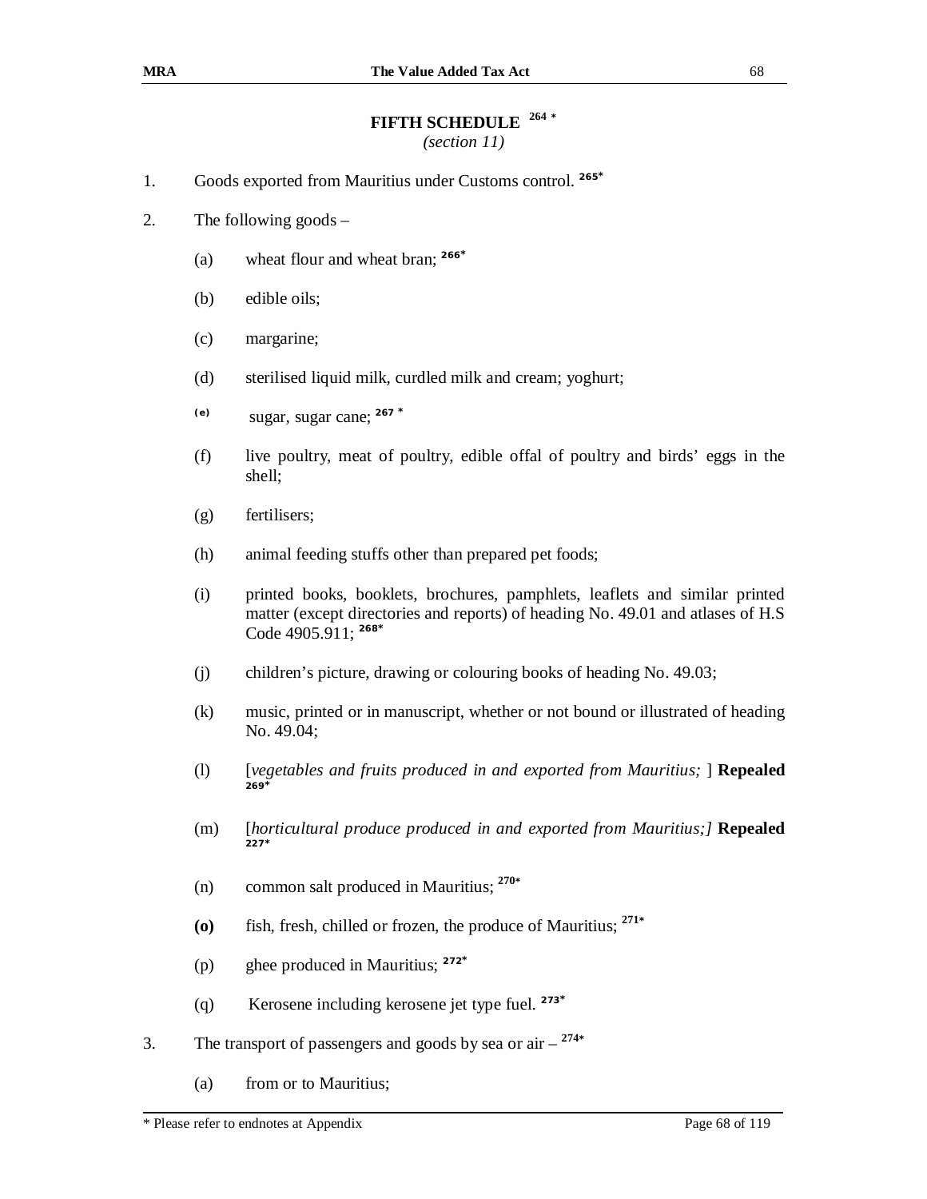## FIFTH SCHEDULE [264 *]

*(section 11)*

1. Goods exported from Mauritius under Customs control. [265*]

2. The following goods –

   (a) wheat flour and wheat bran; [266*]

   (b) edible oils;

   (c) margarine;

   (d) sterilised liquid milk, curdled milk and cream; yoghurt;

   (e) sugar, sugar cane; [267 *]

   (f) live poultry, meat of poultry, edible offal of poultry and birds' eggs in the shell;

   (g) fertilisers;

   (h) animal feeding stuffs other than prepared pet foods;

   (i) printed books, booklets, brochures, pamphlets, leaflets and similar printed matter (except directories and reports) of heading No. 49.01 and atlases of H.S Code 4905.911; [268*]

   (j) children's picture, drawing or colouring books of heading No. 49.03;

   (k) music, printed or in manuscript, whether or not bound or illustrated of heading No. 49.04;

   (l) [*vegetables and fruits produced in and exported from Mauritius;* ] **Repealed** [269*]

   (m) [*horticultural produce produced in and exported from Mauritius;]* **Repealed** [227*]

   (n) common salt produced in Mauritius; [270*]

   **(o)** fish, fresh, chilled or frozen, the produce of Mauritius; [271*]

   (p) ghee produced in Mauritius; [272*]

   (q) Kerosene including kerosene jet type fuel. [273*]

3. The transport of passengers and goods by sea or air – [274*]

   (a) from or to Mauritius;

\* Please refer to endnotes at Appendix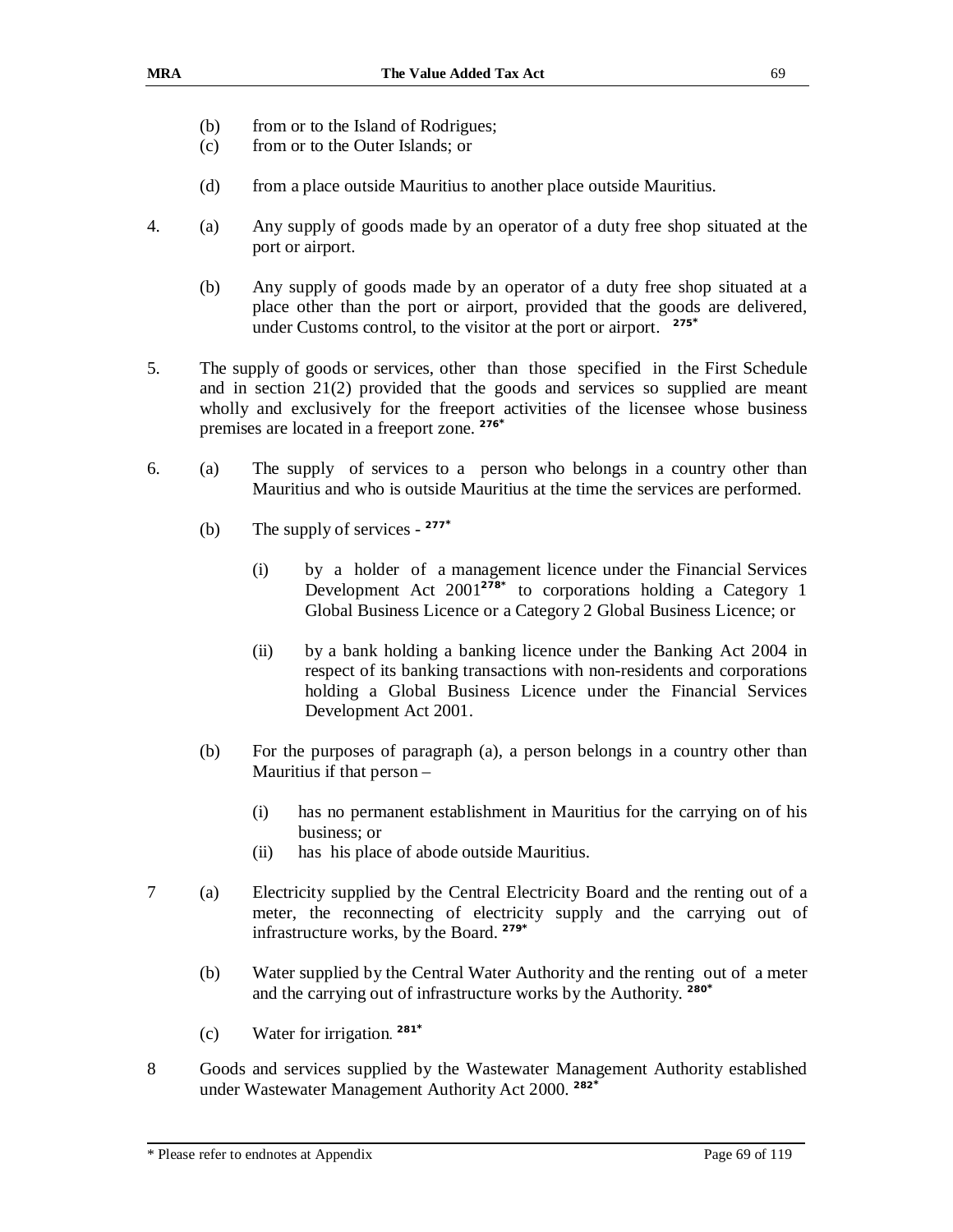(b) from or to the Island of Rodrigues;

(c) from or to the Outer Islands; or

(d) from a place outside Mauritius to another place outside Mauritius.

4. (a) Any supply of goods made by an operator of a duty free shop situated at the port or airport.

(b) Any supply of goods made by an operator of a duty free shop situated at a place other than the port or airport, provided that the goods are delivered, under Customs control, to the visitor at the port or airport. [275*]

5. The supply of goods or services, other than those specified in the First Schedule and in section 21(2) provided that the goods and services so supplied are meant wholly and exclusively for the freeport activities of the licensee whose business premises are located in a freeport zone. [276*]

6. (a) The supply of services to a person who belongs in a country other than Mauritius and who is outside Mauritius at the time the services are performed.

(b) The supply of services - [277*]

(i) by a holder of a management licence under the Financial Services Development Act 2001[278*] to corporations holding a Category 1 Global Business Licence or a Category 2 Global Business Licence; or

(ii) by a bank holding a banking licence under the Banking Act 2004 in respect of its banking transactions with non-residents and corporations holding a Global Business Licence under the Financial Services Development Act 2001.

(b) For the purposes of paragraph (a), a person belongs in a country other than Mauritius if that person –

(i) has no permanent establishment in Mauritius for the carrying on of his business; or

(ii) has his place of abode outside Mauritius.

7 (a) Electricity supplied by the Central Electricity Board and the renting out of a meter, the reconnecting of electricity supply and the carrying out of infrastructure works, by the Board. [279*]

(b) Water supplied by the Central Water Authority and the renting out of a meter and the carrying out of infrastructure works by the Authority. [280*]

(c) Water for irrigation. [281*]

8 Goods and services supplied by the Wastewater Management Authority established under Wastewater Management Authority Act 2000. [282*]

* Please refer to endnotes at Appendix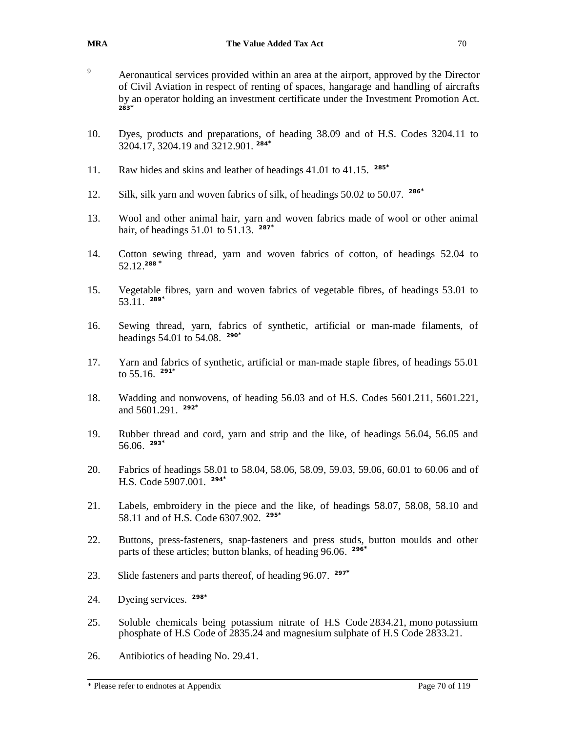9. Aeronautical services provided within an area at the airport, approved by the Director of Civil Aviation in respect of renting of spaces, hangarage and handling of aircrafts by an operator holding an investment certificate under the Investment Promotion Act. [283*]

10. Dyes, products and preparations, of heading 38.09 and of H.S. Codes 3204.11 to 3204.17, 3204.19 and 3212.901. [284*]

11. Raw hides and skins and leather of headings 41.01 to 41.15. [285*]

12. Silk, silk yarn and woven fabrics of silk, of headings 50.02 to 50.07. [286*]

13. Wool and other animal hair, yarn and woven fabrics made of wool or other animal hair, of headings 51.01 to 51.13. [287*]

14. Cotton sewing thread, yarn and woven fabrics of cotton, of headings 52.04 to 52.12.[288 *]

15. Vegetable fibres, yarn and woven fabrics of vegetable fibres, of headings 53.01 to 53.11. [289*]

16. Sewing thread, yarn, fabrics of synthetic, artificial or man-made filaments, of headings 54.01 to 54.08. [290*]

17. Yarn and fabrics of synthetic, artificial or man-made staple fibres, of headings 55.01 to 55.16. [291*]

18. Wadding and nonwovens, of heading 56.03 and of H.S. Codes 5601.211, 5601.221, and 5601.291. [292*]

19. Rubber thread and cord, yarn and strip and the like, of headings 56.04, 56.05 and 56.06. [293*]

20. Fabrics of headings 58.01 to 58.04, 58.06, 58.09, 59.03, 59.06, 60.01 to 60.06 and of H.S. Code 5907.001. [294*]

21. Labels, embroidery in the piece and the like, of headings 58.07, 58.08, 58.10 and 58.11 and of H.S. Code 6307.902. [295*]

22. Buttons, press-fasteners, snap-fasteners and press studs, button moulds and other parts of these articles; button blanks, of heading 96.06. [296*]

23. Slide fasteners and parts thereof, of heading 96.07. [297*]

24. Dyeing services. [298*]

25. Soluble chemicals being potassium nitrate of H.S Code 2834.21, mono potassium phosphate of H.S Code of 2835.24 and magnesium sulphate of H.S Code 2833.21.

26. Antibiotics of heading No. 29.41.

\* Please refer to endnotes at Appendix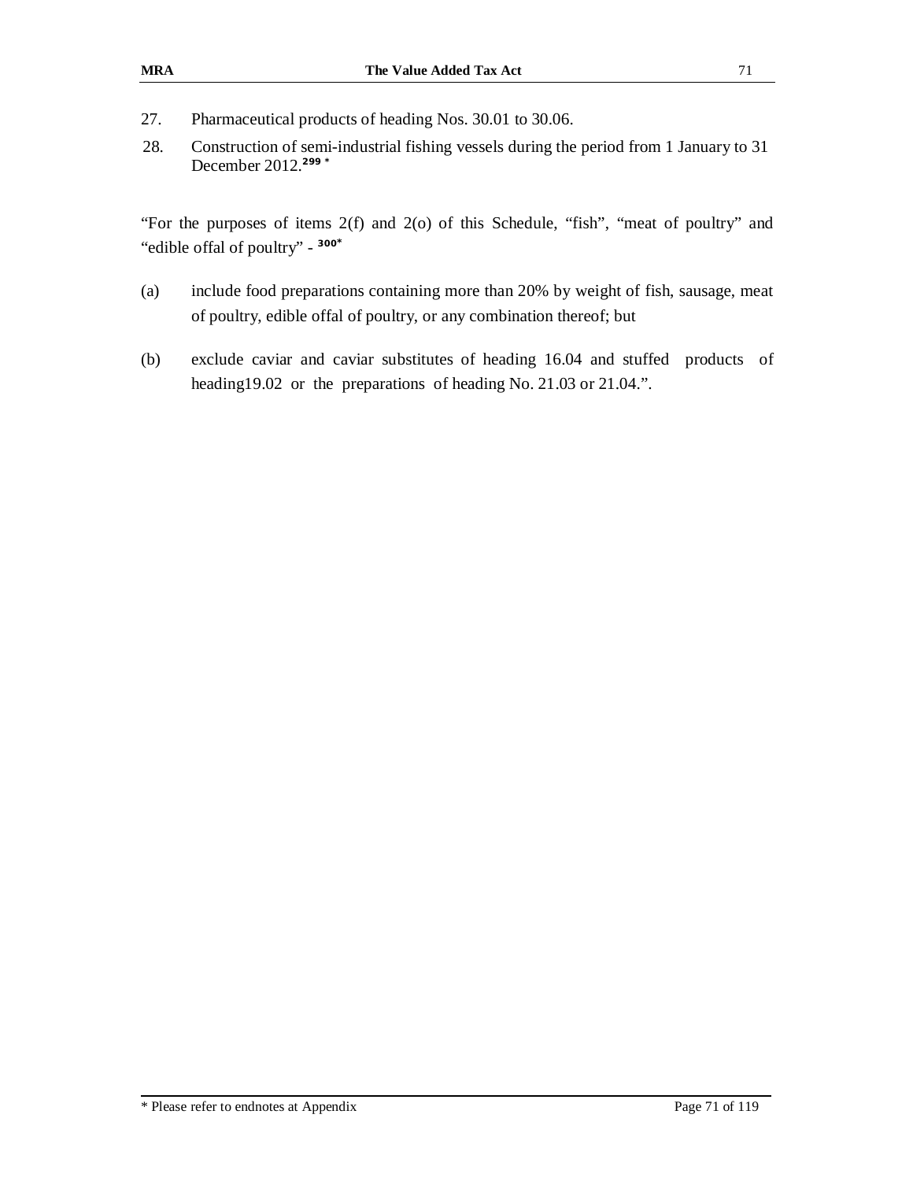27. Pharmaceutical products of heading Nos. 30.01 to 30.06.

28. Construction of semi-industrial fishing vessels during the period from 1 January to 31 December 2012.[299 *]

"For the purposes of items 2(f) and 2(o) of this Schedule, "fish", "meat of poultry" and "edible offal of poultry" - [300*]

(a) include food preparations containing more than 20% by weight of fish, sausage, meat of poultry, edible offal of poultry, or any combination thereof; but

(b) exclude caviar and caviar substitutes of heading 16.04 and stuffed products of heading19.02 or the preparations of heading No. 21.03 or 21.04.".

* Please refer to endnotes at Appendix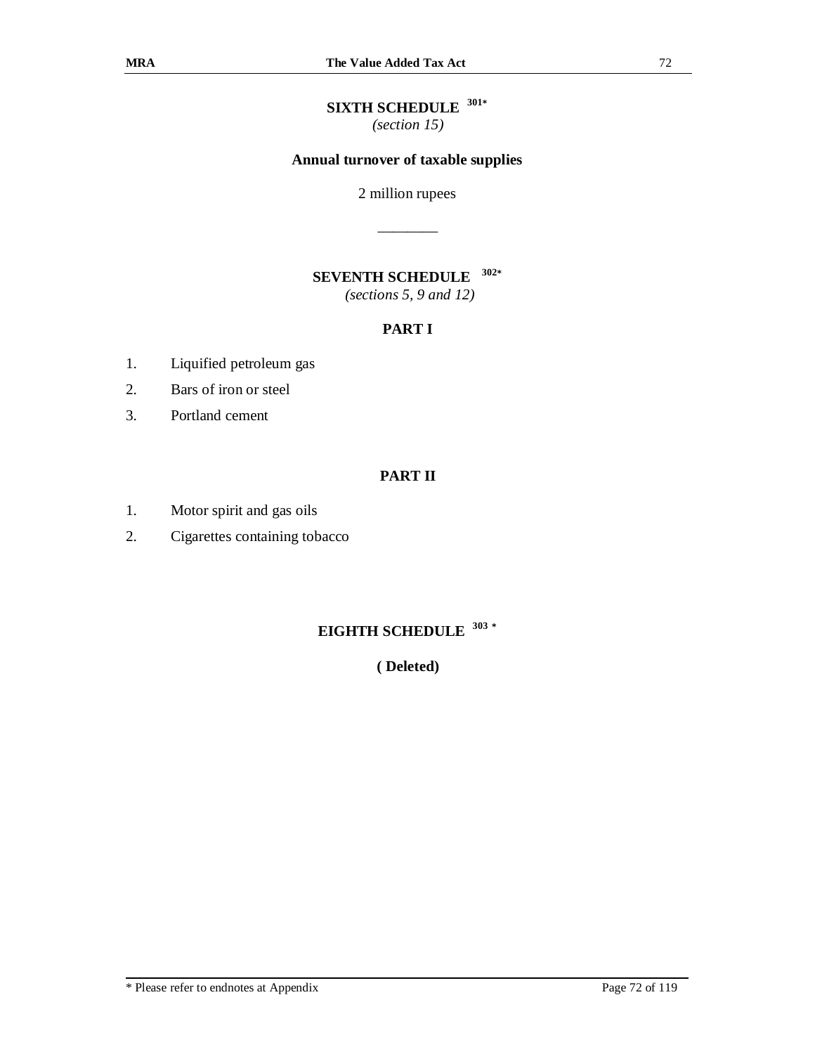## SIXTH SCHEDULE [301*]

*(section 15)*

**Annual turnover of taxable supplies**

2 million rupees

---

## SEVENTH SCHEDULE [302*]

*(sections 5, 9 and 12)*

### PART I

1. Liquified petroleum gas
2. Bars of iron or steel
3. Portland cement

### PART II

1. Motor spirit and gas oils
2. Cigarettes containing tobacco

## EIGHTH SCHEDULE [303 *]

**( Deleted)**

* Please refer to endnotes at Appendix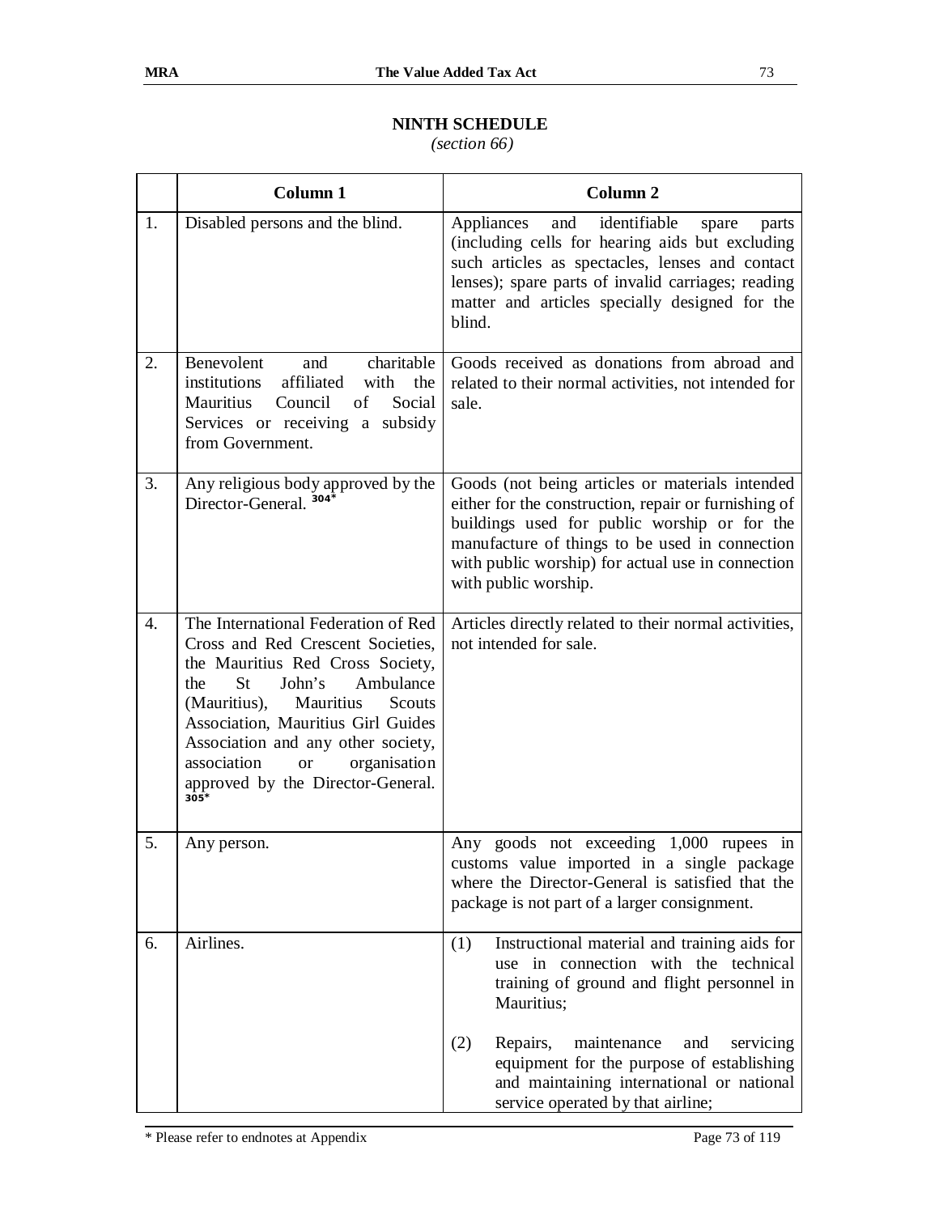## NINTH SCHEDULE

*(section 66)*

| | Column 1 | Column 2 |
|---|---|---|
| 1. | Disabled persons and the blind. | Appliances and identifiable spare parts (including cells for hearing aids but excluding such articles as spectacles, lenses and contact lenses); spare parts of invalid carriages; reading matter and articles specially designed for the blind. |
| 2. | Benevolent and charitable institutions affiliated with the Mauritius Council of Social Services or receiving a subsidy from Government. | Goods received as donations from abroad and related to their normal activities, not intended for sale. |
| 3. | Any religious body approved by the Director-General. [304*] | Goods (not being articles or materials intended either for the construction, repair or furnishing of buildings used for public worship or for the manufacture of things to be used in connection with public worship) for actual use in connection with public worship. |
| 4. | The International Federation of Red Cross and Red Crescent Societies, the Mauritius Red Cross Society, the St John's Ambulance (Mauritius), Mauritius Scouts Association, Mauritius Girl Guides Association and any other society, association or organisation approved by the Director-General. [305*] | Articles directly related to their normal activities, not intended for sale. |
| 5. | Any person. | Any goods not exceeding 1,000 rupees in customs value imported in a single package where the Director-General is satisfied that the package is not part of a larger consignment. |
| 6. | Airlines. | (1) Instructional material and training aids for use in connection with the technical training of ground and flight personnel in Mauritius;<br><br>(2) Repairs, maintenance and servicing equipment for the purpose of establishing and maintaining international or national service operated by that airline; |

\* Please refer to endnotes at Appendix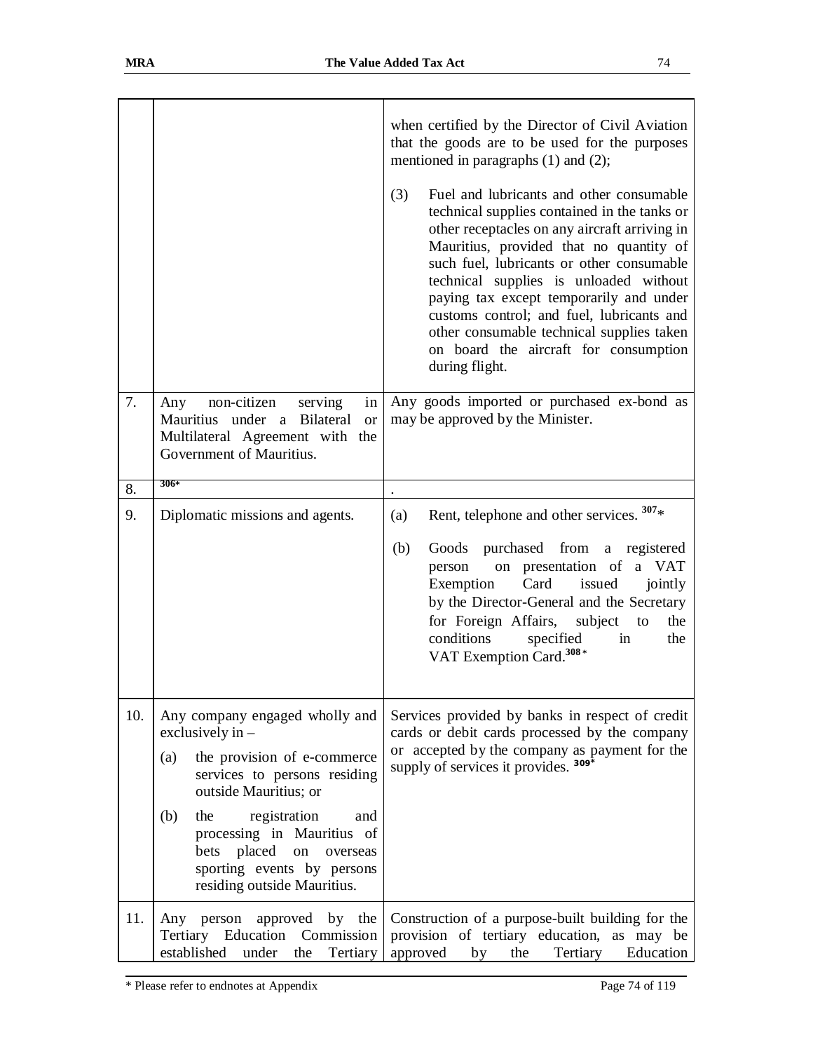| | | |
|---|---|---|
| | | when certified by the Director of Civil Aviation that the goods are to be used for the purposes mentioned in paragraphs (1) and (2);<br><br>(3) Fuel and lubricants and other consumable technical supplies contained in the tanks or other receptacles on any aircraft arriving in Mauritius, provided that no quantity of such fuel, lubricants or other consumable technical supplies is unloaded without paying tax except temporarily and under customs control; and fuel, lubricants and other consumable technical supplies taken on board the aircraft for consumption during flight. |
| 7. | Any non-citizen serving in Mauritius under a Bilateral or Multilateral Agreement with the Government of Mauritius. | Any goods imported or purchased ex-bond as may be approved by the Minister. |
| 8. | [306]* | . |
| 9. | Diplomatic missions and agents. | (a) Rent, telephone and other services. [307]*<br><br>(b) Goods purchased from a registered person on presentation of a VAT Exemption Card issued jointly by the Director-General and the Secretary for Foreign Affairs, subject to the conditions specified in the VAT Exemption Card.[308]* |
| 10. | Any company engaged wholly and exclusively in –<br><br>(a) the provision of e-commerce services to persons residing outside Mauritius; or<br><br>(b) the registration and processing in Mauritius of bets placed on overseas sporting events by persons residing outside Mauritius. | Services provided by banks in respect of credit cards or debit cards processed by the company or accepted by the company as payment for the supply of services it provides. [309]* |
| 11. | Any person approved by the Tertiary Education Commission established under the Tertiary | Construction of a purpose-built building for the provision of tertiary education, as may be approved by the Tertiary Education |

\* Please refer to endnotes at Appendix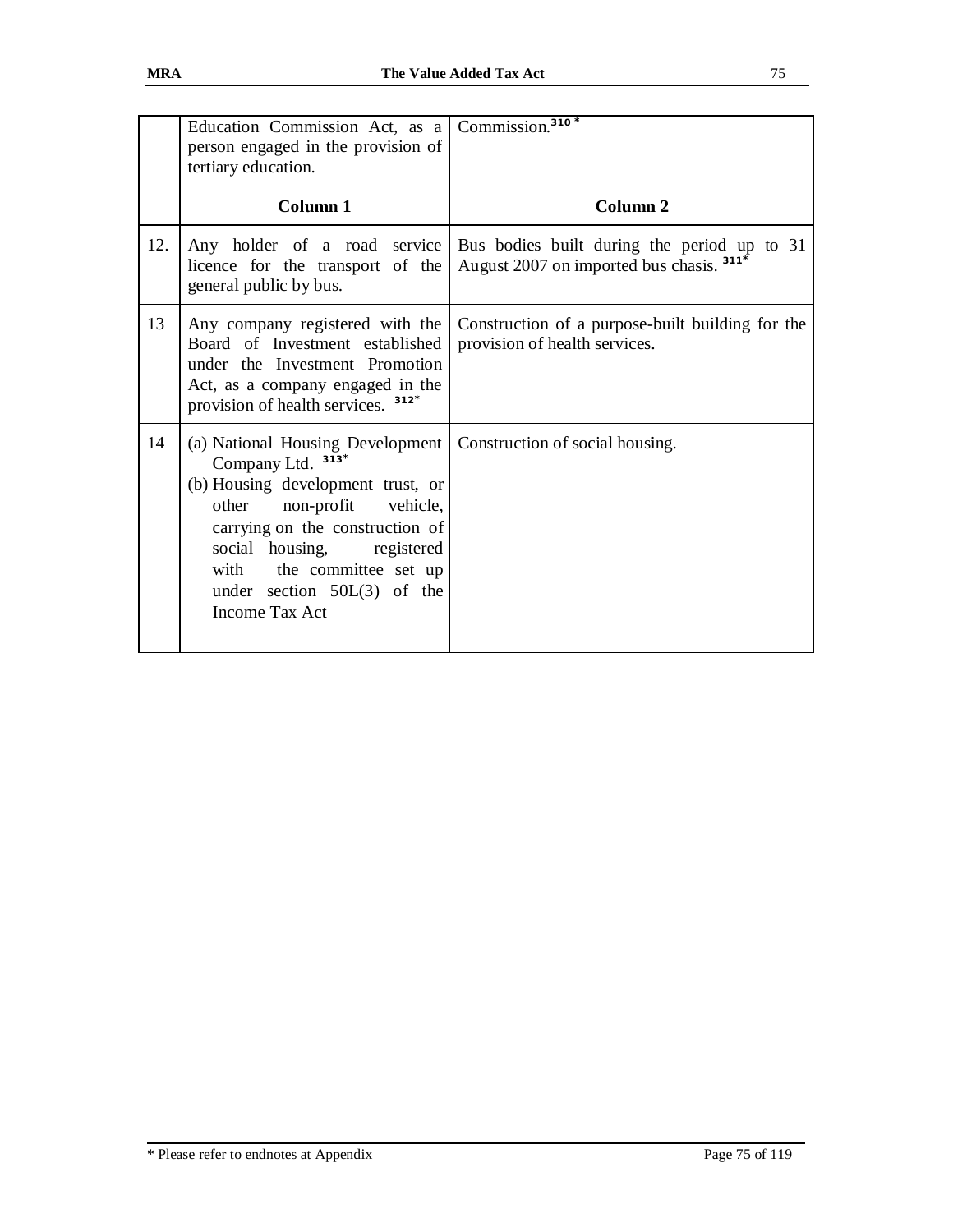| | Education Commission Act, as a person engaged in the provision of tertiary education. | Commission.[310 *] |
|---|---|---|
| | **Column 1** | **Column 2** |
| 12. | Any holder of a road service licence for the transport of the general public by bus. | Bus bodies built during the period up to 31 August 2007 on imported bus chasis. [311*] |
| 13 | Any company registered with the Board of Investment established under the Investment Promotion Act, as a company engaged in the provision of health services. [312*] | Construction of a purpose-built building for the provision of health services. |
| 14 | (a) National Housing Development Company Ltd. [313*] <br> (b) Housing development trust, or other non-profit vehicle, carrying on the construction of social housing, registered with the committee set up under section 50L(3) of the Income Tax Act | Construction of social housing. |

* Please refer to endnotes at Appendix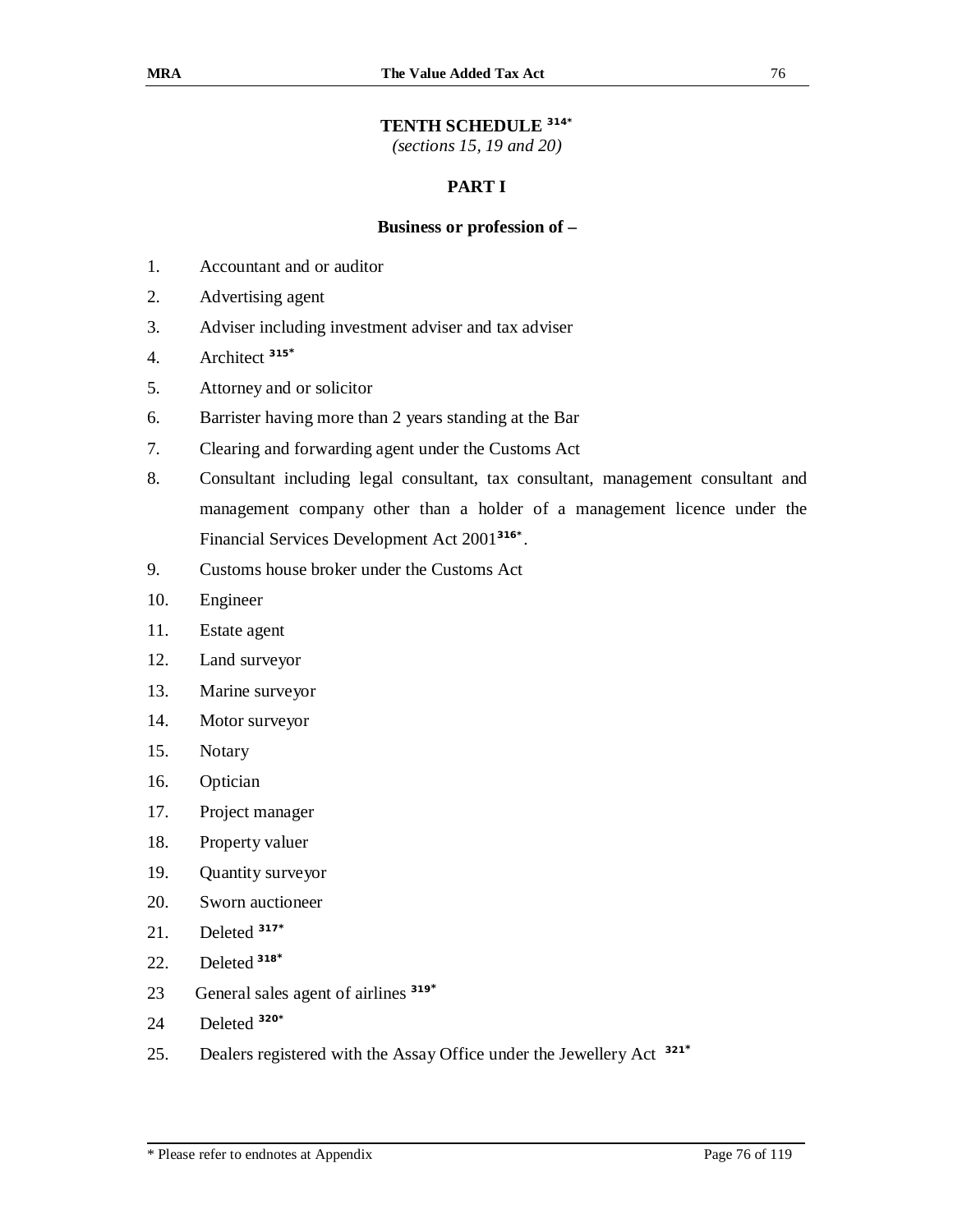## TENTH SCHEDULE [314*]

*(sections 15, 19 and 20)*

### PART I

**Business or profession of –**

1. Accountant and or auditor
2. Advertising agent
3. Adviser including investment adviser and tax adviser
4. Architect [315*]
5. Attorney and or solicitor
6. Barrister having more than 2 years standing at the Bar
7. Clearing and forwarding agent under the Customs Act
8. Consultant including legal consultant, tax consultant, management consultant and management company other than a holder of a management licence under the Financial Services Development Act 2001[316*].
9. Customs house broker under the Customs Act
10. Engineer
11. Estate agent
12. Land surveyor
13. Marine surveyor
14. Motor surveyor
15. Notary
16. Optician
17. Project manager
18. Property valuer
19. Quantity surveyor
20. Sworn auctioneer
21. Deleted [317*]
22. Deleted [318*]
23. General sales agent of airlines [319*]
24. Deleted [320*]
25. Dealers registered with the Assay Office under the Jewellery Act [321*]

\* Please refer to endnotes at Appendix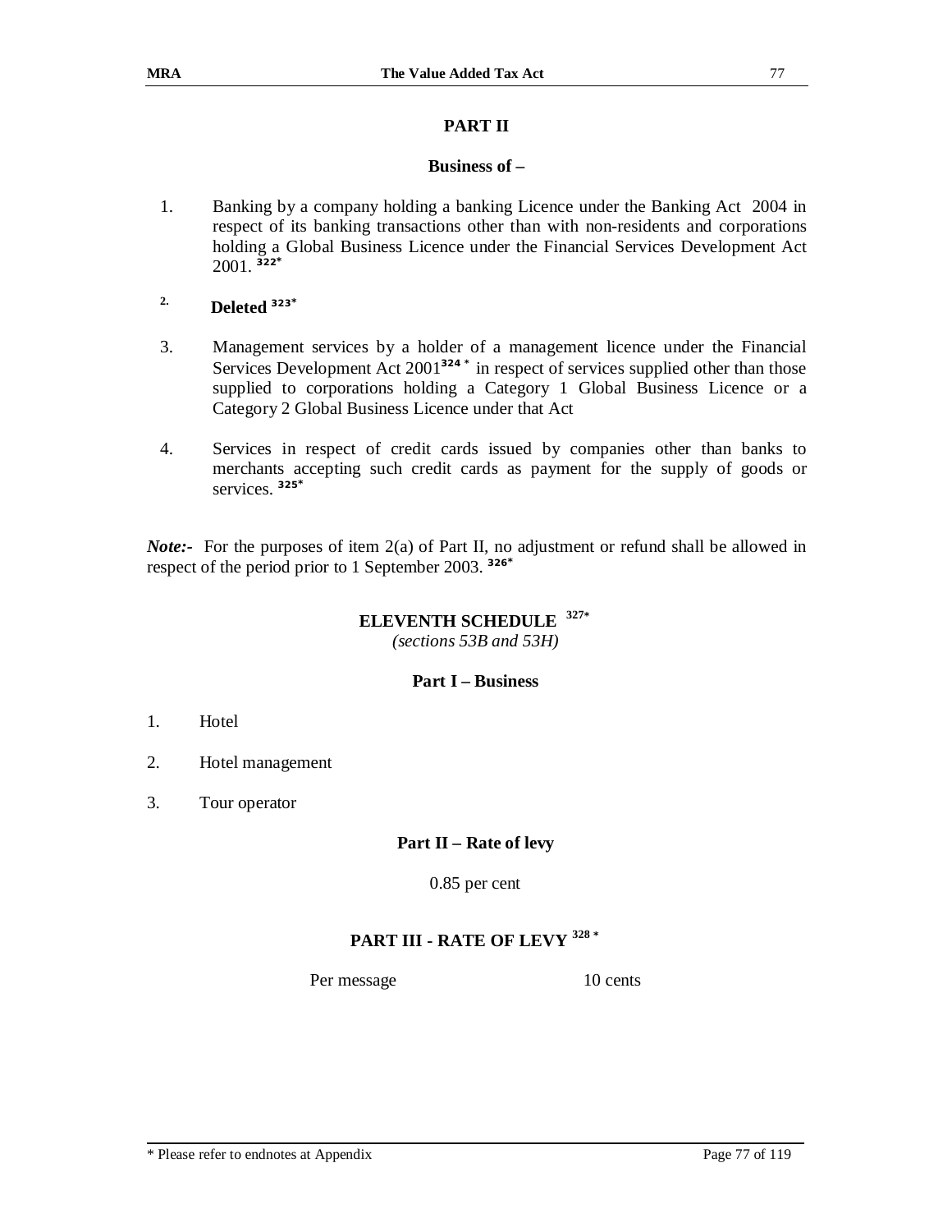## PART II

### Business of –

1. Banking by a company holding a banking Licence under the Banking Act 2004 in respect of its banking transactions other than with non-residents and corporations holding a Global Business Licence under the Financial Services Development Act 2001. [322*]

2. **Deleted** [323*]

3. Management services by a holder of a management licence under the Financial Services Development Act 2001[324 *] in respect of services supplied other than those supplied to corporations holding a Category 1 Global Business Licence or a Category 2 Global Business Licence under that Act

4. Services in respect of credit cards issued by companies other than banks to merchants accepting such credit cards as payment for the supply of goods or services. [325*]

***Note:-*** For the purposes of item 2(a) of Part II, no adjustment or refund shall be allowed in respect of the period prior to 1 September 2003. [326*]

## ELEVENTH SCHEDULE [327*]

*(sections 53B and 53H)*

### Part I – Business

1. Hotel
2. Hotel management
3. Tour operator

### Part II – Rate of levy

0.85 per cent

### PART III - RATE OF LEVY [328 *]

Per message 10 cents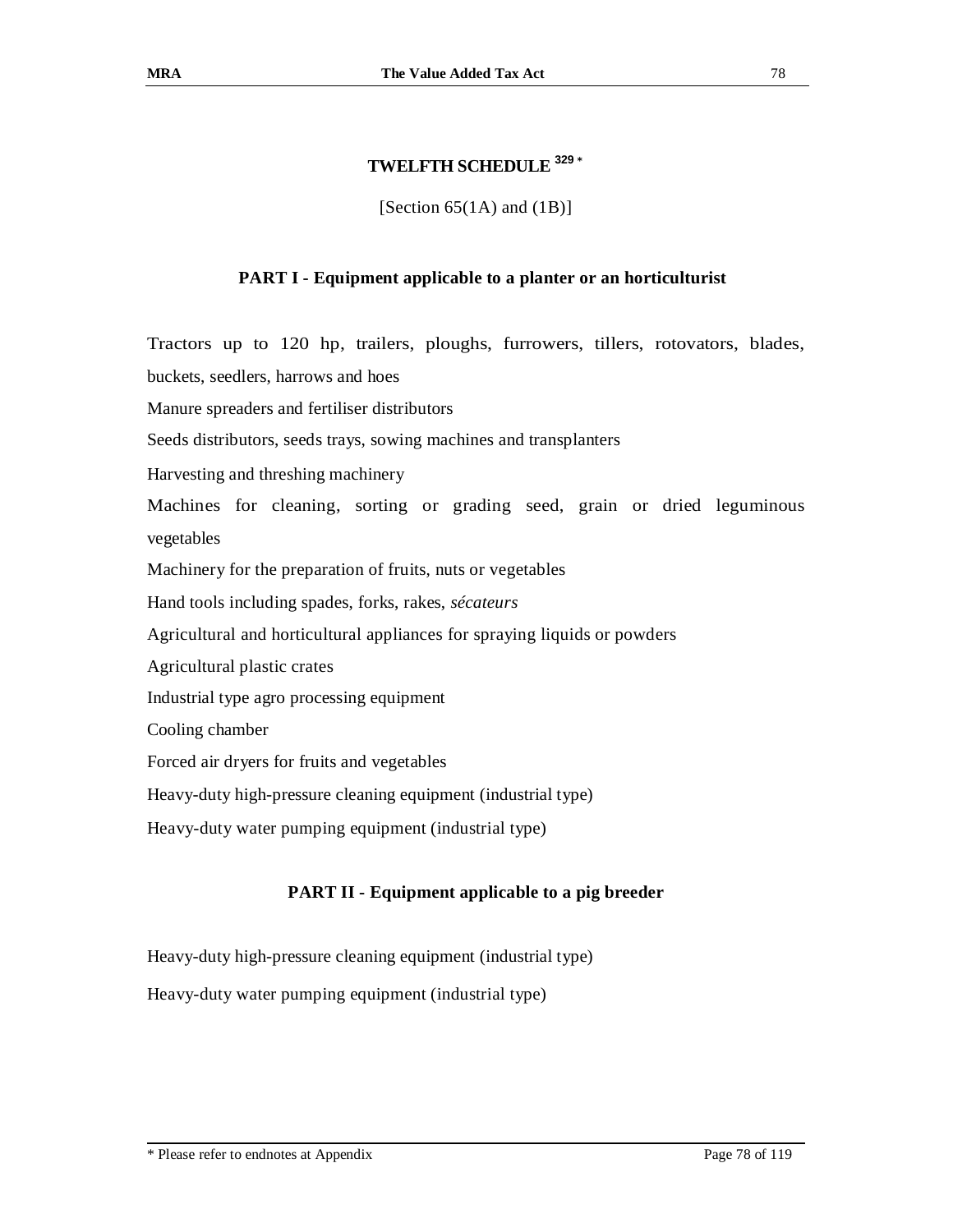# TWELFTH SCHEDULE [329] *

[Section 65(1A) and (1B)]

## PART I - Equipment applicable to a planter or an horticulturist

Tractors up to 120 hp, trailers, ploughs, furrowers, tillers, rotovators, blades, buckets, seedlers, harrows and hoes

Manure spreaders and fertiliser distributors

Seeds distributors, seeds trays, sowing machines and transplanters

Harvesting and threshing machinery

Machines for cleaning, sorting or grading seed, grain or dried leguminous vegetables

Machinery for the preparation of fruits, nuts or vegetables

Hand tools including spades, forks, rakes, *sécateurs*

Agricultural and horticultural appliances for spraying liquids or powders

Agricultural plastic crates

Industrial type agro processing equipment

Cooling chamber

Forced air dryers for fruits and vegetables

Heavy-duty high-pressure cleaning equipment (industrial type)

Heavy-duty water pumping equipment (industrial type)

## PART II - Equipment applicable to a pig breeder

Heavy-duty high-pressure cleaning equipment (industrial type)

Heavy-duty water pumping equipment (industrial type)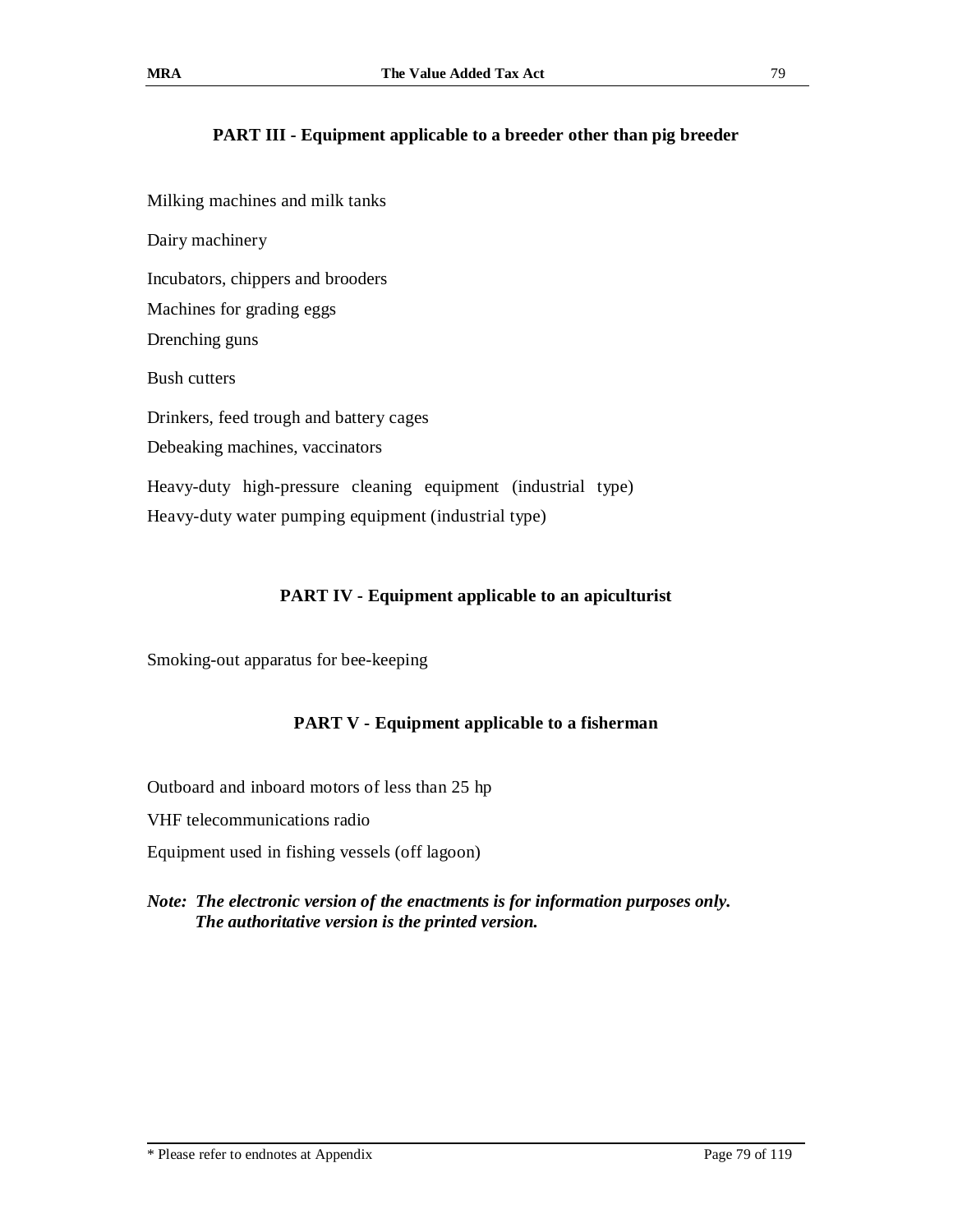## PART III - Equipment applicable to a breeder other than pig breeder

Milking machines and milk tanks

Dairy machinery

Incubators, chippers and brooders

Machines for grading eggs

Drenching guns

Bush cutters

Drinkers, feed trough and battery cages

Debeaking machines, vaccinators

Heavy-duty high-pressure cleaning equipment (industrial type)

Heavy-duty water pumping equipment (industrial type)

## PART IV - Equipment applicable to an apiculturist

Smoking-out apparatus for bee-keeping

## PART V - Equipment applicable to a fisherman

Outboard and inboard motors of less than 25 hp

VHF telecommunications radio

Equipment used in fishing vessels (off lagoon)

***Note: The electronic version of the enactments is for information purposes only. The authoritative version is the printed version.***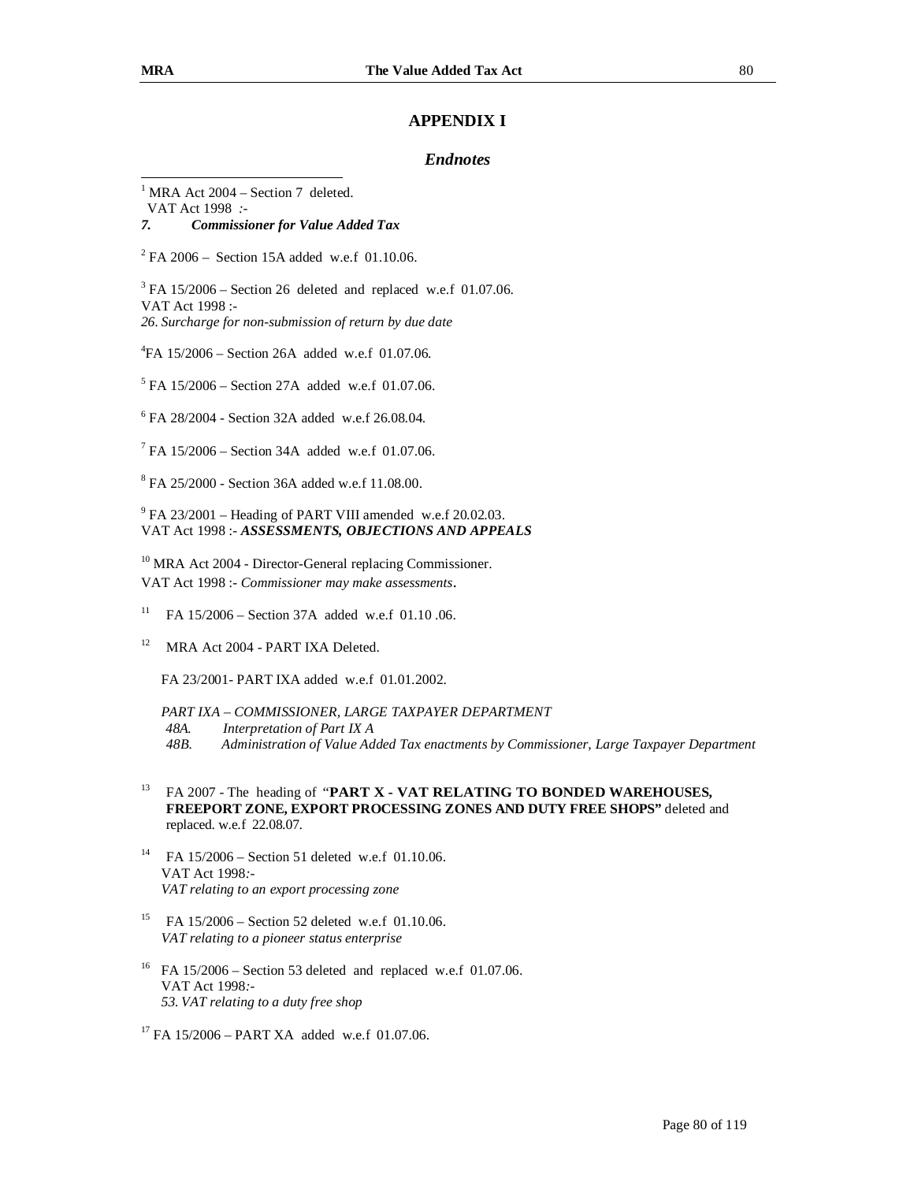## APPENDIX I

### *Endnotes*

[1] MRA Act 2004 – Section 7 deleted.
VAT Act 1998 :-
***7. Commissioner for Value Added Tax***

[2] FA 2006 – Section 15A added w.e.f 01.10.06.

[3] FA 15/2006 – Section 26 deleted and replaced w.e.f 01.07.06.
VAT Act 1998 :-
*26. Surcharge for non-submission of return by due date*

[4] FA 15/2006 – Section 26A added w.e.f 01.07.06.

[5] FA 15/2006 – Section 27A added w.e.f 01.07.06.

[6] FA 28/2004 - Section 32A added w.e.f 26.08.04.

[7] FA 15/2006 – Section 34A added w.e.f 01.07.06.

[8] FA 25/2000 - Section 36A added w.e.f 11.08.00.

[9] FA 23/2001 – Heading of PART VIII amended w.e.f 20.02.03.
VAT Act 1998 :- ***ASSESSMENTS, OBJECTIONS AND APPEALS***

[10] MRA Act 2004 - Director-General replacing Commissioner.
VAT Act 1998 :- *Commissioner may make assessments*.

[11] FA 15/2006 – Section 37A added w.e.f 01.10 .06.

[12] MRA Act 2004 - PART IXA Deleted.

FA 23/2001- PART IXA added w.e.f 01.01.2002.

*PART IXA – COMMISSIONER, LARGE TAXPAYER DEPARTMENT*
*48A. Interpretation of Part IX A*
*48B. Administration of Value Added Tax enactments by Commissioner, Large Taxpayer Department*

[13] FA 2007 - The heading of "**PART X - VAT RELATING TO BONDED WAREHOUSES, FREEPORT ZONE, EXPORT PROCESSING ZONES AND DUTY FREE SHOPS"** deleted and replaced. w.e.f 22.08.07.

[14] FA 15/2006 – Section 51 deleted w.e.f 01.10.06.
VAT Act 1998:-
*VAT relating to an export processing zone*

[15] FA 15/2006 – Section 52 deleted w.e.f 01.10.06.
*VAT relating to a pioneer status enterprise*

[16] FA 15/2006 – Section 53 deleted and replaced w.e.f 01.07.06.
VAT Act 1998:-
*53. VAT relating to a duty free shop*

[17] FA 15/2006 – PART XA added w.e.f 01.07.06.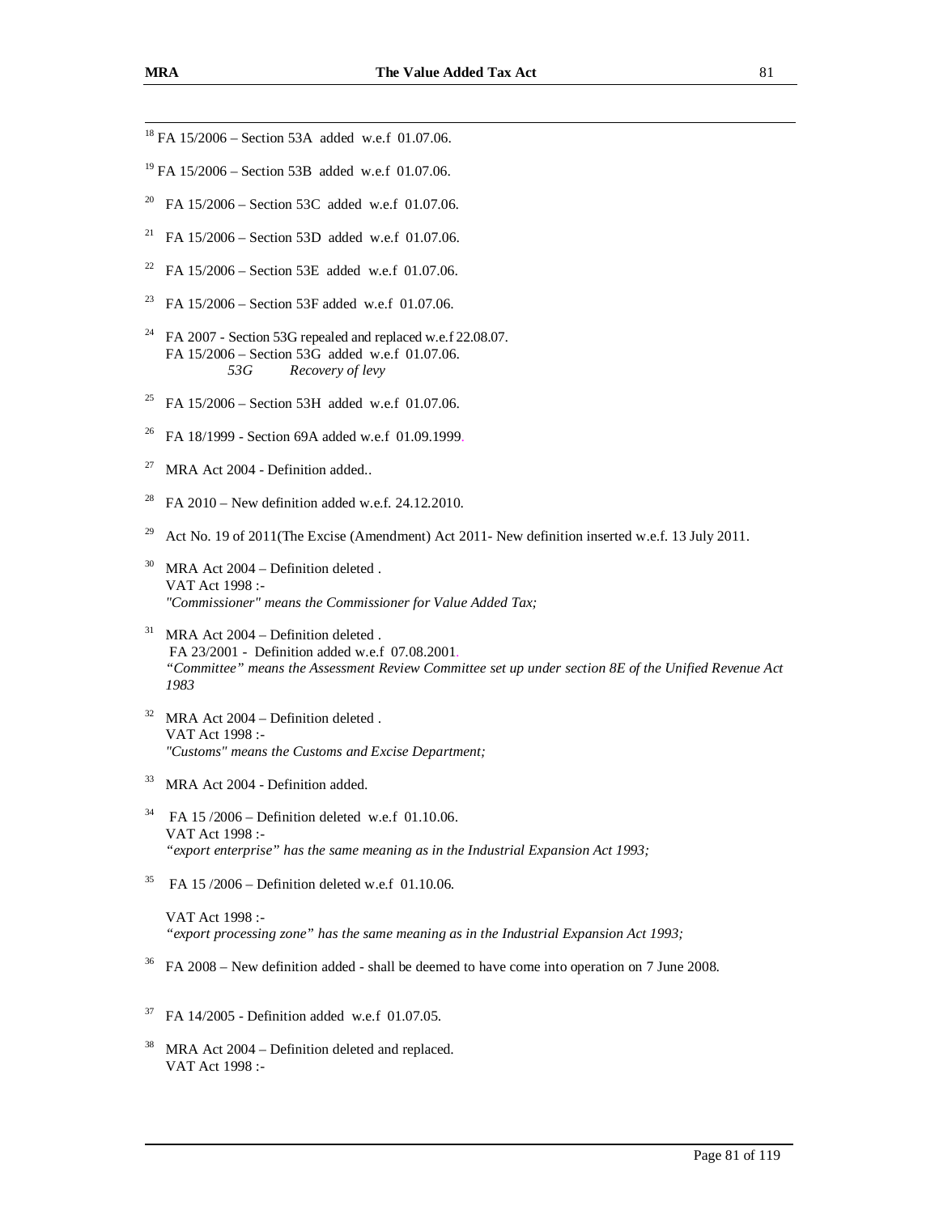[18] FA 15/2006 – Section 53A added w.e.f 01.07.06.

[19] FA 15/2006 – Section 53B added w.e.f 01.07.06.

[20] FA 15/2006 – Section 53C added w.e.f 01.07.06.

[21] FA 15/2006 – Section 53D added w.e.f 01.07.06.

[22] FA 15/2006 – Section 53E added w.e.f 01.07.06.

[23] FA 15/2006 – Section 53F added w.e.f 01.07.06.

[24] FA 2007 - Section 53G repealed and replaced w.e.f 22.08.07.
FA 15/2006 – Section 53G added w.e.f 01.07.06.
*53G Recovery of levy*

[25] FA 15/2006 – Section 53H added w.e.f 01.07.06.

[26] FA 18/1999 - Section 69A added w.e.f 01.09.1999.

[27] MRA Act 2004 - Definition added..

[28] FA 2010 – New definition added w.e.f. 24.12.2010.

[29] Act No. 19 of 2011(The Excise (Amendment) Act 2011- New definition inserted w.e.f. 13 July 2011.

[30] MRA Act 2004 – Definition deleted .
VAT Act 1998 :-
*"Commissioner" means the Commissioner for Value Added Tax;*

[31] MRA Act 2004 – Definition deleted .
FA 23/2001 - Definition added w.e.f 07.08.2001.
*"Committee" means the Assessment Review Committee set up under section 8E of the Unified Revenue Act 1983*

[32] MRA Act 2004 – Definition deleted .
VAT Act 1998 :-
*"Customs" means the Customs and Excise Department;*

[33] MRA Act 2004 - Definition added.

[34] FA 15 /2006 – Definition deleted w.e.f 01.10.06.
VAT Act 1998 :-
*"export enterprise" has the same meaning as in the Industrial Expansion Act 1993;*

[35] FA 15 /2006 – Definition deleted w.e.f 01.10.06.

VAT Act 1998 :-
*"export processing zone" has the same meaning as in the Industrial Expansion Act 1993;*

[36] FA 2008 – New definition added - shall be deemed to have come into operation on 7 June 2008.

[37] FA 14/2005 - Definition added w.e.f 01.07.05.

[38] MRA Act 2004 – Definition deleted and replaced.
VAT Act 1998 :-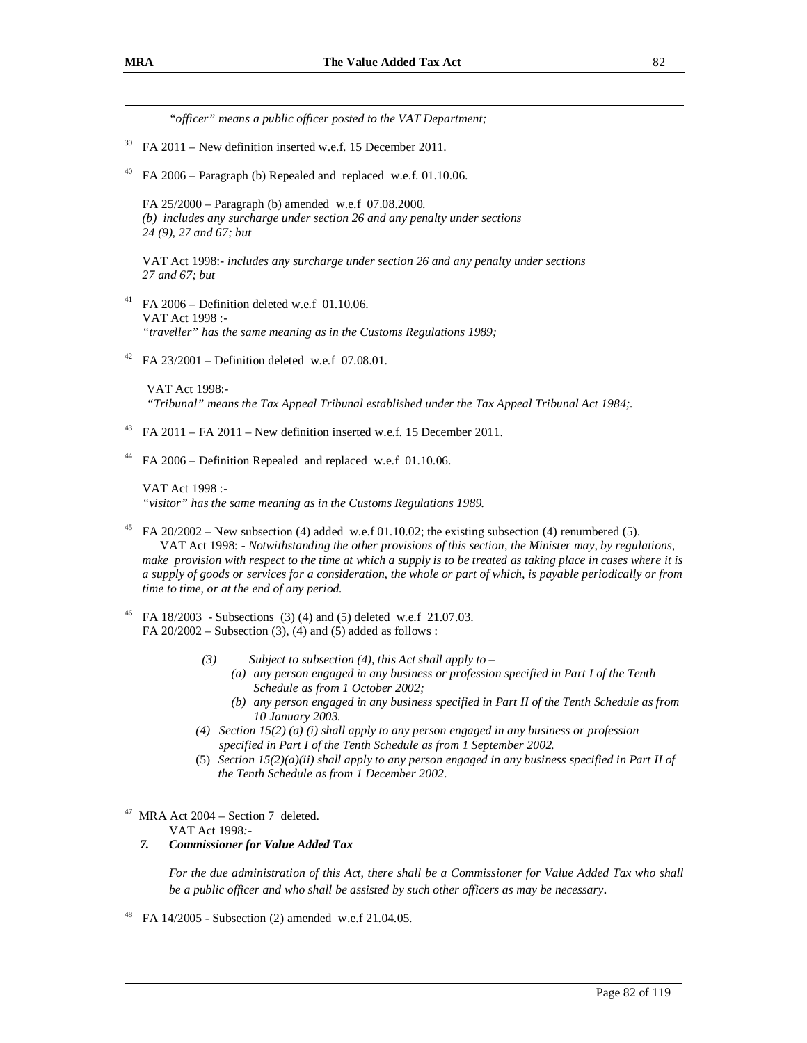*"officer" means a public officer posted to the VAT Department;*

[39] FA 2011 – New definition inserted w.e.f. 15 December 2011.

[40] FA 2006 – Paragraph (b) Repealed and replaced w.e.f. 01.10.06.

FA 25/2000 – Paragraph (b) amended w.e.f 07.08.2000.
*(b) includes any surcharge under section 26 and any penalty under sections 24 (9), 27 and 67; but*

VAT Act 1998:- *includes any surcharge under section 26 and any penalty under sections 27 and 67; but*

[41] FA 2006 – Definition deleted w.e.f 01.10.06.
VAT Act 1998 :-
*"traveller" has the same meaning as in the Customs Regulations 1989;*

[42] FA 23/2001 – Definition deleted w.e.f 07.08.01.

VAT Act 1998:-
*"Tribunal" means the Tax Appeal Tribunal established under the Tax Appeal Tribunal Act 1984;.*

[43] FA 2011 – FA 2011 – New definition inserted w.e.f. 15 December 2011.

[44] FA 2006 – Definition Repealed and replaced w.e.f 01.10.06.

VAT Act 1998 :-
*"visitor" has the same meaning as in the Customs Regulations 1989.*

[45] FA 20/2002 – New subsection (4) added w.e.f 01.10.02; the existing subsection (4) renumbered (5).
VAT Act 1998: - *Notwithstanding the other provisions of this section, the Minister may, by regulations, make provision with respect to the time at which a supply is to be treated as taking place in cases where it is a supply of goods or services for a consideration, the whole or part of which, is payable periodically or from time to time, or at the end of any period.*

[46] FA 18/2003 - Subsections (3) (4) and (5) deleted w.e.f 21.07.03.
FA 20/2002 – Subsection (3), (4) and (5) added as follows :

*(3) Subject to subsection (4), this Act shall apply to –*
*(a) any person engaged in any business or profession specified in Part I of the Tenth Schedule as from 1 October 2002;*
*(b) any person engaged in any business specified in Part II of the Tenth Schedule as from 10 January 2003.*

*(4) Section 15(2) (a) (i) shall apply to any person engaged in any business or profession specified in Part I of the Tenth Schedule as from 1 September 2002.*

(5) *Section 15(2)(a)(ii) shall apply to any person engaged in any business specified in Part II of the Tenth Schedule as from 1 December 2002.*

[47] MRA Act 2004 – Section 7 deleted.
VAT Act 1998*:-*

***7. Commissioner for Value Added Tax***

*For the due administration of this Act, there shall be a Commissioner for Value Added Tax who shall be a public officer and who shall be assisted by such other officers as may be necessary.*

[48] FA 14/2005 - Subsection (2) amended w.e.f 21.04.05.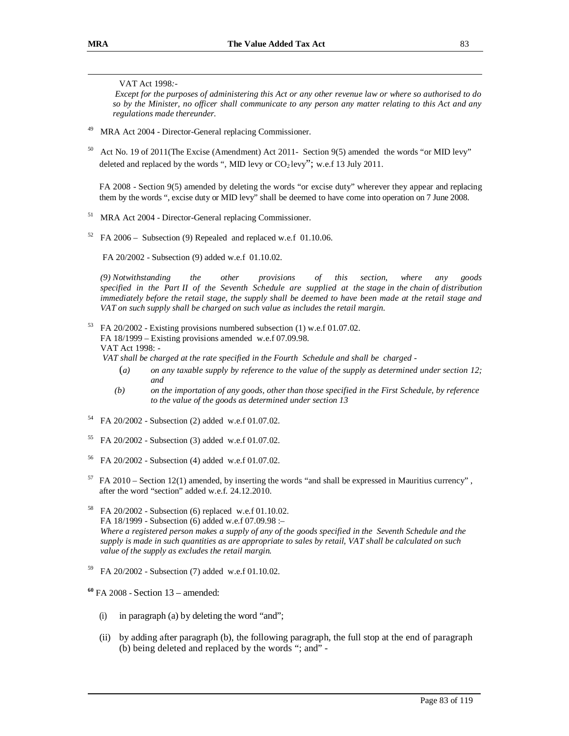VAT Act 1998:-

*Except for the purposes of administering this Act or any other revenue law or where so authorised to do so by the Minister, no officer shall communicate to any person any matter relating to this Act and any regulations made thereunder.*

[49] MRA Act 2004 - Director-General replacing Commissioner.

[50] Act No. 19 of 2011(The Excise (Amendment) Act 2011- Section 9(5) amended the words "or MID levy" deleted and replaced by the words ", MID levy or $CO_2$ levy"; w.e.f 13 July 2011.

FA 2008 - Section 9(5) amended by deleting the words "or excise duty" wherever they appear and replacing them by the words ", excise duty or MID levy" shall be deemed to have come into operation on 7 June 2008.

[51] MRA Act 2004 - Director-General replacing Commissioner.

[52] FA 2006 – Subsection (9) Repealed and replaced w.e.f 01.10.06.

FA 20/2002 - Subsection (9) added w.e.f 01.10.02.

*(9) Notwithstanding the other provisions of this section, where any goods specified in the Part II of the Seventh Schedule are supplied at the stage in the chain of distribution immediately before the retail stage, the supply shall be deemed to have been made at the retail stage and VAT on such supply shall be charged on such value as includes the retail margin.*

[53] FA 20/2002 - Existing provisions numbered subsection (1) w.e.f 01.07.02.
FA 18/1999 – Existing provisions amended w.e.f 07.09.98.
VAT Act 1998: -

*VAT shall be charged at the rate specified in the Fourth Schedule and shall be charged -*

(*a*) *on any taxable supply by reference to the value of the supply as determined under section 12; and*

*(b) on the importation of any goods, other than those specified in the First Schedule, by reference to the value of the goods as determined under section 13*

[54] FA 20/2002 - Subsection (2) added w.e.f 01.07.02.

[55] FA 20/2002 - Subsection (3) added w.e.f 01.07.02.

[56] FA 20/2002 - Subsection (4) added w.e.f 01.07.02.

[57] FA 2010 – Section 12(1) amended, by inserting the words "and shall be expressed in Mauritius currency", after the word "section" added w.e.f. 24.12.2010.

[58] FA 20/2002 - Subsection (6) replaced w.e.f 01.10.02.
FA 18/1999 - Subsection (6) added w.e.f 07.09.98 :–
*Where a registered person makes a supply of any of the goods specified in the Seventh Schedule and the supply is made in such quantities as are appropriate to sales by retail, VAT shall be calculated on such value of the supply as excludes the retail margin.*

[59] FA 20/2002 - Subsection (7) added w.e.f 01.10.02.

**[60]** FA 2008 - Section 13 – amended:

(i) in paragraph (a) by deleting the word "and";

(ii) by adding after paragraph (b), the following paragraph, the full stop at the end of paragraph (b) being deleted and replaced by the words "; and" -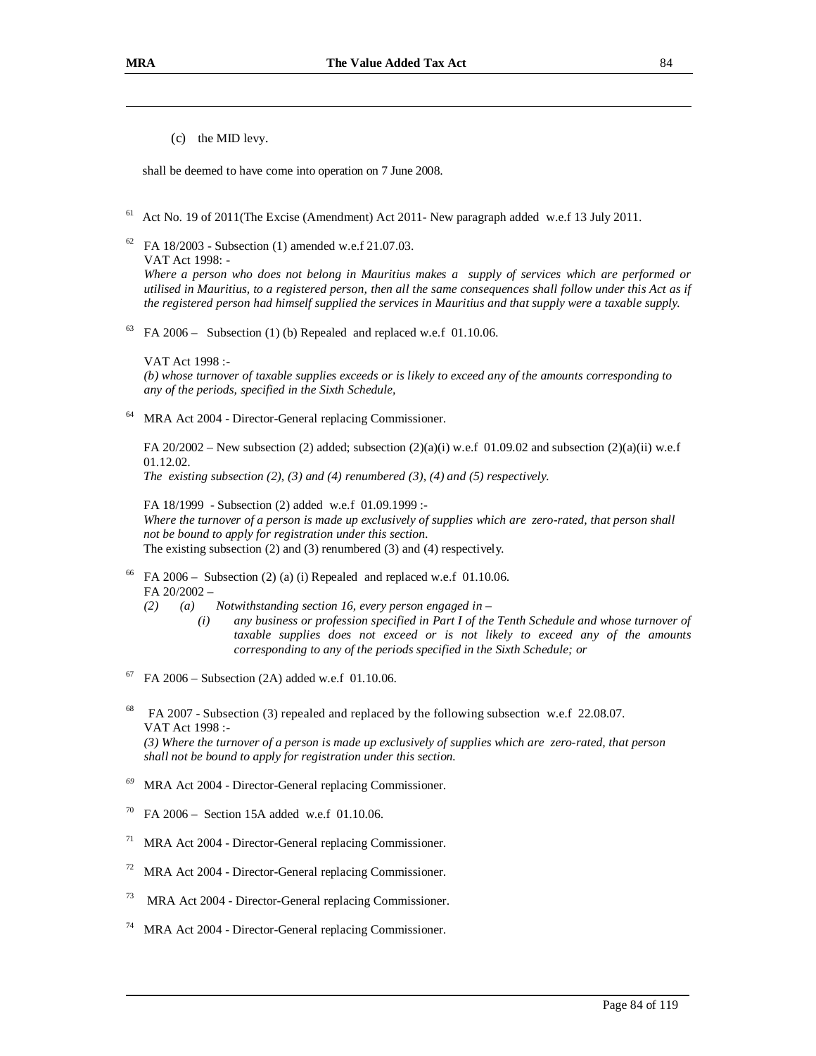(c) the MID levy.

shall be deemed to have come into operation on 7 June 2008.

[61] Act No. 19 of 2011(The Excise (Amendment) Act 2011- New paragraph added w.e.f 13 July 2011.

[62] FA 18/2003 - Subsection (1) amended w.e.f 21.07.03.
VAT Act 1998: -
*Where a person who does not belong in Mauritius makes a supply of services which are performed or utilised in Mauritius, to a registered person, then all the same consequences shall follow under this Act as if the registered person had himself supplied the services in Mauritius and that supply were a taxable supply.*

[63] FA 2006 – Subsection (1) (b) Repealed and replaced w.e.f 01.10.06.

VAT Act 1998 :-
*(b) whose turnover of taxable supplies exceeds or is likely to exceed any of the amounts corresponding to any of the periods, specified in the Sixth Schedule,*

[64] MRA Act 2004 - Director-General replacing Commissioner.

FA 20/2002 – New subsection (2) added; subsection (2)(a)(i) w.e.f 01.09.02 and subsection (2)(a)(ii) w.e.f 01.12.02.
*The existing subsection (2), (3) and (4) renumbered (3), (4) and (5) respectively.*

FA 18/1999 - Subsection (2) added w.e.f 01.09.1999 :-
*Where the turnover of a person is made up exclusively of supplies which are zero-rated, that person shall not be bound to apply for registration under this section.*
The existing subsection (2) and (3) renumbered (3) and (4) respectively.

[66] FA 2006 – Subsection (2) (a) (i) Repealed and replaced w.e.f 01.10.06.
FA 20/2002 –
*(2) (a) Notwithstanding section 16, every person engaged in –*
*(i) any business or profession specified in Part I of the Tenth Schedule and whose turnover of taxable supplies does not exceed or is not likely to exceed any of the amounts corresponding to any of the periods specified in the Sixth Schedule; or*

[67] FA 2006 – Subsection (2A) added w.e.f 01.10.06.

[68] FA 2007 - Subsection (3) repealed and replaced by the following subsection w.e.f 22.08.07.
VAT Act 1998 :-
*(3) Where the turnover of a person is made up exclusively of supplies which are zero-rated, that person shall not be bound to apply for registration under this section.*

[69] MRA Act 2004 - Director-General replacing Commissioner.

[70] FA 2006 – Section 15A added w.e.f 01.10.06.

[71] MRA Act 2004 - Director-General replacing Commissioner.

[72] MRA Act 2004 - Director-General replacing Commissioner.

[73] MRA Act 2004 - Director-General replacing Commissioner.

[74] MRA Act 2004 - Director-General replacing Commissioner.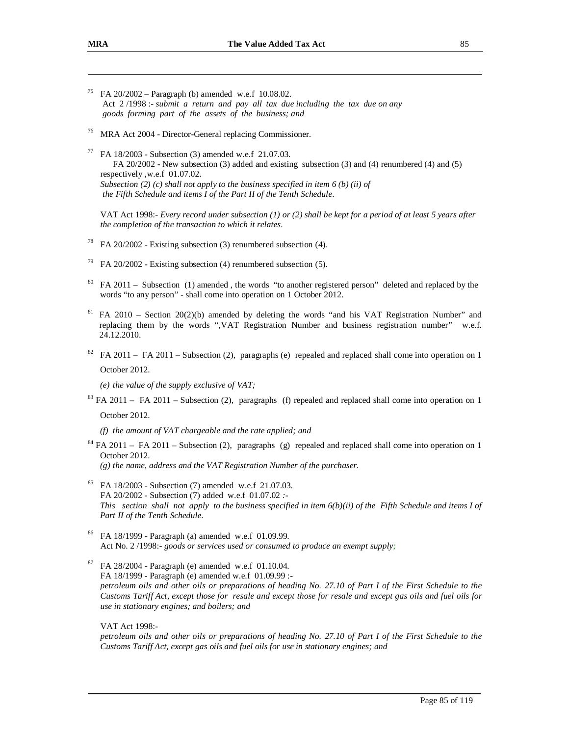[75] FA 20/2002 – Paragraph (b) amended w.e.f 10.08.02.
Act 2 /1998 :- *submit a return and pay all tax due including the tax due on any goods forming part of the assets of the business; and*

[76] MRA Act 2004 - Director-General replacing Commissioner.

[77] FA 18/2003 - Subsection (3) amended w.e.f 21.07.03.
FA 20/2002 - New subsection (3) added and existing subsection (3) and (4) renumbered (4) and (5) respectively ,w.e.f 01.07.02.
*Subsection (2) (c) shall not apply to the business specified in item 6 (b) (ii) of the Fifth Schedule and items I of the Part II of the Tenth Schedule.*

VAT Act 1998:- *Every record under subsection (1) or (2) shall be kept for a period of at least 5 years after the completion of the transaction to which it relates.*

[78] FA 20/2002 - Existing subsection (3) renumbered subsection (4).

[79] FA 20/2002 - Existing subsection (4) renumbered subsection (5).

[80] FA 2011 – Subsection (1) amended , the words "to another registered person" deleted and replaced by the words "to any person" - shall come into operation on 1 October 2012.

[81] FA 2010 – Section 20(2)(b) amended by deleting the words "and his VAT Registration Number" and replacing them by the words ",VAT Registration Number and business registration number" w.e.f. 24.12.2010.

[82] FA 2011 – FA 2011 – Subsection (2), paragraphs (e) repealed and replaced shall come into operation on 1 October 2012.

*(e) the value of the supply exclusive of VAT;*

[83] FA 2011 – FA 2011 – Subsection (2), paragraphs (f) repealed and replaced shall come into operation on 1 October 2012.

*(f) the amount of VAT chargeable and the rate applied; and*

[84] FA 2011 – FA 2011 – Subsection (2), paragraphs (g) repealed and replaced shall come into operation on 1 October 2012.
*(g) the name, address and the VAT Registration Number of the purchaser.*

[85] FA 18/2003 - Subsection (7) amended w.e.f 21.07.03.
FA 20/2002 - Subsection (7) added w.e.f 01.07.02 :-
*This section shall not apply to the business specified in item 6(b)(ii) of the Fifth Schedule and items I of Part II of the Tenth Schedule.*

[86] FA 18/1999 - Paragraph (a) amended w.e.f 01.09.99.
Act No. 2 /1998:- *goods or services used or consumed to produce an exempt supply;*

[87] FA 28/2004 - Paragraph (e) amended w.e.f 01.10.04.
FA 18/1999 - Paragraph (e) amended w.e.f 01.09.99 :-
*petroleum oils and other oils or preparations of heading No. 27.10 of Part I of the First Schedule to the Customs Tariff Act, except those for resale and except those for resale and except gas oils and fuel oils for use in stationary engines; and boilers; and*

VAT Act 1998:-
*petroleum oils and other oils or preparations of heading No. 27.10 of Part I of the First Schedule to the Customs Tariff Act, except gas oils and fuel oils for use in stationary engines; and*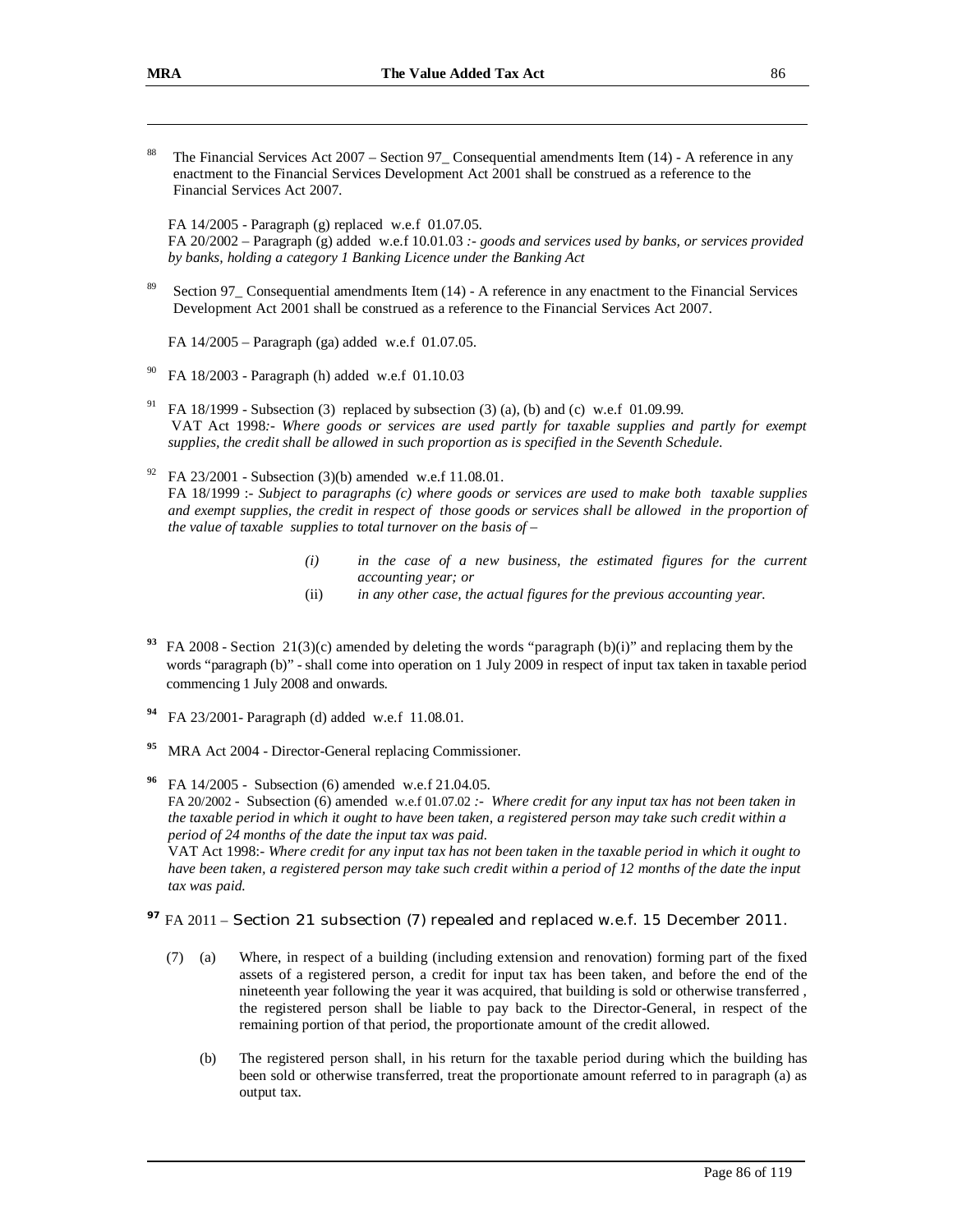[88] The Financial Services Act 2007 – Section 97_ Consequential amendments Item (14) - A reference in any enactment to the Financial Services Development Act 2001 shall be construed as a reference to the Financial Services Act 2007.

FA 14/2005 - Paragraph (g) replaced w.e.f 01.07.05.
FA 20/2002 – Paragraph (g) added w.e.f 10.01.03 *:- goods and services used by banks, or services provided by banks, holding a category 1 Banking Licence under the Banking Act*

[89] Section 97_ Consequential amendments Item (14) - A reference in any enactment to the Financial Services Development Act 2001 shall be construed as a reference to the Financial Services Act 2007.

FA 14/2005 – Paragraph (ga) added w.e.f 01.07.05.

[90] FA 18/2003 - Paragraph (h) added w.e.f 01.10.03

[91] FA 18/1999 - Subsection (3) replaced by subsection (3) (a), (b) and (c) w.e.f 01.09.99.
VAT Act 1998*:- Where goods or services are used partly for taxable supplies and partly for exempt supplies, the credit shall be allowed in such proportion as is specified in the Seventh Schedule.*

[92] FA 23/2001 - Subsection (3)(b) amended w.e.f 11.08.01.
FA 18/1999 :- *Subject to paragraphs (c) where goods or services are used to make both taxable supplies and exempt supplies, the credit in respect of those goods or services shall be allowed in the proportion of the value of taxable supplies to total turnover on the basis of –*

> *(i) in the case of a new business, the estimated figures for the current accounting year; or*
>
> (ii) *in any other case, the actual figures for the previous accounting year.*

[93] FA 2008 - Section 21(3)(c) amended by deleting the words "paragraph (b)(i)" and replacing them by the words "paragraph (b)" - shall come into operation on 1 July 2009 in respect of input tax taken in taxable period commencing 1 July 2008 and onwards.

[94] FA 23/2001- Paragraph (d) added w.e.f 11.08.01.

[95] MRA Act 2004 - Director-General replacing Commissioner.

[96] FA 14/2005 - Subsection (6) amended w.e.f 21.04.05.
FA 20/2002 - Subsection (6) amended w.e.f 01.07.02 *:- Where credit for any input tax has not been taken in the taxable period in which it ought to have been taken, a registered person may take such credit within a period of 24 months of the date the input tax was paid.*
VAT Act 1998:- *Where credit for any input tax has not been taken in the taxable period in which it ought to have been taken, a registered person may take such credit within a period of 12 months of the date the input tax was paid.*

[97] FA 2011 – Section 21 subsection (7) repealed and replaced w.e.f. 15 December 2011.

(7) (a) Where, in respect of a building (including extension and renovation) forming part of the fixed assets of a registered person, a credit for input tax has been taken, and before the end of the nineteenth year following the year it was acquired, that building is sold or otherwise transferred , the registered person shall be liable to pay back to the Director-General, in respect of the remaining portion of that period, the proportionate amount of the credit allowed.

(b) The registered person shall, in his return for the taxable period during which the building has been sold or otherwise transferred, treat the proportionate amount referred to in paragraph (a) as output tax.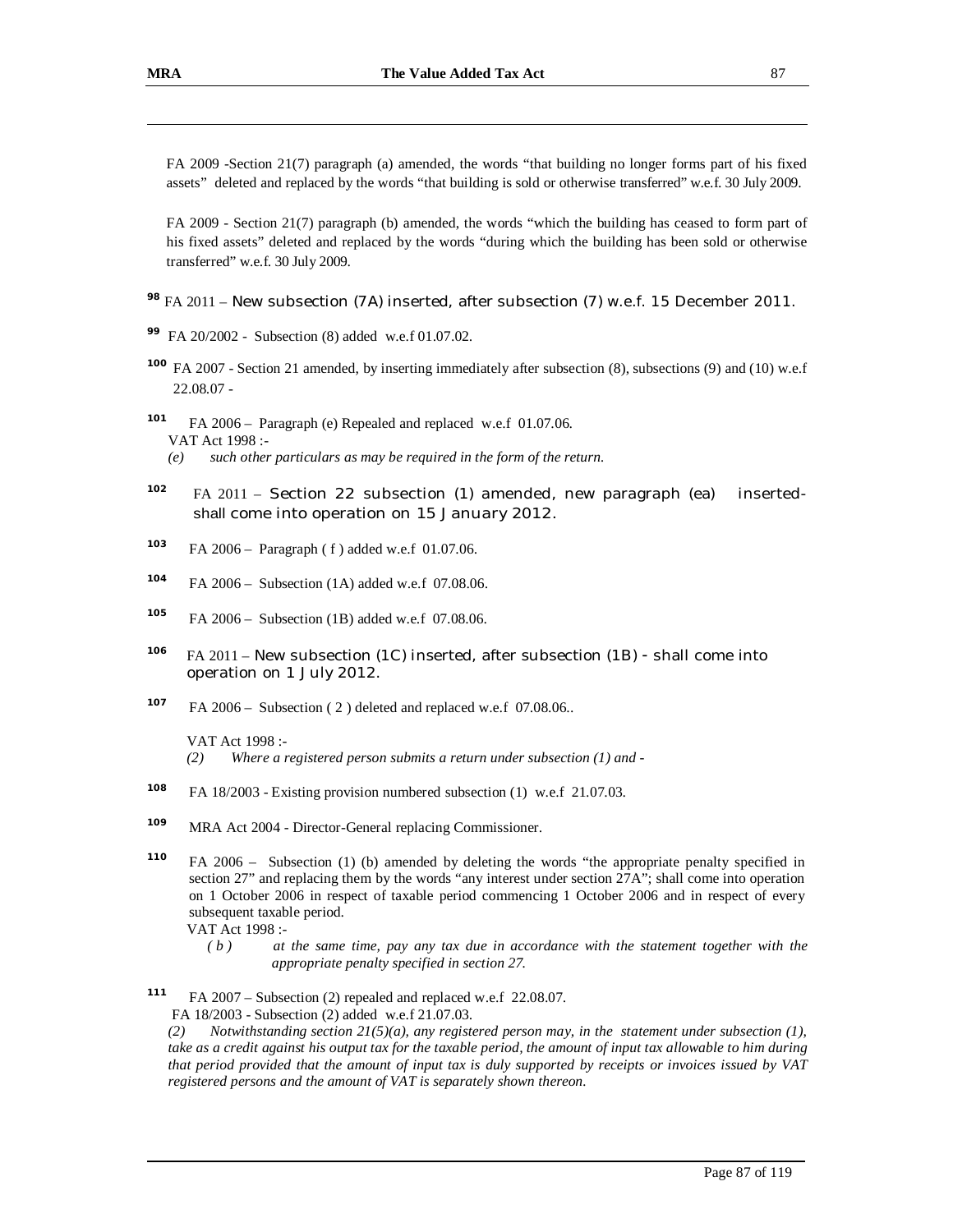FA 2009 -Section 21(7) paragraph (a) amended, the words "that building no longer forms part of his fixed assets" deleted and replaced by the words "that building is sold or otherwise transferred" w.e.f. 30 July 2009.

FA 2009 - Section 21(7) paragraph (b) amended, the words "which the building has ceased to form part of his fixed assets" deleted and replaced by the words "during which the building has been sold or otherwise transferred" w.e.f. 30 July 2009.

[98] FA 2011 – New subsection (7A) inserted, after subsection (7) w.e.f. 15 December 2011.

[99] FA 20/2002 - Subsection (8) added w.e.f 01.07.02.

[100] FA 2007 - Section 21 amended, by inserting immediately after subsection (8), subsections (9) and (10) w.e.f 22.08.07 -

[101] FA 2006 – Paragraph (e) Repealed and replaced w.e.f 01.07.06.
VAT Act 1998 :-
*(e) such other particulars as may be required in the form of the return.*

[102] FA 2011 – Section 22 subsection (1) amended, new paragraph (ea) inserted- shall come into operation on 15 January 2012.

[103] FA 2006 – Paragraph ( f ) added w.e.f 01.07.06.

[104] FA 2006 – Subsection (1A) added w.e.f 07.08.06.

[105] FA 2006 – Subsection (1B) added w.e.f 07.08.06.

[106] FA 2011 – New subsection (1C) inserted, after subsection (1B) - shall come into operation on 1 July 2012.

[107] FA 2006 – Subsection ( 2 ) deleted and replaced w.e.f 07.08.06..

VAT Act 1998 :-
*(2) Where a registered person submits a return under subsection (1) and -*

[108] FA 18/2003 - Existing provision numbered subsection (1) w.e.f 21.07.03.

[109] MRA Act 2004 - Director-General replacing Commissioner.

[110] FA 2006 – Subsection (1) (b) amended by deleting the words "the appropriate penalty specified in section 27" and replacing them by the words "any interest under section 27A"; shall come into operation on 1 October 2006 in respect of taxable period commencing 1 October 2006 and in respect of every subsequent taxable period.
VAT Act 1998 :-
*( b ) at the same time, pay any tax due in accordance with the statement together with the appropriate penalty specified in section 27.*

[111] FA 2007 – Subsection (2) repealed and replaced w.e.f 22.08.07.
FA 18/2003 - Subsection (2) added w.e.f 21.07.03.
*(2) Notwithstanding section 21(5)(a), any registered person may, in the statement under subsection (1), take as a credit against his output tax for the taxable period, the amount of input tax allowable to him during that period provided that the amount of input tax is duly supported by receipts or invoices issued by VAT registered persons and the amount of VAT is separately shown thereon.*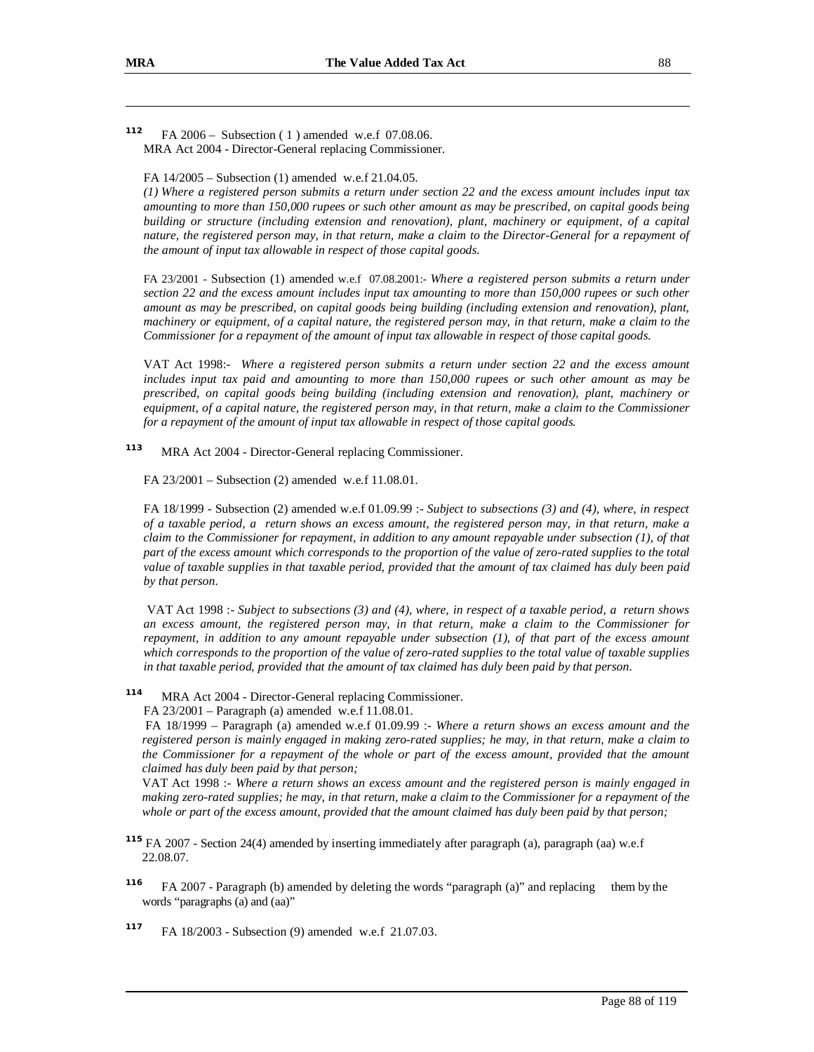[112] FA 2006 – Subsection ( 1 ) amended w.e.f 07.08.06.
MRA Act 2004 - Director-General replacing Commissioner.

FA 14/2005 – Subsection (1) amended w.e.f 21.04.05.
*(1) Where a registered person submits a return under section 22 and the excess amount includes input tax amounting to more than 150,000 rupees or such other amount as may be prescribed, on capital goods being building or structure (including extension and renovation), plant, machinery or equipment, of a capital nature, the registered person may, in that return, make a claim to the Director-General for a repayment of the amount of input tax allowable in respect of those capital goods.*

FA 23/2001 - Subsection (1) amended w.e.f 07.08.2001:- *Where a registered person submits a return under section 22 and the excess amount includes input tax amounting to more than 150,000 rupees or such other amount as may be prescribed, on capital goods being building (including extension and renovation), plant, machinery or equipment, of a capital nature, the registered person may, in that return, make a claim to the Commissioner for a repayment of the amount of input tax allowable in respect of those capital goods.*

VAT Act 1998:- *Where a registered person submits a return under section 22 and the excess amount includes input tax paid and amounting to more than 150,000 rupees or such other amount as may be prescribed, on capital goods being building (including extension and renovation), plant, machinery or equipment, of a capital nature, the registered person may, in that return, make a claim to the Commissioner for a repayment of the amount of input tax allowable in respect of those capital goods.*

[113] MRA Act 2004 - Director-General replacing Commissioner.

FA 23/2001 – Subsection (2) amended w.e.f 11.08.01.

FA 18/1999 - Subsection (2) amended w.e.f 01.09.99 :- *Subject to subsections (3) and (4), where, in respect of a taxable period, a return shows an excess amount, the registered person may, in that return, make a claim to the Commissioner for repayment, in addition to any amount repayable under subsection (1), of that part of the excess amount which corresponds to the proportion of the value of zero-rated supplies to the total value of taxable supplies in that taxable period, provided that the amount of tax claimed has duly been paid by that person.*

VAT Act 1998 :- *Subject to subsections (3) and (4), where, in respect of a taxable period, a return shows an excess amount, the registered person may, in that return, make a claim to the Commissioner for repayment, in addition to any amount repayable under subsection (1), of that part of the excess amount which corresponds to the proportion of the value of zero-rated supplies to the total value of taxable supplies in that taxable period, provided that the amount of tax claimed has duly been paid by that person.*

[114] MRA Act 2004 - Director-General replacing Commissioner.
FA 23/2001 – Paragraph (a) amended w.e.f 11.08.01.
FA 18/1999 – Paragraph (a) amended w.e.f 01.09.99 :- *Where a return shows an excess amount and the registered person is mainly engaged in making zero-rated supplies; he may, in that return, make a claim to the Commissioner for a repayment of the whole or part of the excess amount, provided that the amount claimed has duly been paid by that person;*
VAT Act 1998 :- *Where a return shows an excess amount and the registered person is mainly engaged in making zero-rated supplies; he may, in that return, make a claim to the Commissioner for a repayment of the whole or part of the excess amount, provided that the amount claimed has duly been paid by that person;*

[115] FA 2007 - Section 24(4) amended by inserting immediately after paragraph (a), paragraph (aa) w.e.f 22.08.07.

[116] FA 2007 - Paragraph (b) amended by deleting the words "paragraph (a)" and replacing them by the words "paragraphs (a) and (aa)"

[117] FA 18/2003 - Subsection (9) amended w.e.f 21.07.03.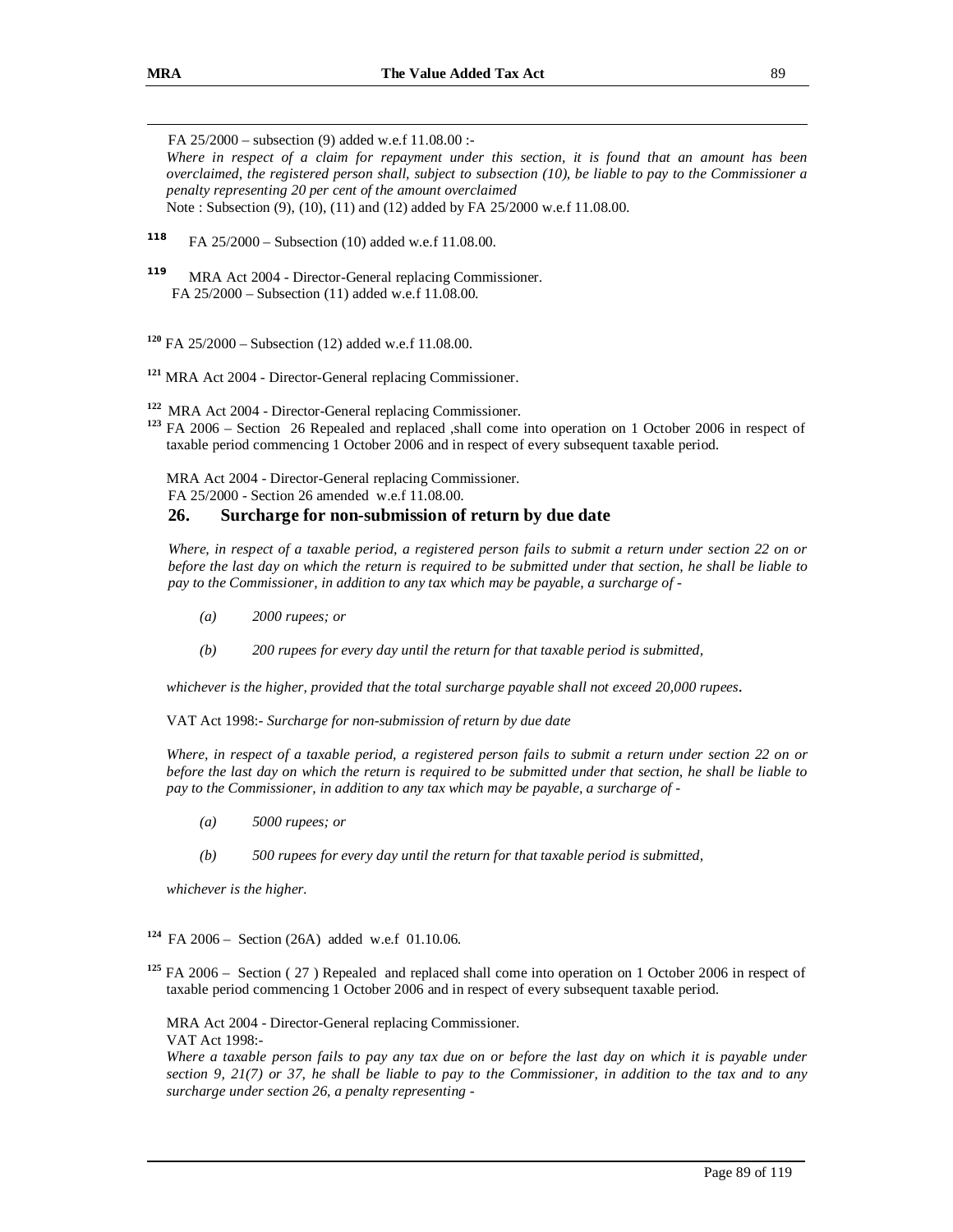FA 25/2000 – subsection (9) added w.e.f 11.08.00 :-

*Where in respect of a claim for repayment under this section, it is found that an amount has been overclaimed, the registered person shall, subject to subsection (10), be liable to pay to the Commissioner a penalty representing 20 per cent of the amount overclaimed*

Note : Subsection (9), (10), (11) and (12) added by FA 25/2000 w.e.f 11.08.00.

[118] FA 25/2000 – Subsection (10) added w.e.f 11.08.00.

[119] MRA Act 2004 - Director-General replacing Commissioner.
FA 25/2000 – Subsection (11) added w.e.f 11.08.00.

[120] FA 25/2000 – Subsection (12) added w.e.f 11.08.00.

[121] MRA Act 2004 - Director-General replacing Commissioner.

[122] MRA Act 2004 - Director-General replacing Commissioner.

[123] FA 2006 – Section 26 Repealed and replaced ,shall come into operation on 1 October 2006 in respect of taxable period commencing 1 October 2006 and in respect of every subsequent taxable period.

MRA Act 2004 - Director-General replacing Commissioner.
FA 25/2000 - Section 26 amended w.e.f 11.08.00.

## 26. Surcharge for non-submission of return by due date

*Where, in respect of a taxable period, a registered person fails to submit a return under section 22 on or before the last day on which the return is required to be submitted under that section, he shall be liable to pay to the Commissioner, in addition to any tax which may be payable, a surcharge of -*

*(a) 2000 rupees; or*

*(b) 200 rupees for every day until the return for that taxable period is submitted,*

*whichever is the higher, provided that the total surcharge payable shall not exceed 20,000 rupees*.

VAT Act 1998:- *Surcharge for non-submission of return by due date*

*Where, in respect of a taxable period, a registered person fails to submit a return under section 22 on or before the last day on which the return is required to be submitted under that section, he shall be liable to pay to the Commissioner, in addition to any tax which may be payable, a surcharge of -*

*(a) 5000 rupees; or*

*(b) 500 rupees for every day until the return for that taxable period is submitted,*

*whichever is the higher.*

[124] FA 2006 – Section (26A) added w.e.f 01.10.06.

[125] FA 2006 – Section ( 27 ) Repealed and replaced shall come into operation on 1 October 2006 in respect of taxable period commencing 1 October 2006 and in respect of every subsequent taxable period.

MRA Act 2004 - Director-General replacing Commissioner.
VAT Act 1998:-
*Where a taxable person fails to pay any tax due on or before the last day on which it is payable under section 9, 21(7) or 37, he shall be liable to pay to the Commissioner, in addition to the tax and to any surcharge under section 26, a penalty representing -*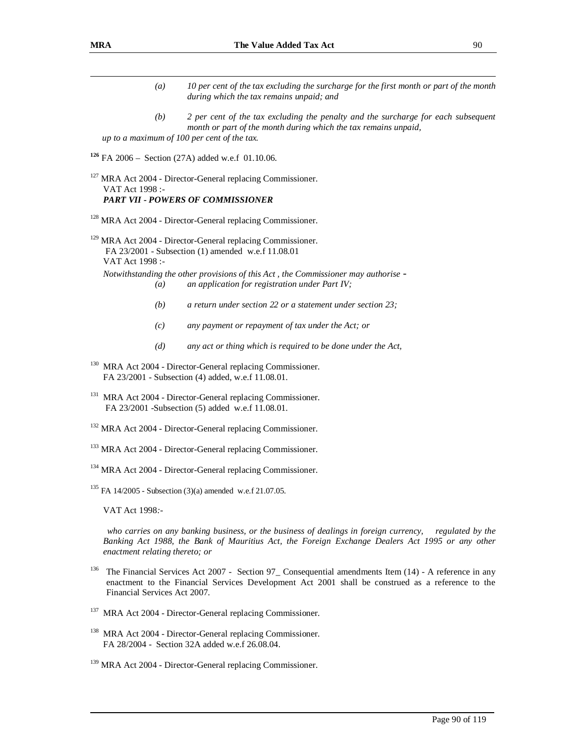*(a) 10 per cent of the tax excluding the surcharge for the first month or part of the month during which the tax remains unpaid; and*

*(b) 2 per cent of the tax excluding the penalty and the surcharge for each subsequent month or part of the month during which the tax remains unpaid,*

*up to a maximum of 100 per cent of the tax.*

[126] FA 2006 – Section (27A) added w.e.f 01.10.06.

[127] MRA Act 2004 - Director-General replacing Commissioner.
VAT Act 1998 :-
***PART VII - POWERS OF COMMISSIONER***

[128] MRA Act 2004 - Director-General replacing Commissioner.

[129] MRA Act 2004 - Director-General replacing Commissioner.
FA 23/2001 - Subsection (1) amended w.e.f 11.08.01
VAT Act 1998 :-

*Notwithstanding the other provisions of this Act , the Commissioner may authorise -*

*(a) an application for registration under Part IV;*

*(b) a return under section 22 or a statement under section 23;*

*(c) any payment or repayment of tax under the Act; or*

*(d) any act or thing which is required to be done under the Act,*

[130] MRA Act 2004 - Director-General replacing Commissioner.
FA 23/2001 - Subsection (4) added, w.e.f 11.08.01.

[131] MRA Act 2004 - Director-General replacing Commissioner.
FA 23/2001 -Subsection (5) added w.e.f 11.08.01.

[132] MRA Act 2004 - Director-General replacing Commissioner.

[133] MRA Act 2004 - Director-General replacing Commissioner.

[134] MRA Act 2004 - Director-General replacing Commissioner.

[135] FA 14/2005 - Subsection (3)(a) amended w.e.f 21.07.05.

VAT Act 1998:-

*who carries on any banking business, or the business of dealings in foreign currency, regulated by the Banking Act 1988, the Bank of Mauritius Act, the Foreign Exchange Dealers Act 1995 or any other enactment relating thereto; or*

[136] The Financial Services Act 2007 - Section 97_ Consequential amendments Item (14) - A reference in any enactment to the Financial Services Development Act 2001 shall be construed as a reference to the Financial Services Act 2007.

[137] MRA Act 2004 - Director-General replacing Commissioner.

[138] MRA Act 2004 - Director-General replacing Commissioner.
FA 28/2004 - Section 32A added w.e.f 26.08.04.

[139] MRA Act 2004 - Director-General replacing Commissioner.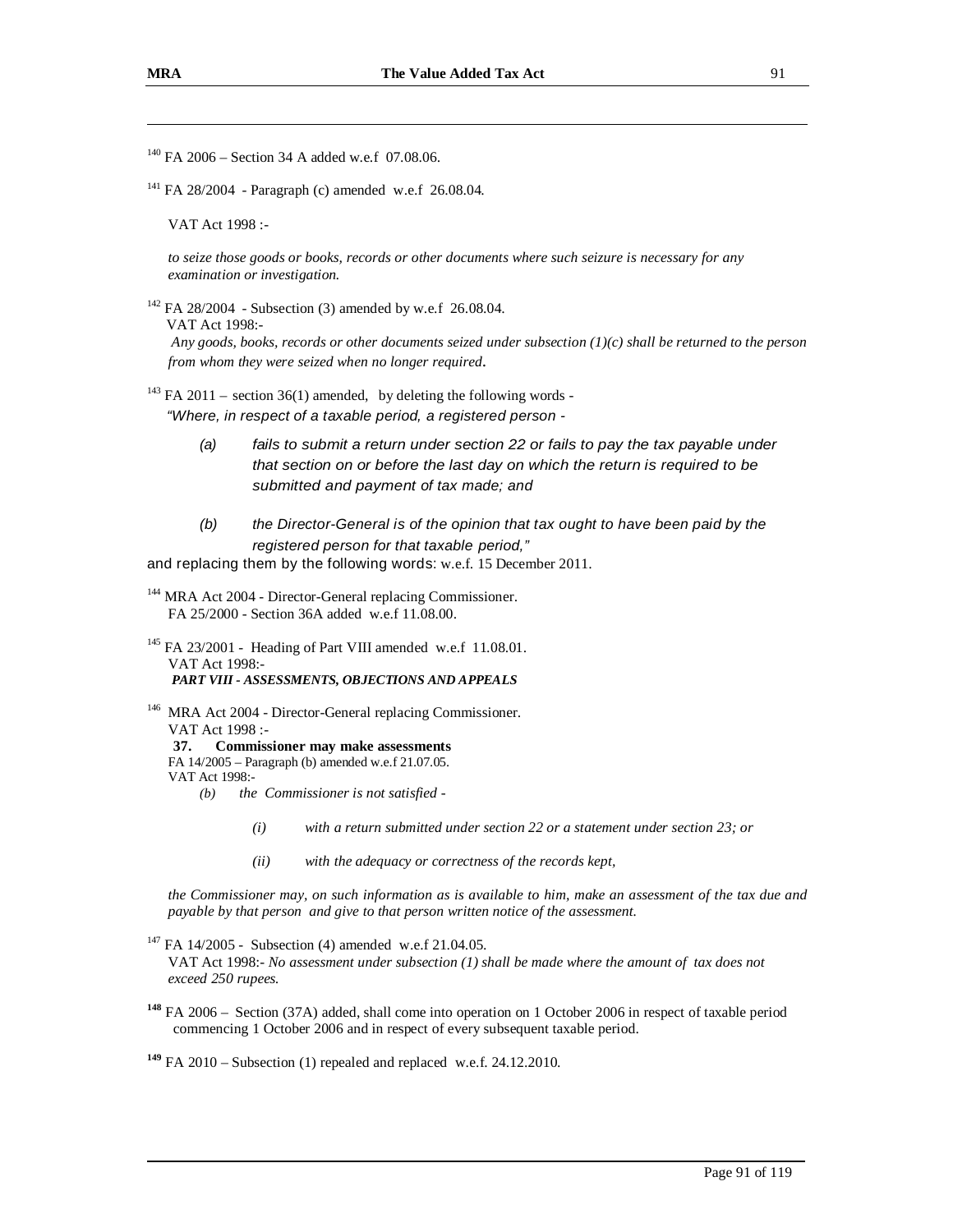[140] FA 2006 – Section 34 A added w.e.f 07.08.06.

[141] FA 28/2004 - Paragraph (c) amended w.e.f 26.08.04.

VAT Act 1998 :-

*to seize those goods or books, records or other documents where such seizure is necessary for any examination or investigation.*

[142] FA 28/2004 - Subsection (3) amended by w.e.f 26.08.04.
VAT Act 1998:-
*Any goods, books, records or other documents seized under subsection (1)(c) shall be returned to the person from whom they were seized when no longer required.*

[143] FA 2011 – section 36(1) amended, by deleting the following words -
*"Where, in respect of a taxable period, a registered person -*

*(a) fails to submit a return under section 22 or fails to pay the tax payable under that section on or before the last day on which the return is required to be submitted and payment of tax made; and*

*(b) the Director-General is of the opinion that tax ought to have been paid by the registered person for that taxable period,"*

and replacing them by the following words: w.e.f. 15 December 2011.

[144] MRA Act 2004 - Director-General replacing Commissioner.
FA 25/2000 - Section 36A added w.e.f 11.08.00.

[145] FA 23/2001 - Heading of Part VIII amended w.e.f 11.08.01.
VAT Act 1998:-
***PART VIII - ASSESSMENTS, OBJECTIONS AND APPEALS***

[146] MRA Act 2004 - Director-General replacing Commissioner.
VAT Act 1998 :-
**37. Commissioner may make assessments**
FA 14/2005 – Paragraph (b) amended w.e.f 21.07.05.
VAT Act 1998:-

*(b) the Commissioner is not satisfied -*

*(i) with a return submitted under section 22 or a statement under section 23; or*

*(ii) with the adequacy or correctness of the records kept,*

*the Commissioner may, on such information as is available to him, make an assessment of the tax due and payable by that person and give to that person written notice of the assessment.*

[147] FA 14/2005 - Subsection (4) amended w.e.f 21.04.05.
VAT Act 1998:- *No assessment under subsection (1) shall be made where the amount of tax does not exceed 250 rupees.*

[148] FA 2006 – Section (37A) added, shall come into operation on 1 October 2006 in respect of taxable period commencing 1 October 2006 and in respect of every subsequent taxable period.

[149] FA 2010 – Subsection (1) repealed and replaced w.e.f. 24.12.2010.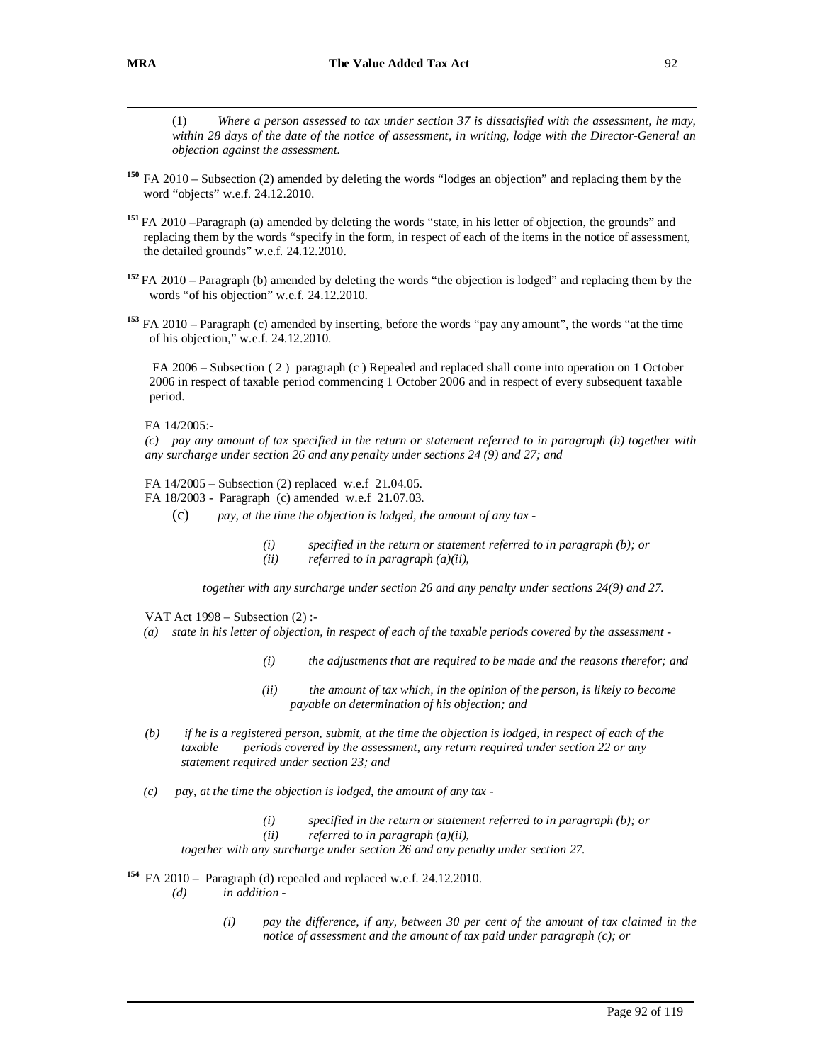(1) *Where a person assessed to tax under section 37 is dissatisfied with the assessment, he may, within 28 days of the date of the notice of assessment, in writing, lodge with the Director-General an objection against the assessment.*

[150] FA 2010 – Subsection (2) amended by deleting the words "lodges an objection" and replacing them by the word "objects" w.e.f. 24.12.2010.

[151] FA 2010 –Paragraph (a) amended by deleting the words "state, in his letter of objection, the grounds" and replacing them by the words "specify in the form, in respect of each of the items in the notice of assessment, the detailed grounds" w.e.f. 24.12.2010.

[152] FA 2010 – Paragraph (b) amended by deleting the words "the objection is lodged" and replacing them by the words "of his objection" w.e.f. 24.12.2010.

[153] FA 2010 – Paragraph (c) amended by inserting, before the words "pay any amount", the words "at the time of his objection," w.e.f. 24.12.2010.

FA 2006 – Subsection ( 2 ) paragraph (c ) Repealed and replaced shall come into operation on 1 October 2006 in respect of taxable period commencing 1 October 2006 and in respect of every subsequent taxable period.

FA 14/2005:-

*(c) pay any amount of tax specified in the return or statement referred to in paragraph (b) together with any surcharge under section 26 and any penalty under sections 24 (9) and 27; and*

FA 14/2005 – Subsection (2) replaced w.e.f 21.04.05.
FA 18/2003 - Paragraph (c) amended w.e.f 21.07.03.

(c) *pay, at the time the objection is lodged, the amount of any tax -*

*(i) specified in the return or statement referred to in paragraph (b); or*
*(ii) referred to in paragraph (a)(ii),*

*together with any surcharge under section 26 and any penalty under sections 24(9) and 27.*

VAT Act 1998 – Subsection (2) :-

*(a) state in his letter of objection, in respect of each of the taxable periods covered by the assessment -*

*(i) the adjustments that are required to be made and the reasons therefor; and*

*(ii) the amount of tax which, in the opinion of the person, is likely to become payable on determination of his objection; and*

*(b) if he is a registered person, submit, at the time the objection is lodged, in respect of each of the taxable periods covered by the assessment, any return required under section 22 or any statement required under section 23; and*

*(c) pay, at the time the objection is lodged, the amount of any tax -*

*(i) specified in the return or statement referred to in paragraph (b); or*
*(ii) referred to in paragraph (a)(ii),*

*together with any surcharge under section 26 and any penalty under section 27.*

[154] FA 2010 – Paragraph (d) repealed and replaced w.e.f. 24.12.2010.

*(d) in addition -*

*(i) pay the difference, if any, between 30 per cent of the amount of tax claimed in the notice of assessment and the amount of tax paid under paragraph (c); or*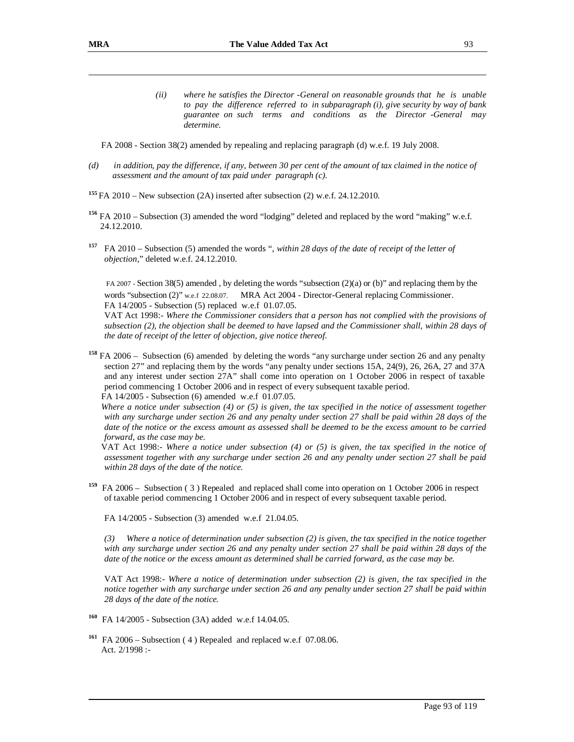*(ii) where he satisfies the Director -General on reasonable grounds that he is unable to pay the difference referred to in subparagraph (i), give security by way of bank guarantee on such terms and conditions as the Director -General may determine.*

FA 2008 - Section 38(2) amended by repealing and replacing paragraph (d) w.e.f. 19 July 2008.

*(d) in addition, pay the difference, if any, between 30 per cent of the amount of tax claimed in the notice of assessment and the amount of tax paid under paragraph (c).*

[155] FA 2010 – New subsection (2A) inserted after subsection (2) w.e.f. 24.12.2010.

[156] FA 2010 – Subsection (3) amended the word "lodging" deleted and replaced by the word "making" w.e.f. 24.12.2010.

[157] FA 2010 – Subsection (5) amended the words "*, within 28 days of the date of receipt of the letter of objection,*" deleted w.e.f. 24.12.2010.

FA 2007 - Section 38(5) amended , by deleting the words "subsection (2)(a) or (b)" and replacing them by the words "subsection (2)" w.e.f 22.08.07. MRA Act 2004 - Director-General replacing Commissioner.
FA 14/2005 - Subsection (5) replaced w.e.f 01.07.05.
VAT Act 1998:- *Where the Commissioner considers that a person has not complied with the provisions of subsection (2), the objection shall be deemed to have lapsed and the Commissioner shall, within 28 days of the date of receipt of the letter of objection, give notice thereof.*

[158] FA 2006 – Subsection (6) amended by deleting the words "any surcharge under section 26 and any penalty section 27" and replacing them by the words "any penalty under sections 15A, 24(9), 26, 26A, 27 and 37A and any interest under section 27A" shall come into operation on 1 October 2006 in respect of taxable period commencing 1 October 2006 and in respect of every subsequent taxable period.
FA 14/2005 - Subsection (6) amended w.e.f 01.07.05.
*Where a notice under subsection (4) or (5) is given, the tax specified in the notice of assessment together with any surcharge under section 26 and any penalty under section 27 shall be paid within 28 days of the date of the notice or the excess amount as assessed shall be deemed to be the excess amount to be carried forward, as the case may be.*
VAT Act 1998:- *Where a notice under subsection (4) or (5) is given, the tax specified in the notice of assessment together with any surcharge under section 26 and any penalty under section 27 shall be paid within 28 days of the date of the notice.*

[159] FA 2006 – Subsection ( 3 ) Repealed and replaced shall come into operation on 1 October 2006 in respect of taxable period commencing 1 October 2006 and in respect of every subsequent taxable period.

FA 14/2005 - Subsection (3) amended w.e.f 21.04.05.

*(3) Where a notice of determination under subsection (2) is given, the tax specified in the notice together with any surcharge under section 26 and any penalty under section 27 shall be paid within 28 days of the date of the notice or the excess amount as determined shall be carried forward, as the case may be.*

VAT Act 1998:- *Where a notice of determination under subsection (2) is given, the tax specified in the notice together with any surcharge under section 26 and any penalty under section 27 shall be paid within 28 days of the date of the notice.*

[160] FA 14/2005 - Subsection (3A) added w.e.f 14.04.05.

[161] FA 2006 – Subsection ( 4 ) Repealed and replaced w.e.f 07.08.06.
Act. 2/1998 :-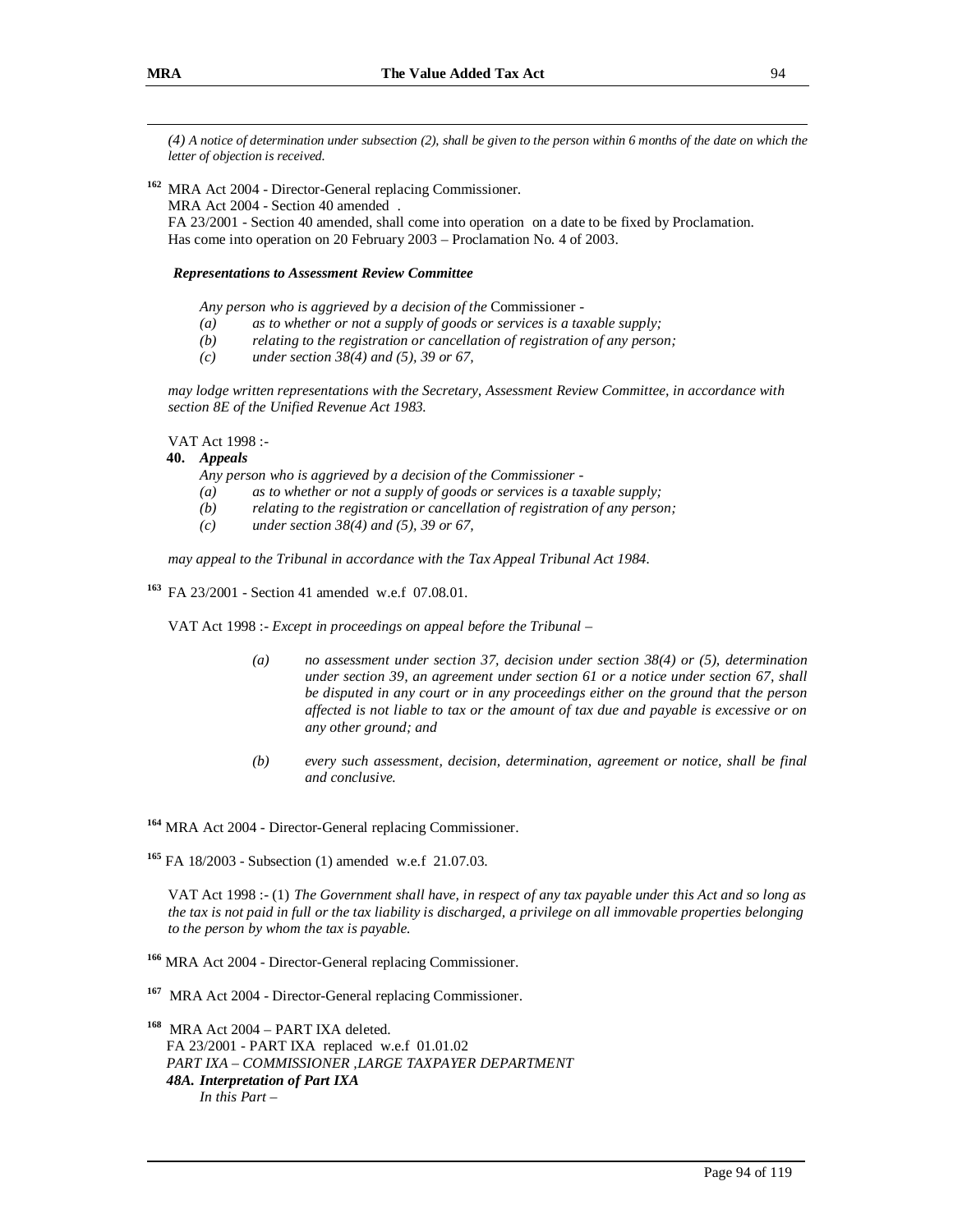*(4) A notice of determination under subsection (2), shall be given to the person within 6 months of the date on which the letter of objection is received.*

[162] MRA Act 2004 - Director-General replacing Commissioner.
MRA Act 2004 - Section 40 amended .
FA 23/2001 - Section 40 amended, shall come into operation on a date to be fixed by Proclamation.
Has come into operation on 20 February 2003 – Proclamation No. 4 of 2003.

***Representations to Assessment Review Committee***

*Any person who is aggrieved by a decision of the* Commissioner -

*(a) as to whether or not a supply of goods or services is a taxable supply;*
*(b) relating to the registration or cancellation of registration of any person;*
*(c) under section 38(4) and (5), 39 or 67,*

*may lodge written representations with the Secretary, Assessment Review Committee, in accordance with section 8E of the Unified Revenue Act 1983.*

VAT Act 1998 :-

**40.** ***Appeals***

*Any person who is aggrieved by a decision of the Commissioner -*

*(a) as to whether or not a supply of goods or services is a taxable supply;*
*(b) relating to the registration or cancellation of registration of any person;*
*(c) under section 38(4) and (5), 39 or 67,*

*may appeal to the Tribunal in accordance with the Tax Appeal Tribunal Act 1984.*

[163] FA 23/2001 - Section 41 amended w.e.f 07.08.01.

VAT Act 1998 :- *Except in proceedings on appeal before the Tribunal –*

*(a) no assessment under section 37, decision under section 38(4) or (5), determination under section 39, an agreement under section 61 or a notice under section 67, shall be disputed in any court or in any proceedings either on the ground that the person affected is not liable to tax or the amount of tax due and payable is excessive or on any other ground; and*

*(b) every such assessment, decision, determination, agreement or notice, shall be final and conclusive.*

[164] MRA Act 2004 - Director-General replacing Commissioner.

[165] FA 18/2003 - Subsection (1) amended w.e.f 21.07.03.

VAT Act 1998 :- (1) *The Government shall have, in respect of any tax payable under this Act and so long as the tax is not paid in full or the tax liability is discharged, a privilege on all immovable properties belonging to the person by whom the tax is payable.*

[166] MRA Act 2004 - Director-General replacing Commissioner.

[167] MRA Act 2004 - Director-General replacing Commissioner.

[168] MRA Act 2004 – PART IXA deleted.
FA 23/2001 - PART IXA replaced w.e.f 01.01.02
*PART IXA – COMMISSIONER ,LARGE TAXPAYER DEPARTMENT*
***48A. Interpretation of Part IXA***
*In this Part –*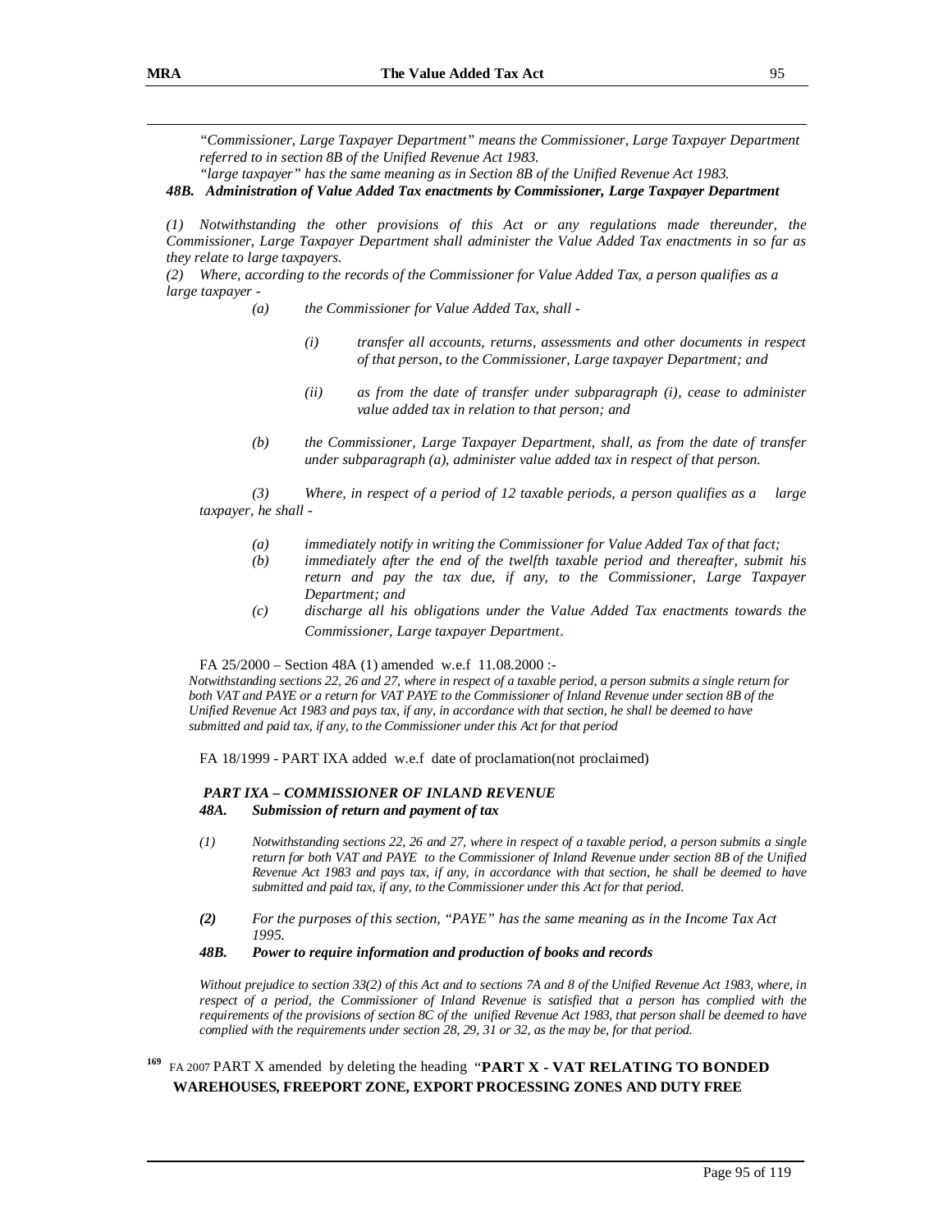*"Commissioner, Large Taxpayer Department" means the Commissioner, Large Taxpayer Department referred to in section 8B of the Unified Revenue Act 1983.*

*"large taxpayer" has the same meaning as in Section 8B of the Unified Revenue Act 1983.*

***48B. Administration of Value Added Tax enactments by Commissioner, Large Taxpayer Department***

*(1) Notwithstanding the other provisions of this Act or any regulations made thereunder, the Commissioner, Large Taxpayer Department shall administer the Value Added Tax enactments in so far as they relate to large taxpayers.*

*(2) Where, according to the records of the Commissioner for Value Added Tax, a person qualifies as a large taxpayer -*

*(a) the Commissioner for Value Added Tax, shall -*

*(i) transfer all accounts, returns, assessments and other documents in respect of that person, to the Commissioner, Large taxpayer Department; and*

*(ii) as from the date of transfer under subparagraph (i), cease to administer value added tax in relation to that person; and*

*(b) the Commissioner, Large Taxpayer Department, shall, as from the date of transfer under subparagraph (a), administer value added tax in respect of that person.*

*(3) Where, in respect of a period of 12 taxable periods, a person qualifies as a large taxpayer, he shall -*

*(a) immediately notify in writing the Commissioner for Value Added Tax of that fact;*

*(b) immediately after the end of the twelfth taxable period and thereafter, submit his return and pay the tax due, if any, to the Commissioner, Large Taxpayer Department; and*

*(c) discharge all his obligations under the Value Added Tax enactments towards the Commissioner, Large taxpayer Department.*

FA 25/2000 – Section 48A (1) amended w.e.f 11.08.2000 :-

*Notwithstanding sections 22, 26 and 27, where in respect of a taxable period, a person submits a single return for both VAT and PAYE or a return for VAT PAYE to the Commissioner of Inland Revenue under section 8B of the Unified Revenue Act 1983 and pays tax, if any, in accordance with that section, he shall be deemed to have submitted and paid tax, if any, to the Commissioner under this Act for that period*

FA 18/1999 - PART IXA added w.e.f date of proclamation(not proclaimed)

***PART IXA – COMMISSIONER OF INLAND REVENUE***

***48A. Submission of return and payment of tax***

*(1) Notwithstanding sections 22, 26 and 27, where in respect of a taxable period, a person submits a single return for both VAT and PAYE to the Commissioner of Inland Revenue under section 8B of the Unified Revenue Act 1983 and pays tax, if any, in accordance with that section, he shall be deemed to have submitted and paid tax, if any, to the Commissioner under this Act for that period.*

***(2)** For the purposes of this section, "PAYE" has the same meaning as in the Income Tax Act 1995.*

***48B. Power to require information and production of books and records***

*Without prejudice to section 33(2) of this Act and to sections 7A and 8 of the Unified Revenue Act 1983, where, in respect of a period, the Commissioner of Inland Revenue is satisfied that a person has complied with the requirements of the provisions of section 8C of the unified Revenue Act 1983, that person shall be deemed to have complied with the requirements under section 28, 29, 31 or 32, as the may be, for that period.*

[169] FA 2007 PART X amended by deleting the heading "**PART X - VAT RELATING TO BONDED WAREHOUSES, FREEPORT ZONE, EXPORT PROCESSING ZONES AND DUTY FREE**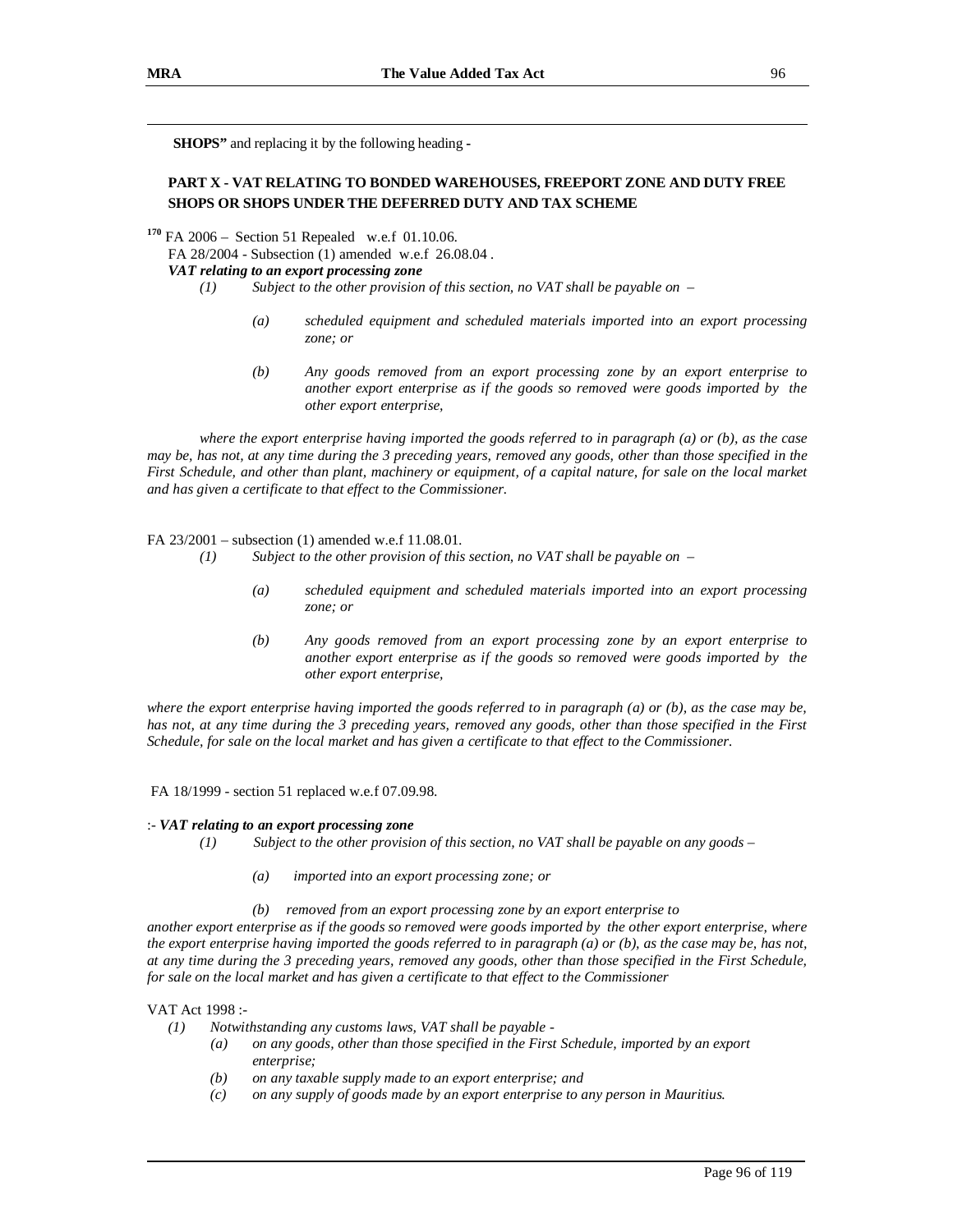**SHOPS"** and replacing it by the following heading -

**PART X - VAT RELATING TO BONDED WAREHOUSES, FREEPORT ZONE AND DUTY FREE SHOPS OR SHOPS UNDER THE DEFERRED DUTY AND TAX SCHEME**

[170] FA 2006 – Section 51 Repealed w.e.f 01.10.06.

FA 28/2004 - Subsection (1) amended w.e.f 26.08.04 .

***VAT relating to an export processing zone***

*(1) Subject to the other provision of this section, no VAT shall be payable on –*

*(a) scheduled equipment and scheduled materials imported into an export processing zone; or*

*(b) Any goods removed from an export processing zone by an export enterprise to another export enterprise as if the goods so removed were goods imported by the other export enterprise,*

*where the export enterprise having imported the goods referred to in paragraph (a) or (b), as the case may be, has not, at any time during the 3 preceding years, removed any goods, other than those specified in the First Schedule, and other than plant, machinery or equipment, of a capital nature, for sale on the local market and has given a certificate to that effect to the Commissioner.*

FA 23/2001 – subsection (1) amended w.e.f 11.08.01.

*(1) Subject to the other provision of this section, no VAT shall be payable on –*

*(a) scheduled equipment and scheduled materials imported into an export processing zone; or*

*(b) Any goods removed from an export processing zone by an export enterprise to another export enterprise as if the goods so removed were goods imported by the other export enterprise,*

*where the export enterprise having imported the goods referred to in paragraph (a) or (b), as the case may be, has not, at any time during the 3 preceding years, removed any goods, other than those specified in the First Schedule, for sale on the local market and has given a certificate to that effect to the Commissioner.*

FA 18/1999 - section 51 replaced w.e.f 07.09.98.

:- ***VAT relating to an export processing zone***

*(1) Subject to the other provision of this section, no VAT shall be payable on any goods –*

*(a) imported into an export processing zone; or*

*(b) removed from an export processing zone by an export enterprise to another export enterprise as if the goods so removed were goods imported by the other export enterprise, where the export enterprise having imported the goods referred to in paragraph (a) or (b), as the case may be, has not, at any time during the 3 preceding years, removed any goods, other than those specified in the First Schedule, for sale on the local market and has given a certificate to that effect to the Commissioner*

VAT Act 1998 :-

*(1) Notwithstanding any customs laws, VAT shall be payable -*

*(a) on any goods, other than those specified in the First Schedule, imported by an export enterprise;*

*(b) on any taxable supply made to an export enterprise; and*

*(c) on any supply of goods made by an export enterprise to any person in Mauritius.*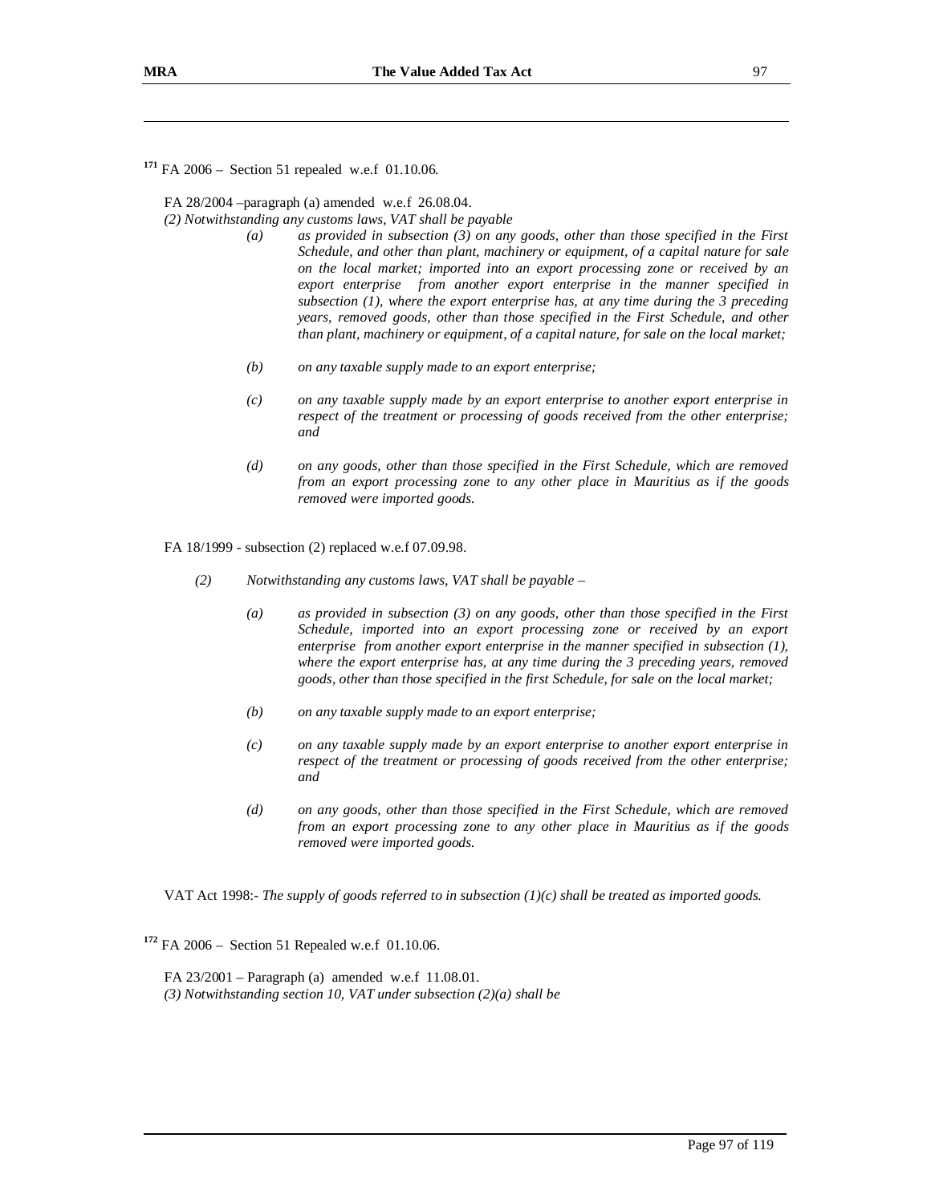[171] FA 2006 – Section 51 repealed w.e.f 01.10.06.

FA 28/2004 –paragraph (a) amended w.e.f 26.08.04.

*(2) Notwithstanding any customs laws, VAT shall be payable*

> *(a) as provided in subsection (3) on any goods, other than those specified in the First Schedule, and other than plant, machinery or equipment, of a capital nature for sale on the local market; imported into an export processing zone or received by an export enterprise from another export enterprise in the manner specified in subsection (1), where the export enterprise has, at any time during the 3 preceding years, removed goods, other than those specified in the First Schedule, and other than plant, machinery or equipment, of a capital nature, for sale on the local market;*
>
> *(b) on any taxable supply made to an export enterprise;*
>
> *(c) on any taxable supply made by an export enterprise to another export enterprise in respect of the treatment or processing of goods received from the other enterprise; and*
>
> *(d) on any goods, other than those specified in the First Schedule, which are removed from an export processing zone to any other place in Mauritius as if the goods removed were imported goods.*

FA 18/1999 - subsection (2) replaced w.e.f 07.09.98.

*(2) Notwithstanding any customs laws, VAT shall be payable –*

> *(a) as provided in subsection (3) on any goods, other than those specified in the First Schedule, imported into an export processing zone or received by an export enterprise from another export enterprise in the manner specified in subsection (1), where the export enterprise has, at any time during the 3 preceding years, removed goods, other than those specified in the first Schedule, for sale on the local market;*
>
> *(b) on any taxable supply made to an export enterprise;*
>
> *(c) on any taxable supply made by an export enterprise to another export enterprise in respect of the treatment or processing of goods received from the other enterprise; and*
>
> *(d) on any goods, other than those specified in the First Schedule, which are removed from an export processing zone to any other place in Mauritius as if the goods removed were imported goods.*

VAT Act 1998:- *The supply of goods referred to in subsection (1)(c) shall be treated as imported goods.*

[172] FA 2006 – Section 51 Repealed w.e.f 01.10.06.

FA 23/2001 – Paragraph (a) amended w.e.f 11.08.01.

*(3) Notwithstanding section 10, VAT under subsection (2)(a) shall be*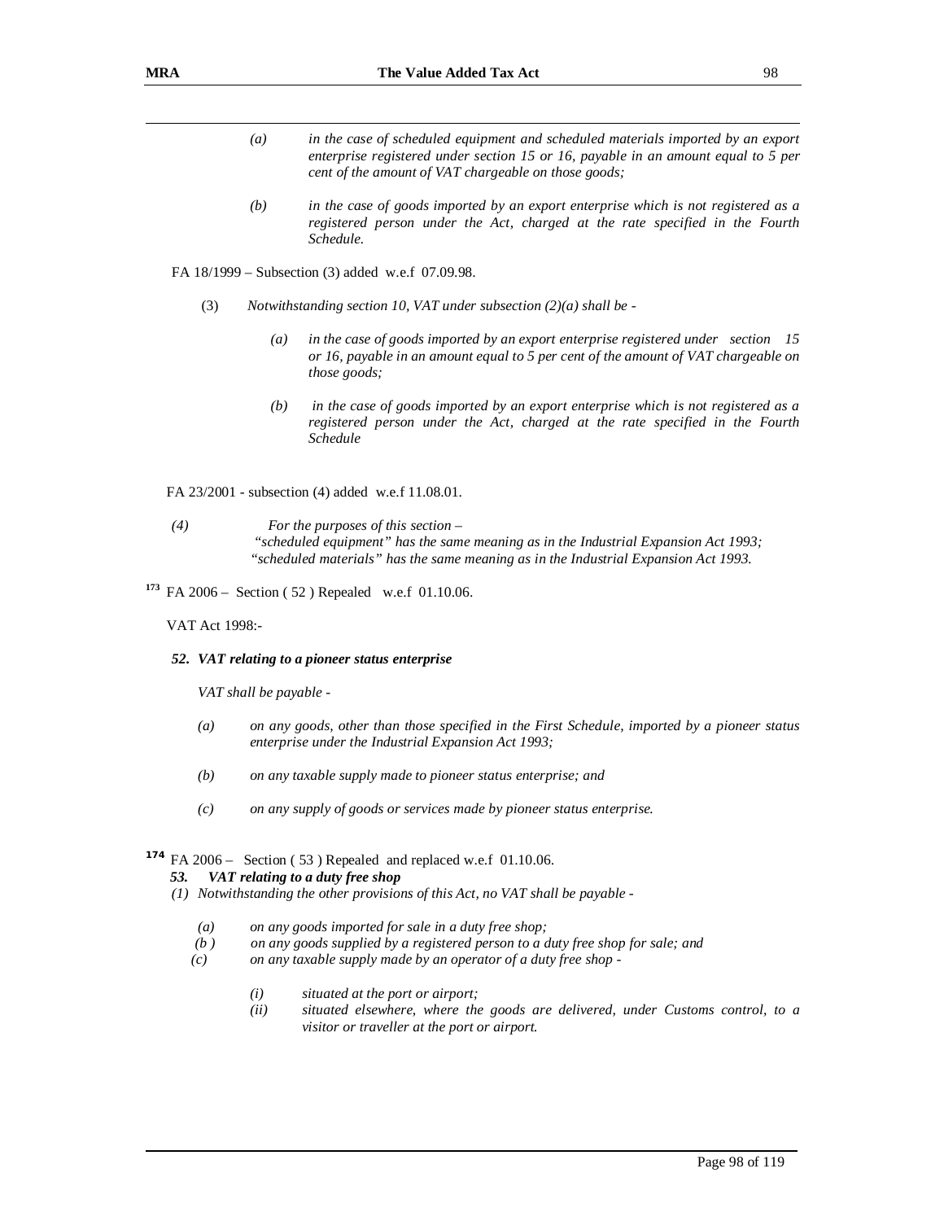*(a) in the case of scheduled equipment and scheduled materials imported by an export enterprise registered under section 15 or 16, payable in an amount equal to 5 per cent of the amount of VAT chargeable on those goods;*

*(b) in the case of goods imported by an export enterprise which is not registered as a registered person under the Act, charged at the rate specified in the Fourth Schedule.*

FA 18/1999 – Subsection (3) added w.e.f 07.09.98.

(3) *Notwithstanding section 10, VAT under subsection (2)(a) shall be -*

*(a) in the case of goods imported by an export enterprise registered under section 15 or 16, payable in an amount equal to 5 per cent of the amount of VAT chargeable on those goods;*

*(b) in the case of goods imported by an export enterprise which is not registered as a registered person under the Act, charged at the rate specified in the Fourth Schedule*

FA 23/2001 - subsection (4) added w.e.f 11.08.01.

*(4) For the purposes of this section –*
*"scheduled equipment" has the same meaning as in the Industrial Expansion Act 1993;*
*"scheduled materials" has the same meaning as in the Industrial Expansion Act 1993.*

[173] FA 2006 – Section ( 52 ) Repealed w.e.f 01.10.06.

VAT Act 1998:-

***52. VAT relating to a pioneer status enterprise***

*VAT shall be payable -*

*(a) on any goods, other than those specified in the First Schedule, imported by a pioneer status enterprise under the Industrial Expansion Act 1993;*

*(b) on any taxable supply made to pioneer status enterprise; and*

*(c) on any supply of goods or services made by pioneer status enterprise.*

[174] FA 2006 – Section ( 53 ) Repealed and replaced w.e.f 01.10.06.

***53. VAT relating to a duty free shop***

*(1) Notwithstanding the other provisions of this Act, no VAT shall be payable -*

*(a) on any goods imported for sale in a duty free shop;*

*(b ) on any goods supplied by a registered person to a duty free shop for sale; and*

*(c) on any taxable supply made by an operator of a duty free shop -*

*(i) situated at the port or airport;*

*(ii) situated elsewhere, where the goods are delivered, under Customs control, to a visitor or traveller at the port or airport.*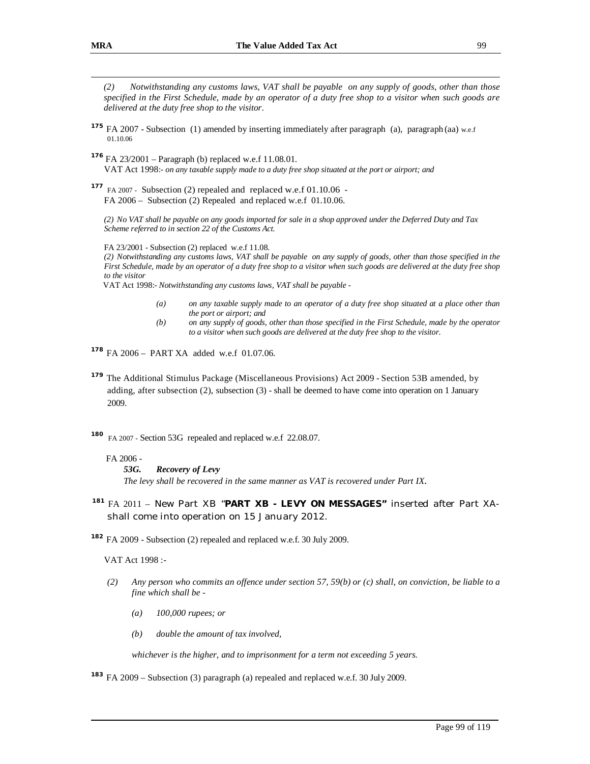*(2) Notwithstanding any customs laws, VAT shall be payable on any supply of goods, other than those specified in the First Schedule, made by an operator of a duty free shop to a visitor when such goods are delivered at the duty free shop to the visitor.*

[175] FA 2007 - Subsection (1) amended by inserting immediately after paragraph (a), paragraph (aa) w.e.f 01.10.06

[176] FA 23/2001 – Paragraph (b) replaced w.e.f 11.08.01.
VAT Act 1998:- *on any taxable supply made to a duty free shop situated at the port or airport; and*

[177] FA 2007 - Subsection (2) repealed and replaced w.e.f 01.10.06 -
FA 2006 – Subsection (2) Repealed and replaced w.e.f 01.10.06.

*(2) No VAT shall be payable on any goods imported for sale in a shop approved under the Deferred Duty and Tax Scheme referred to in section 22 of the Customs Act.*

FA 23/2001 - Subsection (2) replaced w.e.f 11.08.
*(2) Notwithstanding any customs laws, VAT shall be payable on any supply of goods, other than those specified in the First Schedule, made by an operator of a duty free shop to a visitor when such goods are delivered at the duty free shop to the visitor*
VAT Act 1998:- *Notwithstanding any customs laws, VAT shall be payable -*

> *(a) on any taxable supply made to an operator of a duty free shop situated at a place other than the port or airport; and*
>
> *(b) on any supply of goods, other than those specified in the First Schedule, made by the operator to a visitor when such goods are delivered at the duty free shop to the visitor.*

[178] FA 2006 – PART XA added w.e.f 01.07.06.

[179] The Additional Stimulus Package (Miscellaneous Provisions) Act 2009 - Section 53B amended, by adding, after subsection (2), subsection (3) - shall be deemed to have come into operation on 1 January 2009.

[180] FA 2007 - Section 53G repealed and replaced w.e.f 22.08.07.

FA 2006 -
***53G. Recovery of Levy***
*The levy shall be recovered in the same manner as VAT is recovered under Part IX.*

[181] FA 2011 – New Part XB "**PART XB - LEVY ON MESSAGES**" inserted after Part XA- shall come into operation on 15 January 2012.

[182] FA 2009 - Subsection (2) repealed and replaced w.e.f. 30 July 2009.

VAT Act 1998 :-

*(2) Any person who commits an offence under section 57, 59(b) or (c) shall, on conviction, be liable to a fine which shall be -*

> *(a) 100,000 rupees; or*
>
> *(b) double the amount of tax involved,*

*whichever is the higher, and to imprisonment for a term not exceeding 5 years.*

[183] FA 2009 – Subsection (3) paragraph (a) repealed and replaced w.e.f. 30 July 2009.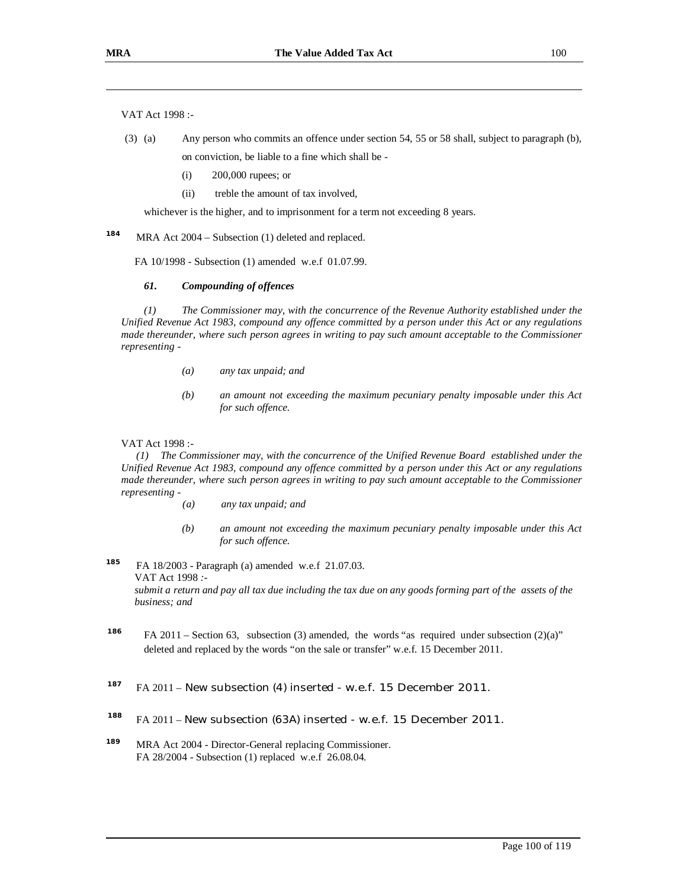VAT Act 1998 :-

(3) (a) Any person who commits an offence under section 54, 55 or 58 shall, subject to paragraph (b), on conviction, be liable to a fine which shall be -

(i) 200,000 rupees; or

(ii) treble the amount of tax involved,

whichever is the higher, and to imprisonment for a term not exceeding 8 years.

[184] MRA Act 2004 – Subsection (1) deleted and replaced.

FA 10/1998 - Subsection (1) amended w.e.f 01.07.99.

***61. Compounding of offences***

*(1) The Commissioner may, with the concurrence of the Revenue Authority established under the Unified Revenue Act 1983, compound any offence committed by a person under this Act or any regulations made thereunder, where such person agrees in writing to pay such amount acceptable to the Commissioner representing -*

*(a) any tax unpaid; and*

*(b) an amount not exceeding the maximum pecuniary penalty imposable under this Act for such offence.*

VAT Act 1998 :-

*(1) The Commissioner may, with the concurrence of the Unified Revenue Board established under the Unified Revenue Act 1983, compound any offence committed by a person under this Act or any regulations made thereunder, where such person agrees in writing to pay such amount acceptable to the Commissioner representing -*

*(a) any tax unpaid; and*

*(b) an amount not exceeding the maximum pecuniary penalty imposable under this Act for such offence.*

[185] FA 18/2003 - Paragraph (a) amended w.e.f 21.07.03.
VAT Act 1998 :-
*submit a return and pay all tax due including the tax due on any goods forming part of the assets of the business; and*

[186] FA 2011 – Section 63, subsection (3) amended, the words "as required under subsection (2)(a)" deleted and replaced by the words "on the sale or transfer" w.e.f. 15 December 2011.

[187] FA 2011 – New subsection (4) inserted - w.e.f. 15 December 2011.

[188] FA 2011 – New subsection (63A) inserted - w.e.f. 15 December 2011.

[189] MRA Act 2004 - Director-General replacing Commissioner.
FA 28/2004 - Subsection (1) replaced w.e.f 26.08.04.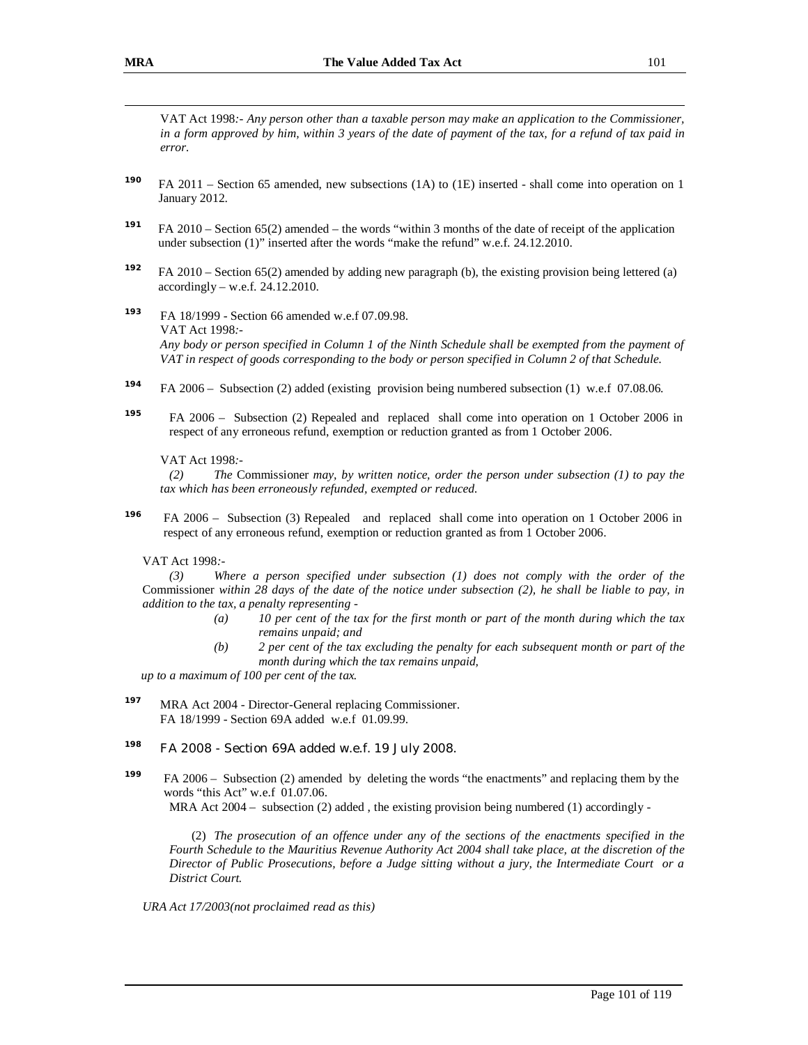VAT Act 1998:- *Any person other than a taxable person may make an application to the Commissioner, in a form approved by him, within 3 years of the date of payment of the tax, for a refund of tax paid in error.*

[190] FA 2011 – Section 65 amended, new subsections (1A) to (1E) inserted - shall come into operation on 1 January 2012.

[191] FA 2010 – Section 65(2) amended – the words "within 3 months of the date of receipt of the application under subsection (1)" inserted after the words "make the refund" w.e.f. 24.12.2010.

[192] FA 2010 – Section 65(2) amended by adding new paragraph (b), the existing provision being lettered (a) accordingly – w.e.f. 24.12.2010.

[193] FA 18/1999 - Section 66 amended w.e.f 07.09.98.
VAT Act 1998:-
*Any body or person specified in Column 1 of the Ninth Schedule shall be exempted from the payment of VAT in respect of goods corresponding to the body or person specified in Column 2 of that Schedule.*

[194] FA 2006 – Subsection (2) added (existing provision being numbered subsection (1) w.e.f 07.08.06.

[195] FA 2006 – Subsection (2) Repealed and replaced shall come into operation on 1 October 2006 in respect of any erroneous refund, exemption or reduction granted as from 1 October 2006.

VAT Act 1998:-
*(2) The* Commissioner *may, by written notice, order the person under subsection (1) to pay the tax which has been erroneously refunded, exempted or reduced.*

[196] FA 2006 – Subsection (3) Repealed and replaced shall come into operation on 1 October 2006 in respect of any erroneous refund, exemption or reduction granted as from 1 October 2006.

VAT Act 1998:-
*(3) Where a person specified under subsection (1) does not comply with the order of the* Commissioner *within 28 days of the date of the notice under subsection (2), he shall be liable to pay, in addition to the tax, a penalty representing -*

- *(a) 10 per cent of the tax for the first month or part of the month during which the tax remains unpaid; and*
- *(b) 2 per cent of the tax excluding the penalty for each subsequent month or part of the month during which the tax remains unpaid,*

*up to a maximum of 100 per cent of the tax.*

[197] MRA Act 2004 - Director-General replacing Commissioner.
FA 18/1999 - Section 69A added w.e.f 01.09.99.

[198] FA 2008 - Section 69A added w.e.f. 19 July 2008.

[199] FA 2006 – Subsection (2) amended by deleting the words "the enactments" and replacing them by the words "this Act" w.e.f 01.07.06.
MRA Act 2004 – subsection (2) added , the existing provision being numbered (1) accordingly -

(2) *The prosecution of an offence under any of the sections of the enactments specified in the Fourth Schedule to the Mauritius Revenue Authority Act 2004 shall take place, at the discretion of the Director of Public Prosecutions, before a Judge sitting without a jury, the Intermediate Court or a District Court.*

*URA Act 17/2003(not proclaimed read as this)*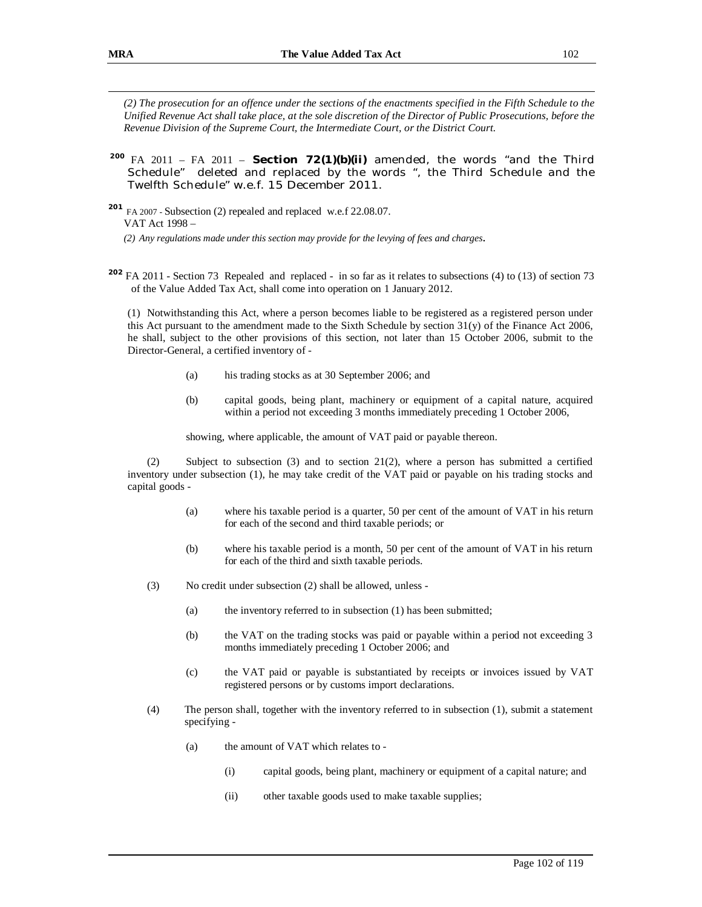*(2) The prosecution for an offence under the sections of the enactments specified in the Fifth Schedule to the Unified Revenue Act shall take place, at the sole discretion of the Director of Public Prosecutions, before the Revenue Division of the Supreme Court, the Intermediate Court, or the District Court.*

[200] FA 2011 – FA 2011 – **Section 72(1)(b)(ii)** amended, the words "and the Third Schedule" deleted and replaced by the words ", the Third Schedule and the Twelfth Schedule" w.e.f. 15 December 2011.

[201] FA 2007 - Subsection (2) repealed and replaced w.e.f 22.08.07.
VAT Act 1998 –

*(2) Any regulations made under this section may provide for the levying of fees and charges.*

[202] FA 2011 - Section 73 Repealed and replaced - in so far as it relates to subsections (4) to (13) of section 73 of the Value Added Tax Act, shall come into operation on 1 January 2012.

(1) Notwithstanding this Act, where a person becomes liable to be registered as a registered person under this Act pursuant to the amendment made to the Sixth Schedule by section 31(y) of the Finance Act 2006, he shall, subject to the other provisions of this section, not later than 15 October 2006, submit to the Director-General, a certified inventory of -

(a) his trading stocks as at 30 September 2006; and

(b) capital goods, being plant, machinery or equipment of a capital nature, acquired within a period not exceeding 3 months immediately preceding 1 October 2006,

showing, where applicable, the amount of VAT paid or payable thereon.

(2) Subject to subsection (3) and to section 21(2), where a person has submitted a certified inventory under subsection (1), he may take credit of the VAT paid or payable on his trading stocks and capital goods -

(a) where his taxable period is a quarter, 50 per cent of the amount of VAT in his return for each of the second and third taxable periods; or

(b) where his taxable period is a month, 50 per cent of the amount of VAT in his return for each of the third and sixth taxable periods.

(3) No credit under subsection (2) shall be allowed, unless -

(a) the inventory referred to in subsection (1) has been submitted;

(b) the VAT on the trading stocks was paid or payable within a period not exceeding 3 months immediately preceding 1 October 2006; and

(c) the VAT paid or payable is substantiated by receipts or invoices issued by VAT registered persons or by customs import declarations.

(4) The person shall, together with the inventory referred to in subsection (1), submit a statement specifying -

(a) the amount of VAT which relates to -

(i) capital goods, being plant, machinery or equipment of a capital nature; and

(ii) other taxable goods used to make taxable supplies;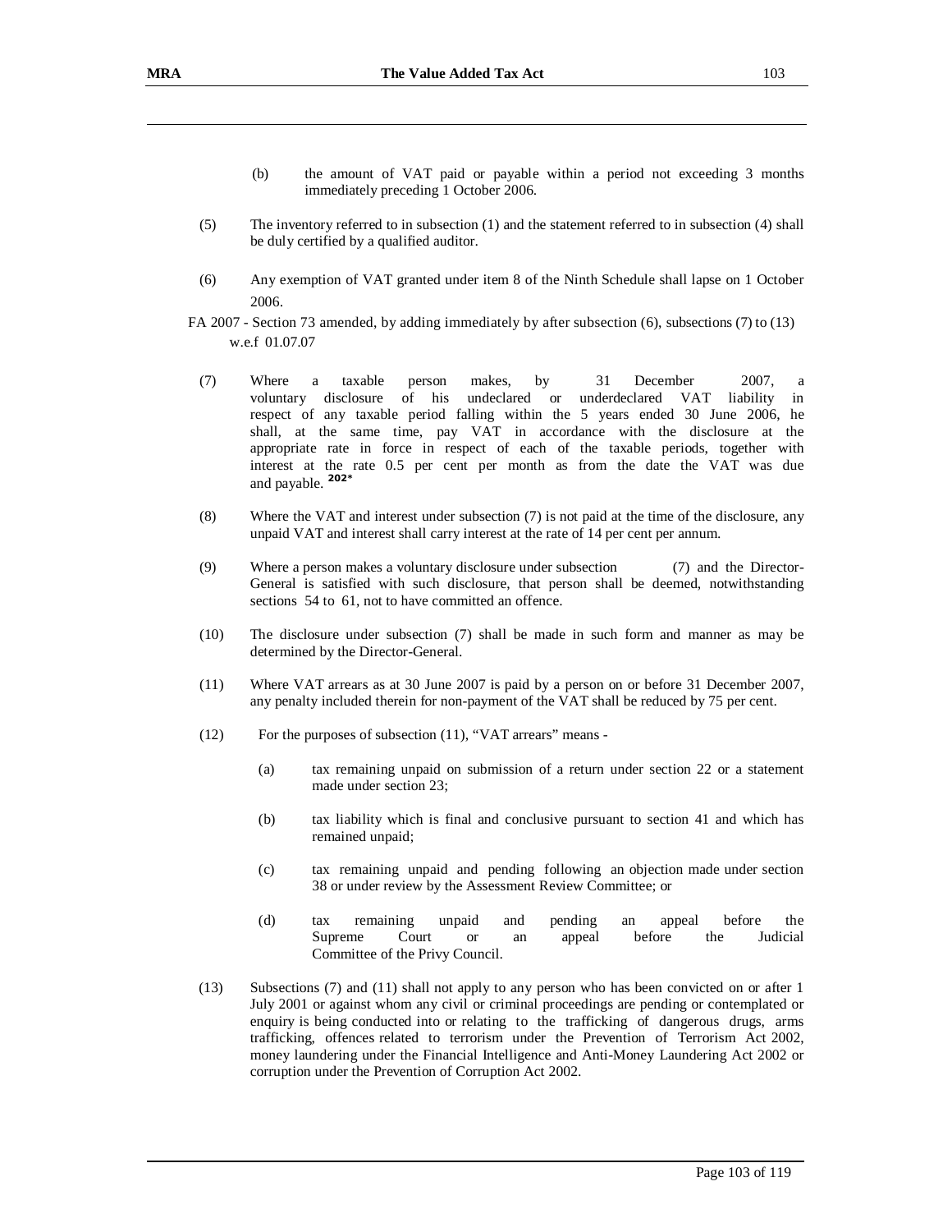(b) the amount of VAT paid or payable within a period not exceeding 3 months immediately preceding 1 October 2006.

(5) The inventory referred to in subsection (1) and the statement referred to in subsection (4) shall be duly certified by a qualified auditor.

(6) Any exemption of VAT granted under item 8 of the Ninth Schedule shall lapse on 1 October 2006.

FA 2007 - Section 73 amended, by adding immediately by after subsection (6), subsections (7) to (13) w.e.f 01.07.07

(7) Where a taxable person makes, by 31 December 2007, a voluntary disclosure of his undeclared or underdeclared VAT liability in respect of any taxable period falling within the 5 years ended 30 June 2006, he shall, at the same time, pay VAT in accordance with the disclosure at the appropriate rate in force in respect of each of the taxable periods, together with interest at the rate 0.5 per cent per month as from the date the VAT was due and payable. [202*]

(8) Where the VAT and interest under subsection (7) is not paid at the time of the disclosure, any unpaid VAT and interest shall carry interest at the rate of 14 per cent per annum.

(9) Where a person makes a voluntary disclosure under subsection (7) and the Director-General is satisfied with such disclosure, that person shall be deemed, notwithstanding sections 54 to 61, not to have committed an offence.

(10) The disclosure under subsection (7) shall be made in such form and manner as may be determined by the Director-General.

(11) Where VAT arrears as at 30 June 2007 is paid by a person on or before 31 December 2007, any penalty included therein for non-payment of the VAT shall be reduced by 75 per cent.

(12) For the purposes of subsection (11), "VAT arrears" means -

(a) tax remaining unpaid on submission of a return under section 22 or a statement made under section 23;

(b) tax liability which is final and conclusive pursuant to section 41 and which has remained unpaid;

(c) tax remaining unpaid and pending following an objection made under section 38 or under review by the Assessment Review Committee; or

(d) tax remaining unpaid and pending an appeal before the Supreme Court or an appeal before the Judicial Committee of the Privy Council.

(13) Subsections (7) and (11) shall not apply to any person who has been convicted on or after 1 July 2001 or against whom any civil or criminal proceedings are pending or contemplated or enquiry is being conducted into or relating to the trafficking of dangerous drugs, arms trafficking, offences related to terrorism under the Prevention of Terrorism Act 2002, money laundering under the Financial Intelligence and Anti-Money Laundering Act 2002 or corruption under the Prevention of Corruption Act 2002.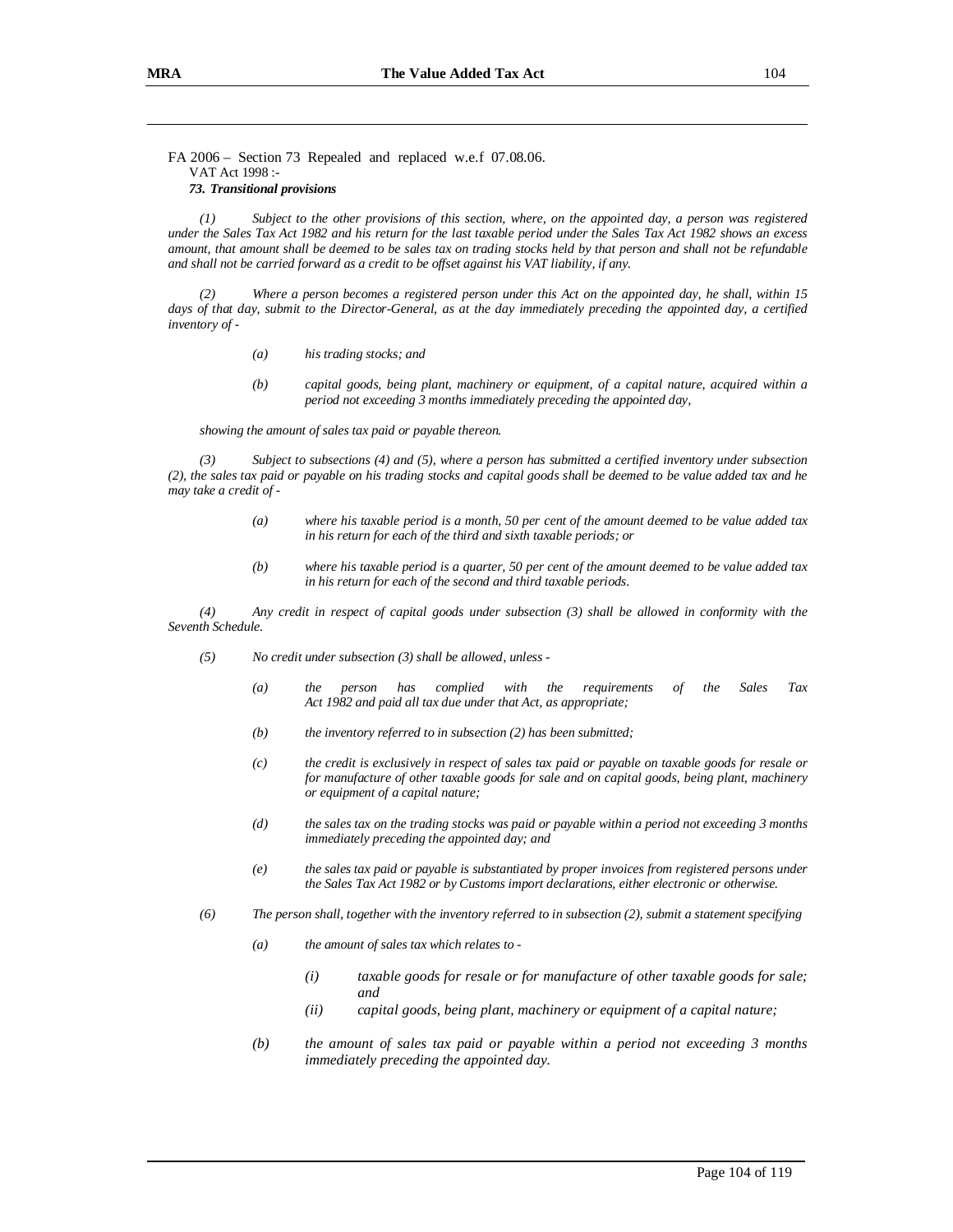FA 2006 – Section 73 Repealed and replaced w.e.f 07.08.06.

VAT Act 1998 :-

***73. Transitional provisions***

*(1) Subject to the other provisions of this section, where, on the appointed day, a person was registered under the Sales Tax Act 1982 and his return for the last taxable period under the Sales Tax Act 1982 shows an excess amount, that amount shall be deemed to be sales tax on trading stocks held by that person and shall not be refundable and shall not be carried forward as a credit to be offset against his VAT liability, if any.*

*(2) Where a person becomes a registered person under this Act on the appointed day, he shall, within 15 days of that day, submit to the Director-General, as at the day immediately preceding the appointed day, a certified inventory of -*

> *(a) his trading stocks; and*
>
> *(b) capital goods, being plant, machinery or equipment, of a capital nature, acquired within a period not exceeding 3 months immediately preceding the appointed day,*

*showing the amount of sales tax paid or payable thereon.*

*(3) Subject to subsections (4) and (5), where a person has submitted a certified inventory under subsection (2), the sales tax paid or payable on his trading stocks and capital goods shall be deemed to be value added tax and he may take a credit of -*

> *(a) where his taxable period is a month, 50 per cent of the amount deemed to be value added tax in his return for each of the third and sixth taxable periods; or*
>
> *(b) where his taxable period is a quarter, 50 per cent of the amount deemed to be value added tax in his return for each of the second and third taxable periods.*

*(4) Any credit in respect of capital goods under subsection (3) shall be allowed in conformity with the Seventh Schedule.*

*(5) No credit under subsection (3) shall be allowed, unless -*

> *(a) the person has complied with the requirements of the Sales Tax Act 1982 and paid all tax due under that Act, as appropriate;*
>
> *(b) the inventory referred to in subsection (2) has been submitted;*
>
> *(c) the credit is exclusively in respect of sales tax paid or payable on taxable goods for resale or for manufacture of other taxable goods for sale and on capital goods, being plant, machinery or equipment of a capital nature;*
>
> *(d) the sales tax on the trading stocks was paid or payable within a period not exceeding 3 months immediately preceding the appointed day; and*
>
> *(e) the sales tax paid or payable is substantiated by proper invoices from registered persons under the Sales Tax Act 1982 or by Customs import declarations, either electronic or otherwise.*

*(6) The person shall, together with the inventory referred to in subsection (2), submit a statement specifying*

> *(a) the amount of sales tax which relates to -*
>
> > *(i) taxable goods for resale or for manufacture of other taxable goods for sale; and*
> >
> > *(ii) capital goods, being plant, machinery or equipment of a capital nature;*
>
> *(b) the amount of sales tax paid or payable within a period not exceeding 3 months immediately preceding the appointed day.*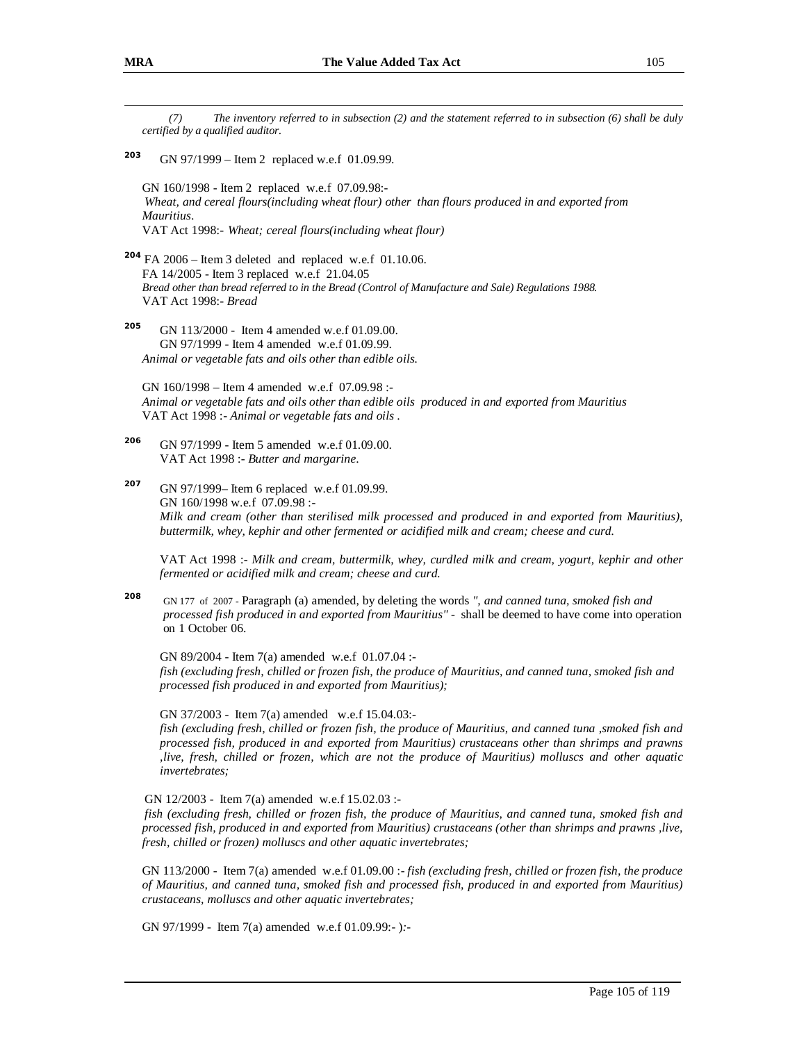*(7) The inventory referred to in subsection (2) and the statement referred to in subsection (6) shall be duly certified by a qualified auditor.*

[203] GN 97/1999 – Item 2 replaced w.e.f 01.09.99.

GN 160/1998 - Item 2 replaced w.e.f 07.09.98:-
*Wheat, and cereal flours(including wheat flour) other than flours produced in and exported from Mauritius*.
VAT Act 1998:- *Wheat; cereal flours(including wheat flour)*

[204] FA 2006 – Item 3 deleted and replaced w.e.f 01.10.06.
FA 14/2005 - Item 3 replaced w.e.f 21.04.05
*Bread other than bread referred to in the Bread (Control of Manufacture and Sale) Regulations 1988.*
VAT Act 1998:- *Bread*

[205] GN 113/2000 - Item 4 amended w.e.f 01.09.00.
GN 97/1999 - Item 4 amended w.e.f 01.09.99.
*Animal or vegetable fats and oils other than edible oils.*

GN 160/1998 – Item 4 amended w.e.f 07.09.98 :-
*Animal or vegetable fats and oils other than edible oils produced in and exported from Mauritius*
VAT Act 1998 :- *Animal or vegetable fats and oils .*

[206] GN 97/1999 - Item 5 amended w.e.f 01.09.00.
VAT Act 1998 :- *Butter and margarine*.

[207] GN 97/1999– Item 6 replaced w.e.f 01.09.99.
GN 160/1998 w.e.f 07.09.98 :-
*Milk and cream (other than sterilised milk processed and produced in and exported from Mauritius), buttermilk, whey, kephir and other fermented or acidified milk and cream; cheese and curd.*

VAT Act 1998 :- *Milk and cream, buttermilk, whey, curdled milk and cream, yogurt, kephir and other fermented or acidified milk and cream; cheese and curd.*

[208] GN 177 of 2007 - Paragraph (a) amended, by deleting the words *", and canned tuna, smoked fish and processed fish produced in and exported from Mauritius"* - shall be deemed to have come into operation on 1 October 06.

GN 89/2004 - Item 7(a) amended w.e.f 01.07.04 :-
*fish (excluding fresh, chilled or frozen fish, the produce of Mauritius, and canned tuna, smoked fish and processed fish produced in and exported from Mauritius);*

GN 37/2003 - Item 7(a) amended w.e.f 15.04.03:-
*fish (excluding fresh, chilled or frozen fish, the produce of Mauritius, and canned tuna ,smoked fish and processed fish, produced in and exported from Mauritius) crustaceans other than shrimps and prawns ,live, fresh, chilled or frozen, which are not the produce of Mauritius) molluscs and other aquatic invertebrates;*

GN 12/2003 - Item 7(a) amended w.e.f 15.02.03 :-
*fish (excluding fresh, chilled or frozen fish, the produce of Mauritius, and canned tuna, smoked fish and processed fish, produced in and exported from Mauritius) crustaceans (other than shrimps and prawns ,live, fresh, chilled or frozen) molluscs and other aquatic invertebrates;*

GN 113/2000 - Item 7(a) amended w.e.f 01.09.00 :- *fish (excluding fresh, chilled or frozen fish, the produce of Mauritius, and canned tuna, smoked fish and processed fish, produced in and exported from Mauritius) crustaceans, molluscs and other aquatic invertebrates;*

GN 97/1999 - Item 7(a) amended w.e.f 01.09.99:- ):-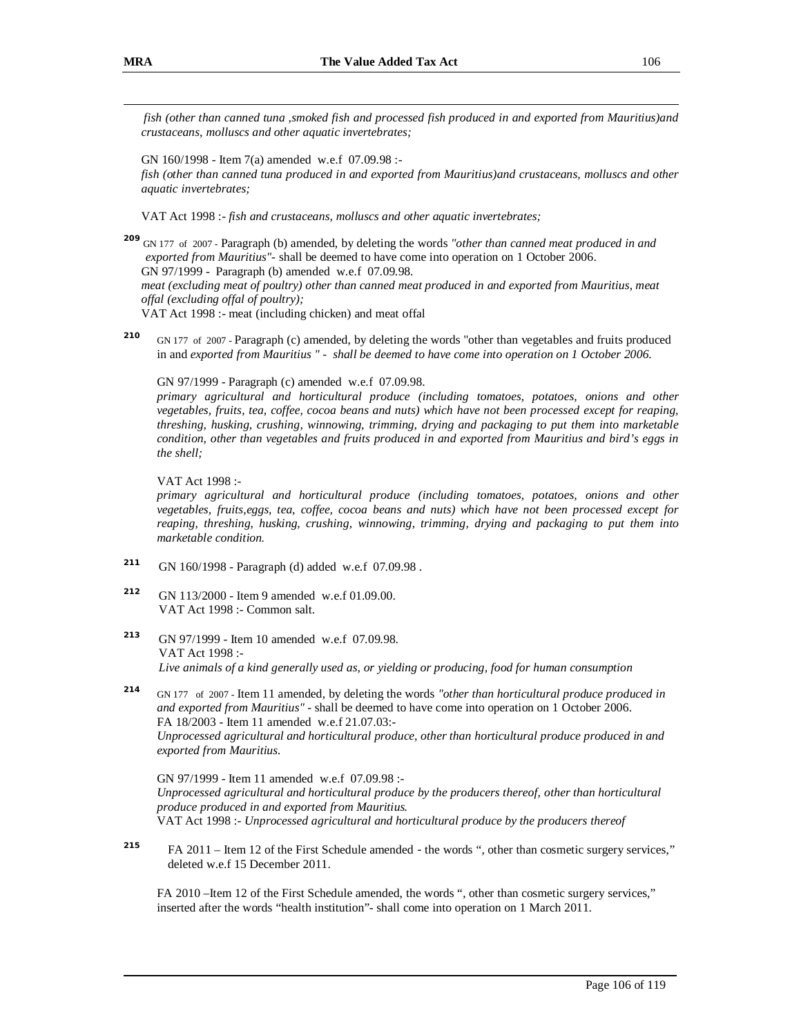*fish (other than canned tuna ,smoked fish and processed fish produced in and exported from Mauritius)and crustaceans, molluscs and other aquatic invertebrates;*

GN 160/1998 - Item 7(a) amended w.e.f 07.09.98 :-
*fish (other than canned tuna produced in and exported from Mauritius)and crustaceans, molluscs and other aquatic invertebrates;*

VAT Act 1998 :- *fish and crustaceans, molluscs and other aquatic invertebrates;*

[209] GN 177 of 2007 - Paragraph (b) amended, by deleting the words *"other than canned meat produced in and exported from Mauritius"*- shall be deemed to have come into operation on 1 October 2006.
GN 97/1999 - Paragraph (b) amended w.e.f 07.09.98.
*meat (excluding meat of poultry) other than canned meat produced in and exported from Mauritius, meat offal (excluding offal of poultry);*
VAT Act 1998 :- meat (including chicken) and meat offal

[210] GN 177 of 2007 - Paragraph (c) amended, by deleting the words "other than vegetables and fruits produced in and *exported from Mauritius " - shall be deemed to have come into operation on 1 October 2006.*

GN 97/1999 - Paragraph (c) amended w.e.f 07.09.98.
*primary agricultural and horticultural produce (including tomatoes, potatoes, onions and other vegetables, fruits, tea, coffee, cocoa beans and nuts) which have not been processed except for reaping, threshing, husking, crushing, winnowing, trimming, drying and packaging to put them into marketable condition, other than vegetables and fruits produced in and exported from Mauritius and bird's eggs in the shell;*

VAT Act 1998 :-
*primary agricultural and horticultural produce (including tomatoes, potatoes, onions and other vegetables, fruits,eggs, tea, coffee, cocoa beans and nuts) which have not been processed except for reaping, threshing, husking, crushing, winnowing, trimming, drying and packaging to put them into marketable condition.*

[211] GN 160/1998 - Paragraph (d) added w.e.f 07.09.98 .

[212] GN 113/2000 - Item 9 amended w.e.f 01.09.00.
VAT Act 1998 :- Common salt.

[213] GN 97/1999 - Item 10 amended w.e.f 07.09.98.
VAT Act 1998 :-
*Live animals of a kind generally used as, or yielding or producing, food for human consumption*

[214] GN 177 of 2007 - Item 11 amended, by deleting the words *"other than horticultural produce produced in and exported from Mauritius"* - shall be deemed to have come into operation on 1 October 2006.
FA 18/2003 - Item 11 amended w.e.f 21.07.03:-
*Unprocessed agricultural and horticultural produce, other than horticultural produce produced in and exported from Mauritius.*

GN 97/1999 - Item 11 amended w.e.f 07.09.98 :-
*Unprocessed agricultural and horticultural produce by the producers thereof, other than horticultural produce produced in and exported from Mauritius.*
VAT Act 1998 :- *Unprocessed agricultural and horticultural produce by the producers thereof*

[215] FA 2011 – Item 12 of the First Schedule amended - the words ", other than cosmetic surgery services," deleted w.e.f 15 December 2011.

FA 2010 –Item 12 of the First Schedule amended, the words ", other than cosmetic surgery services," inserted after the words "health institution"- shall come into operation on 1 March 2011.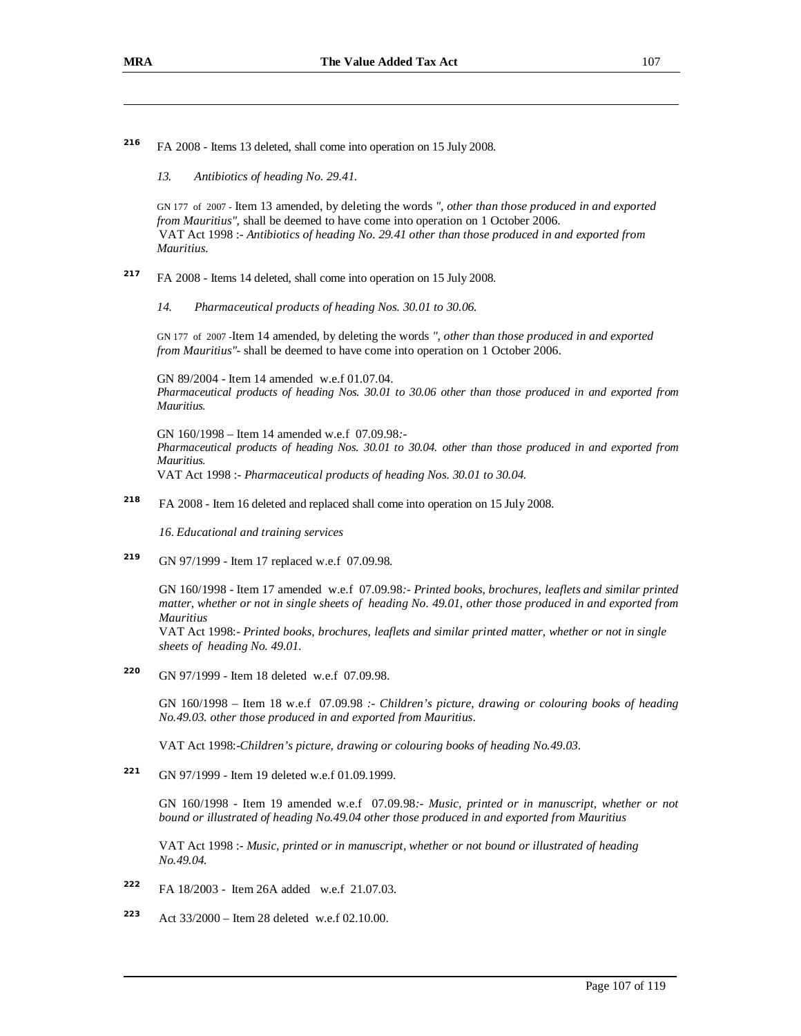[216] FA 2008 - Items 13 deleted, shall come into operation on 15 July 2008.

*13. Antibiotics of heading No. 29.41.*

GN 177 of 2007 - Item 13 amended, by deleting the words *", other than those produced in and exported from Mauritius"*, shall be deemed to have come into operation on 1 October 2006.
VAT Act 1998 :- *Antibiotics of heading No. 29.41 other than those produced in and exported from Mauritius.*

[217] FA 2008 - Items 14 deleted, shall come into operation on 15 July 2008.

*14. Pharmaceutical products of heading Nos. 30.01 to 30.06.*

GN 177 of 2007 -Item 14 amended, by deleting the words *", other than those produced in and exported from Mauritius"*- shall be deemed to have come into operation on 1 October 2006.

GN 89/2004 - Item 14 amended w.e.f 01.07.04.
*Pharmaceutical products of heading Nos. 30.01 to 30.06 other than those produced in and exported from Mauritius.*

GN 160/1998 – Item 14 amended w.e.f 07.09.98:-
*Pharmaceutical products of heading Nos. 30.01 to 30.04. other than those produced in and exported from Mauritius.*
VAT Act 1998 :- *Pharmaceutical products of heading Nos. 30.01 to 30.04.*

[218] FA 2008 - Item 16 deleted and replaced shall come into operation on 15 July 2008.

*16. Educational and training services*

[219] GN 97/1999 - Item 17 replaced w.e.f 07.09.98.

GN 160/1998 - Item 17 amended w.e.f 07.09.98:- *Printed books, brochures, leaflets and similar printed matter, whether or not in single sheets of heading No. 49.01, other those produced in and exported from Mauritius*
VAT Act 1998:- *Printed books, brochures, leaflets and similar printed matter, whether or not in single sheets of heading No. 49.01.*

[220] GN 97/1999 - Item 18 deleted w.e.f 07.09.98.

GN 160/1998 – Item 18 w.e.f 07.09.98 :- *Children's picture, drawing or colouring books of heading No.49.03. other those produced in and exported from Mauritius.*

VAT Act 1998:-*Children's picture, drawing or colouring books of heading No.49.03.*

[221] GN 97/1999 - Item 19 deleted w.e.f 01.09.1999.

GN 160/1998 - Item 19 amended w.e.f 07.09.98:- *Music, printed or in manuscript, whether or not bound or illustrated of heading No.49.04 other those produced in and exported from Mauritius*

VAT Act 1998 :- *Music, printed or in manuscript, whether or not bound or illustrated of heading No.49.04.*

[222] FA 18/2003 - Item 26A added w.e.f 21.07.03.

[223] Act 33/2000 – Item 28 deleted w.e.f 02.10.00.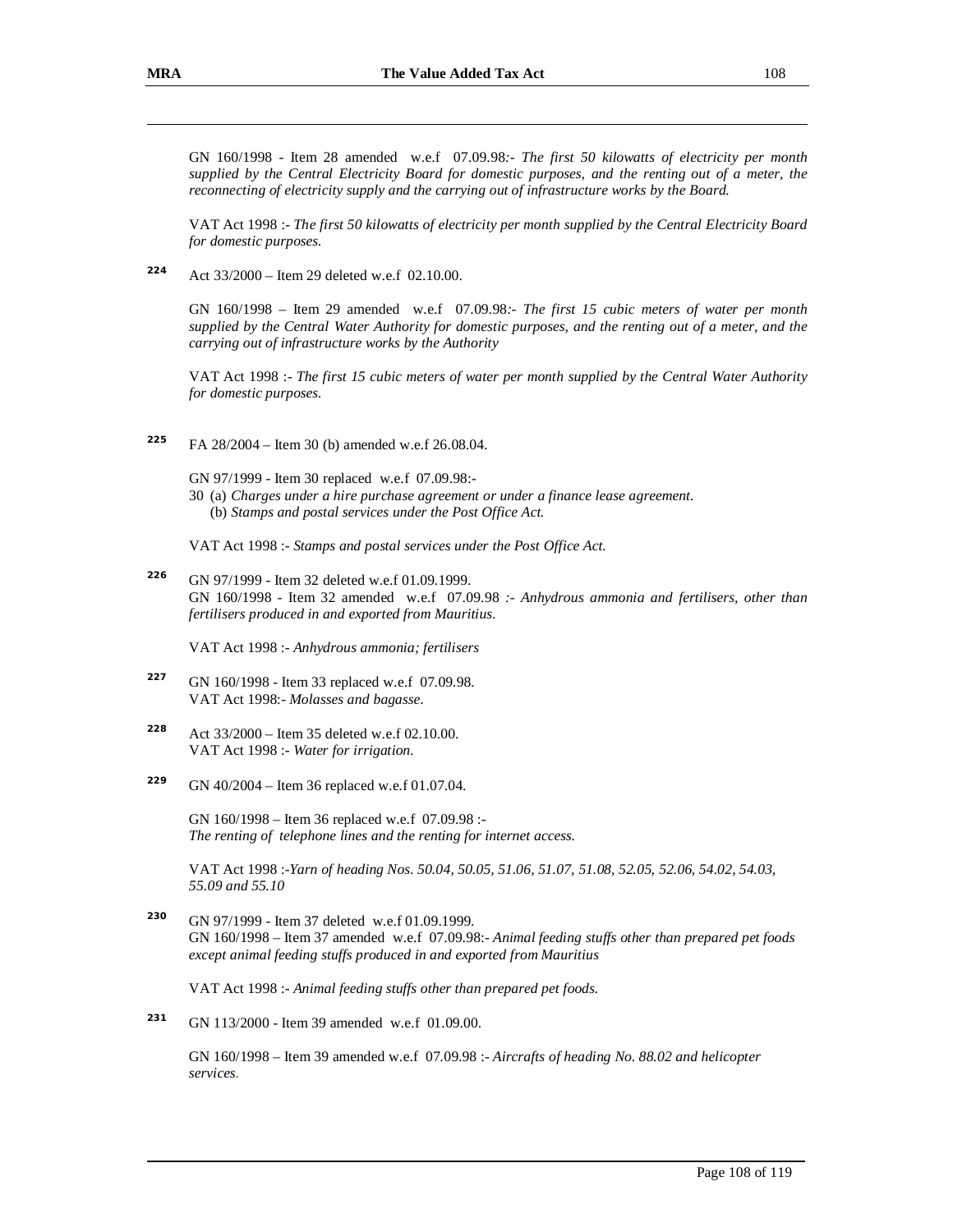GN 160/1998 - Item 28 amended w.e.f 07.09.98:- *The first 50 kilowatts of electricity per month supplied by the Central Electricity Board for domestic purposes, and the renting out of a meter, the reconnecting of electricity supply and the carrying out of infrastructure works by the Board.*

VAT Act 1998 :- *The first 50 kilowatts of electricity per month supplied by the Central Electricity Board for domestic purposes.*

[224] Act 33/2000 – Item 29 deleted w.e.f 02.10.00.

GN 160/1998 – Item 29 amended w.e.f 07.09.98:- *The first 15 cubic meters of water per month supplied by the Central Water Authority for domestic purposes, and the renting out of a meter, and the carrying out of infrastructure works by the Authority*

VAT Act 1998 :- *The first 15 cubic meters of water per month supplied by the Central Water Authority for domestic purposes.*

[225] FA 28/2004 – Item 30 (b) amended w.e.f 26.08.04.

GN 97/1999 - Item 30 replaced w.e.f 07.09.98:-
30 (a) *Charges under a hire purchase agreement or under a finance lease agreement.*
(b) *Stamps and postal services under the Post Office Act.*

VAT Act 1998 :- *Stamps and postal services under the Post Office Act.*

[226] GN 97/1999 - Item 32 deleted w.e.f 01.09.1999.
GN 160/1998 - Item 32 amended w.e.f 07.09.98 :- *Anhydrous ammonia and fertilisers, other than fertilisers produced in and exported from Mauritius.*

VAT Act 1998 :- *Anhydrous ammonia; fertilisers*

[227] GN 160/1998 - Item 33 replaced w.e.f 07.09.98.
VAT Act 1998:- *Molasses and bagasse.*

[228] Act 33/2000 – Item 35 deleted w.e.f 02.10.00.
VAT Act 1998 :- *Water for irrigation.*

[229] GN 40/2004 – Item 36 replaced w.e.f 01.07.04.

GN 160/1998 – Item 36 replaced w.e.f 07.09.98 :-
*The renting of telephone lines and the renting for internet access.*

VAT Act 1998 :-*Yarn of heading Nos. 50.04, 50.05, 51.06, 51.07, 51.08, 52.05, 52.06, 54.02, 54.03, 55.09 and 55.10*

[230] GN 97/1999 - Item 37 deleted w.e.f 01.09.1999.
GN 160/1998 – Item 37 amended w.e.f 07.09.98:- *Animal feeding stuffs other than prepared pet foods except animal feeding stuffs produced in and exported from Mauritius*

VAT Act 1998 :- *Animal feeding stuffs other than prepared pet foods.*

[231] GN 113/2000 - Item 39 amended w.e.f 01.09.00.

GN 160/1998 – Item 39 amended w.e.f 07.09.98 :- *Aircrafts of heading No. 88.02 and helicopter services.*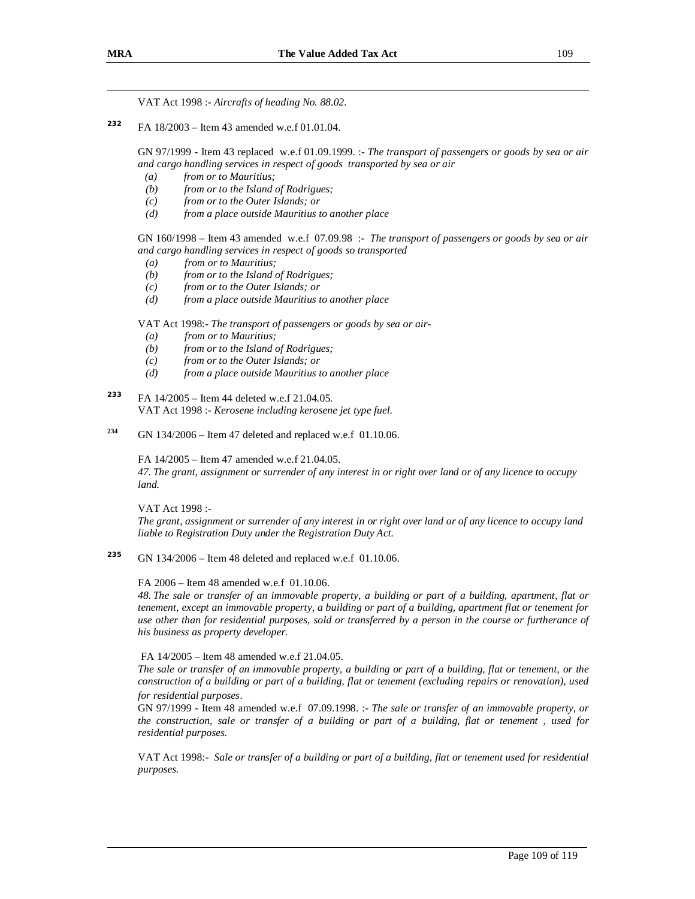VAT Act 1998 :- *Aircrafts of heading No. 88.02.*

[232] FA 18/2003 – Item 43 amended w.e.f 01.01.04.

GN 97/1999 - Item 43 replaced w.e.f 01.09.1999. :- *The transport of passengers or goods by sea or air and cargo handling services in respect of goods transported by sea or air*

*(a) from or to Mauritius;*
*(b) from or to the Island of Rodrigues;*
*(c) from or to the Outer Islands; or*
*(d) from a place outside Mauritius to another place*

GN 160/1998 – Item 43 amended w.e.f 07.09.98 :- *The transport of passengers or goods by sea or air and cargo handling services in respect of goods so transported*

*(a) from or to Mauritius;*
*(b) from or to the Island of Rodrigues;*
*(c) from or to the Outer Islands; or*
*(d) from a place outside Mauritius to another place*

VAT Act 1998:- *The transport of passengers or goods by sea or air-*

*(a) from or to Mauritius;*
*(b) from or to the Island of Rodrigues;*
*(c) from or to the Outer Islands; or*
*(d) from a place outside Mauritius to another place*

[233] FA 14/2005 – Item 44 deleted w.e.f 21.04.05.
VAT Act 1998 :- *Kerosene including kerosene jet type fuel.*

[234] GN 134/2006 – Item 47 deleted and replaced w.e.f 01.10.06.

FA 14/2005 – Item 47 amended w.e.f 21.04.05.
*47. The grant, assignment or surrender of any interest in or right over land or of any licence to occupy land.*

VAT Act 1998 :-
*The grant, assignment or surrender of any interest in or right over land or of any licence to occupy land liable to Registration Duty under the Registration Duty Act.*

[235] GN 134/2006 – Item 48 deleted and replaced w.e.f 01.10.06.

FA 2006 – Item 48 amended w.e.f 01.10.06.
*48. The sale or transfer of an immovable property, a building or part of a building, apartment, flat or tenement, except an immovable property, a building or part of a building, apartment flat or tenement for use other than for residential purposes, sold or transferred by a person in the course or furtherance of his business as property developer.*

FA 14/2005 – Item 48 amended w.e.f 21.04.05.
*The sale or transfer of an immovable property, a building or part of a building, flat or tenement, or the construction of a building or part of a building, flat or tenement (excluding repairs or renovation), used for residential purposes.*
GN 97/1999 - Item 48 amended w.e.f 07.09.1998. :- *The sale or transfer of an immovable property, or the construction, sale or transfer of a building or part of a building, flat or tenement , used for residential purposes.*

VAT Act 1998:- *Sale or transfer of a building or part of a building, flat or tenement used for residential purposes.*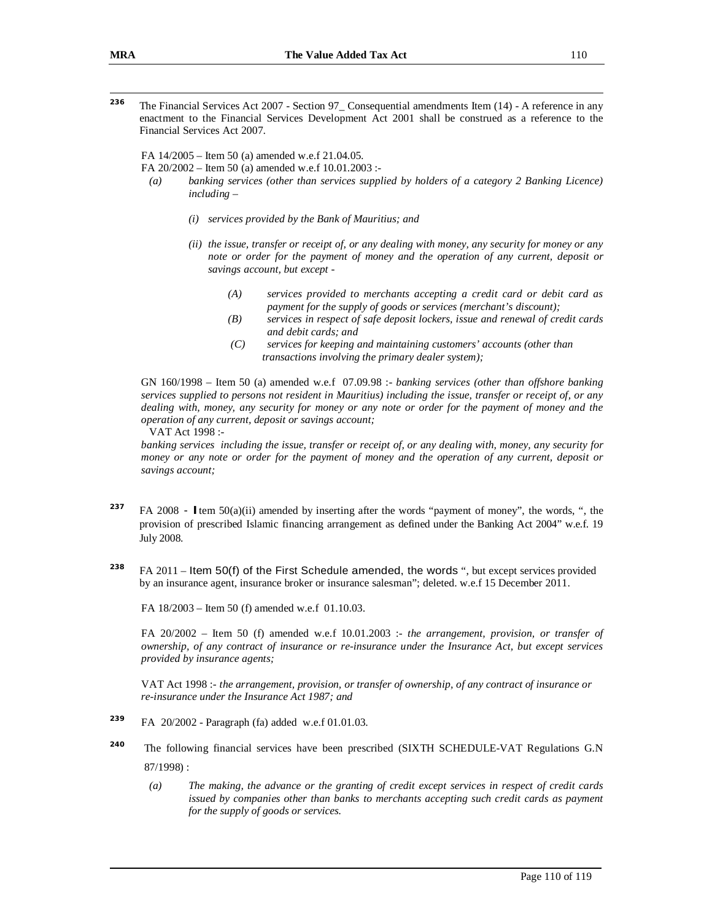[236] The Financial Services Act 2007 - Section 97_ Consequential amendments Item (14) - A reference in any enactment to the Financial Services Development Act 2001 shall be construed as a reference to the Financial Services Act 2007.

FA 14/2005 – Item 50 (a) amended w.e.f 21.04.05.

FA 20/2002 – Item 50 (a) amended w.e.f 10.01.2003 :-

(a) *banking services (other than services supplied by holders of a category 2 Banking Licence) including –*

(i) *services provided by the Bank of Mauritius; and*

(ii) *the issue, transfer or receipt of, or any dealing with money, any security for money or any note or order for the payment of money and the operation of any current, deposit or savings account, but except -*

(A) *services provided to merchants accepting a credit card or debit card as payment for the supply of goods or services (merchant's discount);*

(B) *services in respect of safe deposit lockers, issue and renewal of credit cards and debit cards; and*

(C) *services for keeping and maintaining customers' accounts (other than transactions involving the primary dealer system);*

GN 160/1998 – Item 50 (a) amended w.e.f 07.09.98 :- *banking services (other than offshore banking services supplied to persons not resident in Mauritius) including the issue, transfer or receipt of, or any dealing with, money, any security for money or any note or order for the payment of money and the operation of any current, deposit or savings account;*

VAT Act 1998 :-

*banking services including the issue, transfer or receipt of, or any dealing with, money, any security for money or any note or order for the payment of money and the operation of any current, deposit or savings account;*

[237] FA 2008 - Item 50(a)(ii) amended by inserting after the words "payment of money", the words, ", the provision of prescribed Islamic financing arrangement as defined under the Banking Act 2004" w.e.f. 19 July 2008.

[238] FA 2011 – Item 50(f) of the First Schedule amended, the words ", but except services provided by an insurance agent, insurance broker or insurance salesman"; deleted. w.e.f 15 December 2011.

FA 18/2003 – Item 50 (f) amended w.e.f 01.10.03.

FA 20/2002 – Item 50 (f) amended w.e.f 10.01.2003 :- *the arrangement, provision, or transfer of ownership, of any contract of insurance or re-insurance under the Insurance Act, but except services provided by insurance agents;*

VAT Act 1998 :- *the arrangement, provision, or transfer of ownership, of any contract of insurance or re-insurance under the Insurance Act 1987; and*

[239] FA 20/2002 - Paragraph (fa) added w.e.f 01.01.03.

[240] The following financial services have been prescribed (SIXTH SCHEDULE-VAT Regulations G.N 87/1998) :

(a) *The making, the advance or the granting of credit except services in respect of credit cards issued by companies other than banks to merchants accepting such credit cards as payment for the supply of goods or services.*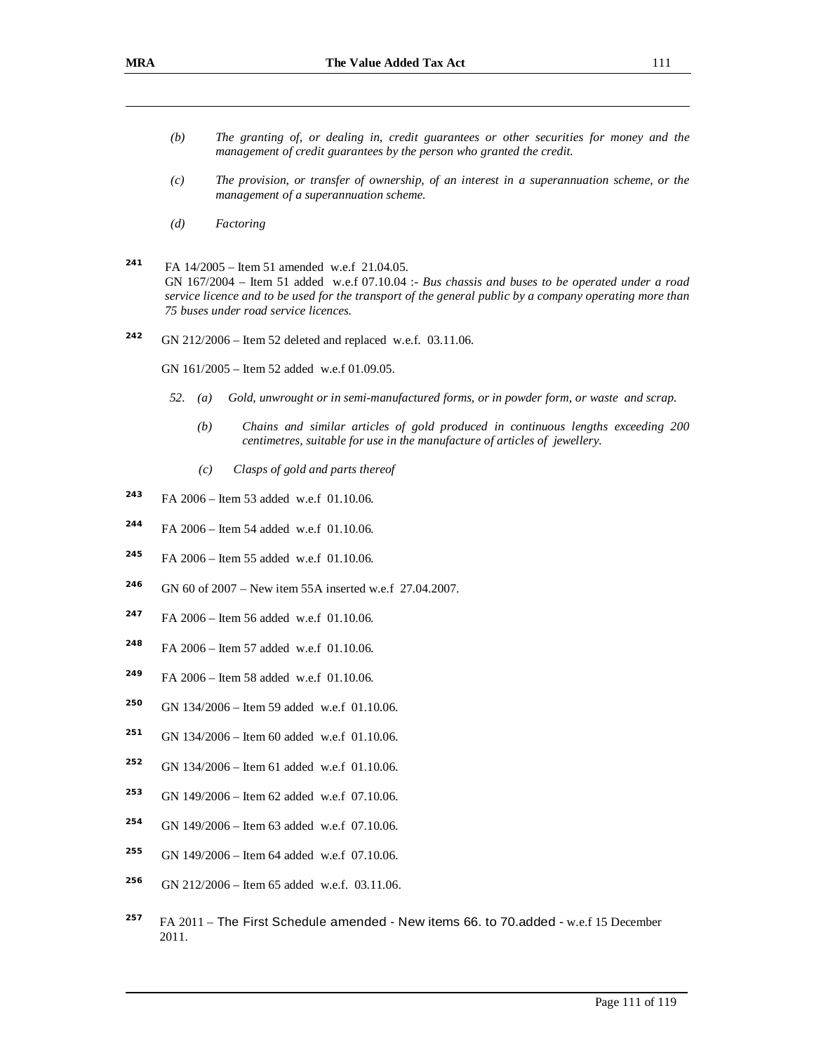*(b)* *The granting of, or dealing in, credit guarantees or other securities for money and the management of credit guarantees by the person who granted the credit.*

*(c)* *The provision, or transfer of ownership, of an interest in a superannuation scheme, or the management of a superannuation scheme.*

*(d)* *Factoring*

[241] FA 14/2005 – Item 51 amended w.e.f 21.04.05.
GN 167/2004 – Item 51 added w.e.f 07.10.04 :- *Bus chassis and buses to be operated under a road service licence and to be used for the transport of the general public by a company operating more than 75 buses under road service licences.*

[242] GN 212/2006 – Item 52 deleted and replaced w.e.f. 03.11.06.

GN 161/2005 – Item 52 added w.e.f 01.09.05.

*52. (a) Gold, unwrought or in semi-manufactured forms, or in powder form, or waste and scrap.*

*(b) Chains and similar articles of gold produced in continuous lengths exceeding 200 centimetres, suitable for use in the manufacture of articles of jewellery.*

*(c) Clasps of gold and parts thereof*

[243] FA 2006 – Item 53 added w.e.f 01.10.06.

[244] FA 2006 – Item 54 added w.e.f 01.10.06.

[245] FA 2006 – Item 55 added w.e.f 01.10.06.

[246] GN 60 of 2007 – New item 55A inserted w.e.f 27.04.2007.

[247] FA 2006 – Item 56 added w.e.f 01.10.06.

[248] FA 2006 – Item 57 added w.e.f 01.10.06.

[249] FA 2006 – Item 58 added w.e.f 01.10.06.

[250] GN 134/2006 – Item 59 added w.e.f 01.10.06.

[251] GN 134/2006 – Item 60 added w.e.f 01.10.06.

[252] GN 134/2006 – Item 61 added w.e.f 01.10.06.

[253] GN 149/2006 – Item 62 added w.e.f 07.10.06.

[254] GN 149/2006 – Item 63 added w.e.f 07.10.06.

[255] GN 149/2006 – Item 64 added w.e.f 07.10.06.

[256] GN 212/2006 – Item 65 added w.e.f. 03.11.06.

[257] FA 2011 – The First Schedule amended - New items 66. to 70.added - w.e.f 15 December 2011.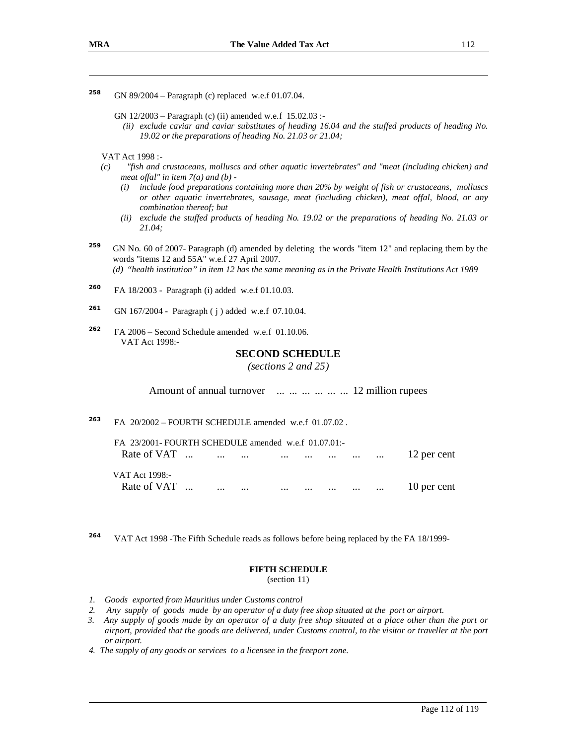[258] GN 89/2004 – Paragraph (c) replaced w.e.f 01.07.04.

GN 12/2003 – Paragraph (c) (ii) amended w.e.f 15.02.03 :-

*(ii) exclude caviar and caviar substitutes of heading 16.04 and the stuffed products of heading No. 19.02 or the preparations of heading No. 21.03 or 21.04;*

VAT Act 1998 :-

*(c) "fish and crustaceans, molluscs and other aquatic invertebrates" and "meat (including chicken) and meat offal" in item 7(a) and (b) -*

*(i) include food preparations containing more than 20% by weight of fish or crustaceans, molluscs or other aquatic invertebrates, sausage, meat (including chicken), meat offal, blood, or any combination thereof; but*

*(ii) exclude the stuffed products of heading No. 19.02 or the preparations of heading No. 21.03 or 21.04;*

[259] GN No. 60 of 2007- Paragraph (d) amended by deleting the words "item 12" and replacing them by the words "items 12 and 55A" w.e.f 27 April 2007.

*(d) "health institution" in item 12 has the same meaning as in the Private Health Institutions Act 1989*

[260] FA 18/2003 - Paragraph (i) added w.e.f 01.10.03.

[261] GN 167/2004 - Paragraph ( j ) added w.e.f 07.10.04.

[262] FA 2006 – Second Schedule amended w.e.f 01.10.06.
VAT Act 1998:-

**SECOND SCHEDULE**

*(sections 2 and 25)*

Amount of annual turnover ... ... ... ... ... ... 12 million rupees

[263] FA 20/2002 – FOURTH SCHEDULE amended w.e.f 01.07.02 .

FA 23/2001- FOURTH SCHEDULE amended w.e.f 01.07.01:-

Rate of VAT ... ... ... ... ... ... ... ... 12 per cent

VAT Act 1998:-

Rate of VAT ... ... ... ... ... ... ... ... 10 per cent

[264] VAT Act 1998 -The Fifth Schedule reads as follows before being replaced by the FA 18/1999-

**FIFTH SCHEDULE**

(section 11)

1. *Goods exported from Mauritius under Customs control*
2. *Any supply of goods made by an operator of a duty free shop situated at the port or airport.*
3. *Any supply of goods made by an operator of a duty free shop situated at a place other than the port or airport, provided that the goods are delivered, under Customs control, to the visitor or traveller at the port or airport.*
4. *The supply of any goods or services to a licensee in the freeport zone.*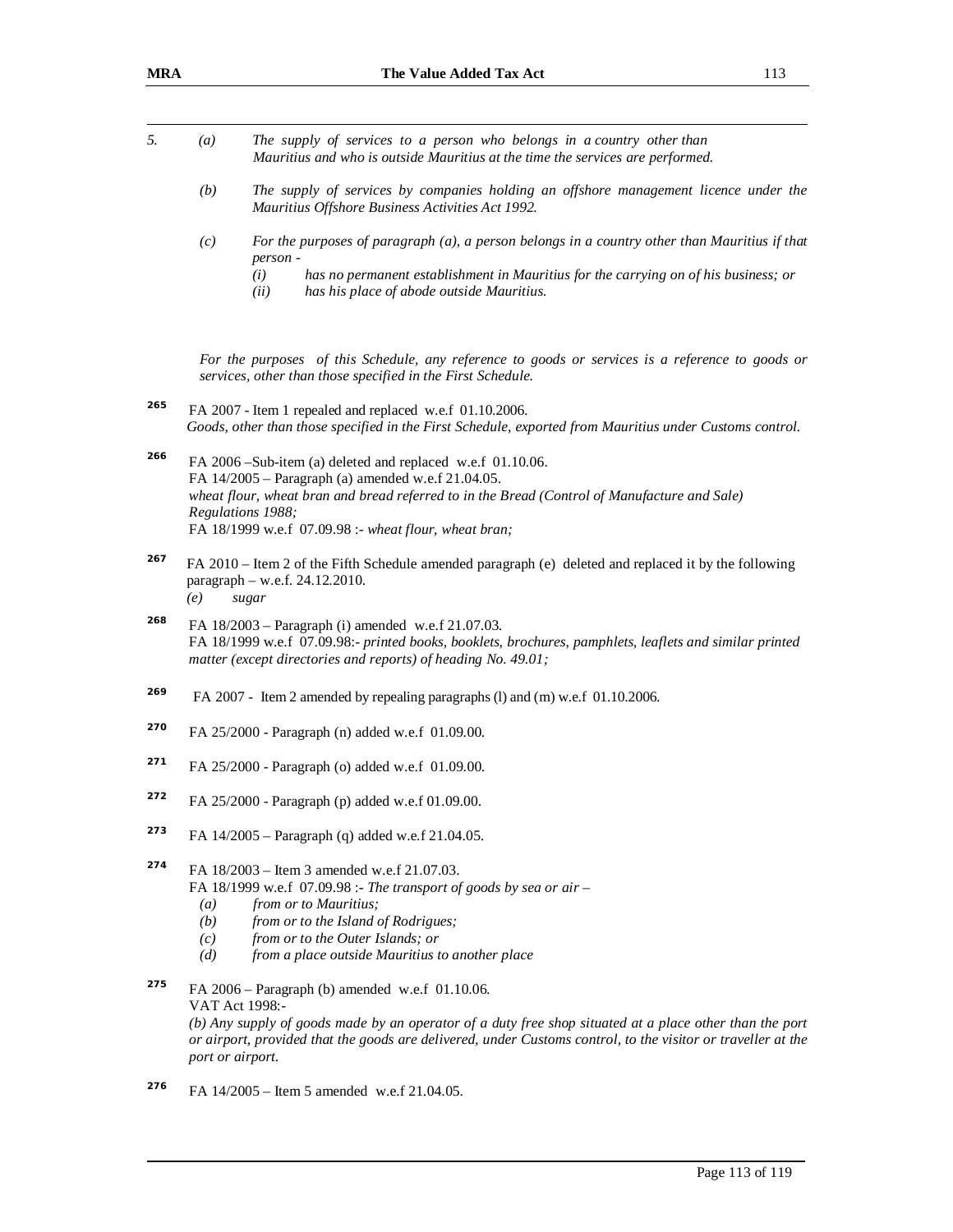*5.* *(a)* *The supply of services to a person who belongs in a country other than Mauritius and who is outside Mauritius at the time the services are performed.*

*(b)* *The supply of services by companies holding an offshore management licence under the Mauritius Offshore Business Activities Act 1992.*

*(c)* *For the purposes of paragraph (a), a person belongs in a country other than Mauritius if that person -*

*(i)* *has no permanent establishment in Mauritius for the carrying on of his business; or*

*(ii)* *has his place of abode outside Mauritius.*

*For the purposes of this Schedule, any reference to goods or services is a reference to goods or services, other than those specified in the First Schedule.*

---

[265] FA 2007 - Item 1 repealed and replaced w.e.f 01.10.2006.
*Goods, other than those specified in the First Schedule, exported from Mauritius under Customs control.*

[266] FA 2006 –Sub-item (a) deleted and replaced w.e.f 01.10.06.
FA 14/2005 – Paragraph (a) amended w.e.f 21.04.05.
*wheat flour, wheat bran and bread referred to in the Bread (Control of Manufacture and Sale) Regulations 1988;*
FA 18/1999 w.e.f 07.09.98 :- *wheat flour, wheat bran;*

[267] FA 2010 – Item 2 of the Fifth Schedule amended paragraph (e) deleted and replaced it by the following paragraph – w.e.f. 24.12.2010.
*(e)* *sugar*

[268] FA 18/2003 – Paragraph (i) amended w.e.f 21.07.03.
FA 18/1999 w.e.f 07.09.98:- *printed books, booklets, brochures, pamphlets, leaflets and similar printed matter (except directories and reports) of heading No. 49.01;*

[269] FA 2007 - Item 2 amended by repealing paragraphs (l) and (m) w.e.f 01.10.2006.

[270] FA 25/2000 - Paragraph (n) added w.e.f 01.09.00.

[271] FA 25/2000 - Paragraph (o) added w.e.f 01.09.00.

[272] FA 25/2000 - Paragraph (p) added w.e.f 01.09.00.

[273] FA 14/2005 – Paragraph (q) added w.e.f 21.04.05.

[274] FA 18/2003 – Item 3 amended w.e.f 21.07.03.
FA 18/1999 w.e.f 07.09.98 :- *The transport of goods by sea or air –*
*(a)* *from or to Mauritius;*
*(b)* *from or to the Island of Rodrigues;*
*(c)* *from or to the Outer Islands; or*
*(d)* *from a place outside Mauritius to another place*

[275] FA 2006 – Paragraph (b) amended w.e.f 01.10.06.
VAT Act 1998:-
*(b) Any supply of goods made by an operator of a duty free shop situated at a place other than the port or airport, provided that the goods are delivered, under Customs control, to the visitor or traveller at the port or airport.*

[276] FA 14/2005 – Item 5 amended w.e.f 21.04.05.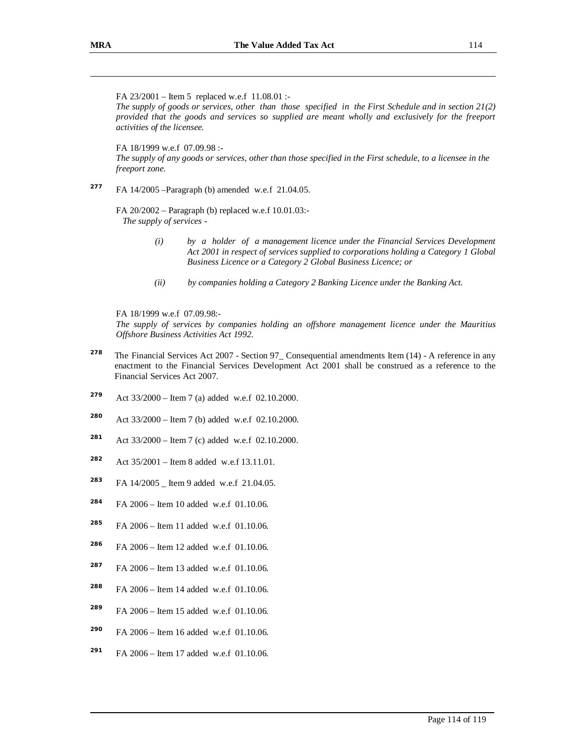FA 23/2001 – Item 5 replaced w.e.f 11.08.01 :-

*The supply of goods or services, other than those specified in the First Schedule and in section 21(2) provided that the goods and services so supplied are meant wholly and exclusively for the freeport activities of the licensee.*

FA 18/1999 w.e.f 07.09.98 :-

*The supply of any goods or services, other than those specified in the First schedule, to a licensee in the freeport zone.*

[277] FA 14/2005 –Paragraph (b) amended w.e.f 21.04.05.

FA 20/2002 – Paragraph (b) replaced w.e.f 10.01.03:-

*The supply of services -*

> *(i) by a holder of a management licence under the Financial Services Development Act 2001 in respect of services supplied to corporations holding a Category 1 Global Business Licence or a Category 2 Global Business Licence; or*
>
> *(ii) by companies holding a Category 2 Banking Licence under the Banking Act.*

FA 18/1999 w.e.f 07.09.98:-

*The supply of services by companies holding an offshore management licence under the Mauritius Offshore Business Activities Act 1992.*

[278] The Financial Services Act 2007 - Section 97_ Consequential amendments Item (14) - A reference in any enactment to the Financial Services Development Act 2001 shall be construed as a reference to the Financial Services Act 2007.

[279] Act 33/2000 – Item 7 (a) added w.e.f 02.10.2000.

[280] Act 33/2000 – Item 7 (b) added w.e.f 02.10.2000.

[281] Act 33/2000 – Item 7 (c) added w.e.f 02.10.2000.

[282] Act 35/2001 – Item 8 added w.e.f 13.11.01.

[283] FA 14/2005 _ Item 9 added w.e.f 21.04.05.

[284] FA 2006 – Item 10 added w.e.f 01.10.06.

[285] FA 2006 – Item 11 added w.e.f 01.10.06.

[286] FA 2006 – Item 12 added w.e.f 01.10.06.

[287] FA 2006 – Item 13 added w.e.f 01.10.06.

[288] FA 2006 – Item 14 added w.e.f 01.10.06.

[289] FA 2006 – Item 15 added w.e.f 01.10.06.

[290] FA 2006 – Item 16 added w.e.f 01.10.06.

[291] FA 2006 – Item 17 added w.e.f 01.10.06.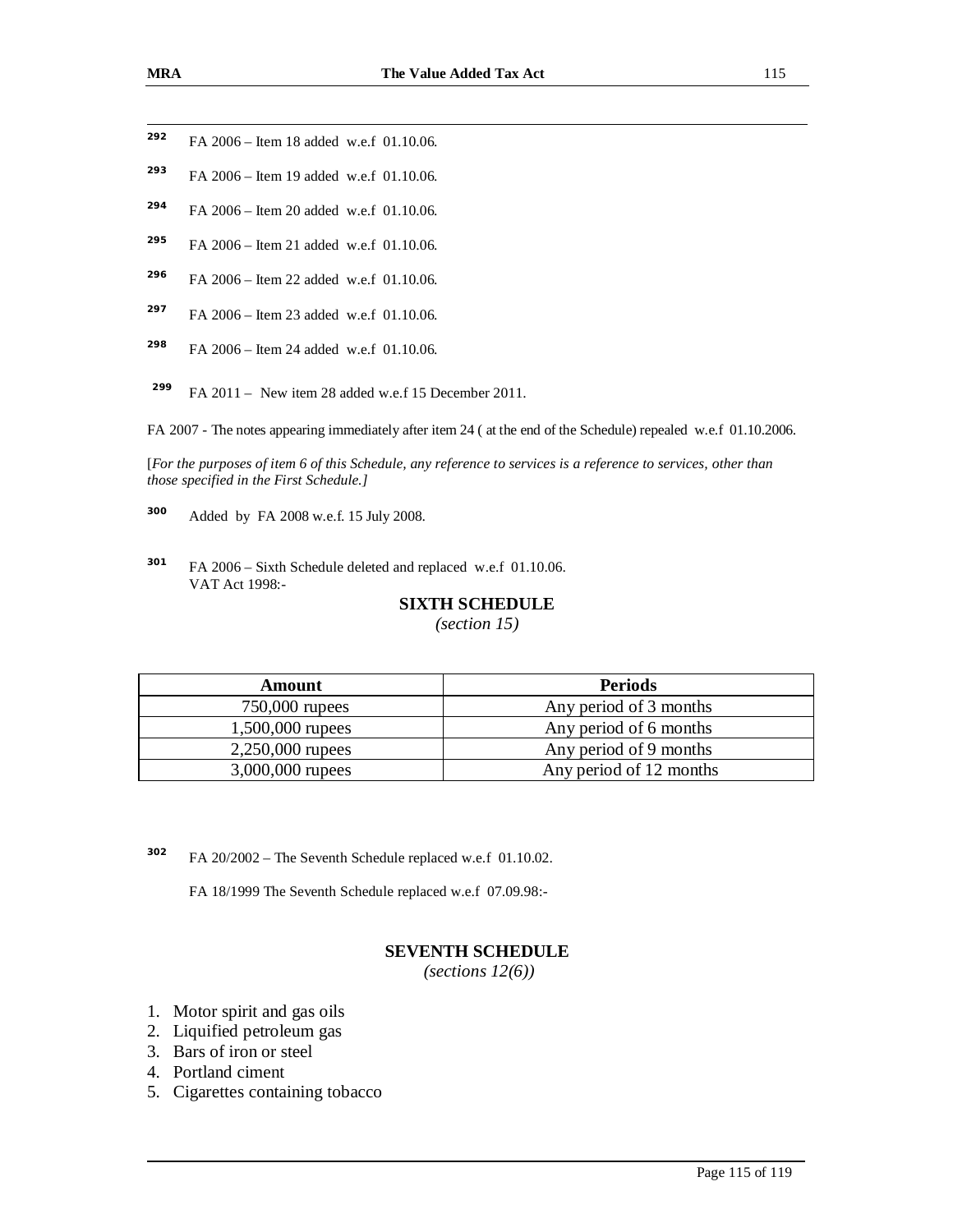[292] FA 2006 – Item 18 added w.e.f 01.10.06.

[293] FA 2006 – Item 19 added w.e.f 01.10.06.

[294] FA 2006 – Item 20 added w.e.f 01.10.06.

[295] FA 2006 – Item 21 added w.e.f 01.10.06.

[296] FA 2006 – Item 22 added w.e.f 01.10.06.

[297] FA 2006 – Item 23 added w.e.f 01.10.06.

[298] FA 2006 – Item 24 added w.e.f 01.10.06.

[299] FA 2011 – New item 28 added w.e.f 15 December 2011.

FA 2007 - The notes appearing immediately after item 24 ( at the end of the Schedule) repealed w.e.f 01.10.2006.

[*For the purposes of item 6 of this Schedule, any reference to services is a reference to services, other than those specified in the First Schedule.]*

[300] Added by FA 2008 w.e.f. 15 July 2008.

[301] FA 2006 – Sixth Schedule deleted and replaced w.e.f 01.10.06.
VAT Act 1998:-

**SIXTH SCHEDULE**

*(section 15)*

| Amount | Periods |
|---|---|
| 750,000 rupees | Any period of 3 months |
| 1,500,000 rupees | Any period of 6 months |
| 2,250,000 rupees | Any period of 9 months |
| 3,000,000 rupees | Any period of 12 months |

[302] FA 20/2002 – The Seventh Schedule replaced w.e.f 01.10.02.

FA 18/1999 The Seventh Schedule replaced w.e.f 07.09.98:-

**SEVENTH SCHEDULE**

*(sections 12(6))*

1. Motor spirit and gas oils
2. Liquified petroleum gas
3. Bars of iron or steel
4. Portland ciment
5. Cigarettes containing tobacco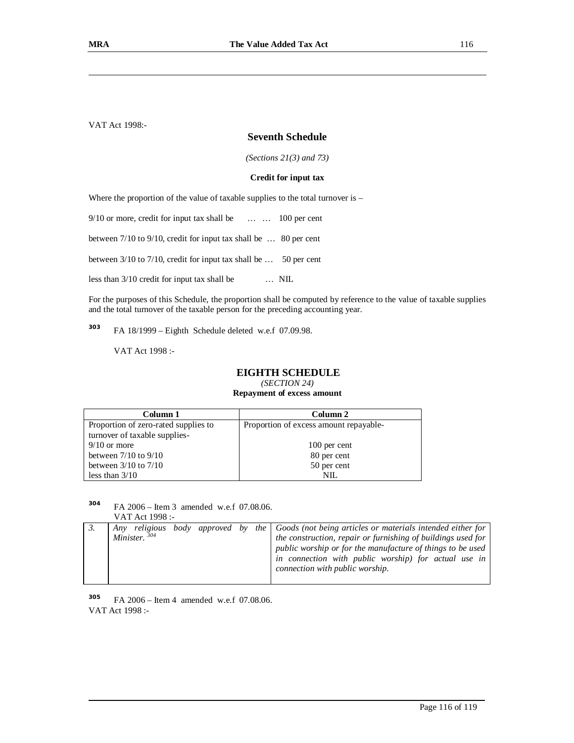VAT Act 1998:-

## Seventh Schedule

*(Sections 21(3) and 73)*

**Credit for input tax**

Where the proportion of the value of taxable supplies to the total turnover is –

9/10 or more, credit for input tax shall be … … 100 per cent

between 7/10 to 9/10, credit for input tax shall be … 80 per cent

between 3/10 to 7/10, credit for input tax shall be … 50 per cent

less than 3/10 credit for input tax shall be … NIL

For the purposes of this Schedule, the proportion shall be computed by reference to the value of taxable supplies and the total turnover of the taxable person for the preceding accounting year.

[303] FA 18/1999 – Eighth Schedule deleted w.e.f 07.09.98.

VAT Act 1998 :-

## EIGHTH SCHEDULE

*(SECTION 24)*

**Repayment of excess amount**

| Column 1 | Column 2 |
|---|---|
| Proportion of zero-rated supplies to turnover of taxable supplies- | Proportion of excess amount repayable- |
| 9/10 or more | 100 per cent |
| between 7/10 to 9/10 | 80 per cent |
| between 3/10 to 7/10 | 50 per cent |
| less than 3/10 | NIL |

[304] FA 2006 – Item 3 amended w.e.f 07.08.06.

VAT Act 1998 :-

| | | |
|---|---|---|
| *3.* | *Any religious body approved by the Minister.* [304] | *Goods (not being articles or materials intended either for the construction, repair or furnishing of buildings used for public worship or for the manufacture of things to be used in connection with public worship) for actual use in connection with public worship.* |

[305] FA 2006 – Item 4 amended w.e.f 07.08.06.

VAT Act 1998 :-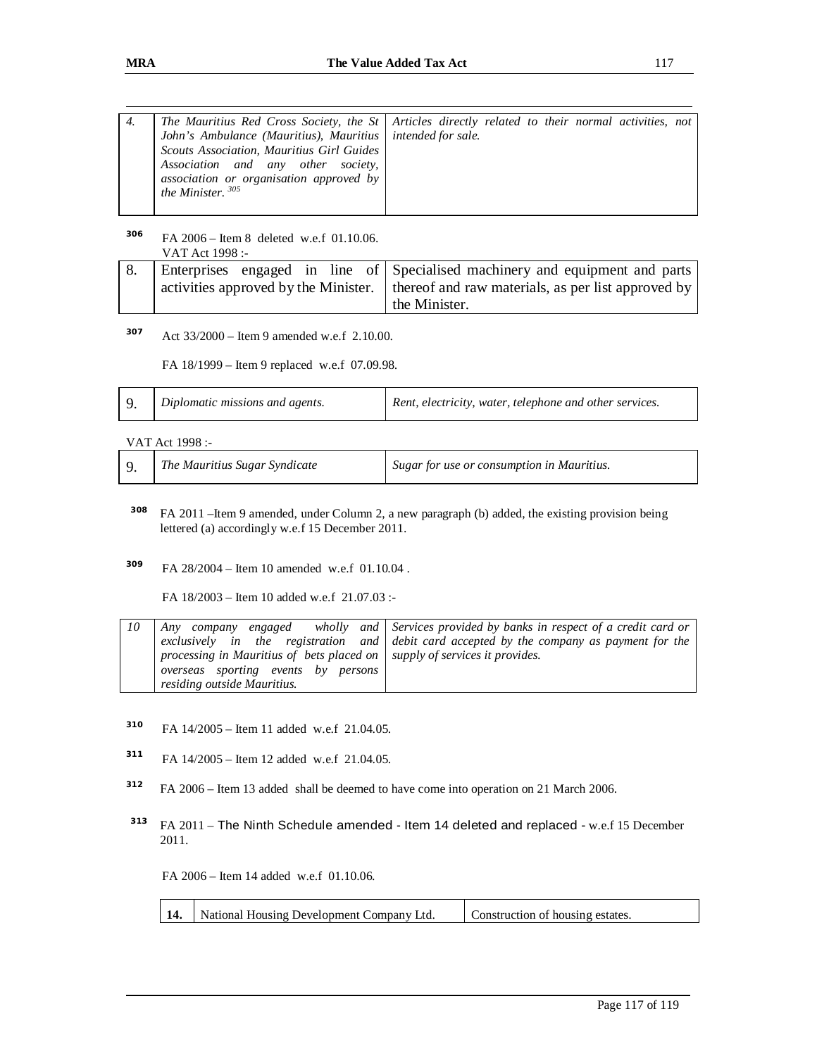| | | |
|---|---|---|
| *4.* | *The Mauritius Red Cross Society, the St John's Ambulance (Mauritius), Mauritius Scouts Association, Mauritius Girl Guides Association and any other society, association or organisation approved by the Minister.* [305] | *Articles directly related to their normal activities, not intended for sale.* |

[306] FA 2006 – Item 8 deleted w.e.f 01.10.06.
VAT Act 1998 :-

| | | |
|---|---|---|
| 8. | Enterprises engaged in line of activities approved by the Minister. | Specialised machinery and equipment and parts thereof and raw materials, as per list approved by the Minister. |

[307] Act 33/2000 – Item 9 amended w.e.f 2.10.00.

FA 18/1999 – Item 9 replaced w.e.f 07.09.98.

| | | |
|---|---|---|
| 9. | *Diplomatic missions and agents.* | *Rent, electricity, water, telephone and other services.* |

VAT Act 1998 :-

| | | |
|---|---|---|
| 9. | *The Mauritius Sugar Syndicate* | *Sugar for use or consumption in Mauritius.* |

[308] FA 2011 –Item 9 amended, under Column 2, a new paragraph (b) added, the existing provision being lettered (a) accordingly w.e.f 15 December 2011.

[309] FA 28/2004 – Item 10 amended w.e.f 01.10.04 .

FA 18/2003 – Item 10 added w.e.f 21.07.03 :-

| | | |
|---|---|---|
| *10* | *Any company engaged wholly and exclusively in the registration and processing in Mauritius of bets placed on overseas sporting events by persons residing outside Mauritius.* | *Services provided by banks in respect of a credit card or debit card accepted by the company as payment for the supply of services it provides.* |

[310] FA 14/2005 – Item 11 added w.e.f 21.04.05.

[311] FA 14/2005 – Item 12 added w.e.f 21.04.05.

[312] FA 2006 – Item 13 added shall be deemed to have come into operation on 21 March 2006.

[313] FA 2011 – The Ninth Schedule amended - Item 14 deleted and replaced - w.e.f 15 December 2011.

FA 2006 – Item 14 added w.e.f 01.10.06.

| | | |
|---|---|---|
| **14.** | National Housing Development Company Ltd. | Construction of housing estates. |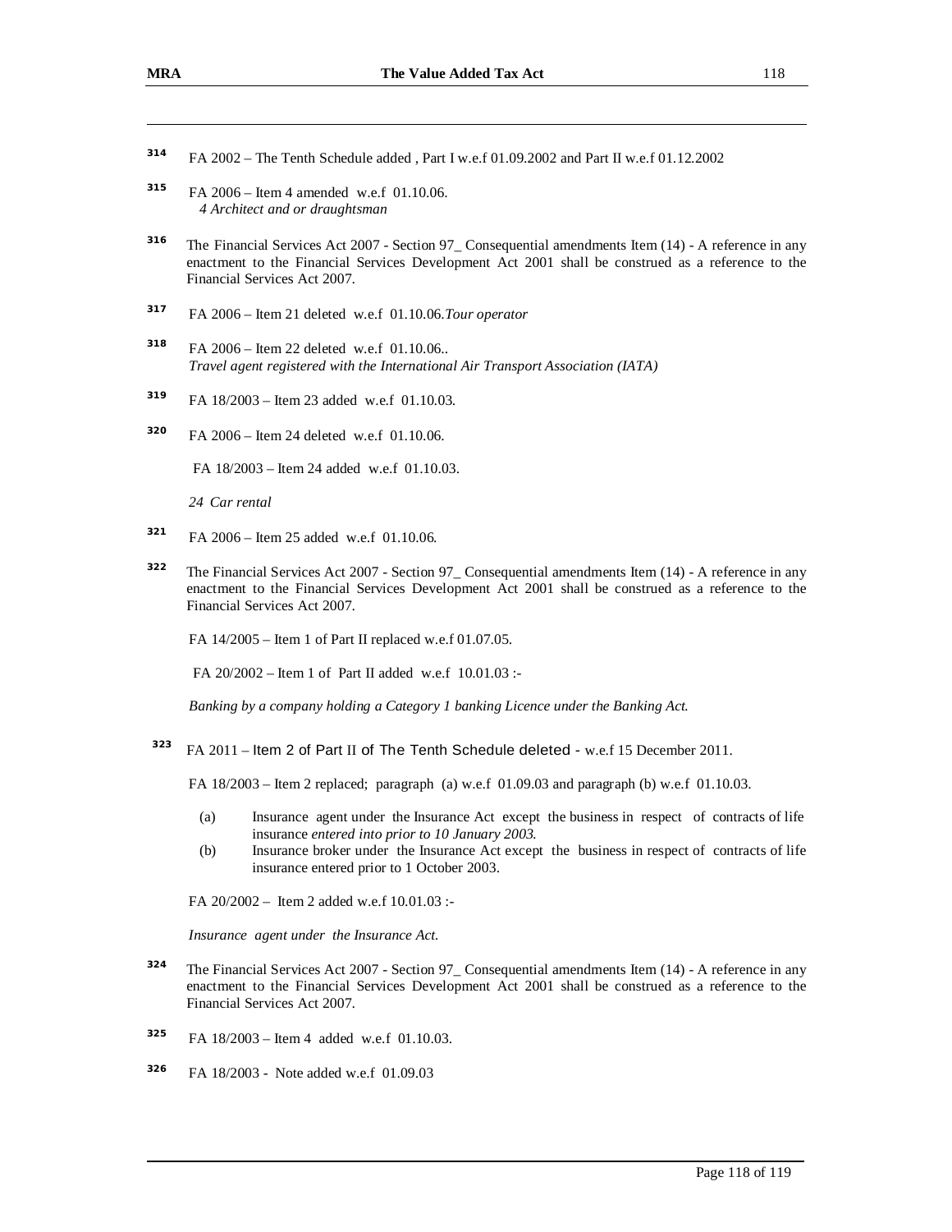[314] FA 2002 – The Tenth Schedule added , Part I w.e.f 01.09.2002 and Part II w.e.f 01.12.2002

[315] FA 2006 – Item 4 amended w.e.f 01.10.06.
*4 Architect and or draughtsman*

[316] The Financial Services Act 2007 - Section 97_ Consequential amendments Item (14) - A reference in any enactment to the Financial Services Development Act 2001 shall be construed as a reference to the Financial Services Act 2007.

[317] FA 2006 – Item 21 deleted w.e.f 01.10.06.*Tour operator*

[318] FA 2006 – Item 22 deleted w.e.f 01.10.06..
*Travel agent registered with the International Air Transport Association (IATA)*

[319] FA 18/2003 – Item 23 added w.e.f 01.10.03.

[320] FA 2006 – Item 24 deleted w.e.f 01.10.06.

FA 18/2003 – Item 24 added w.e.f 01.10.03.

*24 Car rental*

[321] FA 2006 – Item 25 added w.e.f 01.10.06.

[322] The Financial Services Act 2007 - Section 97_ Consequential amendments Item (14) - A reference in any enactment to the Financial Services Development Act 2001 shall be construed as a reference to the Financial Services Act 2007.

FA 14/2005 – Item 1 of Part II replaced w.e.f 01.07.05.

FA 20/2002 – Item 1 of Part II added w.e.f 10.01.03 :-

*Banking by a company holding a Category 1 banking Licence under the Banking Act.*

[323] FA 2011 – Item 2 of Part II of The Tenth Schedule deleted - w.e.f 15 December 2011.

FA 18/2003 – Item 2 replaced; paragraph (a) w.e.f 01.09.03 and paragraph (b) w.e.f 01.10.03.

(a) Insurance agent under the Insurance Act except the business in respect of contracts of life insurance *entered into prior to 10 January 2003.*

(b) Insurance broker under the Insurance Act except the business in respect of contracts of life insurance entered prior to 1 October 2003.

FA 20/2002 – Item 2 added w.e.f 10.01.03 :-

*Insurance agent under the Insurance Act.*

[324] The Financial Services Act 2007 - Section 97_ Consequential amendments Item (14) - A reference in any enactment to the Financial Services Development Act 2001 shall be construed as a reference to the Financial Services Act 2007.

[325] FA 18/2003 – Item 4 added w.e.f 01.10.03.

[326] FA 18/2003 - Note added w.e.f 01.09.03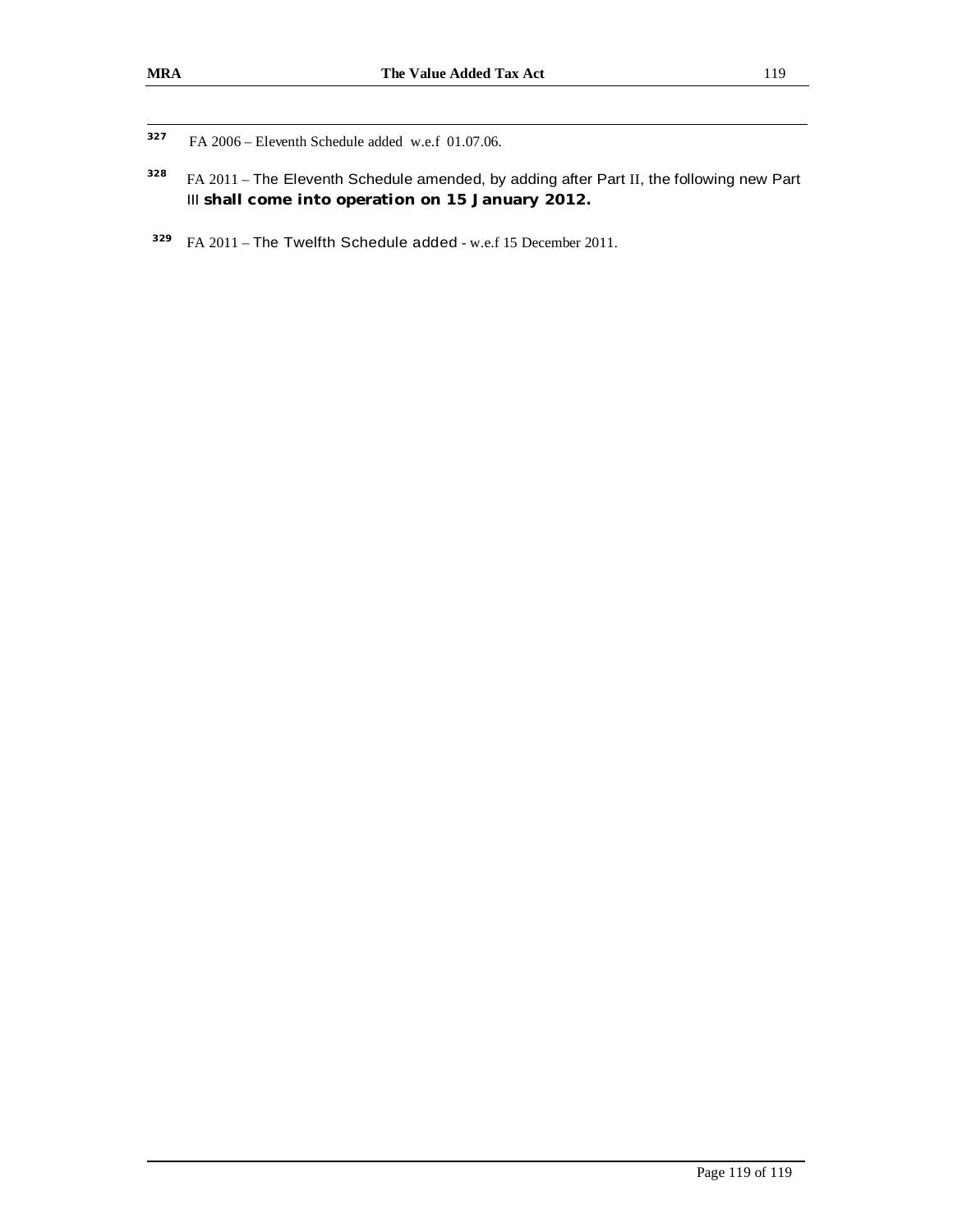[327] FA 2006 – Eleventh Schedule added w.e.f 01.07.06.

[328] FA 2011 – The Eleventh Schedule amended, by adding after Part II, the following new Part III **shall come into operation on 15 January 2012.**

[329] FA 2011 – The Twelfth Schedule added - w.e.f 15 December 2011.